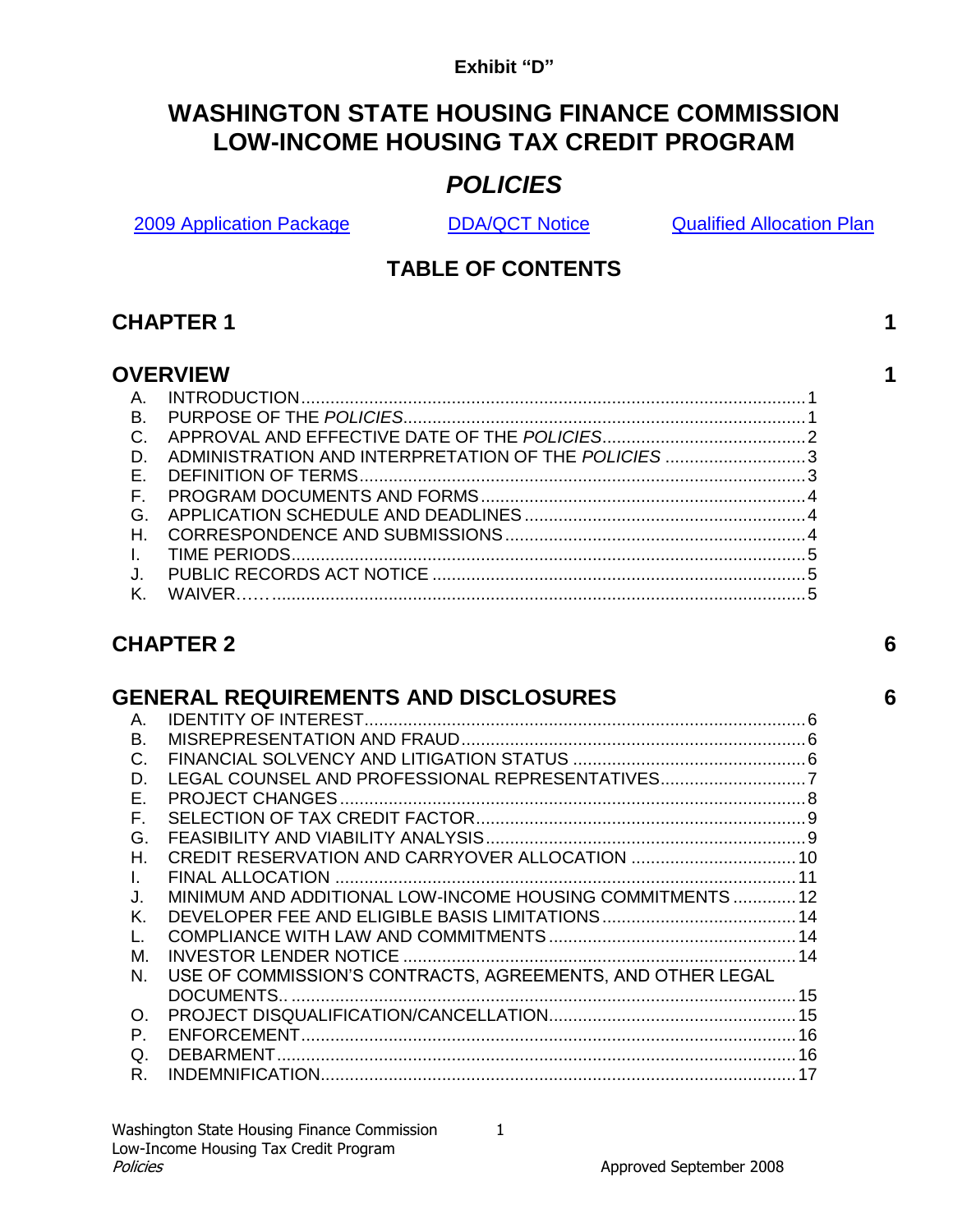**Exhibit "D"**

# WASHINGTON STATE HOUSING FINANCE COMMISSION LOW-INCOME HOUSING TAX CREDIT PROGRAM

## *POLICIES*

[2009 Application Package] [DDA/QCT Notice] [Qualified Allocation Plan]

## TABLE OF CONTENTS

**CHAPTER 1** 1

**OVERVIEW** 1

A. INTRODUCTION....1
B. PURPOSE OF THE *POLICIES*....1
C. APPROVAL AND EFFECTIVE DATE OF THE *POLICIES*....2
D. ADMINISTRATION AND INTERPRETATION OF THE *POLICIES*....3
E. DEFINITION OF TERMS....3
F. PROGRAM DOCUMENTS AND FORMS....4
G. APPLICATION SCHEDULE AND DEADLINES....4
H. CORRESPONDENCE AND SUBMISSIONS....4
I. TIME PERIODS....5
J. PUBLIC RECORDS ACT NOTICE....5
K. WAIVER……....5

**CHAPTER 2** 6

**GENERAL REQUIREMENTS AND DISCLOSURES** 6

A. IDENTITY OF INTEREST....6
B. MISREPRESENTATION AND FRAUD....6
C. FINANCIAL SOLVENCY AND LITIGATION STATUS....6
D. LEGAL COUNSEL AND PROFESSIONAL REPRESENTATIVES....7
E. PROJECT CHANGES....8
F. SELECTION OF TAX CREDIT FACTOR....9
G. FEASIBILITY AND VIABILITY ANALYSIS....9
H. CREDIT RESERVATION AND CARRYOVER ALLOCATION....10
I. FINAL ALLOCATION....11
J. MINIMUM AND ADDITIONAL LOW-INCOME HOUSING COMMITMENTS....12
K. DEVELOPER FEE AND ELIGIBLE BASIS LIMITATIONS....14
L. COMPLIANCE WITH LAW AND COMMITMENTS....14
M. INVESTOR LENDER NOTICE....14
N. USE OF COMMISSION'S CONTRACTS, AGREEMENTS, AND OTHER LEGAL DOCUMENTS.. ....15
O. PROJECT DISQUALIFICATION/CANCELLATION....15
P. ENFORCEMENT....16
Q. DEBARMENT....16
R. INDEMNIFICATION....17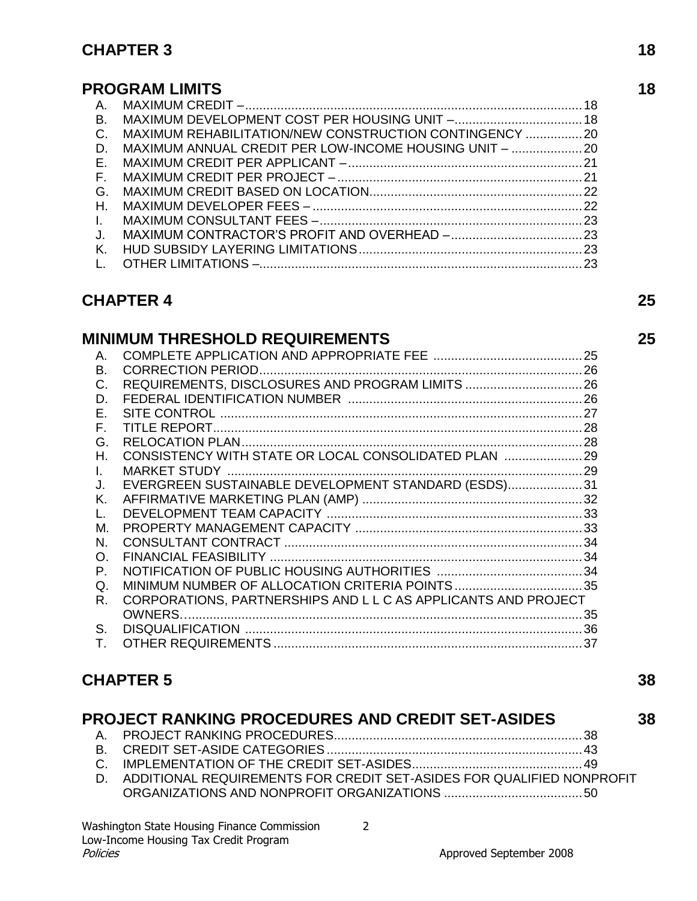## CHAPTER 3 18

## PROGRAM LIMITS 18

A. MAXIMUM CREDIT – 18
B. MAXIMUM DEVELOPMENT COST PER HOUSING UNIT – 18
C. MAXIMUM REHABILITATION/NEW CONSTRUCTION CONTINGENCY 20
D. MAXIMUM ANNUAL CREDIT PER LOW-INCOME HOUSING UNIT – 20
E. MAXIMUM CREDIT PER APPLICANT – 21
F. MAXIMUM CREDIT PER PROJECT – 21
G. MAXIMUM CREDIT BASED ON LOCATION 22
H. MAXIMUM DEVELOPER FEES – 22
I. MAXIMUM CONSULTANT FEES – 23
J. MAXIMUM CONTRACTOR'S PROFIT AND OVERHEAD – 23
K. HUD SUBSIDY LAYERING LIMITATIONS 23
L. OTHER LIMITATIONS – 23

## CHAPTER 4 25

## MINIMUM THRESHOLD REQUIREMENTS 25

A. COMPLETE APPLICATION AND APPROPRIATE FEE 25
B. CORRECTION PERIOD 26
C. REQUIREMENTS, DISCLOSURES AND PROGRAM LIMITS 26
D. FEDERAL IDENTIFICATION NUMBER 26
E. SITE CONTROL 27
F. TITLE REPORT 28
G. RELOCATION PLAN 28
H. CONSISTENCY WITH STATE OR LOCAL CONSOLIDATED PLAN 29
I. MARKET STUDY 29
J. EVERGREEN SUSTAINABLE DEVELOPMENT STANDARD (ESDS) 31
K. AFFIRMATIVE MARKETING PLAN (AMP) 32
L. DEVELOPMENT TEAM CAPACITY 33
M. PROPERTY MANAGEMENT CAPACITY 33
N. CONSULTANT CONTRACT 34
O. FINANCIAL FEASIBILITY 34
P. NOTIFICATION OF PUBLIC HOUSING AUTHORITIES 34
Q. MINIMUM NUMBER OF ALLOCATION CRITERIA POINTS 35
R. CORPORATIONS, PARTNERSHIPS AND L L C AS APPLICANTS AND PROJECT OWNERS 35
S. DISQUALIFICATION 36
T. OTHER REQUIREMENTS 37

## CHAPTER 5 38

## PROJECT RANKING PROCEDURES AND CREDIT SET-ASIDES 38

A. PROJECT RANKING PROCEDURES 38
B. CREDIT SET-ASIDE CATEGORIES 43
C. IMPLEMENTATION OF THE CREDIT SET-ASIDES 49
D. ADDITIONAL REQUIREMENTS FOR CREDIT SET-ASIDES FOR QUALIFIED NONPROFIT ORGANIZATIONS AND NONPROFIT ORGANIZATIONS 50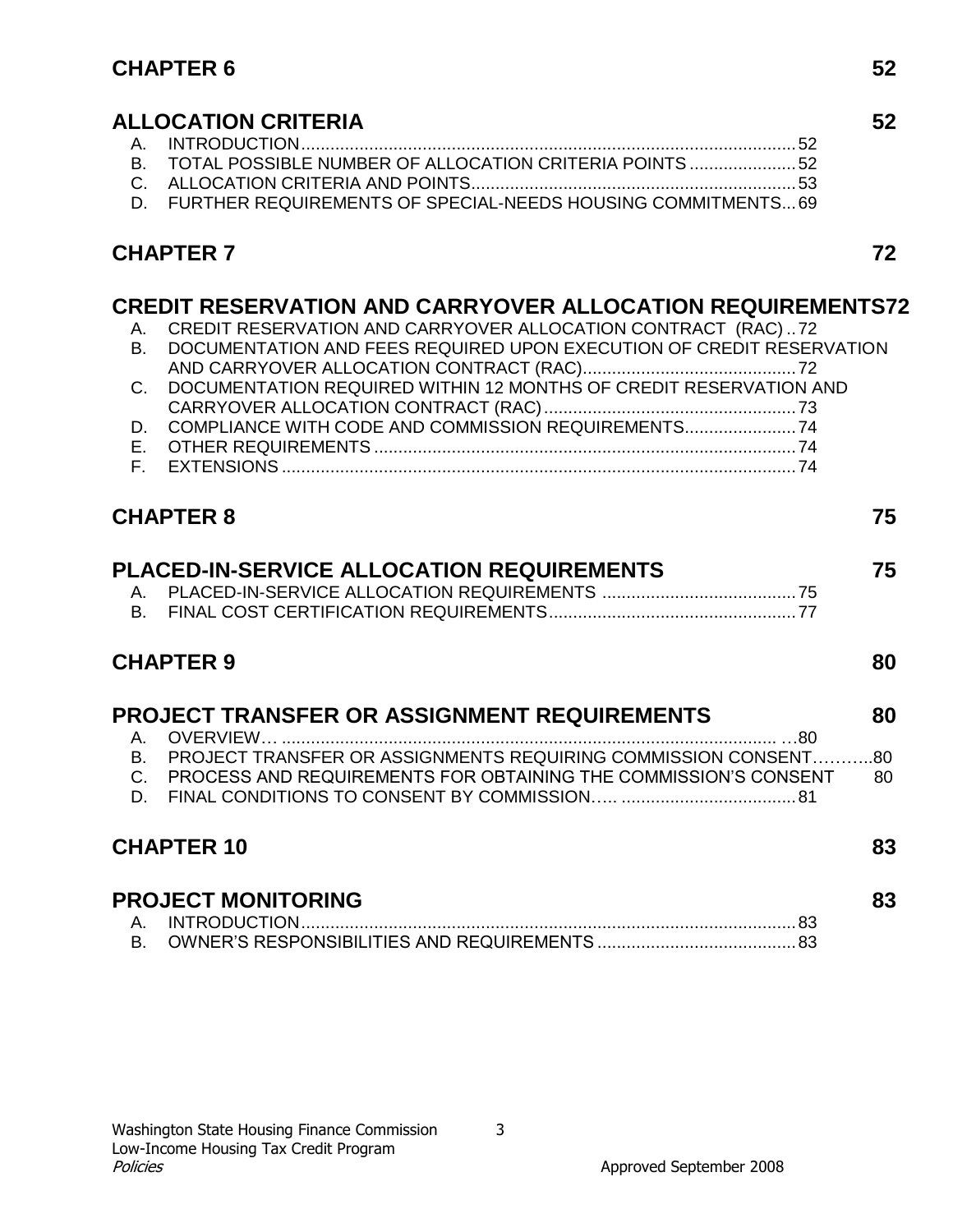**CHAPTER 6 52**

**ALLOCATION CRITERIA 52**

A. INTRODUCTION........................................................................................................52
B. TOTAL POSSIBLE NUMBER OF ALLOCATION CRITERIA POINTS .......................52
C. ALLOCATION CRITERIA AND POINTS....................................................................53
D. FURTHER REQUIREMENTS OF SPECIAL-NEEDS HOUSING COMMITMENTS...69

**CHAPTER 7 72**

**CREDIT RESERVATION AND CARRYOVER ALLOCATION REQUIREMENTS72**

A. CREDIT RESERVATION AND CARRYOVER ALLOCATION CONTRACT (RAC) ..72
B. DOCUMENTATION AND FEES REQUIRED UPON EXECUTION OF CREDIT RESERVATION AND CARRYOVER ALLOCATION CONTRACT (RAC).............................................72
C. DOCUMENTATION REQUIRED WITHIN 12 MONTHS OF CREDIT RESERVATION AND CARRYOVER ALLOCATION CONTRACT (RAC).....................................................73
D. COMPLIANCE WITH CODE AND COMMISSION REQUIREMENTS........................74
E. OTHER REQUIREMENTS ........................................................................................74
F. EXTENSIONS ...........................................................................................................74

**CHAPTER 8 75**

**PLACED-IN-SERVICE ALLOCATION REQUIREMENTS 75**

A. PLACED-IN-SERVICE ALLOCATION REQUIREMENTS .........................................75
B. FINAL COST CERTIFICATION REQUIREMENTS....................................................77

**CHAPTER 9 80**

**PROJECT TRANSFER OR ASSIGNMENT REQUIREMENTS 80**

A. OVERVIEW… ....................................................................................................... …80
B. PROJECT TRANSFER OR ASSIGNMENTS REQUIRING COMMISSION CONSENT………..80
C. PROCESS AND REQUIREMENTS FOR OBTAINING THE COMMISSION'S CONSENT 80
D. FINAL CONDITIONS TO CONSENT BY COMMISSION….. ....................................81

**CHAPTER 10 83**

**PROJECT MONITORING 83**

A. INTRODUCTION........................................................................................................83
B. OWNER'S RESPONSIBILITIES AND REQUIREMENTS .........................................83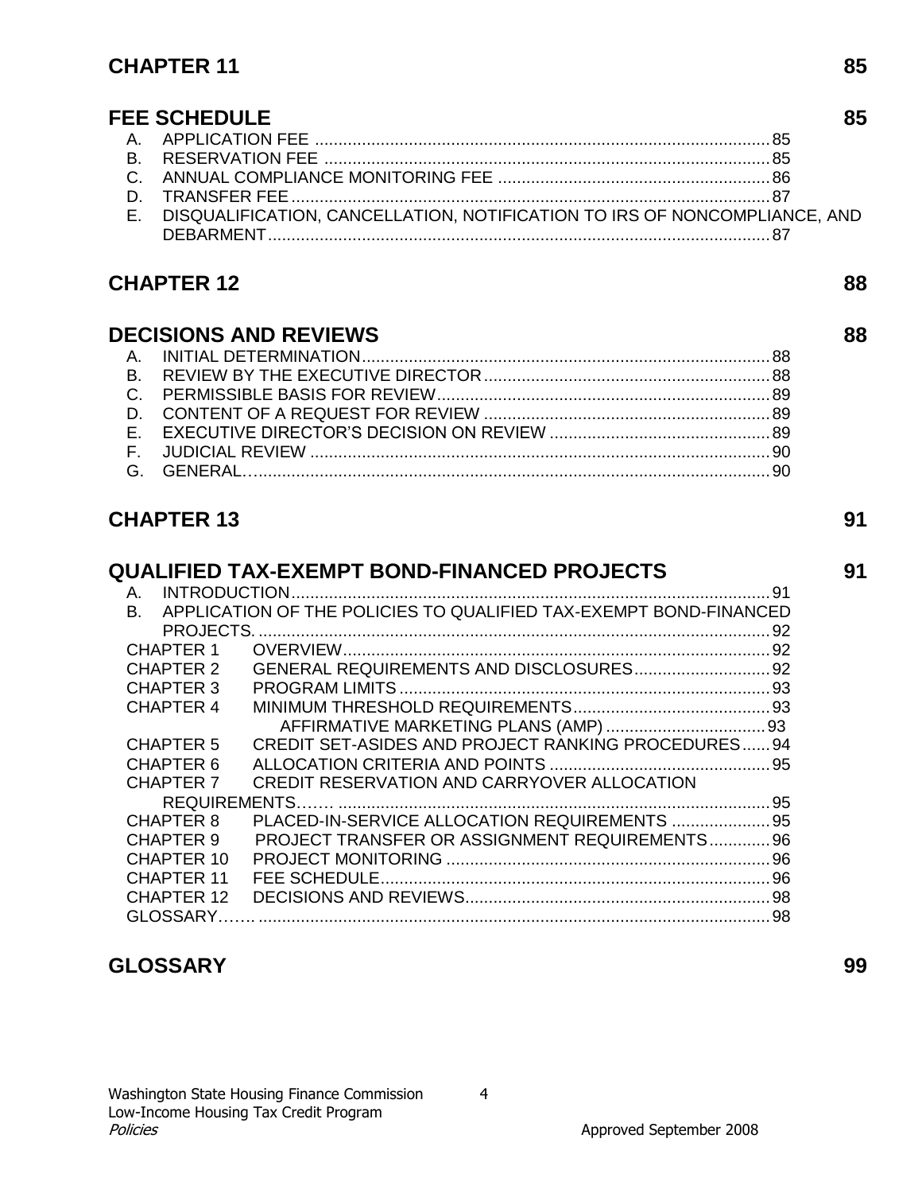**CHAPTER 11** 85

**FEE SCHEDULE** 85

A. APPLICATION FEE .......... 85
B. RESERVATION FEE .......... 85
C. ANNUAL COMPLIANCE MONITORING FEE .......... 86
D. TRANSFER FEE .......... 87
E. DISQUALIFICATION, CANCELLATION, NOTIFICATION TO IRS OF NONCOMPLIANCE, AND DEBARMENT .......... 87

**CHAPTER 12** 88

**DECISIONS AND REVIEWS** 88

A. INITIAL DETERMINATION .......... 88
B. REVIEW BY THE EXECUTIVE DIRECTOR .......... 88
C. PERMISSIBLE BASIS FOR REVIEW .......... 89
D. CONTENT OF A REQUEST FOR REVIEW .......... 89
E. EXECUTIVE DIRECTOR'S DECISION ON REVIEW .......... 89
F. JUDICIAL REVIEW .......... 90
G. GENERAL .......... 90

**CHAPTER 13** 91

**QUALIFIED TAX-EXEMPT BOND-FINANCED PROJECTS** 91

A. INTRODUCTION .......... 91
B. APPLICATION OF THE POLICIES TO QUALIFIED TAX-EXEMPT BOND-FINANCED PROJECTS. .......... 92

CHAPTER 1 OVERVIEW .......... 92
CHAPTER 2 GENERAL REQUIREMENTS AND DISCLOSURES .......... 92
CHAPTER 3 PROGRAM LIMITS .......... 93
CHAPTER 4 MINIMUM THRESHOLD REQUIREMENTS .......... 93
AFFIRMATIVE MARKETING PLANS (AMP) .......... 93
CHAPTER 5 CREDIT SET-ASIDES AND PROJECT RANKING PROCEDURES .......... 94
CHAPTER 6 ALLOCATION CRITERIA AND POINTS .......... 95
CHAPTER 7 CREDIT RESERVATION AND CARRYOVER ALLOCATION REQUIREMENTS .......... 95
CHAPTER 8 PLACED-IN-SERVICE ALLOCATION REQUIREMENTS .......... 95
CHAPTER 9 PROJECT TRANSFER OR ASSIGNMENT REQUIREMENTS .......... 96
CHAPTER 10 PROJECT MONITORING .......... 96
CHAPTER 11 FEE SCHEDULE .......... 96
CHAPTER 12 DECISIONS AND REVIEWS .......... 98
GLOSSARY .......... 98

**GLOSSARY** 99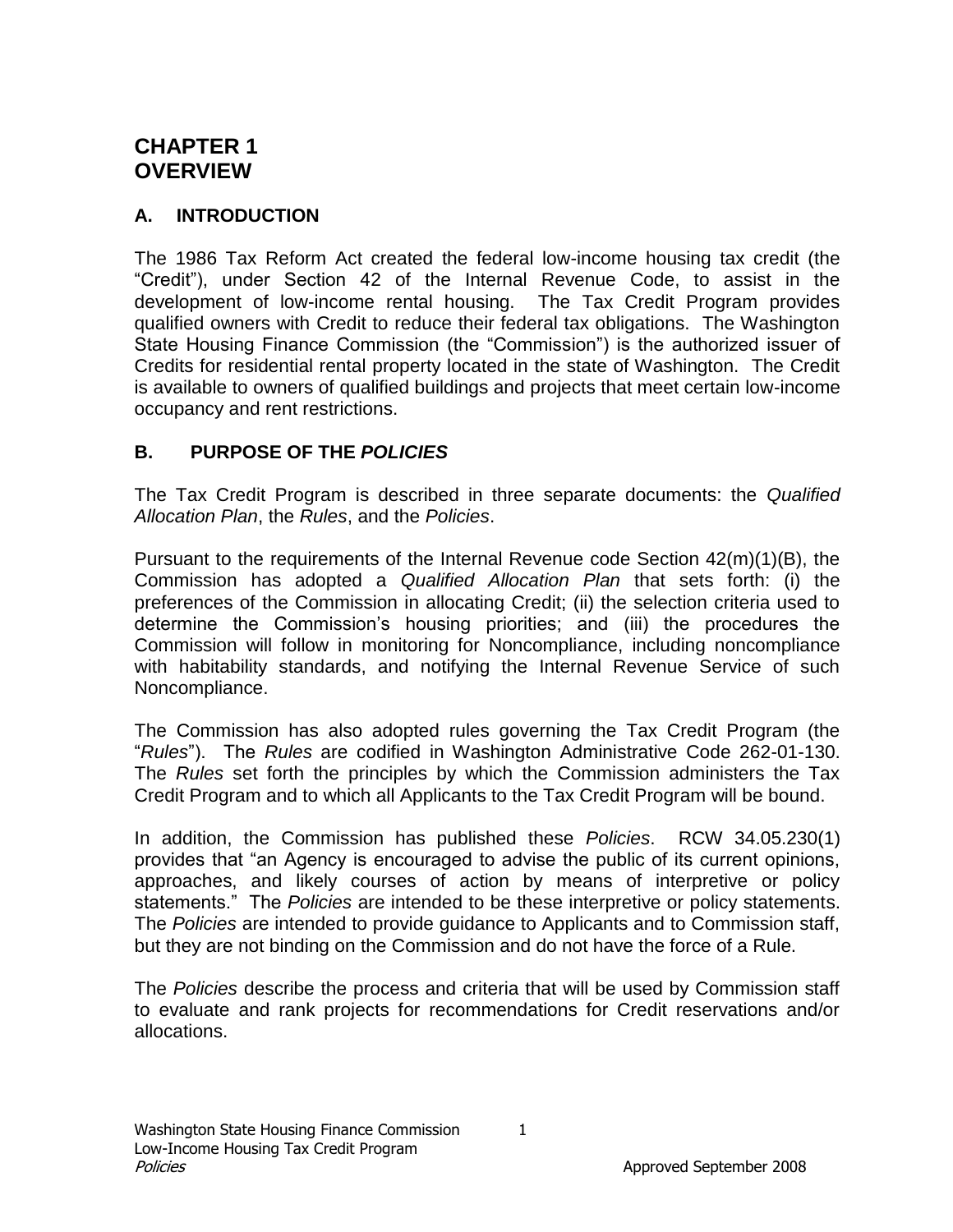# CHAPTER 1
# OVERVIEW

## A. INTRODUCTION

The 1986 Tax Reform Act created the federal low-income housing tax credit (the "Credit"), under Section 42 of the Internal Revenue Code, to assist in the development of low-income rental housing. The Tax Credit Program provides qualified owners with Credit to reduce their federal tax obligations. The Washington State Housing Finance Commission (the "Commission") is the authorized issuer of Credits for residential rental property located in the state of Washington. The Credit is available to owners of qualified buildings and projects that meet certain low-income occupancy and rent restrictions.

## B. PURPOSE OF THE *POLICIES*

The Tax Credit Program is described in three separate documents: the *Qualified Allocation Plan*, the *Rules*, and the *Policies*.

Pursuant to the requirements of the Internal Revenue code Section 42(m)(1)(B), the Commission has adopted a *Qualified Allocation Plan* that sets forth: (i) the preferences of the Commission in allocating Credit; (ii) the selection criteria used to determine the Commission's housing priorities; and (iii) the procedures the Commission will follow in monitoring for Noncompliance, including noncompliance with habitability standards, and notifying the Internal Revenue Service of such Noncompliance.

The Commission has also adopted rules governing the Tax Credit Program (the "*Rules*"). The *Rules* are codified in Washington Administrative Code 262-01-130. The *Rules* set forth the principles by which the Commission administers the Tax Credit Program and to which all Applicants to the Tax Credit Program will be bound.

In addition, the Commission has published these *Policies*. RCW 34.05.230(1) provides that "an Agency is encouraged to advise the public of its current opinions, approaches, and likely courses of action by means of interpretive or policy statements." The *Policies* are intended to be these interpretive or policy statements. The *Policies* are intended to provide guidance to Applicants and to Commission staff, but they are not binding on the Commission and do not have the force of a Rule.

The *Policies* describe the process and criteria that will be used by Commission staff to evaluate and rank projects for recommendations for Credit reservations and/or allocations.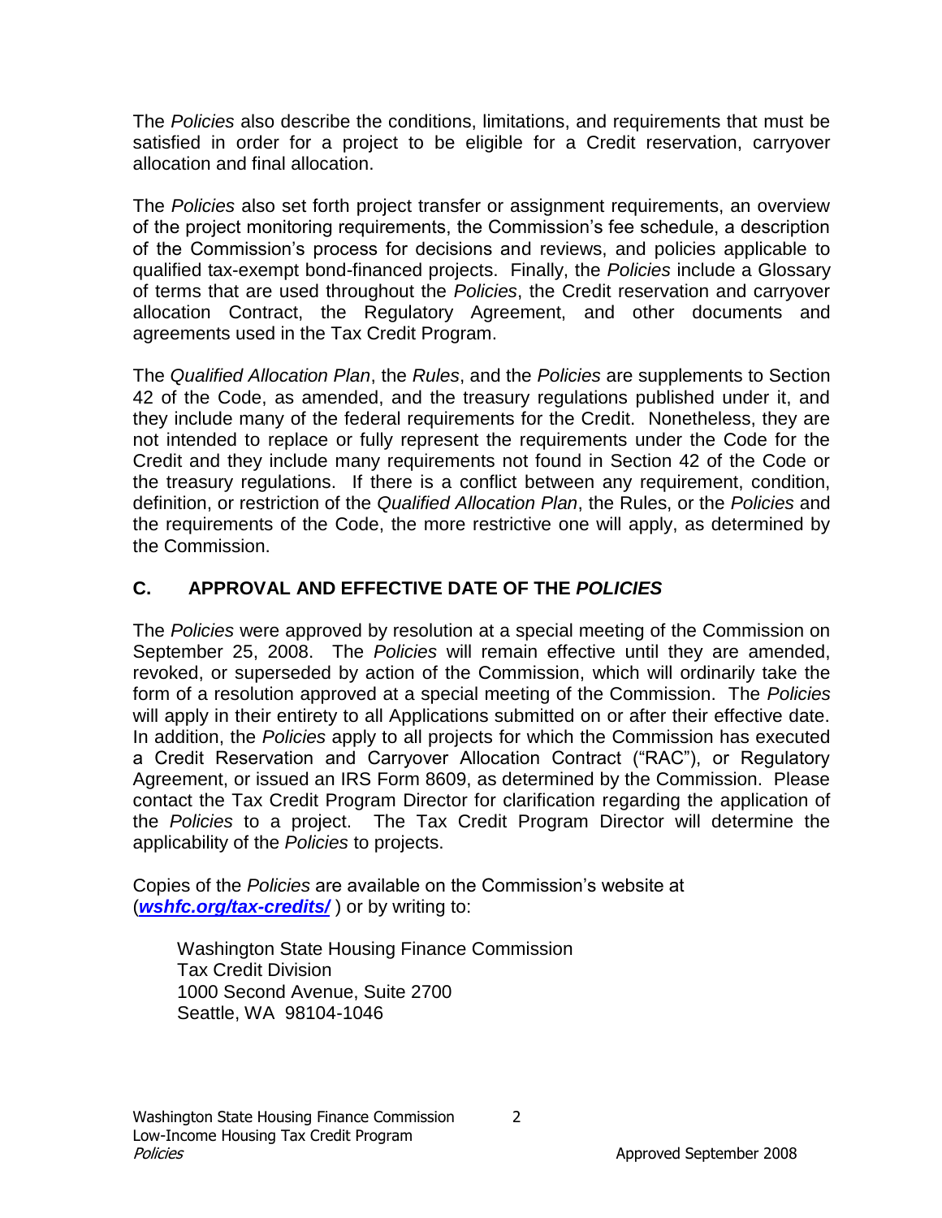The *Policies* also describe the conditions, limitations, and requirements that must be satisfied in order for a project to be eligible for a Credit reservation, carryover allocation and final allocation.

The *Policies* also set forth project transfer or assignment requirements, an overview of the project monitoring requirements, the Commission's fee schedule, a description of the Commission's process for decisions and reviews, and policies applicable to qualified tax-exempt bond-financed projects. Finally, the *Policies* include a Glossary of terms that are used throughout the *Policies*, the Credit reservation and carryover allocation Contract, the Regulatory Agreement, and other documents and agreements used in the Tax Credit Program.

The *Qualified Allocation Plan*, the *Rules*, and the *Policies* are supplements to Section 42 of the Code, as amended, and the treasury regulations published under it, and they include many of the federal requirements for the Credit. Nonetheless, they are not intended to replace or fully represent the requirements under the Code for the Credit and they include many requirements not found in Section 42 of the Code or the treasury regulations. If there is a conflict between any requirement, condition, definition, or restriction of the *Qualified Allocation Plan*, the Rules, or the *Policies* and the requirements of the Code, the more restrictive one will apply, as determined by the Commission.

## C. APPROVAL AND EFFECTIVE DATE OF THE *POLICIES*

The *Policies* were approved by resolution at a special meeting of the Commission on September 25, 2008. The *Policies* will remain effective until they are amended, revoked, or superseded by action of the Commission, which will ordinarily take the form of a resolution approved at a special meeting of the Commission. The *Policies* will apply in their entirety to all Applications submitted on or after their effective date. In addition, the *Policies* apply to all projects for which the Commission has executed a Credit Reservation and Carryover Allocation Contract ("RAC"), or Regulatory Agreement, or issued an IRS Form 8609, as determined by the Commission. Please contact the Tax Credit Program Director for clarification regarding the application of the *Policies* to a project. The Tax Credit Program Director will determine the applicability of the *Policies* to projects.

Copies of the *Policies* are available on the Commission's website at (***wshfc.org/tax-credits/*** ) or by writing to:

Washington State Housing Finance Commission
Tax Credit Division
1000 Second Avenue, Suite 2700
Seattle, WA 98104-1046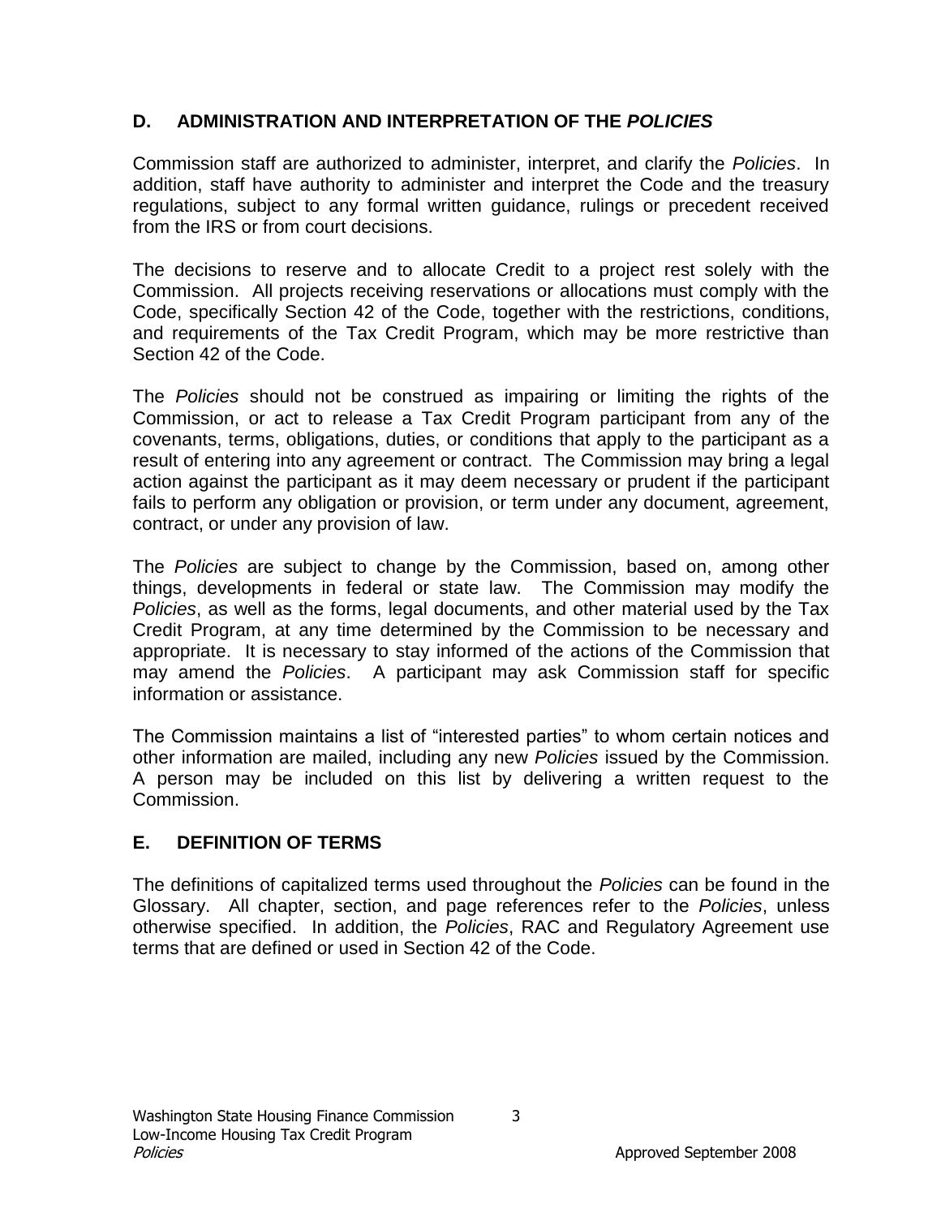## D. ADMINISTRATION AND INTERPRETATION OF THE *POLICIES*

Commission staff are authorized to administer, interpret, and clarify the *Policies*. In addition, staff have authority to administer and interpret the Code and the treasury regulations, subject to any formal written guidance, rulings or precedent received from the IRS or from court decisions.

The decisions to reserve and to allocate Credit to a project rest solely with the Commission. All projects receiving reservations or allocations must comply with the Code, specifically Section 42 of the Code, together with the restrictions, conditions, and requirements of the Tax Credit Program, which may be more restrictive than Section 42 of the Code.

The *Policies* should not be construed as impairing or limiting the rights of the Commission, or act to release a Tax Credit Program participant from any of the covenants, terms, obligations, duties, or conditions that apply to the participant as a result of entering into any agreement or contract. The Commission may bring a legal action against the participant as it may deem necessary or prudent if the participant fails to perform any obligation or provision, or term under any document, agreement, contract, or under any provision of law.

The *Policies* are subject to change by the Commission, based on, among other things, developments in federal or state law. The Commission may modify the *Policies*, as well as the forms, legal documents, and other material used by the Tax Credit Program, at any time determined by the Commission to be necessary and appropriate. It is necessary to stay informed of the actions of the Commission that may amend the *Policies*. A participant may ask Commission staff for specific information or assistance.

The Commission maintains a list of "interested parties" to whom certain notices and other information are mailed, including any new *Policies* issued by the Commission. A person may be included on this list by delivering a written request to the Commission.

## E. DEFINITION OF TERMS

The definitions of capitalized terms used throughout the *Policies* can be found in the Glossary. All chapter, section, and page references refer to the *Policies*, unless otherwise specified. In addition, the *Policies*, RAC and Regulatory Agreement use terms that are defined or used in Section 42 of the Code.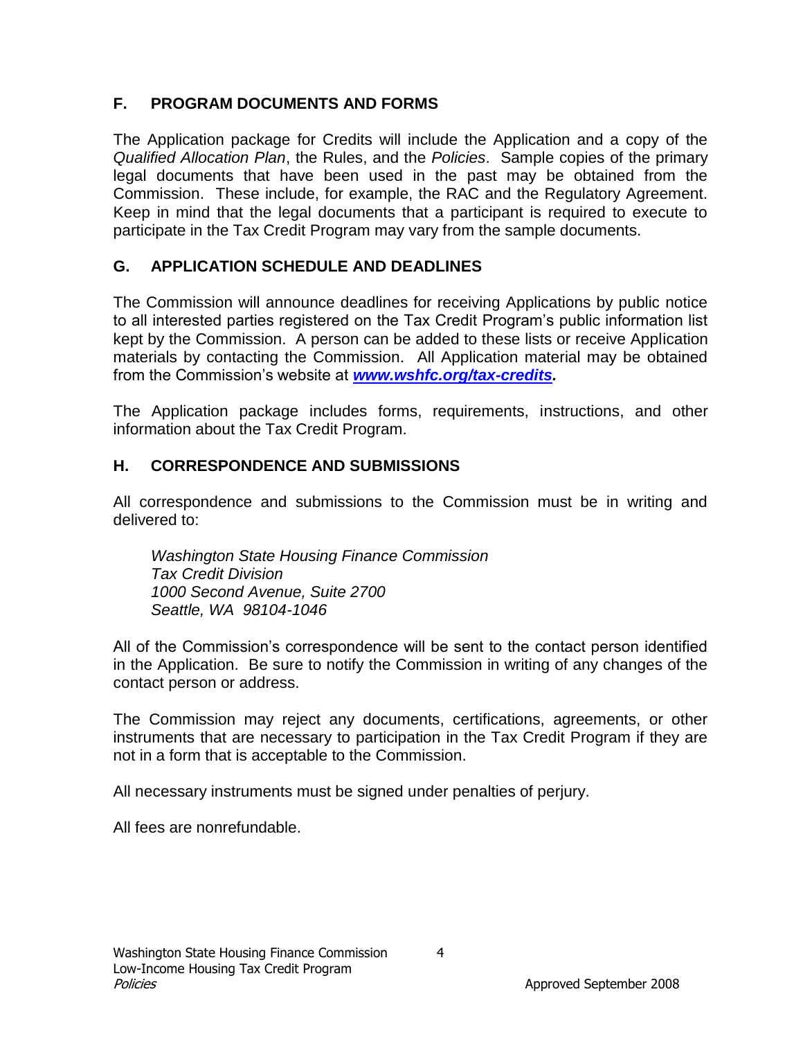## F. PROGRAM DOCUMENTS AND FORMS

The Application package for Credits will include the Application and a copy of the *Qualified Allocation Plan*, the Rules, and the *Policies*. Sample copies of the primary legal documents that have been used in the past may be obtained from the Commission. These include, for example, the RAC and the Regulatory Agreement. Keep in mind that the legal documents that a participant is required to execute to participate in the Tax Credit Program may vary from the sample documents.

## G. APPLICATION SCHEDULE AND DEADLINES

The Commission will announce deadlines for receiving Applications by public notice to all interested parties registered on the Tax Credit Program's public information list kept by the Commission. A person can be added to these lists or receive Application materials by contacting the Commission. All Application material may be obtained from the Commission's website at ***www.wshfc.org/tax-credits.***

The Application package includes forms, requirements, instructions, and other information about the Tax Credit Program.

## H. CORRESPONDENCE AND SUBMISSIONS

All correspondence and submissions to the Commission must be in writing and delivered to:

*Washington State Housing Finance Commission*
*Tax Credit Division*
*1000 Second Avenue, Suite 2700*
*Seattle, WA 98104-1046*

All of the Commission's correspondence will be sent to the contact person identified in the Application. Be sure to notify the Commission in writing of any changes of the contact person or address.

The Commission may reject any documents, certifications, agreements, or other instruments that are necessary to participation in the Tax Credit Program if they are not in a form that is acceptable to the Commission.

All necessary instruments must be signed under penalties of perjury.

All fees are nonrefundable.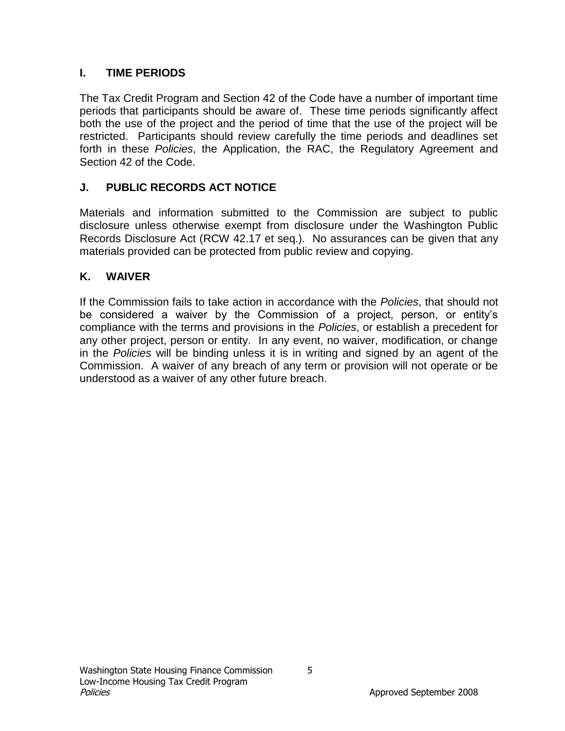## I. TIME PERIODS

The Tax Credit Program and Section 42 of the Code have a number of important time periods that participants should be aware of. These time periods significantly affect both the use of the project and the period of time that the use of the project will be restricted. Participants should review carefully the time periods and deadlines set forth in these *Policies*, the Application, the RAC, the Regulatory Agreement and Section 42 of the Code.

## J. PUBLIC RECORDS ACT NOTICE

Materials and information submitted to the Commission are subject to public disclosure unless otherwise exempt from disclosure under the Washington Public Records Disclosure Act (RCW 42.17 et seq.). No assurances can be given that any materials provided can be protected from public review and copying.

## K. WAIVER

If the Commission fails to take action in accordance with the *Policies*, that should not be considered a waiver by the Commission of a project, person, or entity's compliance with the terms and provisions in the *Policies*, or establish a precedent for any other project, person or entity. In any event, no waiver, modification, or change in the *Policies* will be binding unless it is in writing and signed by an agent of the Commission. A waiver of any breach of any term or provision will not operate or be understood as a waiver of any other future breach.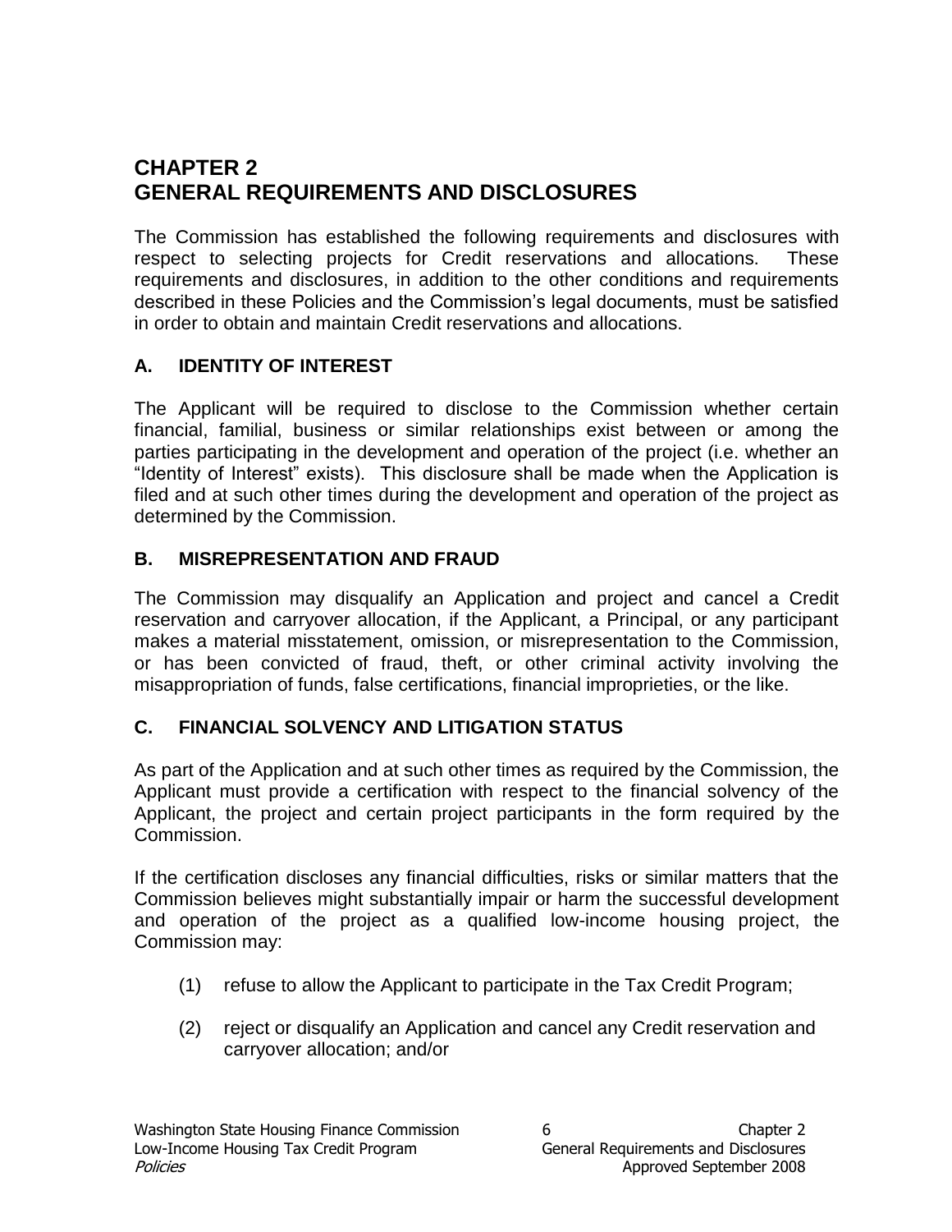# CHAPTER 2
# GENERAL REQUIREMENTS AND DISCLOSURES

The Commission has established the following requirements and disclosures with respect to selecting projects for Credit reservations and allocations. These requirements and disclosures, in addition to the other conditions and requirements described in these Policies and the Commission's legal documents, must be satisfied in order to obtain and maintain Credit reservations and allocations.

## A. IDENTITY OF INTEREST

The Applicant will be required to disclose to the Commission whether certain financial, familial, business or similar relationships exist between or among the parties participating in the development and operation of the project (i.e. whether an "Identity of Interest" exists). This disclosure shall be made when the Application is filed and at such other times during the development and operation of the project as determined by the Commission.

## B. MISREPRESENTATION AND FRAUD

The Commission may disqualify an Application and project and cancel a Credit reservation and carryover allocation, if the Applicant, a Principal, or any participant makes a material misstatement, omission, or misrepresentation to the Commission, or has been convicted of fraud, theft, or other criminal activity involving the misappropriation of funds, false certifications, financial improprieties, or the like.

## C. FINANCIAL SOLVENCY AND LITIGATION STATUS

As part of the Application and at such other times as required by the Commission, the Applicant must provide a certification with respect to the financial solvency of the Applicant, the project and certain project participants in the form required by the Commission.

If the certification discloses any financial difficulties, risks or similar matters that the Commission believes might substantially impair or harm the successful development and operation of the project as a qualified low-income housing project, the Commission may:

(1) refuse to allow the Applicant to participate in the Tax Credit Program;

(2) reject or disqualify an Application and cancel any Credit reservation and carryover allocation; and/or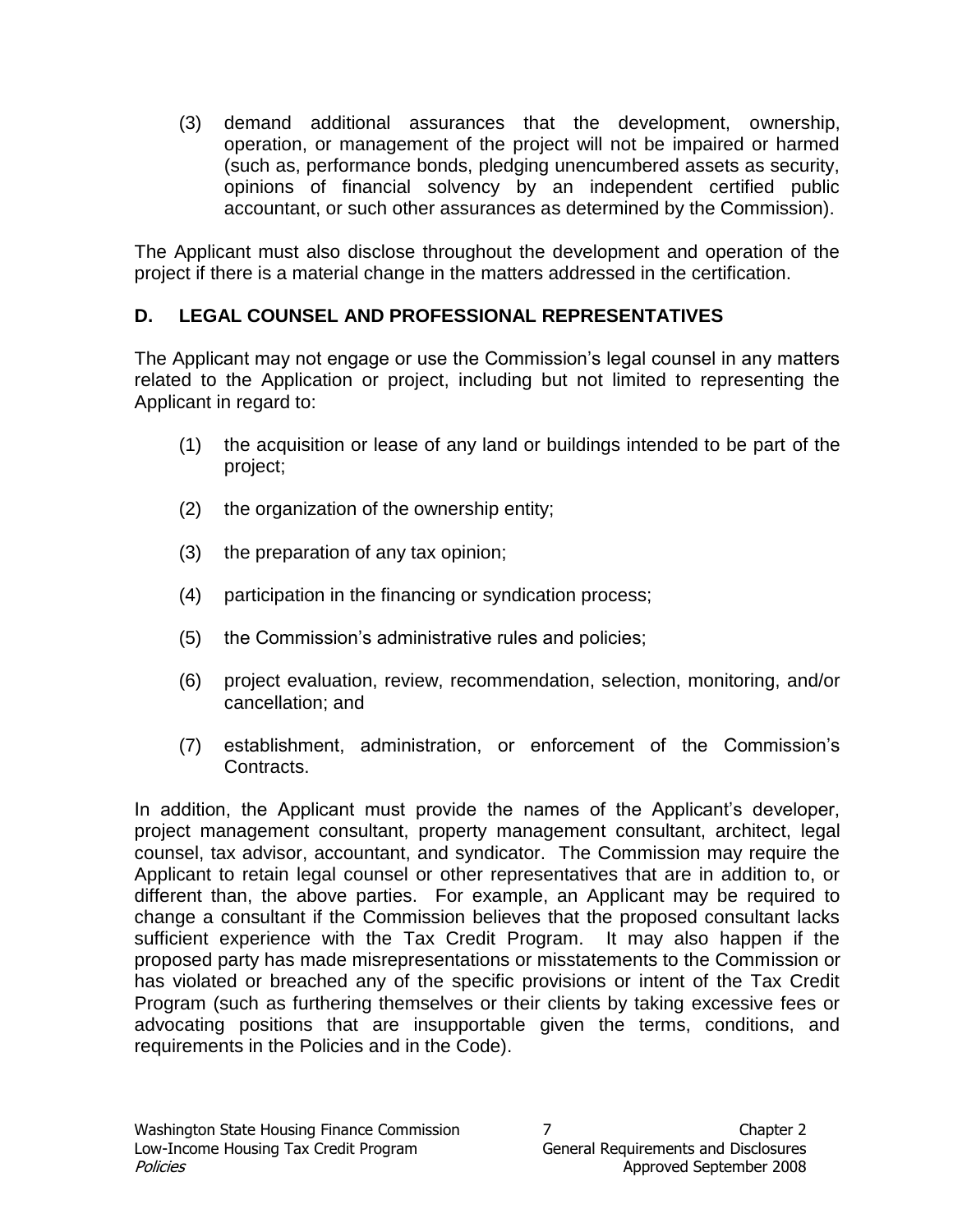(3) demand additional assurances that the development, ownership, operation, or management of the project will not be impaired or harmed (such as, performance bonds, pledging unencumbered assets as security, opinions of financial solvency by an independent certified public accountant, or such other assurances as determined by the Commission).

The Applicant must also disclose throughout the development and operation of the project if there is a material change in the matters addressed in the certification.

## D. LEGAL COUNSEL AND PROFESSIONAL REPRESENTATIVES

The Applicant may not engage or use the Commission's legal counsel in any matters related to the Application or project, including but not limited to representing the Applicant in regard to:

(1) the acquisition or lease of any land or buildings intended to be part of the project;

(2) the organization of the ownership entity;

(3) the preparation of any tax opinion;

(4) participation in the financing or syndication process;

(5) the Commission's administrative rules and policies;

(6) project evaluation, review, recommendation, selection, monitoring, and/or cancellation; and

(7) establishment, administration, or enforcement of the Commission's Contracts.

In addition, the Applicant must provide the names of the Applicant's developer, project management consultant, property management consultant, architect, legal counsel, tax advisor, accountant, and syndicator. The Commission may require the Applicant to retain legal counsel or other representatives that are in addition to, or different than, the above parties. For example, an Applicant may be required to change a consultant if the Commission believes that the proposed consultant lacks sufficient experience with the Tax Credit Program. It may also happen if the proposed party has made misrepresentations or misstatements to the Commission or has violated or breached any of the specific provisions or intent of the Tax Credit Program (such as furthering themselves or their clients by taking excessive fees or advocating positions that are insupportable given the terms, conditions, and requirements in the Policies and in the Code).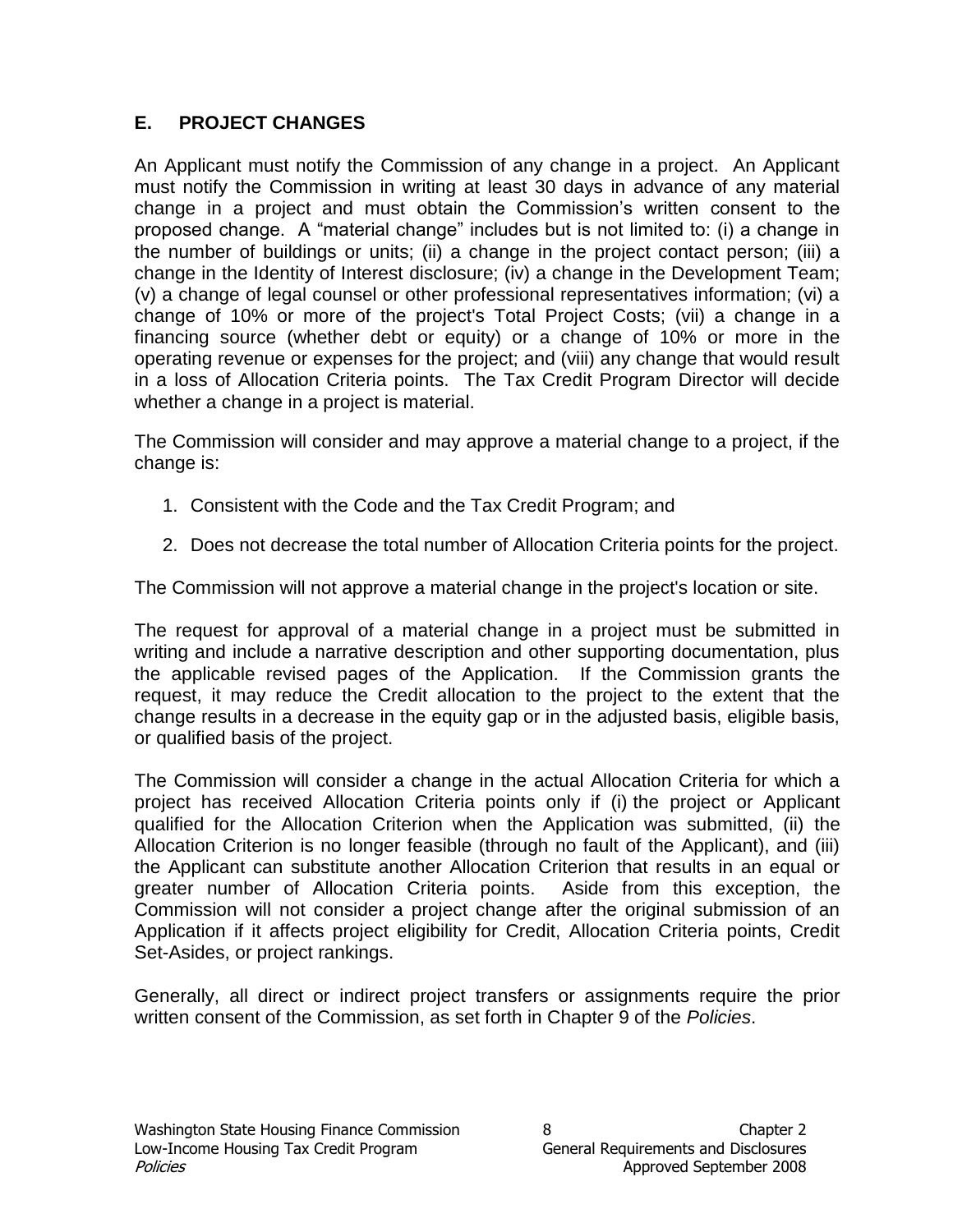## E. PROJECT CHANGES

An Applicant must notify the Commission of any change in a project. An Applicant must notify the Commission in writing at least 30 days in advance of any material change in a project and must obtain the Commission's written consent to the proposed change. A "material change" includes but is not limited to: (i) a change in the number of buildings or units; (ii) a change in the project contact person; (iii) a change in the Identity of Interest disclosure; (iv) a change in the Development Team; (v) a change of legal counsel or other professional representatives information; (vi) a change of 10% or more of the project's Total Project Costs; (vii) a change in a financing source (whether debt or equity) or a change of 10% or more in the operating revenue or expenses for the project; and (viii) any change that would result in a loss of Allocation Criteria points. The Tax Credit Program Director will decide whether a change in a project is material.

The Commission will consider and may approve a material change to a project, if the change is:

1. Consistent with the Code and the Tax Credit Program; and
2. Does not decrease the total number of Allocation Criteria points for the project.

The Commission will not approve a material change in the project's location or site.

The request for approval of a material change in a project must be submitted in writing and include a narrative description and other supporting documentation, plus the applicable revised pages of the Application. If the Commission grants the request, it may reduce the Credit allocation to the project to the extent that the change results in a decrease in the equity gap or in the adjusted basis, eligible basis, or qualified basis of the project.

The Commission will consider a change in the actual Allocation Criteria for which a project has received Allocation Criteria points only if (i) the project or Applicant qualified for the Allocation Criterion when the Application was submitted, (ii) the Allocation Criterion is no longer feasible (through no fault of the Applicant), and (iii) the Applicant can substitute another Allocation Criterion that results in an equal or greater number of Allocation Criteria points. Aside from this exception, the Commission will not consider a project change after the original submission of an Application if it affects project eligibility for Credit, Allocation Criteria points, Credit Set-Asides, or project rankings.

Generally, all direct or indirect project transfers or assignments require the prior written consent of the Commission, as set forth in Chapter 9 of the *Policies*.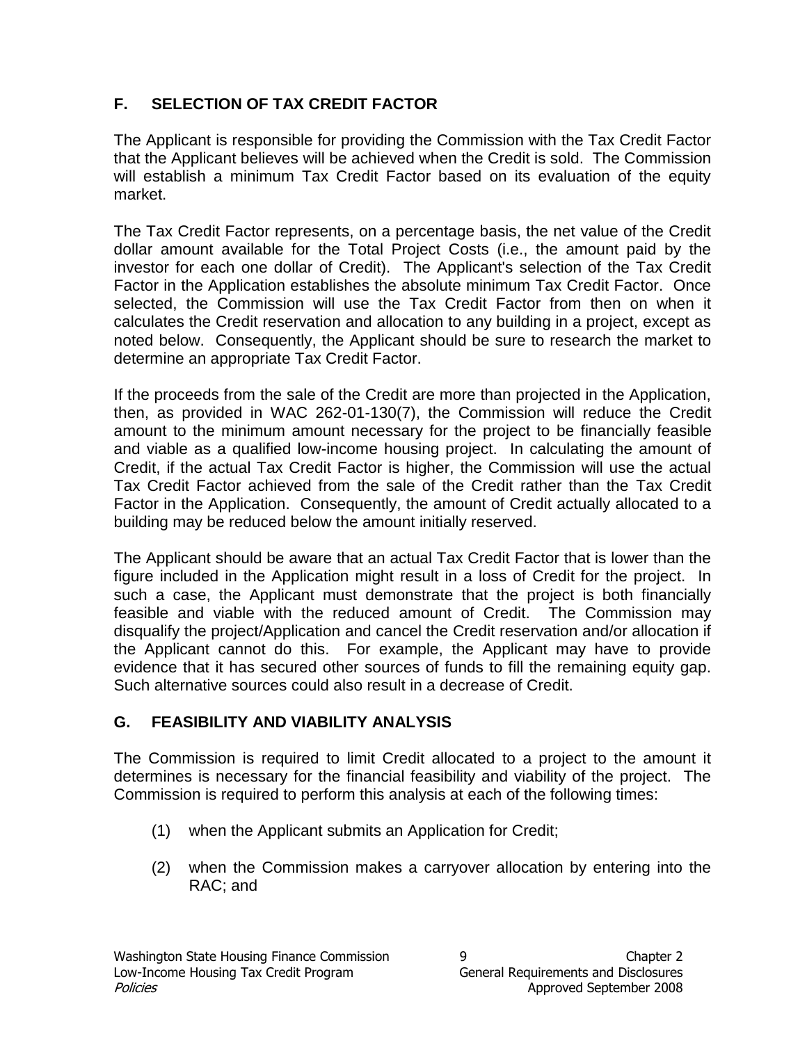## F. SELECTION OF TAX CREDIT FACTOR

The Applicant is responsible for providing the Commission with the Tax Credit Factor that the Applicant believes will be achieved when the Credit is sold. The Commission will establish a minimum Tax Credit Factor based on its evaluation of the equity market.

The Tax Credit Factor represents, on a percentage basis, the net value of the Credit dollar amount available for the Total Project Costs (i.e., the amount paid by the investor for each one dollar of Credit). The Applicant's selection of the Tax Credit Factor in the Application establishes the absolute minimum Tax Credit Factor. Once selected, the Commission will use the Tax Credit Factor from then on when it calculates the Credit reservation and allocation to any building in a project, except as noted below. Consequently, the Applicant should be sure to research the market to determine an appropriate Tax Credit Factor.

If the proceeds from the sale of the Credit are more than projected in the Application, then, as provided in WAC 262-01-130(7), the Commission will reduce the Credit amount to the minimum amount necessary for the project to be financially feasible and viable as a qualified low-income housing project. In calculating the amount of Credit, if the actual Tax Credit Factor is higher, the Commission will use the actual Tax Credit Factor achieved from the sale of the Credit rather than the Tax Credit Factor in the Application. Consequently, the amount of Credit actually allocated to a building may be reduced below the amount initially reserved.

The Applicant should be aware that an actual Tax Credit Factor that is lower than the figure included in the Application might result in a loss of Credit for the project. In such a case, the Applicant must demonstrate that the project is both financially feasible and viable with the reduced amount of Credit. The Commission may disqualify the project/Application and cancel the Credit reservation and/or allocation if the Applicant cannot do this. For example, the Applicant may have to provide evidence that it has secured other sources of funds to fill the remaining equity gap. Such alternative sources could also result in a decrease of Credit.

## G. FEASIBILITY AND VIABILITY ANALYSIS

The Commission is required to limit Credit allocated to a project to the amount it determines is necessary for the financial feasibility and viability of the project. The Commission is required to perform this analysis at each of the following times:

(1) when the Applicant submits an Application for Credit;

(2) when the Commission makes a carryover allocation by entering into the RAC; and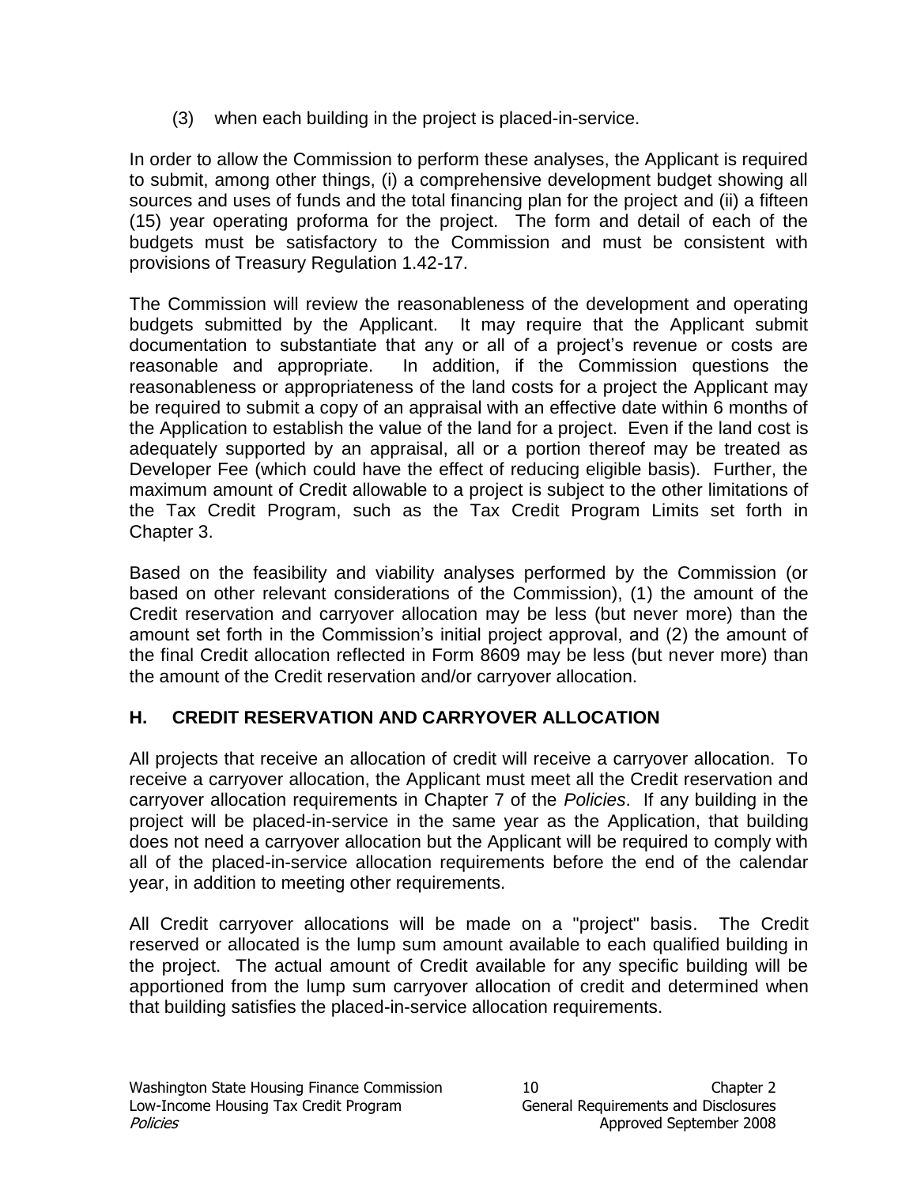(3) when each building in the project is placed-in-service.

In order to allow the Commission to perform these analyses, the Applicant is required to submit, among other things, (i) a comprehensive development budget showing all sources and uses of funds and the total financing plan for the project and (ii) a fifteen (15) year operating proforma for the project. The form and detail of each of the budgets must be satisfactory to the Commission and must be consistent with provisions of Treasury Regulation 1.42-17.

The Commission will review the reasonableness of the development and operating budgets submitted by the Applicant. It may require that the Applicant submit documentation to substantiate that any or all of a project's revenue or costs are reasonable and appropriate. In addition, if the Commission questions the reasonableness or appropriateness of the land costs for a project the Applicant may be required to submit a copy of an appraisal with an effective date within 6 months of the Application to establish the value of the land for a project. Even if the land cost is adequately supported by an appraisal, all or a portion thereof may be treated as Developer Fee (which could have the effect of reducing eligible basis). Further, the maximum amount of Credit allowable to a project is subject to the other limitations of the Tax Credit Program, such as the Tax Credit Program Limits set forth in Chapter 3.

Based on the feasibility and viability analyses performed by the Commission (or based on other relevant considerations of the Commission), (1) the amount of the Credit reservation and carryover allocation may be less (but never more) than the amount set forth in the Commission's initial project approval, and (2) the amount of the final Credit allocation reflected in Form 8609 may be less (but never more) than the amount of the Credit reservation and/or carryover allocation.

## H. CREDIT RESERVATION AND CARRYOVER ALLOCATION

All projects that receive an allocation of credit will receive a carryover allocation. To receive a carryover allocation, the Applicant must meet all the Credit reservation and carryover allocation requirements in Chapter 7 of the *Policies*. If any building in the project will be placed-in-service in the same year as the Application, that building does not need a carryover allocation but the Applicant will be required to comply with all of the placed-in-service allocation requirements before the end of the calendar year, in addition to meeting other requirements.

All Credit carryover allocations will be made on a "project" basis. The Credit reserved or allocated is the lump sum amount available to each qualified building in the project. The actual amount of Credit available for any specific building will be apportioned from the lump sum carryover allocation of credit and determined when that building satisfies the placed-in-service allocation requirements.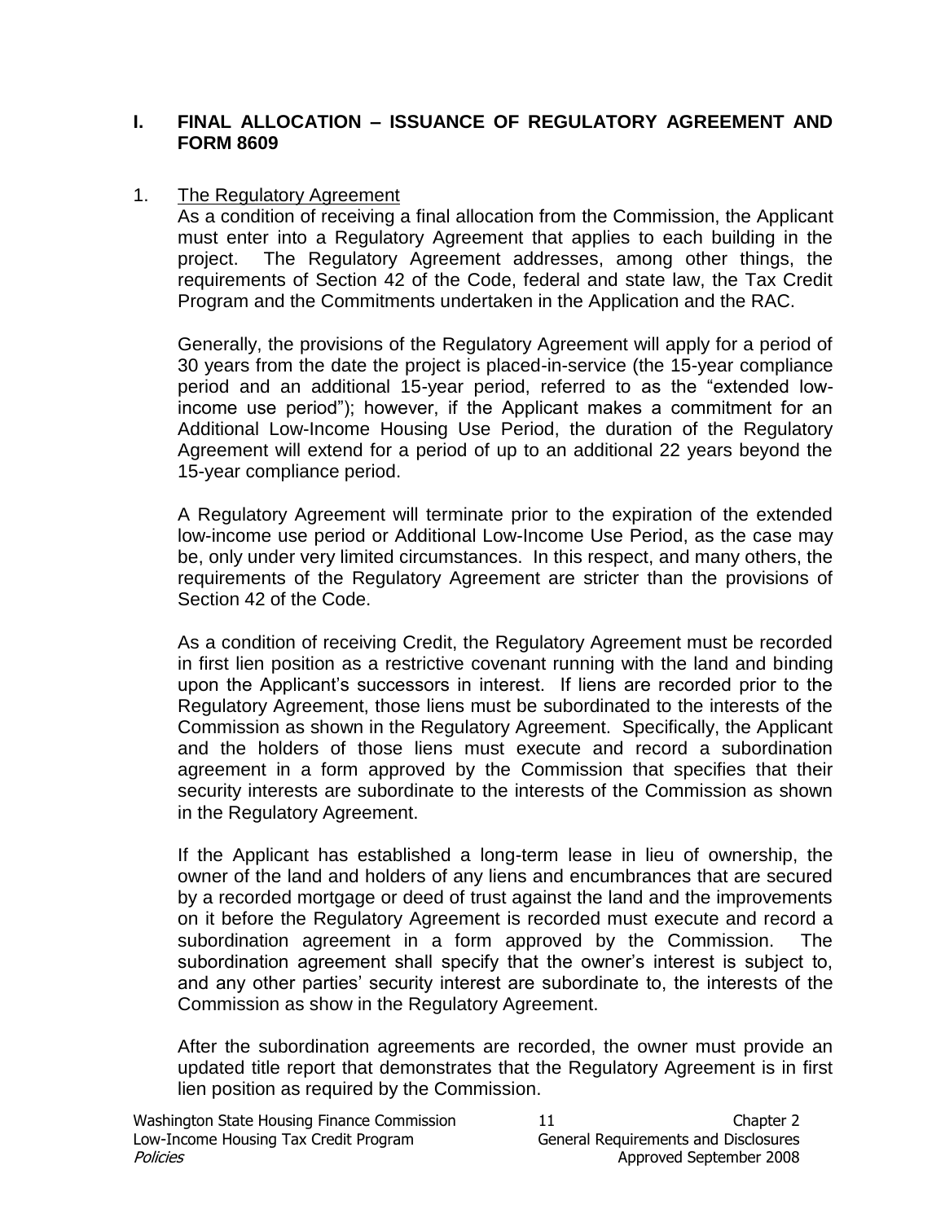## I. FINAL ALLOCATION – ISSUANCE OF REGULATORY AGREEMENT AND FORM 8609

### 1. The Regulatory Agreement

As a condition of receiving a final allocation from the Commission, the Applicant must enter into a Regulatory Agreement that applies to each building in the project. The Regulatory Agreement addresses, among other things, the requirements of Section 42 of the Code, federal and state law, the Tax Credit Program and the Commitments undertaken in the Application and the RAC.

Generally, the provisions of the Regulatory Agreement will apply for a period of 30 years from the date the project is placed-in-service (the 15-year compliance period and an additional 15-year period, referred to as the "extended low-income use period"); however, if the Applicant makes a commitment for an Additional Low-Income Housing Use Period, the duration of the Regulatory Agreement will extend for a period of up to an additional 22 years beyond the 15-year compliance period.

A Regulatory Agreement will terminate prior to the expiration of the extended low-income use period or Additional Low-Income Use Period, as the case may be, only under very limited circumstances. In this respect, and many others, the requirements of the Regulatory Agreement are stricter than the provisions of Section 42 of the Code.

As a condition of receiving Credit, the Regulatory Agreement must be recorded in first lien position as a restrictive covenant running with the land and binding upon the Applicant's successors in interest. If liens are recorded prior to the Regulatory Agreement, those liens must be subordinated to the interests of the Commission as shown in the Regulatory Agreement. Specifically, the Applicant and the holders of those liens must execute and record a subordination agreement in a form approved by the Commission that specifies that their security interests are subordinate to the interests of the Commission as shown in the Regulatory Agreement.

If the Applicant has established a long-term lease in lieu of ownership, the owner of the land and holders of any liens and encumbrances that are secured by a recorded mortgage or deed of trust against the land and the improvements on it before the Regulatory Agreement is recorded must execute and record a subordination agreement in a form approved by the Commission. The subordination agreement shall specify that the owner's interest is subject to, and any other parties' security interest are subordinate to, the interests of the Commission as show in the Regulatory Agreement.

After the subordination agreements are recorded, the owner must provide an updated title report that demonstrates that the Regulatory Agreement is in first lien position as required by the Commission.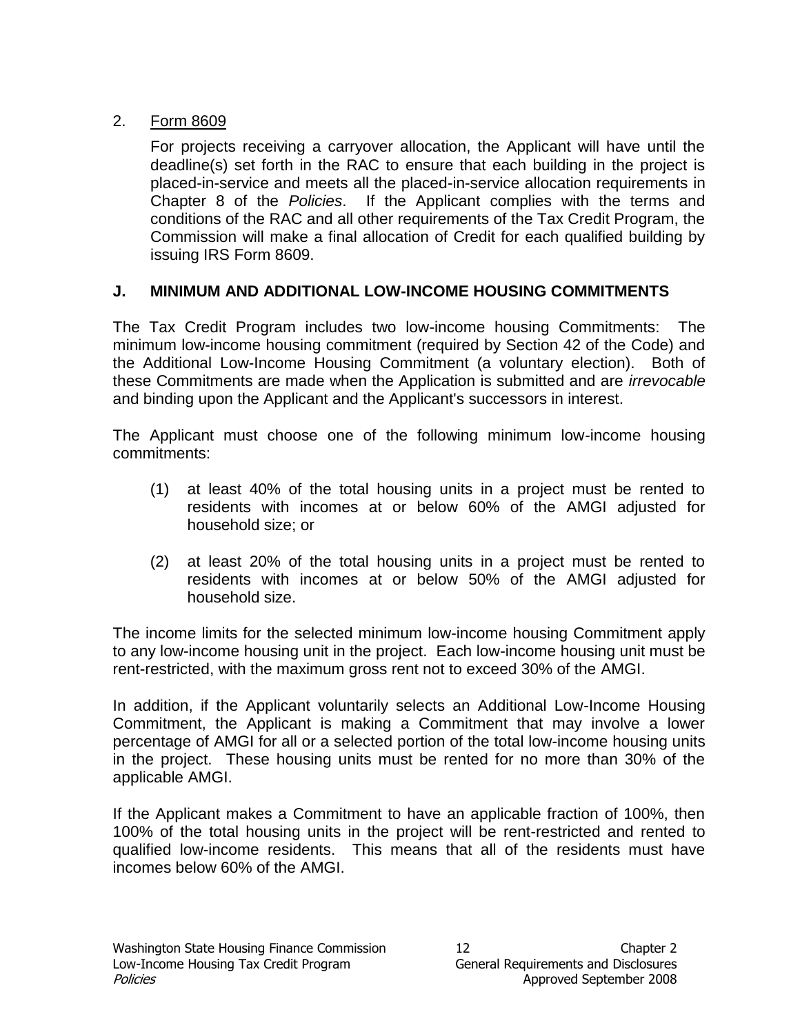2. Form 8609

   For projects receiving a carryover allocation, the Applicant will have until the deadline(s) set forth in the RAC to ensure that each building in the project is placed-in-service and meets all the placed-in-service allocation requirements in Chapter 8 of the *Policies*. If the Applicant complies with the terms and conditions of the RAC and all other requirements of the Tax Credit Program, the Commission will make a final allocation of Credit for each qualified building by issuing IRS Form 8609.

## J. MINIMUM AND ADDITIONAL LOW-INCOME HOUSING COMMITMENTS

The Tax Credit Program includes two low-income housing Commitments: The minimum low-income housing commitment (required by Section 42 of the Code) and the Additional Low-Income Housing Commitment (a voluntary election). Both of these Commitments are made when the Application is submitted and are *irrevocable* and binding upon the Applicant and the Applicant's successors in interest.

The Applicant must choose one of the following minimum low-income housing commitments:

(1) at least 40% of the total housing units in a project must be rented to residents with incomes at or below 60% of the AMGI adjusted for household size; or

(2) at least 20% of the total housing units in a project must be rented to residents with incomes at or below 50% of the AMGI adjusted for household size.

The income limits for the selected minimum low-income housing Commitment apply to any low-income housing unit in the project. Each low-income housing unit must be rent-restricted, with the maximum gross rent not to exceed 30% of the AMGI.

In addition, if the Applicant voluntarily selects an Additional Low-Income Housing Commitment, the Applicant is making a Commitment that may involve a lower percentage of AMGI for all or a selected portion of the total low-income housing units in the project. These housing units must be rented for no more than 30% of the applicable AMGI.

If the Applicant makes a Commitment to have an applicable fraction of 100%, then 100% of the total housing units in the project will be rent-restricted and rented to qualified low-income residents. This means that all of the residents must have incomes below 60% of the AMGI.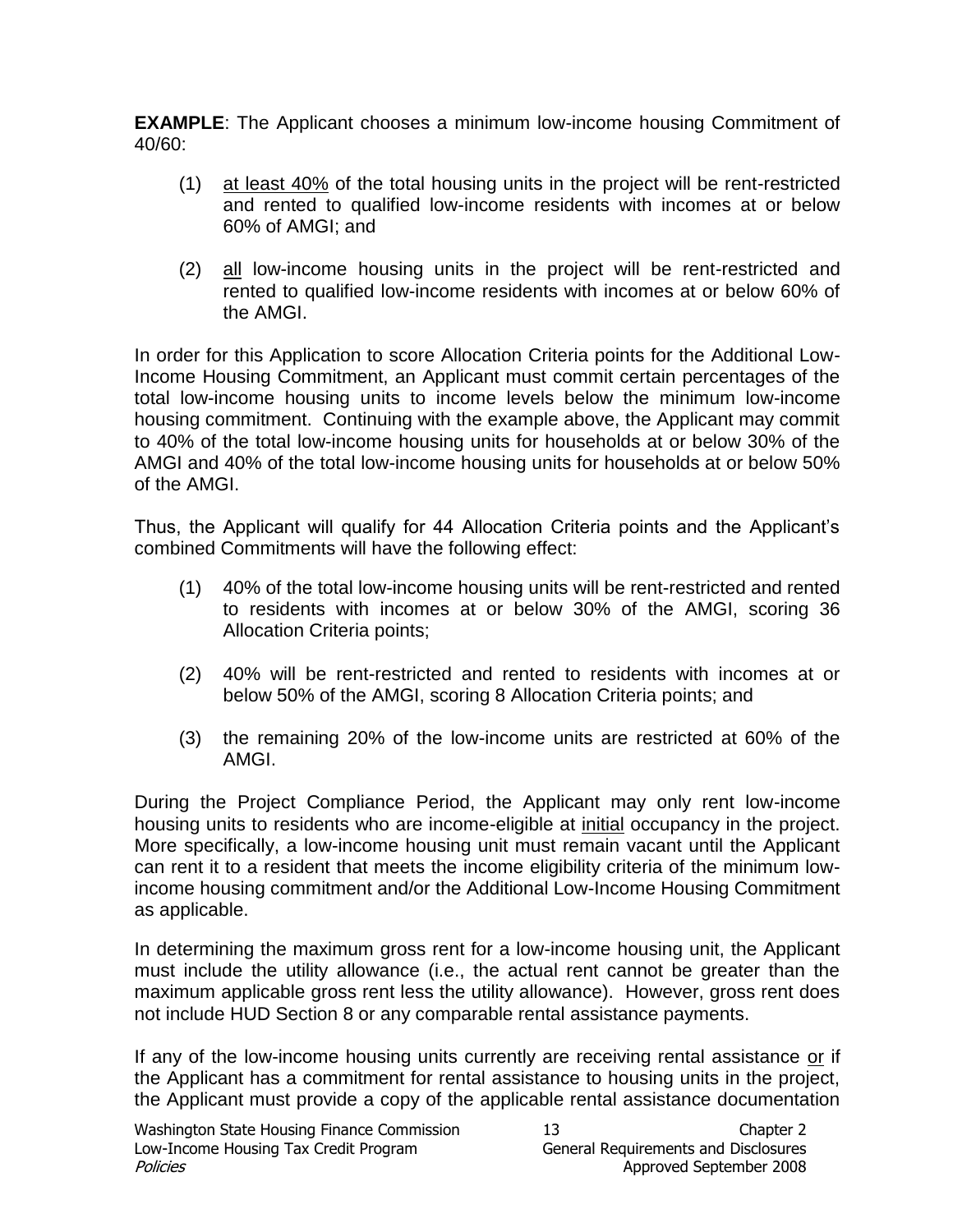**EXAMPLE**: The Applicant chooses a minimum low-income housing Commitment of 40/60:

(1) at least 40% of the total housing units in the project will be rent-restricted and rented to qualified low-income residents with incomes at or below 60% of AMGI; and

(2) all low-income housing units in the project will be rent-restricted and rented to qualified low-income residents with incomes at or below 60% of the AMGI.

In order for this Application to score Allocation Criteria points for the Additional Low-Income Housing Commitment, an Applicant must commit certain percentages of the total low-income housing units to income levels below the minimum low-income housing commitment. Continuing with the example above, the Applicant may commit to 40% of the total low-income housing units for households at or below 30% of the AMGI and 40% of the total low-income housing units for households at or below 50% of the AMGI.

Thus, the Applicant will qualify for 44 Allocation Criteria points and the Applicant's combined Commitments will have the following effect:

(1) 40% of the total low-income housing units will be rent-restricted and rented to residents with incomes at or below 30% of the AMGI, scoring 36 Allocation Criteria points;

(2) 40% will be rent-restricted and rented to residents with incomes at or below 50% of the AMGI, scoring 8 Allocation Criteria points; and

(3) the remaining 20% of the low-income units are restricted at 60% of the AMGI.

During the Project Compliance Period, the Applicant may only rent low-income housing units to residents who are income-eligible at initial occupancy in the project. More specifically, a low-income housing unit must remain vacant until the Applicant can rent it to a resident that meets the income eligibility criteria of the minimum low-income housing commitment and/or the Additional Low-Income Housing Commitment as applicable.

In determining the maximum gross rent for a low-income housing unit, the Applicant must include the utility allowance (i.e., the actual rent cannot be greater than the maximum applicable gross rent less the utility allowance). However, gross rent does not include HUD Section 8 or any comparable rental assistance payments.

If any of the low-income housing units currently are receiving rental assistance or if the Applicant has a commitment for rental assistance to housing units in the project, the Applicant must provide a copy of the applicable rental assistance documentation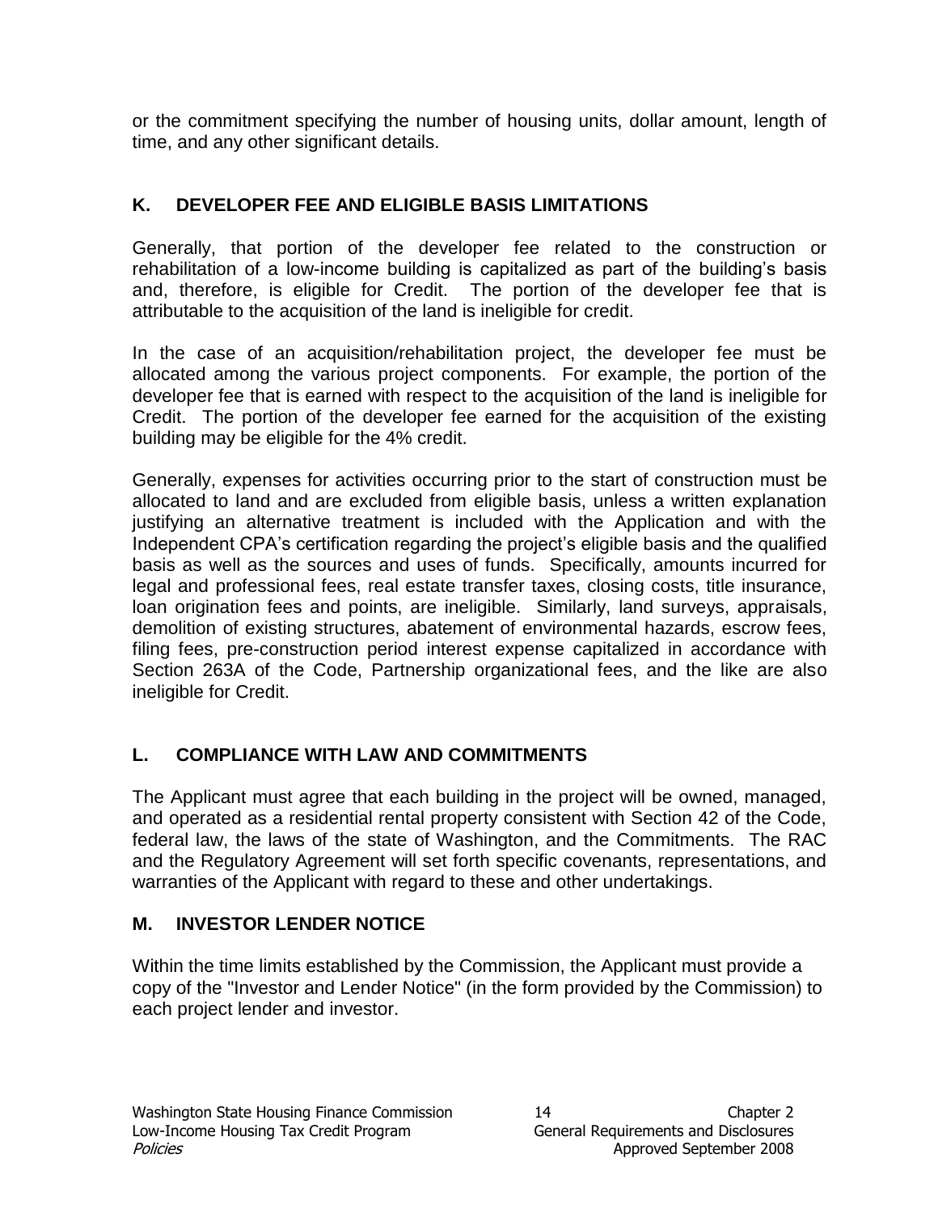or the commitment specifying the number of housing units, dollar amount, length of time, and any other significant details.

## K. DEVELOPER FEE AND ELIGIBLE BASIS LIMITATIONS

Generally, that portion of the developer fee related to the construction or rehabilitation of a low-income building is capitalized as part of the building's basis and, therefore, is eligible for Credit. The portion of the developer fee that is attributable to the acquisition of the land is ineligible for credit.

In the case of an acquisition/rehabilitation project, the developer fee must be allocated among the various project components. For example, the portion of the developer fee that is earned with respect to the acquisition of the land is ineligible for Credit. The portion of the developer fee earned for the acquisition of the existing building may be eligible for the 4% credit.

Generally, expenses for activities occurring prior to the start of construction must be allocated to land and are excluded from eligible basis, unless a written explanation justifying an alternative treatment is included with the Application and with the Independent CPA's certification regarding the project's eligible basis and the qualified basis as well as the sources and uses of funds. Specifically, amounts incurred for legal and professional fees, real estate transfer taxes, closing costs, title insurance, loan origination fees and points, are ineligible. Similarly, land surveys, appraisals, demolition of existing structures, abatement of environmental hazards, escrow fees, filing fees, pre-construction period interest expense capitalized in accordance with Section 263A of the Code, Partnership organizational fees, and the like are also ineligible for Credit.

## L. COMPLIANCE WITH LAW AND COMMITMENTS

The Applicant must agree that each building in the project will be owned, managed, and operated as a residential rental property consistent with Section 42 of the Code, federal law, the laws of the state of Washington, and the Commitments. The RAC and the Regulatory Agreement will set forth specific covenants, representations, and warranties of the Applicant with regard to these and other undertakings.

## M. INVESTOR LENDER NOTICE

Within the time limits established by the Commission, the Applicant must provide a copy of the "Investor and Lender Notice" (in the form provided by the Commission) to each project lender and investor.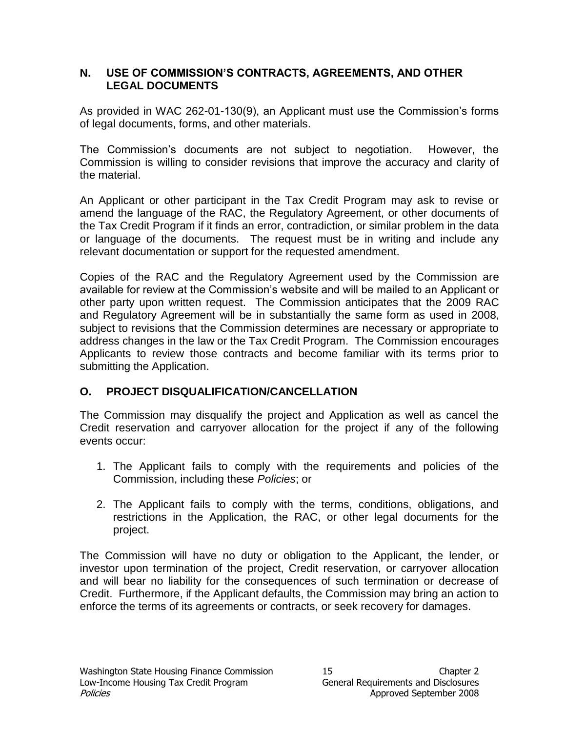## N. USE OF COMMISSION'S CONTRACTS, AGREEMENTS, AND OTHER LEGAL DOCUMENTS

As provided in WAC 262-01-130(9), an Applicant must use the Commission's forms of legal documents, forms, and other materials.

The Commission's documents are not subject to negotiation. However, the Commission is willing to consider revisions that improve the accuracy and clarity of the material.

An Applicant or other participant in the Tax Credit Program may ask to revise or amend the language of the RAC, the Regulatory Agreement, or other documents of the Tax Credit Program if it finds an error, contradiction, or similar problem in the data or language of the documents. The request must be in writing and include any relevant documentation or support for the requested amendment.

Copies of the RAC and the Regulatory Agreement used by the Commission are available for review at the Commission's website and will be mailed to an Applicant or other party upon written request. The Commission anticipates that the 2009 RAC and Regulatory Agreement will be in substantially the same form as used in 2008, subject to revisions that the Commission determines are necessary or appropriate to address changes in the law or the Tax Credit Program. The Commission encourages Applicants to review those contracts and become familiar with its terms prior to submitting the Application.

## O. PROJECT DISQUALIFICATION/CANCELLATION

The Commission may disqualify the project and Application as well as cancel the Credit reservation and carryover allocation for the project if any of the following events occur:

1. The Applicant fails to comply with the requirements and policies of the Commission, including these *Policies*; or

2. The Applicant fails to comply with the terms, conditions, obligations, and restrictions in the Application, the RAC, or other legal documents for the project.

The Commission will have no duty or obligation to the Applicant, the lender, or investor upon termination of the project, Credit reservation, or carryover allocation and will bear no liability for the consequences of such termination or decrease of Credit. Furthermore, if the Applicant defaults, the Commission may bring an action to enforce the terms of its agreements or contracts, or seek recovery for damages.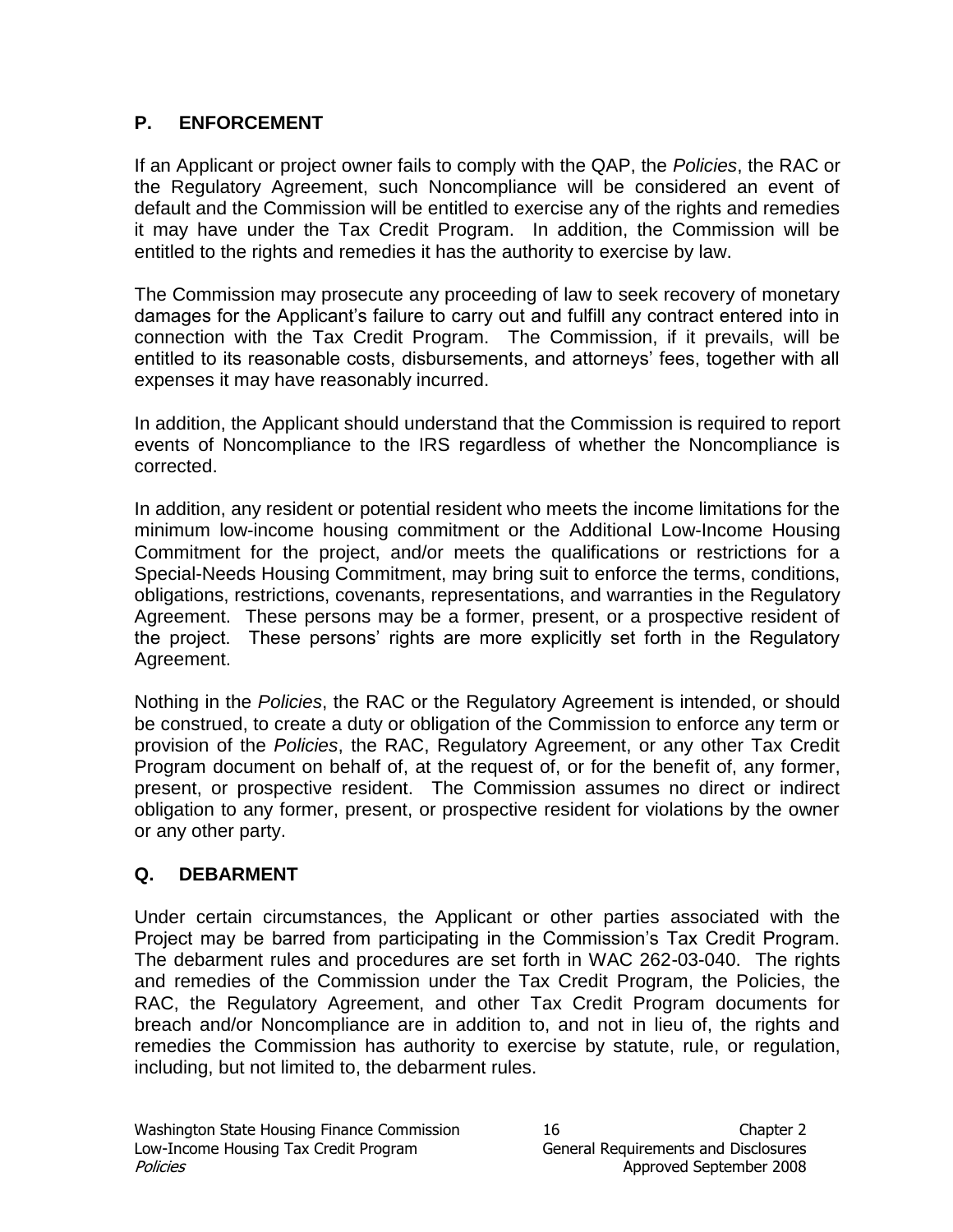## P. ENFORCEMENT

If an Applicant or project owner fails to comply with the QAP, the *Policies*, the RAC or the Regulatory Agreement, such Noncompliance will be considered an event of default and the Commission will be entitled to exercise any of the rights and remedies it may have under the Tax Credit Program. In addition, the Commission will be entitled to the rights and remedies it has the authority to exercise by law.

The Commission may prosecute any proceeding of law to seek recovery of monetary damages for the Applicant's failure to carry out and fulfill any contract entered into in connection with the Tax Credit Program. The Commission, if it prevails, will be entitled to its reasonable costs, disbursements, and attorneys' fees, together with all expenses it may have reasonably incurred.

In addition, the Applicant should understand that the Commission is required to report events of Noncompliance to the IRS regardless of whether the Noncompliance is corrected.

In addition, any resident or potential resident who meets the income limitations for the minimum low-income housing commitment or the Additional Low-Income Housing Commitment for the project, and/or meets the qualifications or restrictions for a Special-Needs Housing Commitment, may bring suit to enforce the terms, conditions, obligations, restrictions, covenants, representations, and warranties in the Regulatory Agreement. These persons may be a former, present, or a prospective resident of the project. These persons' rights are more explicitly set forth in the Regulatory Agreement.

Nothing in the *Policies*, the RAC or the Regulatory Agreement is intended, or should be construed, to create a duty or obligation of the Commission to enforce any term or provision of the *Policies*, the RAC, Regulatory Agreement, or any other Tax Credit Program document on behalf of, at the request of, or for the benefit of, any former, present, or prospective resident. The Commission assumes no direct or indirect obligation to any former, present, or prospective resident for violations by the owner or any other party.

## Q. DEBARMENT

Under certain circumstances, the Applicant or other parties associated with the Project may be barred from participating in the Commission's Tax Credit Program. The debarment rules and procedures are set forth in WAC 262-03-040. The rights and remedies of the Commission under the Tax Credit Program, the Policies, the RAC, the Regulatory Agreement, and other Tax Credit Program documents for breach and/or Noncompliance are in addition to, and not in lieu of, the rights and remedies the Commission has authority to exercise by statute, rule, or regulation, including, but not limited to, the debarment rules.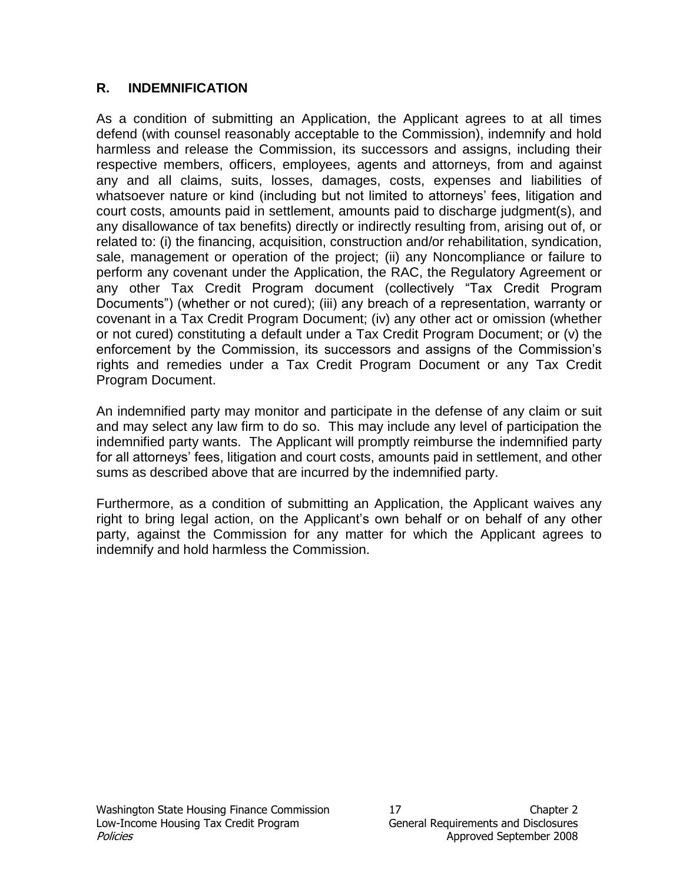## R. INDEMNIFICATION

As a condition of submitting an Application, the Applicant agrees to at all times defend (with counsel reasonably acceptable to the Commission), indemnify and hold harmless and release the Commission, its successors and assigns, including their respective members, officers, employees, agents and attorneys, from and against any and all claims, suits, losses, damages, costs, expenses and liabilities of whatsoever nature or kind (including but not limited to attorneys' fees, litigation and court costs, amounts paid in settlement, amounts paid to discharge judgment(s), and any disallowance of tax benefits) directly or indirectly resulting from, arising out of, or related to: (i) the financing, acquisition, construction and/or rehabilitation, syndication, sale, management or operation of the project; (ii) any Noncompliance or failure to perform any covenant under the Application, the RAC, the Regulatory Agreement or any other Tax Credit Program document (collectively "Tax Credit Program Documents") (whether or not cured); (iii) any breach of a representation, warranty or covenant in a Tax Credit Program Document; (iv) any other act or omission (whether or not cured) constituting a default under a Tax Credit Program Document; or (v) the enforcement by the Commission, its successors and assigns of the Commission's rights and remedies under a Tax Credit Program Document or any Tax Credit Program Document.

An indemnified party may monitor and participate in the defense of any claim or suit and may select any law firm to do so. This may include any level of participation the indemnified party wants. The Applicant will promptly reimburse the indemnified party for all attorneys' fees, litigation and court costs, amounts paid in settlement, and other sums as described above that are incurred by the indemnified party.

Furthermore, as a condition of submitting an Application, the Applicant waives any right to bring legal action, on the Applicant's own behalf or on behalf of any other party, against the Commission for any matter for which the Applicant agrees to indemnify and hold harmless the Commission.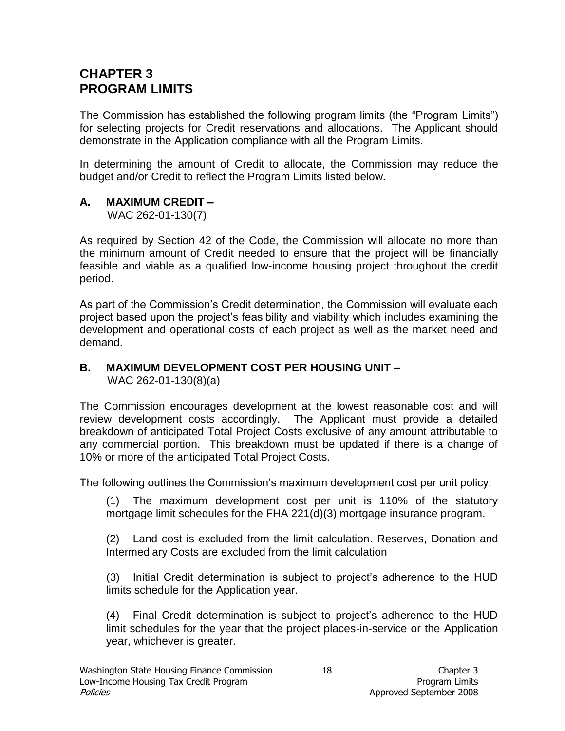# CHAPTER 3
# PROGRAM LIMITS

The Commission has established the following program limits (the "Program Limits") for selecting projects for Credit reservations and allocations. The Applicant should demonstrate in the Application compliance with all the Program Limits.

In determining the amount of Credit to allocate, the Commission may reduce the budget and/or Credit to reflect the Program Limits listed below.

## A. MAXIMUM CREDIT –

WAC 262-01-130(7)

As required by Section 42 of the Code, the Commission will allocate no more than the minimum amount of Credit needed to ensure that the project will be financially feasible and viable as a qualified low-income housing project throughout the credit period.

As part of the Commission's Credit determination, the Commission will evaluate each project based upon the project's feasibility and viability which includes examining the development and operational costs of each project as well as the market need and demand.

## B. MAXIMUM DEVELOPMENT COST PER HOUSING UNIT –

WAC 262-01-130(8)(a)

The Commission encourages development at the lowest reasonable cost and will review development costs accordingly. The Applicant must provide a detailed breakdown of anticipated Total Project Costs exclusive of any amount attributable to any commercial portion. This breakdown must be updated if there is a change of 10% or more of the anticipated Total Project Costs.

The following outlines the Commission's maximum development cost per unit policy:

(1) The maximum development cost per unit is 110% of the statutory mortgage limit schedules for the FHA 221(d)(3) mortgage insurance program.

(2) Land cost is excluded from the limit calculation. Reserves, Donation and Intermediary Costs are excluded from the limit calculation

(3) Initial Credit determination is subject to project's adherence to the HUD limits schedule for the Application year.

(4) Final Credit determination is subject to project's adherence to the HUD limit schedules for the year that the project places-in-service or the Application year, whichever is greater.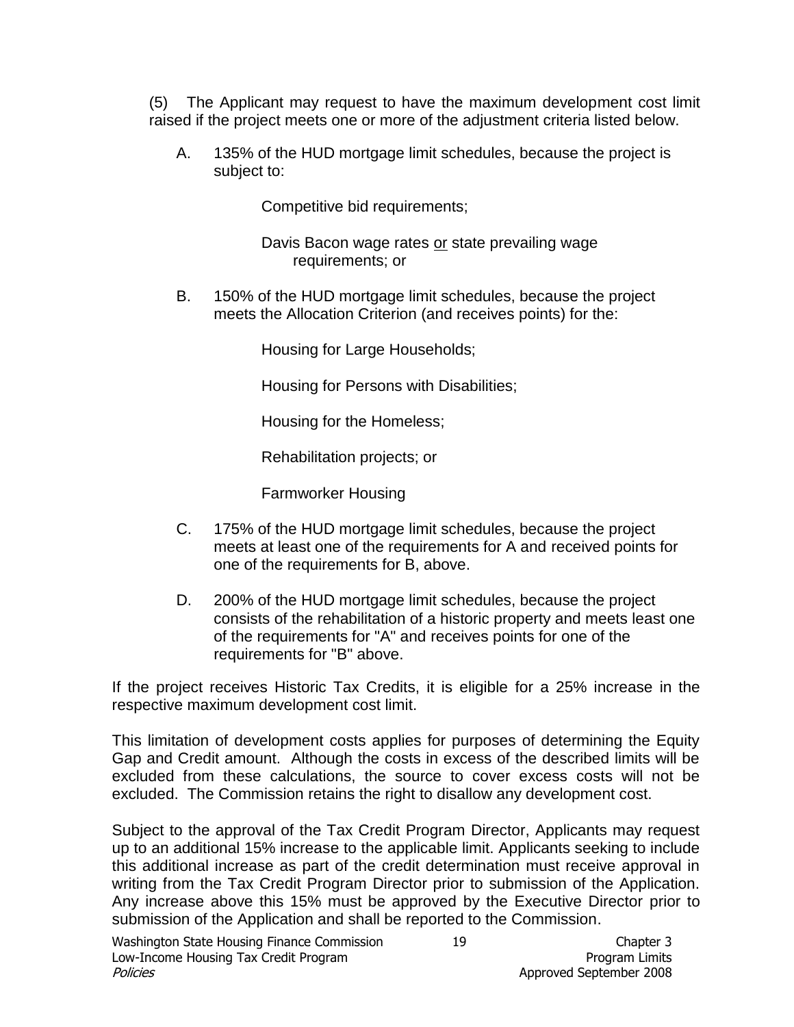(5) The Applicant may request to have the maximum development cost limit raised if the project meets one or more of the adjustment criteria listed below.

A. 135% of the HUD mortgage limit schedules, because the project is subject to:

   Competitive bid requirements;

   Davis Bacon wage rates or state prevailing wage requirements; or

B. 150% of the HUD mortgage limit schedules, because the project meets the Allocation Criterion (and receives points) for the:

   Housing for Large Households;

   Housing for Persons with Disabilities;

   Housing for the Homeless;

   Rehabilitation projects; or

   Farmworker Housing

C. 175% of the HUD mortgage limit schedules, because the project meets at least one of the requirements for A and received points for one of the requirements for B, above.

D. 200% of the HUD mortgage limit schedules, because the project consists of the rehabilitation of a historic property and meets least one of the requirements for "A" and receives points for one of the requirements for "B" above.

If the project receives Historic Tax Credits, it is eligible for a 25% increase in the respective maximum development cost limit.

This limitation of development costs applies for purposes of determining the Equity Gap and Credit amount. Although the costs in excess of the described limits will be excluded from these calculations, the source to cover excess costs will not be excluded. The Commission retains the right to disallow any development cost.

Subject to the approval of the Tax Credit Program Director, Applicants may request up to an additional 15% increase to the applicable limit. Applicants seeking to include this additional increase as part of the credit determination must receive approval in writing from the Tax Credit Program Director prior to submission of the Application. Any increase above this 15% must be approved by the Executive Director prior to submission of the Application and shall be reported to the Commission.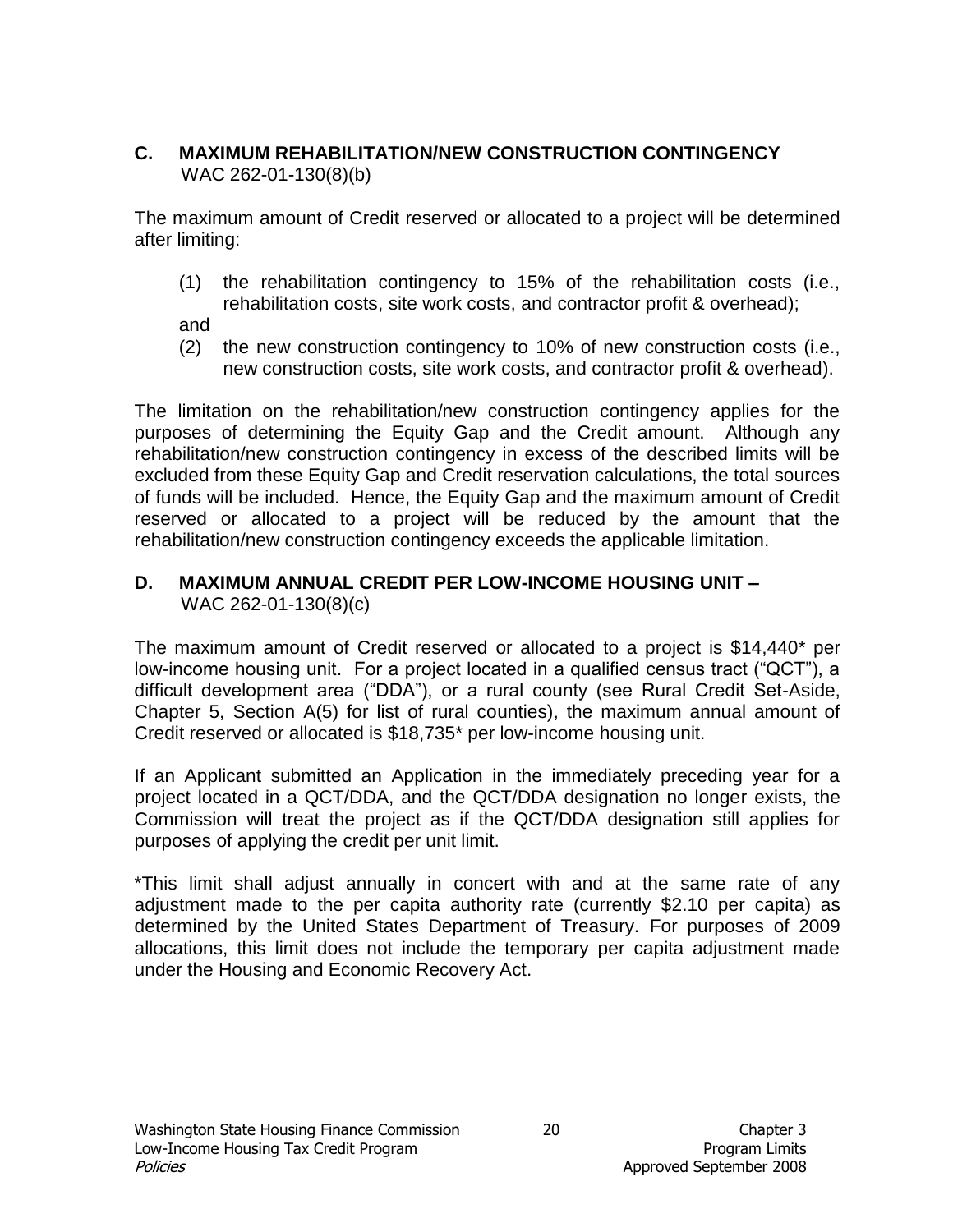## C. MAXIMUM REHABILITATION/NEW CONSTRUCTION CONTINGENCY
WAC 262-01-130(8)(b)

The maximum amount of Credit reserved or allocated to a project will be determined after limiting:

(1) the rehabilitation contingency to 15% of the rehabilitation costs (i.e., rehabilitation costs, site work costs, and contractor profit & overhead);

and

(2) the new construction contingency to 10% of new construction costs (i.e., new construction costs, site work costs, and contractor profit & overhead).

The limitation on the rehabilitation/new construction contingency applies for the purposes of determining the Equity Gap and the Credit amount. Although any rehabilitation/new construction contingency in excess of the described limits will be excluded from these Equity Gap and Credit reservation calculations, the total sources of funds will be included. Hence, the Equity Gap and the maximum amount of Credit reserved or allocated to a project will be reduced by the amount that the rehabilitation/new construction contingency exceeds the applicable limitation.

## D. MAXIMUM ANNUAL CREDIT PER LOW-INCOME HOUSING UNIT –
WAC 262-01-130(8)(c)

The maximum amount of Credit reserved or allocated to a project is $14,440* per low-income housing unit. For a project located in a qualified census tract ("QCT"), a difficult development area ("DDA"), or a rural county (see Rural Credit Set-Aside, Chapter 5, Section A(5) for list of rural counties), the maximum annual amount of Credit reserved or allocated is $18,735* per low-income housing unit.

If an Applicant submitted an Application in the immediately preceding year for a project located in a QCT/DDA, and the QCT/DDA designation no longer exists, the Commission will treat the project as if the QCT/DDA designation still applies for purposes of applying the credit per unit limit.

*This limit shall adjust annually in concert with and at the same rate of any adjustment made to the per capita authority rate (currently $2.10 per capita) as determined by the United States Department of Treasury. For purposes of 2009 allocations, this limit does not include the temporary per capita adjustment made under the Housing and Economic Recovery Act.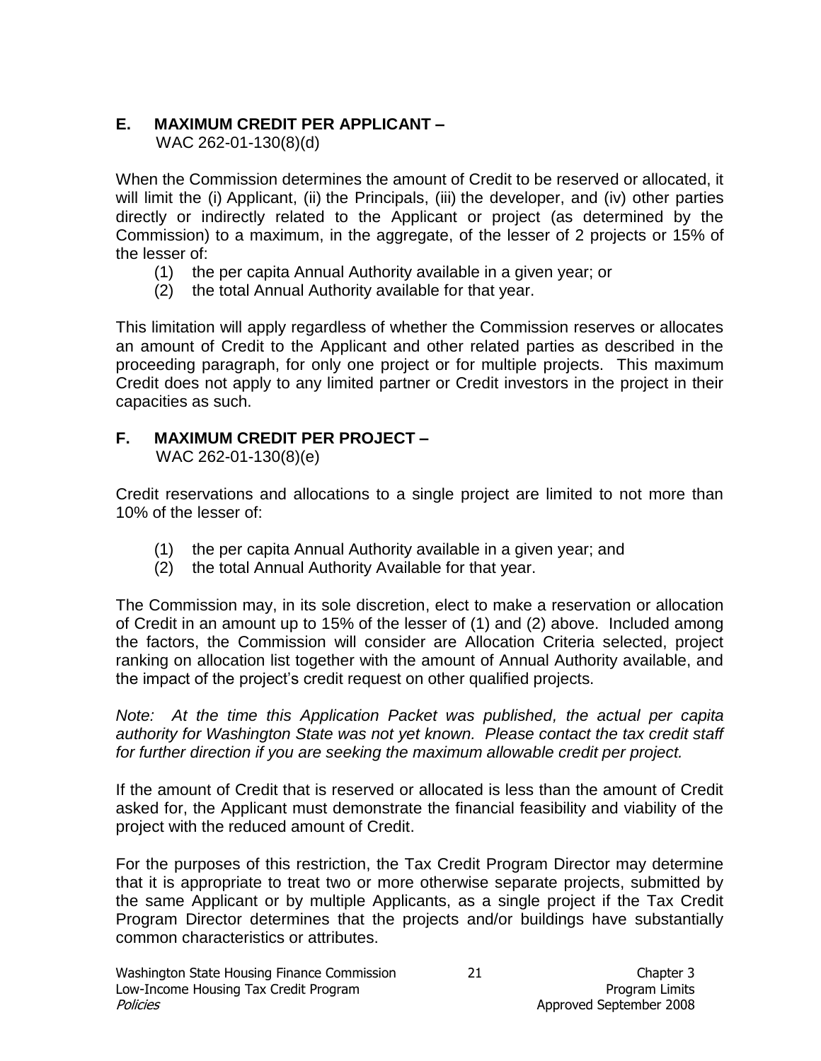## E. MAXIMUM CREDIT PER APPLICANT –

WAC 262-01-130(8)(d)

When the Commission determines the amount of Credit to be reserved or allocated, it will limit the (i) Applicant, (ii) the Principals, (iii) the developer, and (iv) other parties directly or indirectly related to the Applicant or project (as determined by the Commission) to a maximum, in the aggregate, of the lesser of 2 projects or 15% of the lesser of:

(1) the per capita Annual Authority available in a given year; or
(2) the total Annual Authority available for that year.

This limitation will apply regardless of whether the Commission reserves or allocates an amount of Credit to the Applicant and other related parties as described in the proceeding paragraph, for only one project or for multiple projects. This maximum Credit does not apply to any limited partner or Credit investors in the project in their capacities as such.

## F. MAXIMUM CREDIT PER PROJECT –

WAC 262-01-130(8)(e)

Credit reservations and allocations to a single project are limited to not more than 10% of the lesser of:

(1) the per capita Annual Authority available in a given year; and
(2) the total Annual Authority Available for that year.

The Commission may, in its sole discretion, elect to make a reservation or allocation of Credit in an amount up to 15% of the lesser of (1) and (2) above. Included among the factors, the Commission will consider are Allocation Criteria selected, project ranking on allocation list together with the amount of Annual Authority available, and the impact of the project's credit request on other qualified projects.

*Note: At the time this Application Packet was published, the actual per capita authority for Washington State was not yet known. Please contact the tax credit staff for further direction if you are seeking the maximum allowable credit per project.*

If the amount of Credit that is reserved or allocated is less than the amount of Credit asked for, the Applicant must demonstrate the financial feasibility and viability of the project with the reduced amount of Credit.

For the purposes of this restriction, the Tax Credit Program Director may determine that it is appropriate to treat two or more otherwise separate projects, submitted by the same Applicant or by multiple Applicants, as a single project if the Tax Credit Program Director determines that the projects and/or buildings have substantially common characteristics or attributes.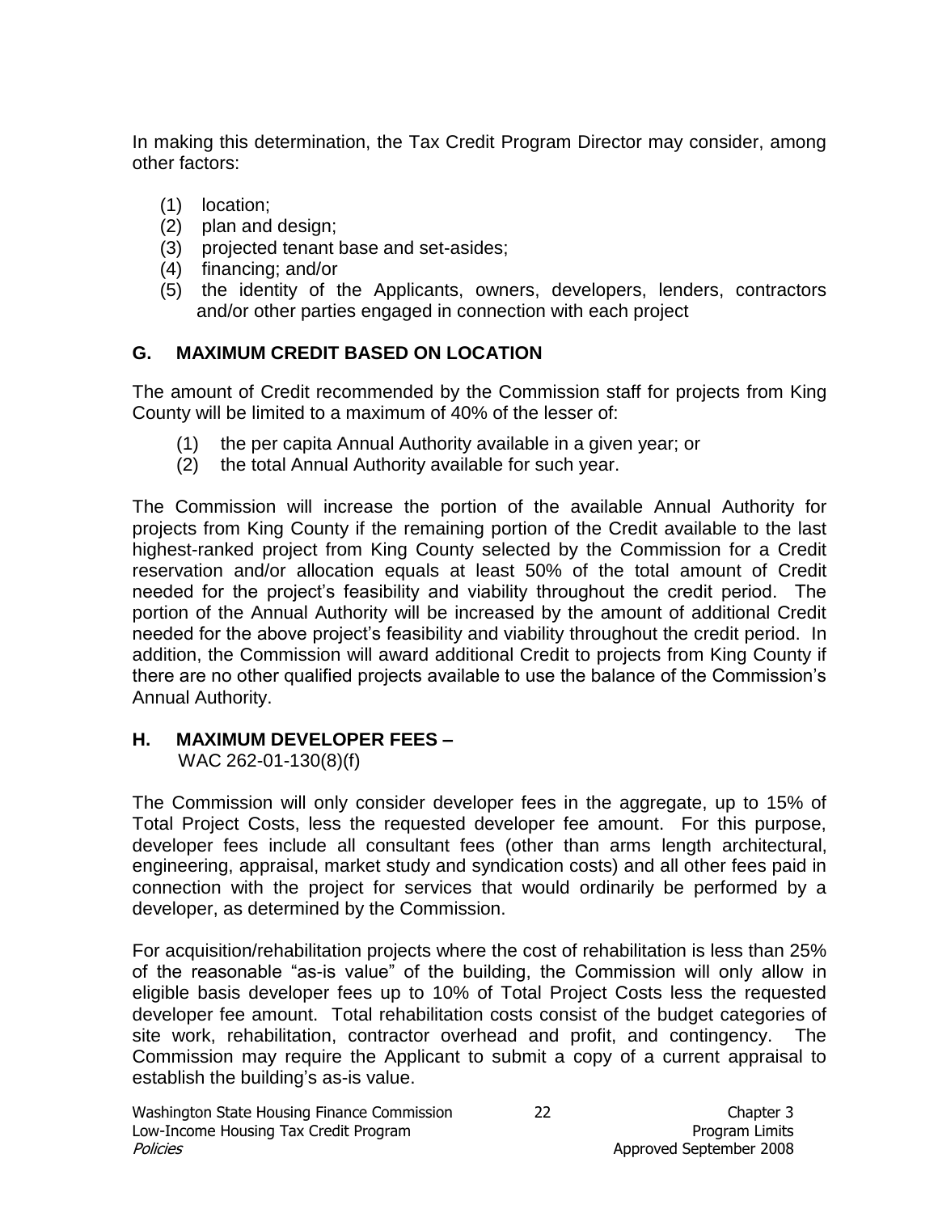In making this determination, the Tax Credit Program Director may consider, among other factors:

(1) location;
(2) plan and design;
(3) projected tenant base and set-asides;
(4) financing; and/or
(5) the identity of the Applicants, owners, developers, lenders, contractors and/or other parties engaged in connection with each project

## G. MAXIMUM CREDIT BASED ON LOCATION

The amount of Credit recommended by the Commission staff for projects from King County will be limited to a maximum of 40% of the lesser of:

(1) the per capita Annual Authority available in a given year; or
(2) the total Annual Authority available for such year.

The Commission will increase the portion of the available Annual Authority for projects from King County if the remaining portion of the Credit available to the last highest-ranked project from King County selected by the Commission for a Credit reservation and/or allocation equals at least 50% of the total amount of Credit needed for the project's feasibility and viability throughout the credit period. The portion of the Annual Authority will be increased by the amount of additional Credit needed for the above project's feasibility and viability throughout the credit period. In addition, the Commission will award additional Credit to projects from King County if there are no other qualified projects available to use the balance of the Commission's Annual Authority.

## H. MAXIMUM DEVELOPER FEES –

WAC 262-01-130(8)(f)

The Commission will only consider developer fees in the aggregate, up to 15% of Total Project Costs, less the requested developer fee amount. For this purpose, developer fees include all consultant fees (other than arms length architectural, engineering, appraisal, market study and syndication costs) and all other fees paid in connection with the project for services that would ordinarily be performed by a developer, as determined by the Commission.

For acquisition/rehabilitation projects where the cost of rehabilitation is less than 25% of the reasonable "as-is value" of the building, the Commission will only allow in eligible basis developer fees up to 10% of Total Project Costs less the requested developer fee amount. Total rehabilitation costs consist of the budget categories of site work, rehabilitation, contractor overhead and profit, and contingency. The Commission may require the Applicant to submit a copy of a current appraisal to establish the building's as-is value.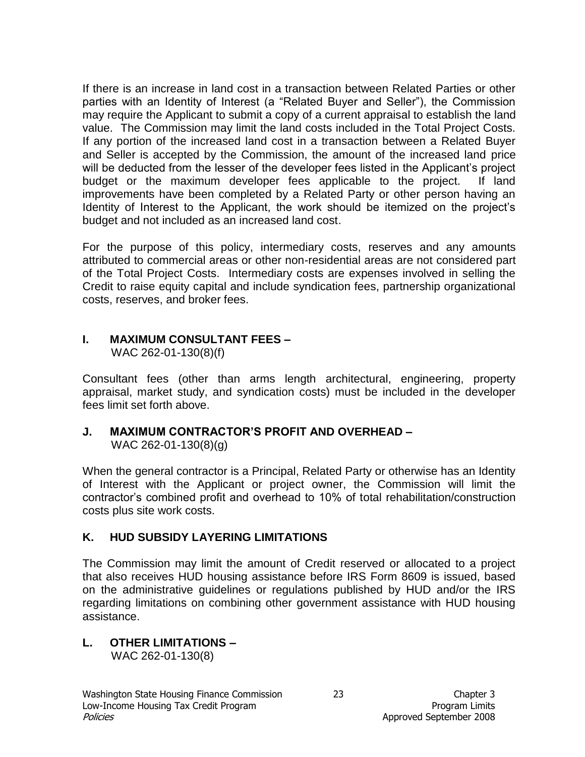If there is an increase in land cost in a transaction between Related Parties or other parties with an Identity of Interest (a "Related Buyer and Seller"), the Commission may require the Applicant to submit a copy of a current appraisal to establish the land value. The Commission may limit the land costs included in the Total Project Costs. If any portion of the increased land cost in a transaction between a Related Buyer and Seller is accepted by the Commission, the amount of the increased land price will be deducted from the lesser of the developer fees listed in the Applicant's project budget or the maximum developer fees applicable to the project. If land improvements have been completed by a Related Party or other person having an Identity of Interest to the Applicant, the work should be itemized on the project's budget and not included as an increased land cost.

For the purpose of this policy, intermediary costs, reserves and any amounts attributed to commercial areas or other non-residential areas are not considered part of the Total Project Costs. Intermediary costs are expenses involved in selling the Credit to raise equity capital and include syndication fees, partnership organizational costs, reserves, and broker fees.

## I. MAXIMUM CONSULTANT FEES –

WAC 262-01-130(8)(f)

Consultant fees (other than arms length architectural, engineering, property appraisal, market study, and syndication costs) must be included in the developer fees limit set forth above.

## J. MAXIMUM CONTRACTOR'S PROFIT AND OVERHEAD –

WAC 262-01-130(8)(g)

When the general contractor is a Principal, Related Party or otherwise has an Identity of Interest with the Applicant or project owner, the Commission will limit the contractor's combined profit and overhead to 10% of total rehabilitation/construction costs plus site work costs.

## K. HUD SUBSIDY LAYERING LIMITATIONS

The Commission may limit the amount of Credit reserved or allocated to a project that also receives HUD housing assistance before IRS Form 8609 is issued, based on the administrative guidelines or regulations published by HUD and/or the IRS regarding limitations on combining other government assistance with HUD housing assistance.

## L. OTHER LIMITATIONS –

WAC 262-01-130(8)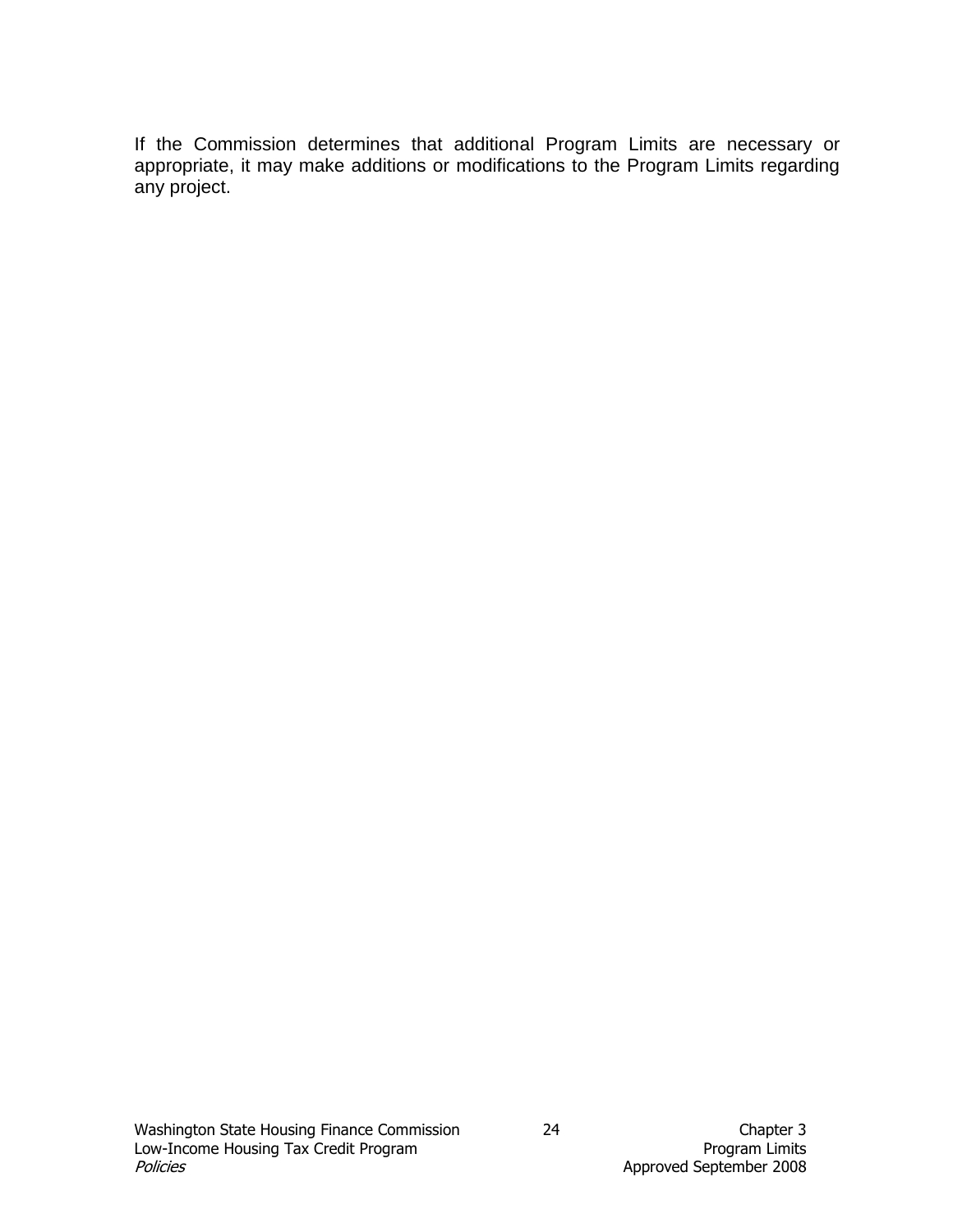If the Commission determines that additional Program Limits are necessary or appropriate, it may make additions or modifications to the Program Limits regarding any project.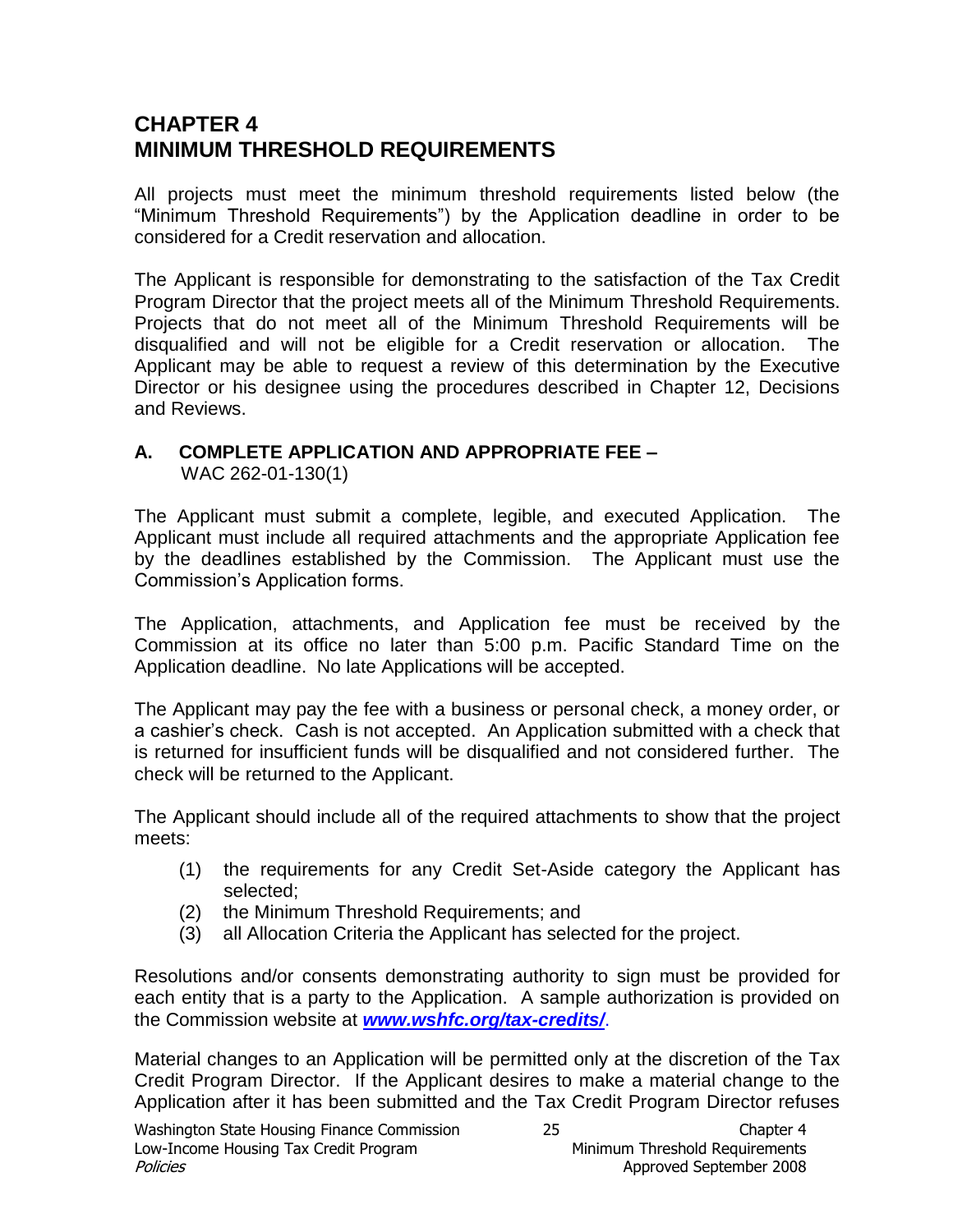# CHAPTER 4
# MINIMUM THRESHOLD REQUIREMENTS

All projects must meet the minimum threshold requirements listed below (the "Minimum Threshold Requirements") by the Application deadline in order to be considered for a Credit reservation and allocation.

The Applicant is responsible for demonstrating to the satisfaction of the Tax Credit Program Director that the project meets all of the Minimum Threshold Requirements. Projects that do not meet all of the Minimum Threshold Requirements will be disqualified and will not be eligible for a Credit reservation or allocation. The Applicant may be able to request a review of this determination by the Executive Director or his designee using the procedures described in Chapter 12, Decisions and Reviews.

## A. COMPLETE APPLICATION AND APPROPRIATE FEE –

WAC 262-01-130(1)

The Applicant must submit a complete, legible, and executed Application. The Applicant must include all required attachments and the appropriate Application fee by the deadlines established by the Commission. The Applicant must use the Commission's Application forms.

The Application, attachments, and Application fee must be received by the Commission at its office no later than 5:00 p.m. Pacific Standard Time on the Application deadline. No late Applications will be accepted.

The Applicant may pay the fee with a business or personal check, a money order, or a cashier's check. Cash is not accepted. An Application submitted with a check that is returned for insufficient funds will be disqualified and not considered further. The check will be returned to the Applicant.

The Applicant should include all of the required attachments to show that the project meets:

(1) the requirements for any Credit Set-Aside category the Applicant has selected;
(2) the Minimum Threshold Requirements; and
(3) all Allocation Criteria the Applicant has selected for the project.

Resolutions and/or consents demonstrating authority to sign must be provided for each entity that is a party to the Application. A sample authorization is provided on the Commission website at ***www.wshfc.org/tax-credits/***.

Material changes to an Application will be permitted only at the discretion of the Tax Credit Program Director. If the Applicant desires to make a material change to the Application after it has been submitted and the Tax Credit Program Director refuses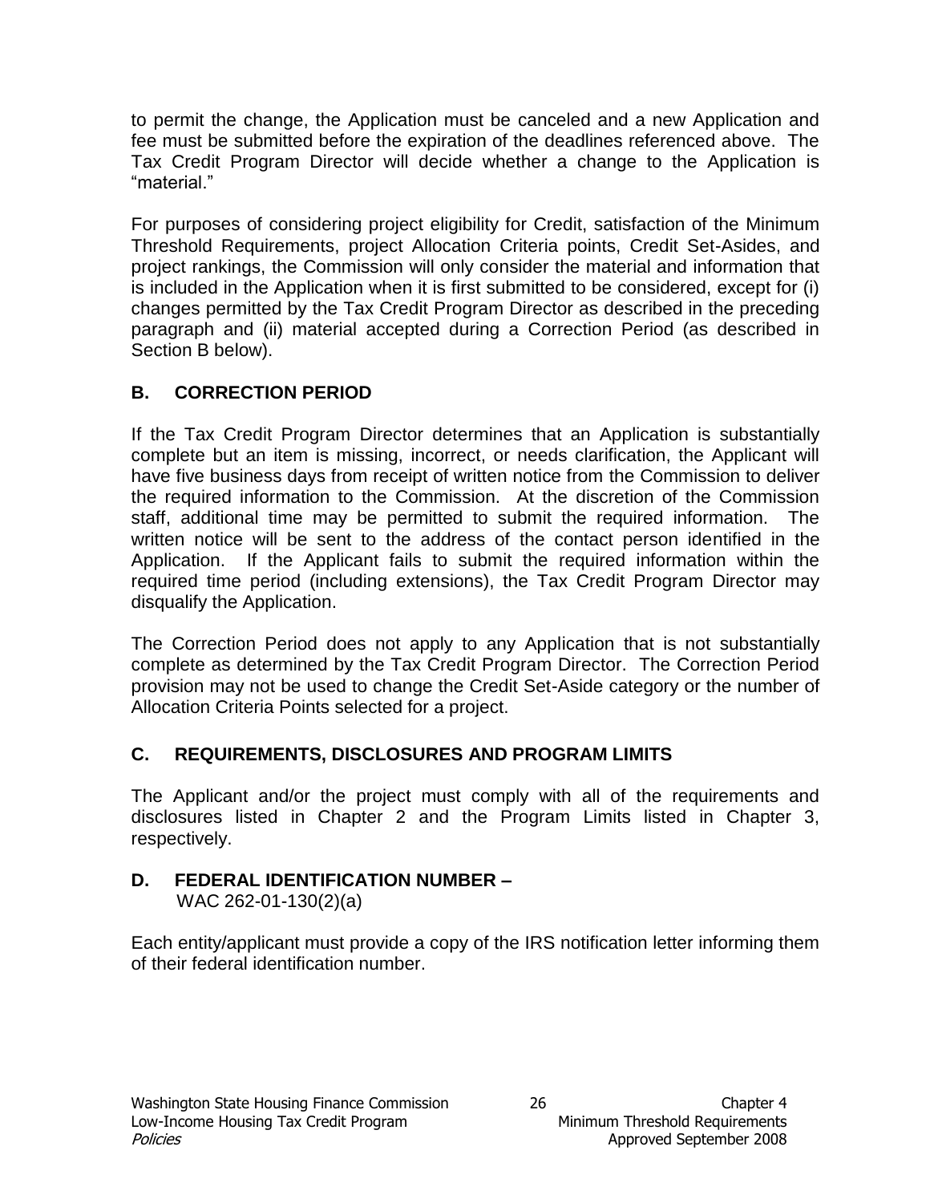to permit the change, the Application must be canceled and a new Application and fee must be submitted before the expiration of the deadlines referenced above. The Tax Credit Program Director will decide whether a change to the Application is "material."

For purposes of considering project eligibility for Credit, satisfaction of the Minimum Threshold Requirements, project Allocation Criteria points, Credit Set-Asides, and project rankings, the Commission will only consider the material and information that is included in the Application when it is first submitted to be considered, except for (i) changes permitted by the Tax Credit Program Director as described in the preceding paragraph and (ii) material accepted during a Correction Period (as described in Section B below).

## B. CORRECTION PERIOD

If the Tax Credit Program Director determines that an Application is substantially complete but an item is missing, incorrect, or needs clarification, the Applicant will have five business days from receipt of written notice from the Commission to deliver the required information to the Commission. At the discretion of the Commission staff, additional time may be permitted to submit the required information. The written notice will be sent to the address of the contact person identified in the Application. If the Applicant fails to submit the required information within the required time period (including extensions), the Tax Credit Program Director may disqualify the Application.

The Correction Period does not apply to any Application that is not substantially complete as determined by the Tax Credit Program Director. The Correction Period provision may not be used to change the Credit Set-Aside category or the number of Allocation Criteria Points selected for a project.

## C. REQUIREMENTS, DISCLOSURES AND PROGRAM LIMITS

The Applicant and/or the project must comply with all of the requirements and disclosures listed in Chapter 2 and the Program Limits listed in Chapter 3, respectively.

## D. FEDERAL IDENTIFICATION NUMBER –

WAC 262-01-130(2)(a)

Each entity/applicant must provide a copy of the IRS notification letter informing them of their federal identification number.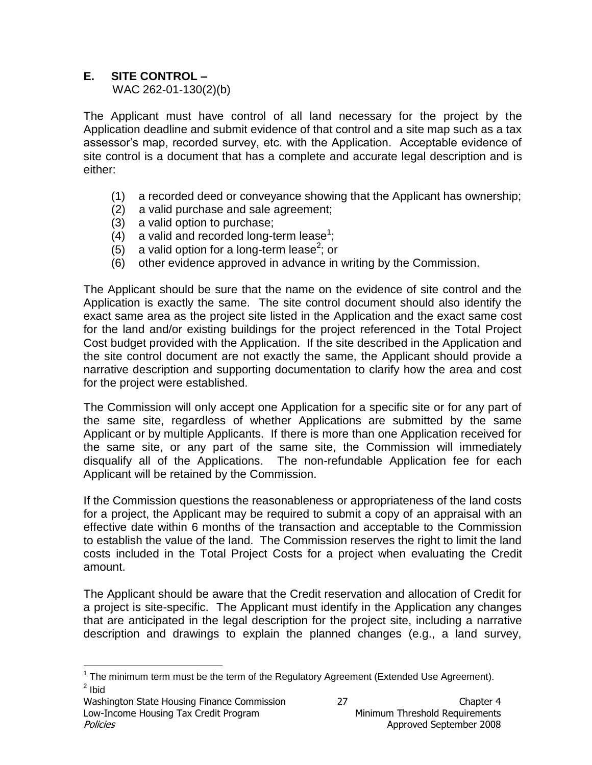## E. SITE CONTROL –

WAC 262-01-130(2)(b)

The Applicant must have control of all land necessary for the project by the Application deadline and submit evidence of that control and a site map such as a tax assessor's map, recorded survey, etc. with the Application. Acceptable evidence of site control is a document that has a complete and accurate legal description and is either:

(1) a recorded deed or conveyance showing that the Applicant has ownership;
(2) a valid purchase and sale agreement;
(3) a valid option to purchase;
(4) a valid and recorded long-term lease[1];
(5) a valid option for a long-term lease[2]; or
(6) other evidence approved in advance in writing by the Commission.

The Applicant should be sure that the name on the evidence of site control and the Application is exactly the same. The site control document should also identify the exact same area as the project site listed in the Application and the exact same cost for the land and/or existing buildings for the project referenced in the Total Project Cost budget provided with the Application. If the site described in the Application and the site control document are not exactly the same, the Applicant should provide a narrative description and supporting documentation to clarify how the area and cost for the project were established.

The Commission will only accept one Application for a specific site or for any part of the same site, regardless of whether Applications are submitted by the same Applicant or by multiple Applicants. If there is more than one Application received for the same site, or any part of the same site, the Commission will immediately disqualify all of the Applications. The non-refundable Application fee for each Applicant will be retained by the Commission.

If the Commission questions the reasonableness or appropriateness of the land costs for a project, the Applicant may be required to submit a copy of an appraisal with an effective date within 6 months of the transaction and acceptable to the Commission to establish the value of the land. The Commission reserves the right to limit the land costs included in the Total Project Costs for a project when evaluating the Credit amount.

The Applicant should be aware that the Credit reservation and allocation of Credit for a project is site-specific. The Applicant must identify in the Application any changes that are anticipated in the legal description for the project site, including a narrative description and drawings to explain the planned changes (e.g., a land survey,

[1] The minimum term must be the term of the Regulatory Agreement (Extended Use Agreement).
[2] Ibid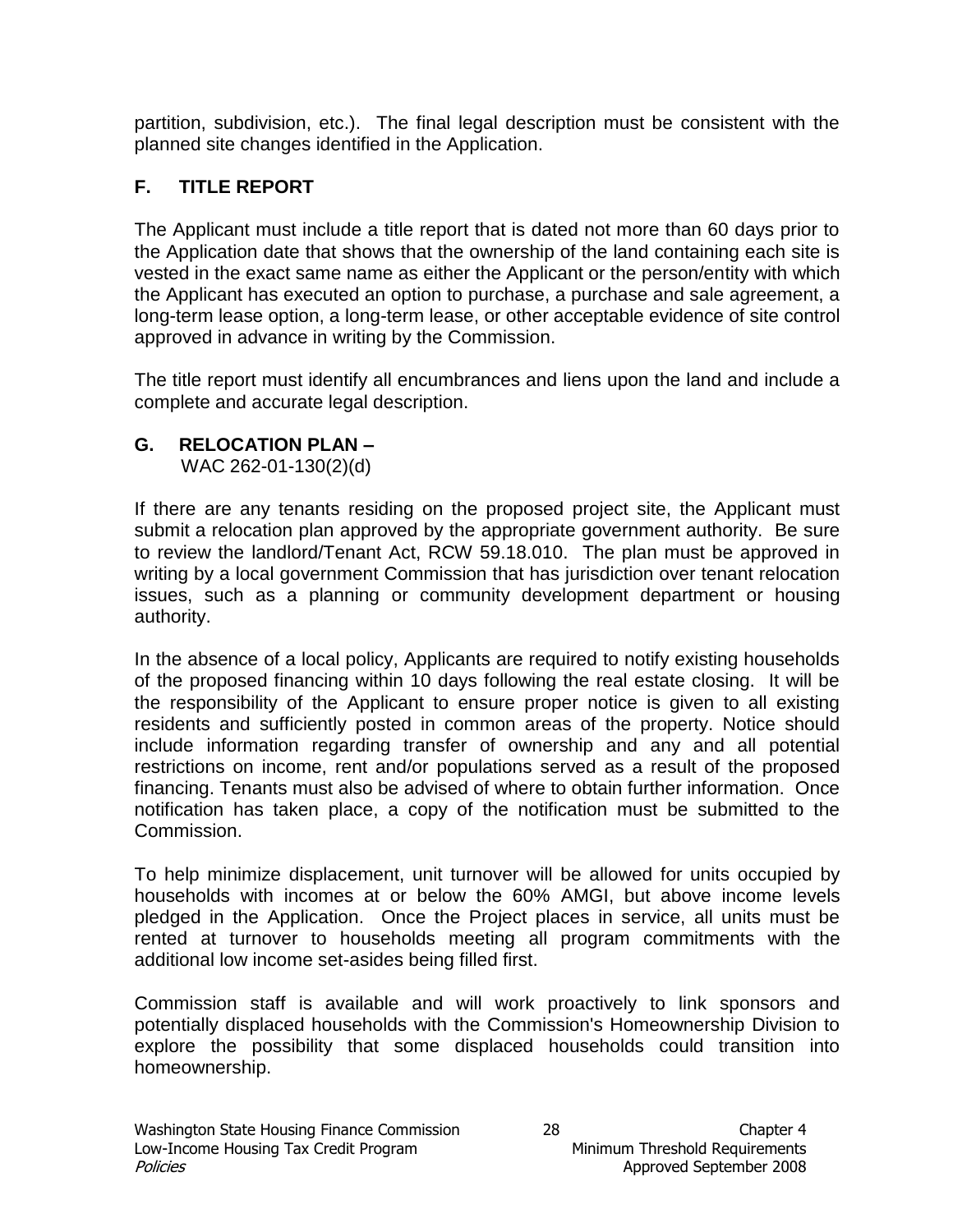partition, subdivision, etc.). The final legal description must be consistent with the planned site changes identified in the Application.

### F. TITLE REPORT

The Applicant must include a title report that is dated not more than 60 days prior to the Application date that shows that the ownership of the land containing each site is vested in the exact same name as either the Applicant or the person/entity with which the Applicant has executed an option to purchase, a purchase and sale agreement, a long-term lease option, a long-term lease, or other acceptable evidence of site control approved in advance in writing by the Commission.

The title report must identify all encumbrances and liens upon the land and include a complete and accurate legal description.

### G. RELOCATION PLAN –

WAC 262-01-130(2)(d)

If there are any tenants residing on the proposed project site, the Applicant must submit a relocation plan approved by the appropriate government authority. Be sure to review the landlord/Tenant Act, RCW 59.18.010. The plan must be approved in writing by a local government Commission that has jurisdiction over tenant relocation issues, such as a planning or community development department or housing authority.

In the absence of a local policy, Applicants are required to notify existing households of the proposed financing within 10 days following the real estate closing. It will be the responsibility of the Applicant to ensure proper notice is given to all existing residents and sufficiently posted in common areas of the property. Notice should include information regarding transfer of ownership and any and all potential restrictions on income, rent and/or populations served as a result of the proposed financing. Tenants must also be advised of where to obtain further information. Once notification has taken place, a copy of the notification must be submitted to the Commission.

To help minimize displacement, unit turnover will be allowed for units occupied by households with incomes at or below the 60% AMGI, but above income levels pledged in the Application. Once the Project places in service, all units must be rented at turnover to households meeting all program commitments with the additional low income set-asides being filled first.

Commission staff is available and will work proactively to link sponsors and potentially displaced households with the Commission's Homeownership Division to explore the possibility that some displaced households could transition into homeownership.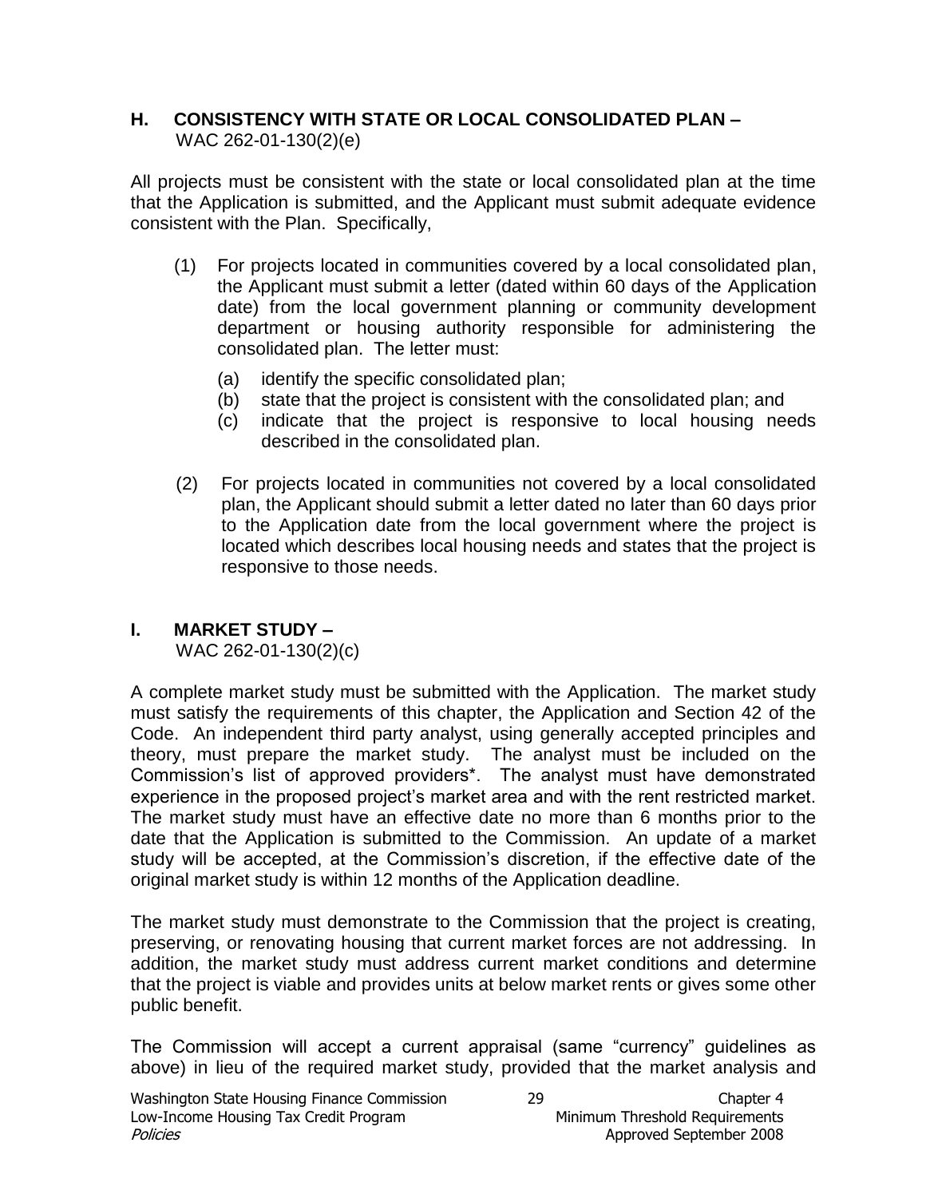## H. CONSISTENCY WITH STATE OR LOCAL CONSOLIDATED PLAN –

WAC 262-01-130(2)(e)

All projects must be consistent with the state or local consolidated plan at the time that the Application is submitted, and the Applicant must submit adequate evidence consistent with the Plan. Specifically,

(1) For projects located in communities covered by a local consolidated plan, the Applicant must submit a letter (dated within 60 days of the Application date) from the local government planning or community development department or housing authority responsible for administering the consolidated plan. The letter must:

  (a) identify the specific consolidated plan;
  (b) state that the project is consistent with the consolidated plan; and
  (c) indicate that the project is responsive to local housing needs described in the consolidated plan.

(2) For projects located in communities not covered by a local consolidated plan, the Applicant should submit a letter dated no later than 60 days prior to the Application date from the local government where the project is located which describes local housing needs and states that the project is responsive to those needs.

## I. MARKET STUDY –

WAC 262-01-130(2)(c)

A complete market study must be submitted with the Application. The market study must satisfy the requirements of this chapter, the Application and Section 42 of the Code. An independent third party analyst, using generally accepted principles and theory, must prepare the market study. The analyst must be included on the Commission's list of approved providers*. The analyst must have demonstrated experience in the proposed project's market area and with the rent restricted market. The market study must have an effective date no more than 6 months prior to the date that the Application is submitted to the Commission. An update of a market study will be accepted, at the Commission's discretion, if the effective date of the original market study is within 12 months of the Application deadline.

The market study must demonstrate to the Commission that the project is creating, preserving, or renovating housing that current market forces are not addressing. In addition, the market study must address current market conditions and determine that the project is viable and provides units at below market rents or gives some other public benefit.

The Commission will accept a current appraisal (same "currency" guidelines as above) in lieu of the required market study, provided that the market analysis and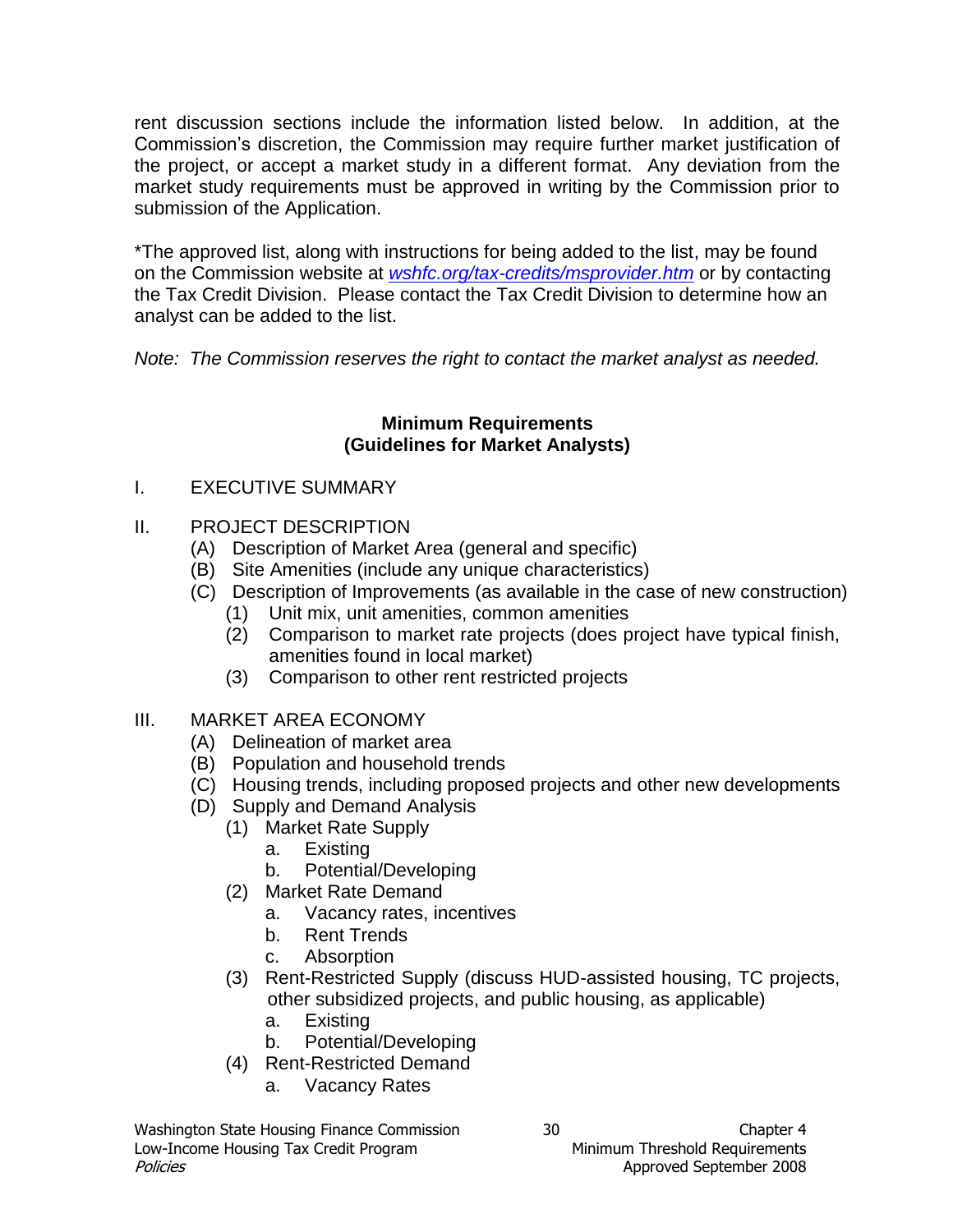rent discussion sections include the information listed below. In addition, at the Commission's discretion, the Commission may require further market justification of the project, or accept a market study in a different format. Any deviation from the market study requirements must be approved in writing by the Commission prior to submission of the Application.

*The approved list, along with instructions for being added to the list, may be found on the Commission website at *wshfc.org/tax-credits/msprovider.htm* or by contacting the Tax Credit Division. Please contact the Tax Credit Division to determine how an analyst can be added to the list.

*Note: The Commission reserves the right to contact the market analyst as needed.*

**Minimum Requirements**
**(Guidelines for Market Analysts)**

I. EXECUTIVE SUMMARY

II. PROJECT DESCRIPTION
- (A) Description of Market Area (general and specific)
- (B) Site Amenities (include any unique characteristics)
- (C) Description of Improvements (as available in the case of new construction)
  - (1) Unit mix, unit amenities, common amenities
  - (2) Comparison to market rate projects (does project have typical finish, amenities found in local market)
  - (3) Comparison to other rent restricted projects

III. MARKET AREA ECONOMY
- (A) Delineation of market area
- (B) Population and household trends
- (C) Housing trends, including proposed projects and other new developments
- (D) Supply and Demand Analysis
  - (1) Market Rate Supply
    - a. Existing
    - b. Potential/Developing
  - (2) Market Rate Demand
    - a. Vacancy rates, incentives
    - b. Rent Trends
    - c. Absorption
  - (3) Rent-Restricted Supply (discuss HUD-assisted housing, TC projects, other subsidized projects, and public housing, as applicable)
    - a. Existing
    - b. Potential/Developing
  - (4) Rent-Restricted Demand
    - a. Vacancy Rates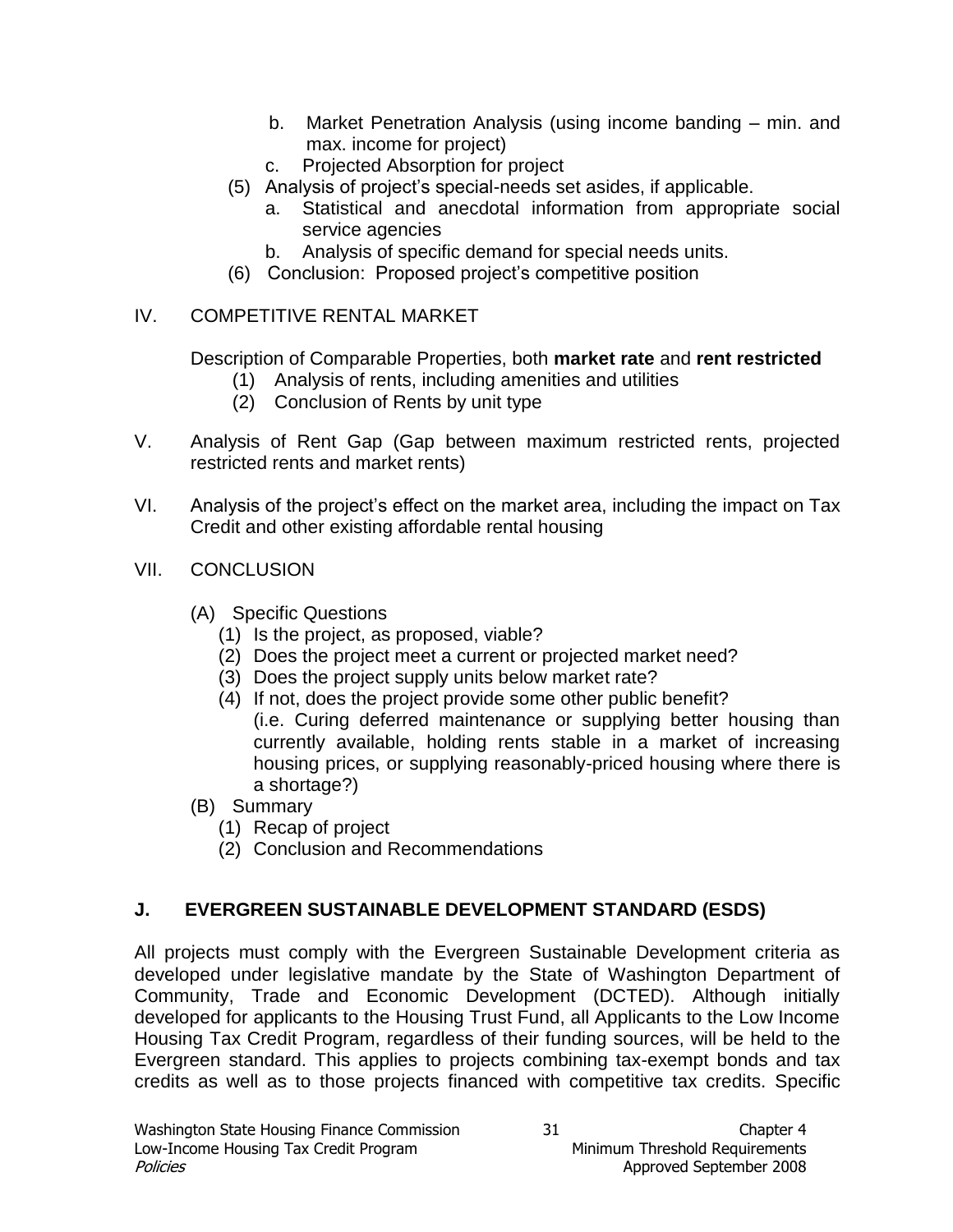b. Market Penetration Analysis (using income banding – min. and max. income for project)

c. Projected Absorption for project

(5) Analysis of project's special-needs set asides, if applicable.

a. Statistical and anecdotal information from appropriate social service agencies

b. Analysis of specific demand for special needs units.

(6) Conclusion: Proposed project's competitive position

IV. COMPETITIVE RENTAL MARKET

Description of Comparable Properties, both **market rate** and **rent restricted**

(1) Analysis of rents, including amenities and utilities

(2) Conclusion of Rents by unit type

V. Analysis of Rent Gap (Gap between maximum restricted rents, projected restricted rents and market rents)

VI. Analysis of the project's effect on the market area, including the impact on Tax Credit and other existing affordable rental housing

VII. CONCLUSION

(A) Specific Questions

(1) Is the project, as proposed, viable?

(2) Does the project meet a current or projected market need?

(3) Does the project supply units below market rate?

(4) If not, does the project provide some other public benefit? (i.e. Curing deferred maintenance or supplying better housing than currently available, holding rents stable in a market of increasing housing prices, or supplying reasonably-priced housing where there is a shortage?)

(B) Summary

(1) Recap of project

(2) Conclusion and Recommendations

### J. EVERGREEN SUSTAINABLE DEVELOPMENT STANDARD (ESDS)

All projects must comply with the Evergreen Sustainable Development criteria as developed under legislative mandate by the State of Washington Department of Community, Trade and Economic Development (DCTED). Although initially developed for applicants to the Housing Trust Fund, all Applicants to the Low Income Housing Tax Credit Program, regardless of their funding sources, will be held to the Evergreen standard. This applies to projects combining tax-exempt bonds and tax credits as well as to those projects financed with competitive tax credits. Specific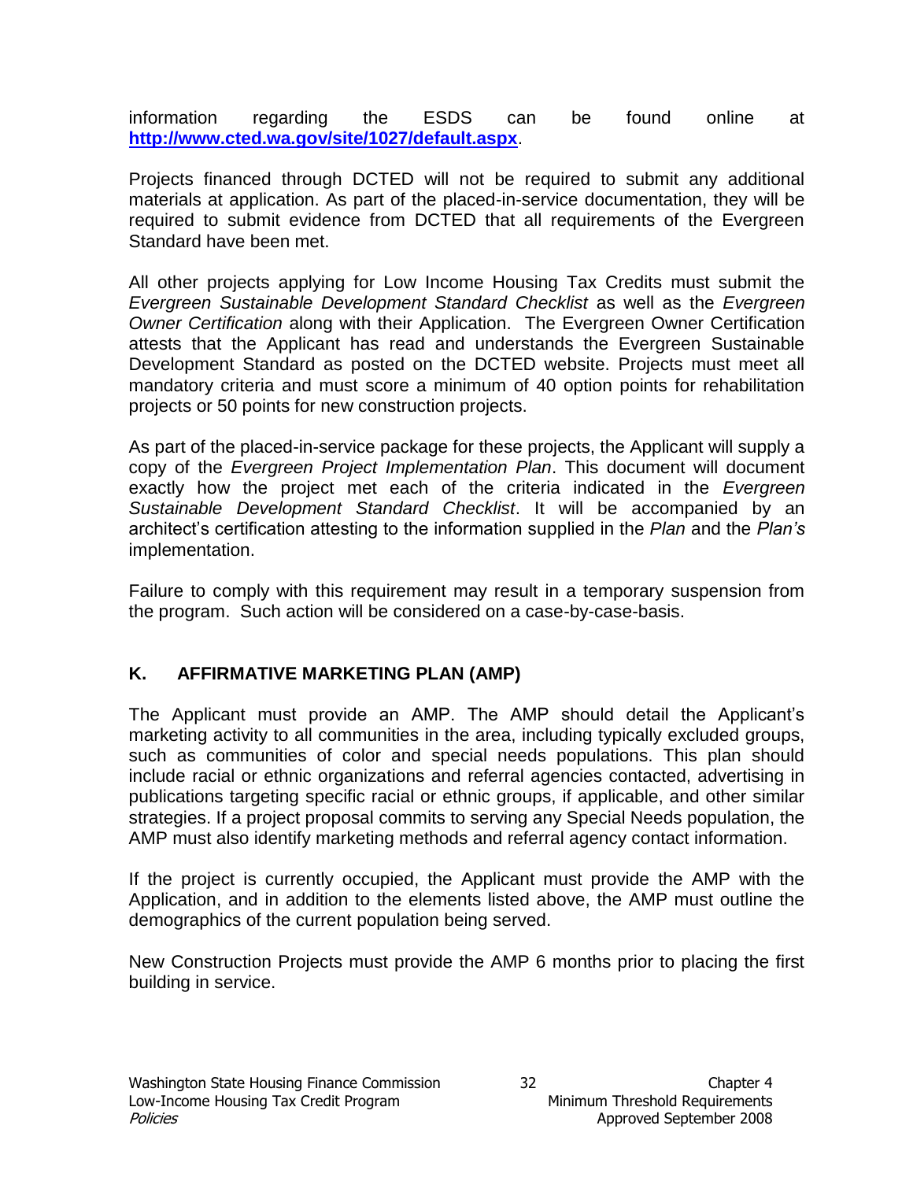information regarding the ESDS can be found online at **http://www.cted.wa.gov/site/1027/default.aspx**.

Projects financed through DCTED will not be required to submit any additional materials at application. As part of the placed-in-service documentation, they will be required to submit evidence from DCTED that all requirements of the Evergreen Standard have been met.

All other projects applying for Low Income Housing Tax Credits must submit the *Evergreen Sustainable Development Standard Checklist* as well as the *Evergreen Owner Certification* along with their Application. The Evergreen Owner Certification attests that the Applicant has read and understands the Evergreen Sustainable Development Standard as posted on the DCTED website. Projects must meet all mandatory criteria and must score a minimum of 40 option points for rehabilitation projects or 50 points for new construction projects.

As part of the placed-in-service package for these projects, the Applicant will supply a copy of the *Evergreen Project Implementation Plan*. This document will document exactly how the project met each of the criteria indicated in the *Evergreen Sustainable Development Standard Checklist*. It will be accompanied by an architect's certification attesting to the information supplied in the *Plan* and the *Plan's* implementation.

Failure to comply with this requirement may result in a temporary suspension from the program. Such action will be considered on a case-by-case-basis.

## K. AFFIRMATIVE MARKETING PLAN (AMP)

The Applicant must provide an AMP. The AMP should detail the Applicant's marketing activity to all communities in the area, including typically excluded groups, such as communities of color and special needs populations. This plan should include racial or ethnic organizations and referral agencies contacted, advertising in publications targeting specific racial or ethnic groups, if applicable, and other similar strategies. If a project proposal commits to serving any Special Needs population, the AMP must also identify marketing methods and referral agency contact information.

If the project is currently occupied, the Applicant must provide the AMP with the Application, and in addition to the elements listed above, the AMP must outline the demographics of the current population being served.

New Construction Projects must provide the AMP 6 months prior to placing the first building in service.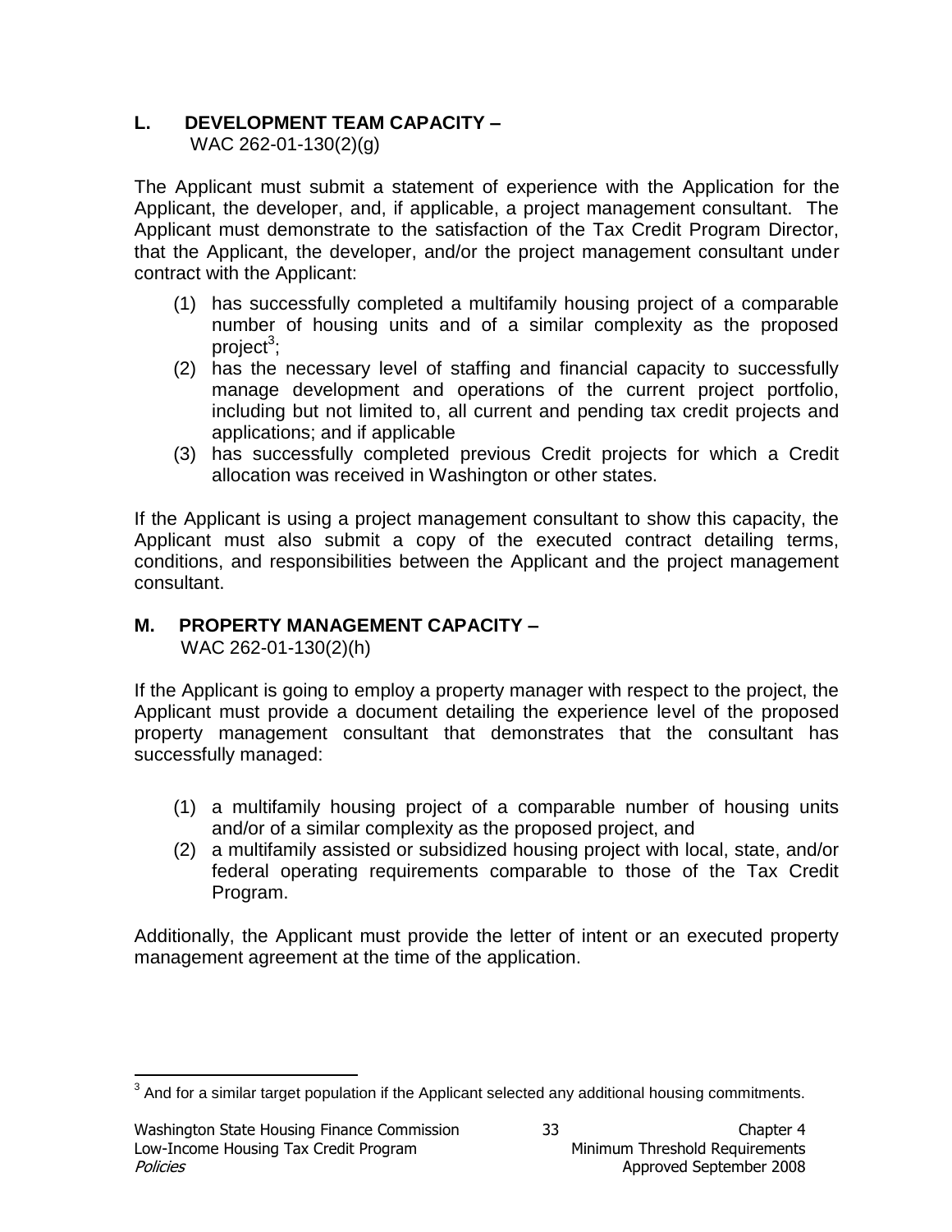## L. DEVELOPMENT TEAM CAPACITY –

WAC 262-01-130(2)(g)

The Applicant must submit a statement of experience with the Application for the Applicant, the developer, and, if applicable, a project management consultant. The Applicant must demonstrate to the satisfaction of the Tax Credit Program Director, that the Applicant, the developer, and/or the project management consultant under contract with the Applicant:

(1) has successfully completed a multifamily housing project of a comparable number of housing units and of a similar complexity as the proposed project[3];
(2) has the necessary level of staffing and financial capacity to successfully manage development and operations of the current project portfolio, including but not limited to, all current and pending tax credit projects and applications; and if applicable
(3) has successfully completed previous Credit projects for which a Credit allocation was received in Washington or other states.

If the Applicant is using a project management consultant to show this capacity, the Applicant must also submit a copy of the executed contract detailing terms, conditions, and responsibilities between the Applicant and the project management consultant.

## M. PROPERTY MANAGEMENT CAPACITY –

WAC 262-01-130(2)(h)

If the Applicant is going to employ a property manager with respect to the project, the Applicant must provide a document detailing the experience level of the proposed property management consultant that demonstrates that the consultant has successfully managed:

(1) a multifamily housing project of a comparable number of housing units and/or of a similar complexity as the proposed project, and
(2) a multifamily assisted or subsidized housing project with local, state, and/or federal operating requirements comparable to those of the Tax Credit Program.

Additionally, the Applicant must provide the letter of intent or an executed property management agreement at the time of the application.

[3] And for a similar target population if the Applicant selected any additional housing commitments.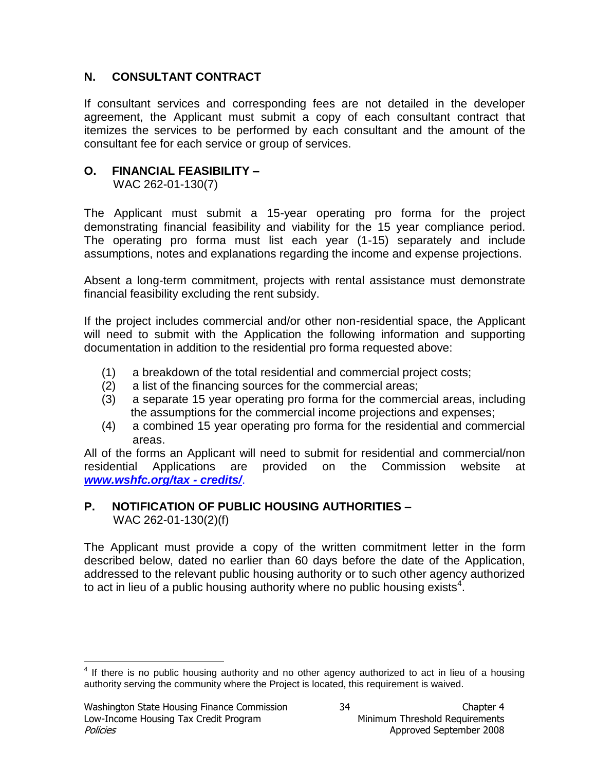## N. CONSULTANT CONTRACT

If consultant services and corresponding fees are not detailed in the developer agreement, the Applicant must submit a copy of each consultant contract that itemizes the services to be performed by each consultant and the amount of the consultant fee for each service or group of services.

## O. FINANCIAL FEASIBILITY –
WAC 262-01-130(7)

The Applicant must submit a 15-year operating pro forma for the project demonstrating financial feasibility and viability for the 15 year compliance period. The operating pro forma must list each year (1-15) separately and include assumptions, notes and explanations regarding the income and expense projections.

Absent a long-term commitment, projects with rental assistance must demonstrate financial feasibility excluding the rent subsidy.

If the project includes commercial and/or other non-residential space, the Applicant will need to submit with the Application the following information and supporting documentation in addition to the residential pro forma requested above:

(1) a breakdown of the total residential and commercial project costs;
(2) a list of the financing sources for the commercial areas;
(3) a separate 15 year operating pro forma for the commercial areas, including the assumptions for the commercial income projections and expenses;
(4) a combined 15 year operating pro forma for the residential and commercial areas.

All of the forms an Applicant will need to submit for residential and commercial/non residential Applications are provided on the Commission website at ***www.wshfc.org/tax - credits/***.

## P. NOTIFICATION OF PUBLIC HOUSING AUTHORITIES –
WAC 262-01-130(2)(f)

The Applicant must provide a copy of the written commitment letter in the form described below, dated no earlier than 60 days before the date of the Application, addressed to the relevant public housing authority or to such other agency authorized to act in lieu of a public housing authority where no public housing exists[4].

[4] If there is no public housing authority and no other agency authorized to act in lieu of a housing authority serving the community where the Project is located, this requirement is waived.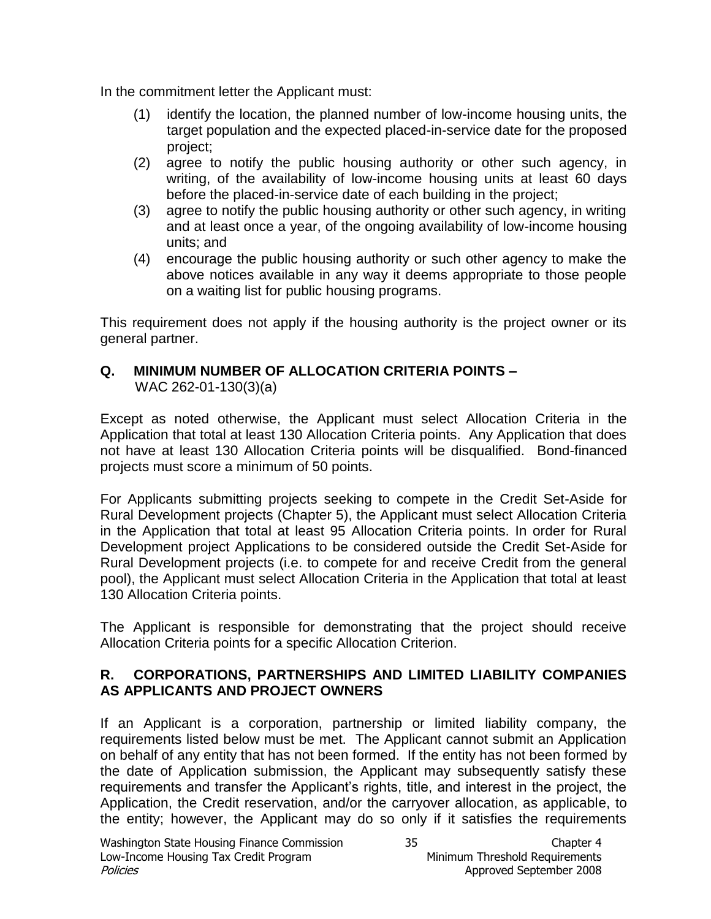In the commitment letter the Applicant must:

(1) identify the location, the planned number of low-income housing units, the target population and the expected placed-in-service date for the proposed project;
(2) agree to notify the public housing authority or other such agency, in writing, of the availability of low-income housing units at least 60 days before the placed-in-service date of each building in the project;
(3) agree to notify the public housing authority or other such agency, in writing and at least once a year, of the ongoing availability of low-income housing units; and
(4) encourage the public housing authority or such other agency to make the above notices available in any way it deems appropriate to those people on a waiting list for public housing programs.

This requirement does not apply if the housing authority is the project owner or its general partner.

## Q. MINIMUM NUMBER OF ALLOCATION CRITERIA POINTS – WAC 262-01-130(3)(a)

Except as noted otherwise, the Applicant must select Allocation Criteria in the Application that total at least 130 Allocation Criteria points. Any Application that does not have at least 130 Allocation Criteria points will be disqualified. Bond-financed projects must score a minimum of 50 points.

For Applicants submitting projects seeking to compete in the Credit Set-Aside for Rural Development projects (Chapter 5), the Applicant must select Allocation Criteria in the Application that total at least 95 Allocation Criteria points. In order for Rural Development project Applications to be considered outside the Credit Set-Aside for Rural Development projects (i.e. to compete for and receive Credit from the general pool), the Applicant must select Allocation Criteria in the Application that total at least 130 Allocation Criteria points.

The Applicant is responsible for demonstrating that the project should receive Allocation Criteria points for a specific Allocation Criterion.

## R. CORPORATIONS, PARTNERSHIPS AND LIMITED LIABILITY COMPANIES AS APPLICANTS AND PROJECT OWNERS

If an Applicant is a corporation, partnership or limited liability company, the requirements listed below must be met. The Applicant cannot submit an Application on behalf of any entity that has not been formed. If the entity has not been formed by the date of Application submission, the Applicant may subsequently satisfy these requirements and transfer the Applicant's rights, title, and interest in the project, the Application, the Credit reservation, and/or the carryover allocation, as applicable, to the entity; however, the Applicant may do so only if it satisfies the requirements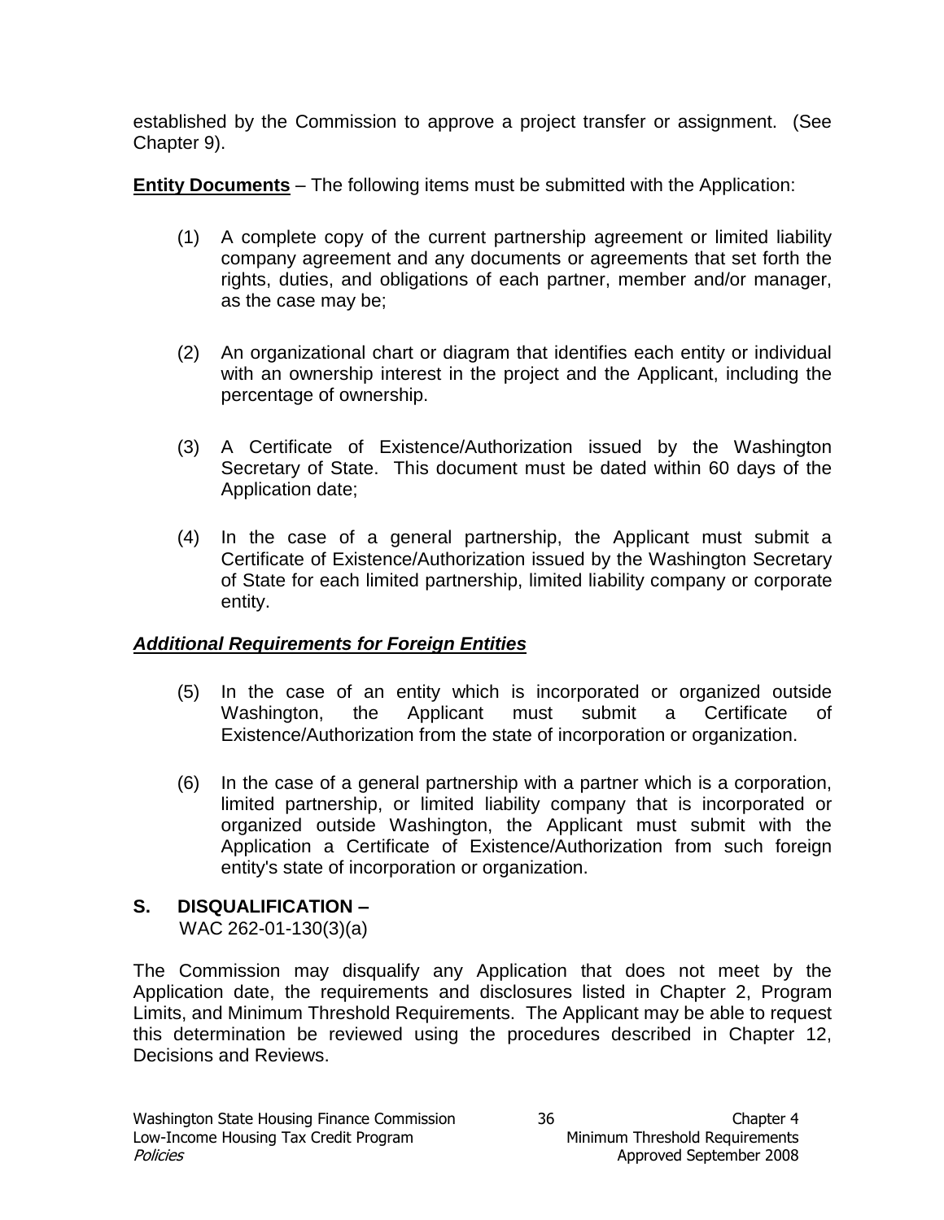established by the Commission to approve a project transfer or assignment. (See Chapter 9).

**<u>Entity Documents</u>** – The following items must be submitted with the Application:

(1) A complete copy of the current partnership agreement or limited liability company agreement and any documents or agreements that set forth the rights, duties, and obligations of each partner, member and/or manager, as the case may be;

(2) An organizational chart or diagram that identifies each entity or individual with an ownership interest in the project and the Applicant, including the percentage of ownership.

(3) A Certificate of Existence/Authorization issued by the Washington Secretary of State. This document must be dated within 60 days of the Application date;

(4) In the case of a general partnership, the Applicant must submit a Certificate of Existence/Authorization issued by the Washington Secretary of State for each limited partnership, limited liability company or corporate entity.

***<u>Additional Requirements for Foreign Entities</u>***

(5) In the case of an entity which is incorporated or organized outside Washington, the Applicant must submit a Certificate of Existence/Authorization from the state of incorporation or organization.

(6) In the case of a general partnership with a partner which is a corporation, limited partnership, or limited liability company that is incorporated or organized outside Washington, the Applicant must submit with the Application a Certificate of Existence/Authorization from such foreign entity's state of incorporation or organization.

## S. DISQUALIFICATION –

WAC 262-01-130(3)(a)

The Commission may disqualify any Application that does not meet by the Application date, the requirements and disclosures listed in Chapter 2, Program Limits, and Minimum Threshold Requirements. The Applicant may be able to request this determination be reviewed using the procedures described in Chapter 12, Decisions and Reviews.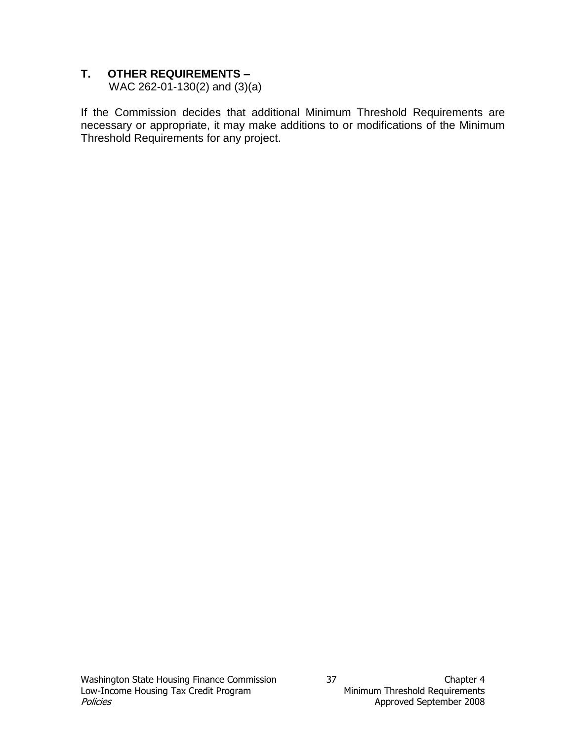## T. OTHER REQUIREMENTS –

WAC 262-01-130(2) and (3)(a)

If the Commission decides that additional Minimum Threshold Requirements are necessary or appropriate, it may make additions to or modifications of the Minimum Threshold Requirements for any project.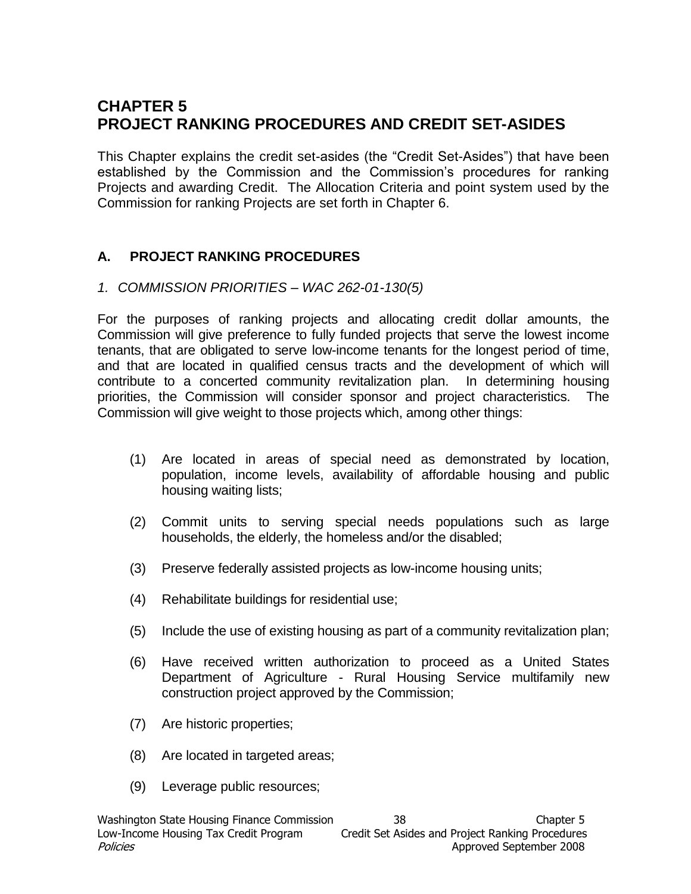# CHAPTER 5
# PROJECT RANKING PROCEDURES AND CREDIT SET-ASIDES

This Chapter explains the credit set-asides (the "Credit Set-Asides") that have been established by the Commission and the Commission's procedures for ranking Projects and awarding Credit. The Allocation Criteria and point system used by the Commission for ranking Projects are set forth in Chapter 6.

## A. PROJECT RANKING PROCEDURES

### *1. COMMISSION PRIORITIES – WAC 262-01-130(5)*

For the purposes of ranking projects and allocating credit dollar amounts, the Commission will give preference to fully funded projects that serve the lowest income tenants, that are obligated to serve low-income tenants for the longest period of time, and that are located in qualified census tracts and the development of which will contribute to a concerted community revitalization plan. In determining housing priorities, the Commission will consider sponsor and project characteristics. The Commission will give weight to those projects which, among other things:

(1) Are located in areas of special need as demonstrated by location, population, income levels, availability of affordable housing and public housing waiting lists;

(2) Commit units to serving special needs populations such as large households, the elderly, the homeless and/or the disabled;

(3) Preserve federally assisted projects as low-income housing units;

(4) Rehabilitate buildings for residential use;

(5) Include the use of existing housing as part of a community revitalization plan;

(6) Have received written authorization to proceed as a United States Department of Agriculture - Rural Housing Service multifamily new construction project approved by the Commission;

(7) Are historic properties;

(8) Are located in targeted areas;

(9) Leverage public resources;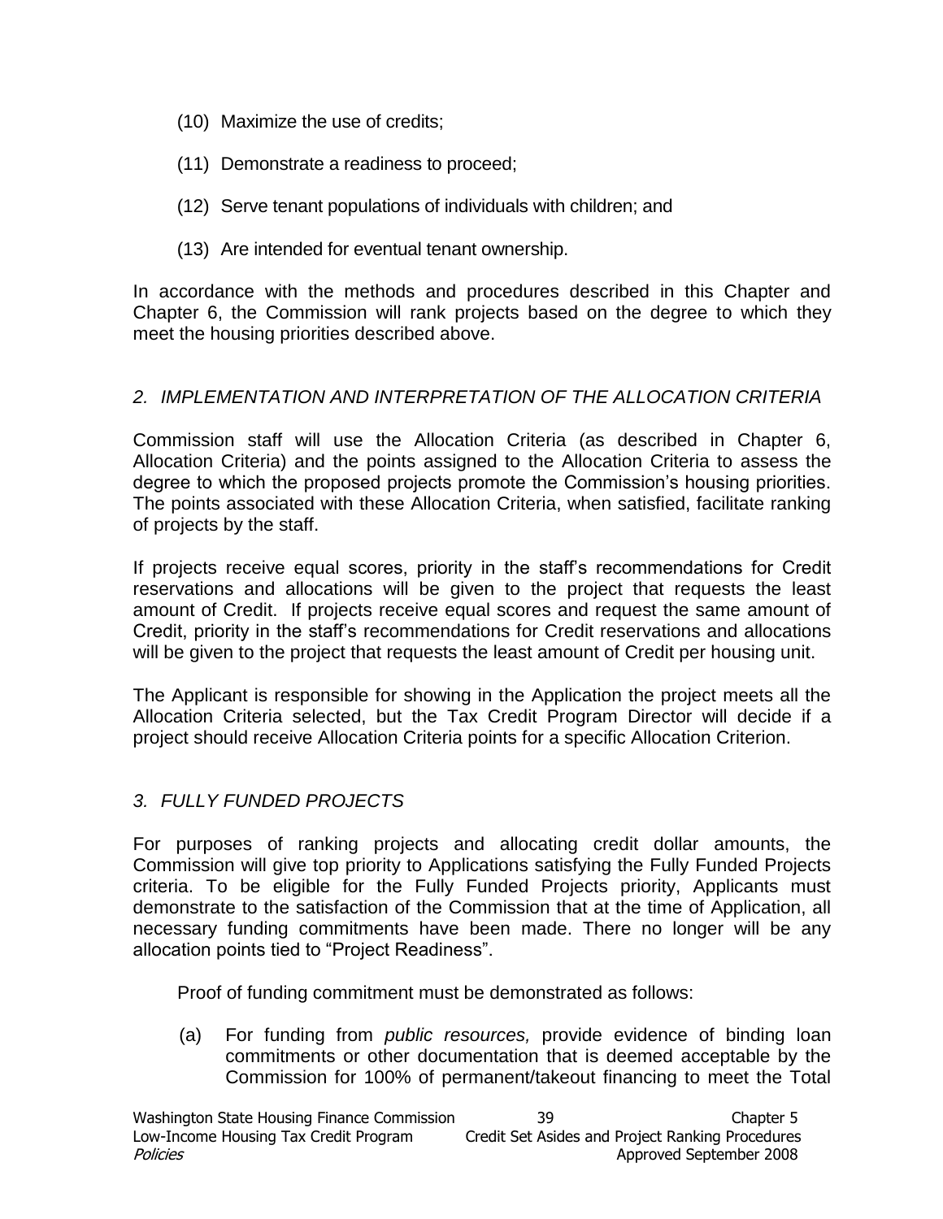(10) Maximize the use of credits;

(11) Demonstrate a readiness to proceed;

(12) Serve tenant populations of individuals with children; and

(13) Are intended for eventual tenant ownership.

In accordance with the methods and procedures described in this Chapter and Chapter 6, the Commission will rank projects based on the degree to which they meet the housing priorities described above.

## *2. IMPLEMENTATION AND INTERPRETATION OF THE ALLOCATION CRITERIA*

Commission staff will use the Allocation Criteria (as described in Chapter 6, Allocation Criteria) and the points assigned to the Allocation Criteria to assess the degree to which the proposed projects promote the Commission's housing priorities. The points associated with these Allocation Criteria, when satisfied, facilitate ranking of projects by the staff.

If projects receive equal scores, priority in the staff's recommendations for Credit reservations and allocations will be given to the project that requests the least amount of Credit. If projects receive equal scores and request the same amount of Credit, priority in the staff's recommendations for Credit reservations and allocations will be given to the project that requests the least amount of Credit per housing unit.

The Applicant is responsible for showing in the Application the project meets all the Allocation Criteria selected, but the Tax Credit Program Director will decide if a project should receive Allocation Criteria points for a specific Allocation Criterion.

## *3. FULLY FUNDED PROJECTS*

For purposes of ranking projects and allocating credit dollar amounts, the Commission will give top priority to Applications satisfying the Fully Funded Projects criteria. To be eligible for the Fully Funded Projects priority, Applicants must demonstrate to the satisfaction of the Commission that at the time of Application, all necessary funding commitments have been made. There no longer will be any allocation points tied to "Project Readiness".

Proof of funding commitment must be demonstrated as follows:

(a) For funding from *public resources,* provide evidence of binding loan commitments or other documentation that is deemed acceptable by the Commission for 100% of permanent/takeout financing to meet the Total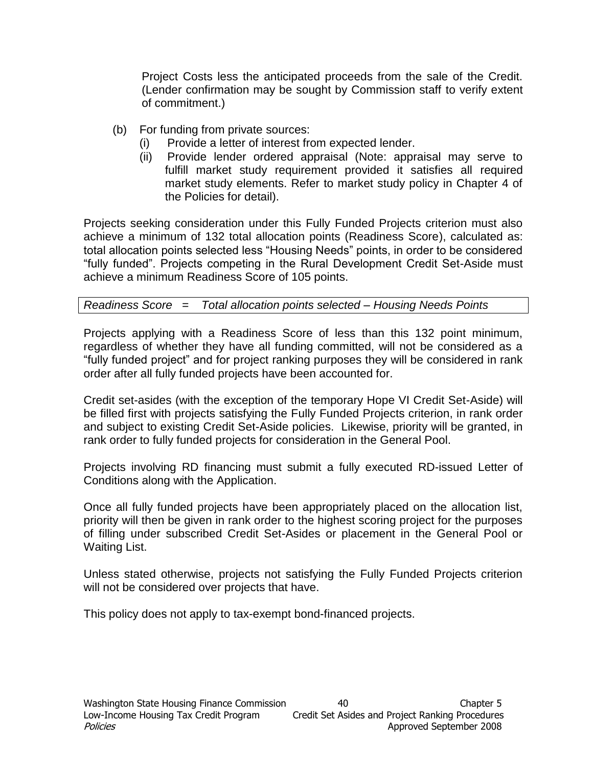Project Costs less the anticipated proceeds from the sale of the Credit. (Lender confirmation may be sought by Commission staff to verify extent of commitment.)

(b) For funding from private sources:
   (i) Provide a letter of interest from expected lender.
   (ii) Provide lender ordered appraisal (Note: appraisal may serve to fulfill market study requirement provided it satisfies all required market study elements. Refer to market study policy in Chapter 4 of the Policies for detail).

Projects seeking consideration under this Fully Funded Projects criterion must also achieve a minimum of 132 total allocation points (Readiness Score), calculated as: total allocation points selected less "Housing Needs" points, in order to be considered "fully funded". Projects competing in the Rural Development Credit Set-Aside must achieve a minimum Readiness Score of 105 points.

| |
|---|
| *Readiness Score = Total allocation points selected – Housing Needs Points* |

Projects applying with a Readiness Score of less than this 132 point minimum, regardless of whether they have all funding committed, will not be considered as a "fully funded project" and for project ranking purposes they will be considered in rank order after all fully funded projects have been accounted for.

Credit set-asides (with the exception of the temporary Hope VI Credit Set-Aside) will be filled first with projects satisfying the Fully Funded Projects criterion, in rank order and subject to existing Credit Set-Aside policies. Likewise, priority will be granted, in rank order to fully funded projects for consideration in the General Pool.

Projects involving RD financing must submit a fully executed RD-issued Letter of Conditions along with the Application.

Once all fully funded projects have been appropriately placed on the allocation list, priority will then be given in rank order to the highest scoring project for the purposes of filling under subscribed Credit Set-Asides or placement in the General Pool or Waiting List.

Unless stated otherwise, projects not satisfying the Fully Funded Projects criterion will not be considered over projects that have.

This policy does not apply to tax-exempt bond-financed projects.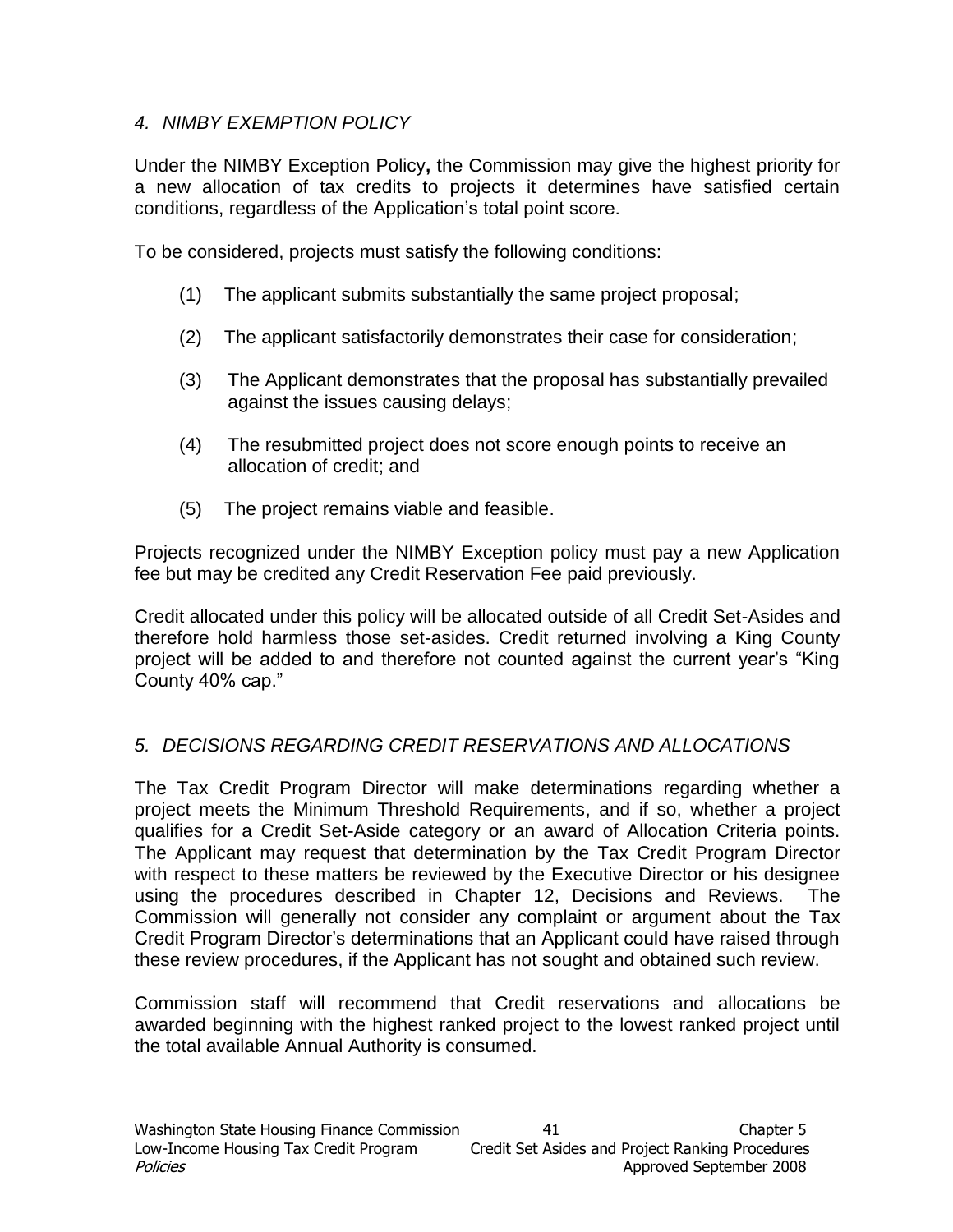### *4. NIMBY EXEMPTION POLICY*

Under the NIMBY Exception Policy**,** the Commission may give the highest priority for a new allocation of tax credits to projects it determines have satisfied certain conditions, regardless of the Application's total point score.

To be considered, projects must satisfy the following conditions:

(1) The applicant submits substantially the same project proposal;

(2) The applicant satisfactorily demonstrates their case for consideration;

(3) The Applicant demonstrates that the proposal has substantially prevailed against the issues causing delays;

(4) The resubmitted project does not score enough points to receive an allocation of credit; and

(5) The project remains viable and feasible.

Projects recognized under the NIMBY Exception policy must pay a new Application fee but may be credited any Credit Reservation Fee paid previously.

Credit allocated under this policy will be allocated outside of all Credit Set-Asides and therefore hold harmless those set-asides. Credit returned involving a King County project will be added to and therefore not counted against the current year's "King County 40% cap."

### *5. DECISIONS REGARDING CREDIT RESERVATIONS AND ALLOCATIONS*

The Tax Credit Program Director will make determinations regarding whether a project meets the Minimum Threshold Requirements, and if so, whether a project qualifies for a Credit Set-Aside category or an award of Allocation Criteria points. The Applicant may request that determination by the Tax Credit Program Director with respect to these matters be reviewed by the Executive Director or his designee using the procedures described in Chapter 12, Decisions and Reviews. The Commission will generally not consider any complaint or argument about the Tax Credit Program Director's determinations that an Applicant could have raised through these review procedures, if the Applicant has not sought and obtained such review.

Commission staff will recommend that Credit reservations and allocations be awarded beginning with the highest ranked project to the lowest ranked project until the total available Annual Authority is consumed.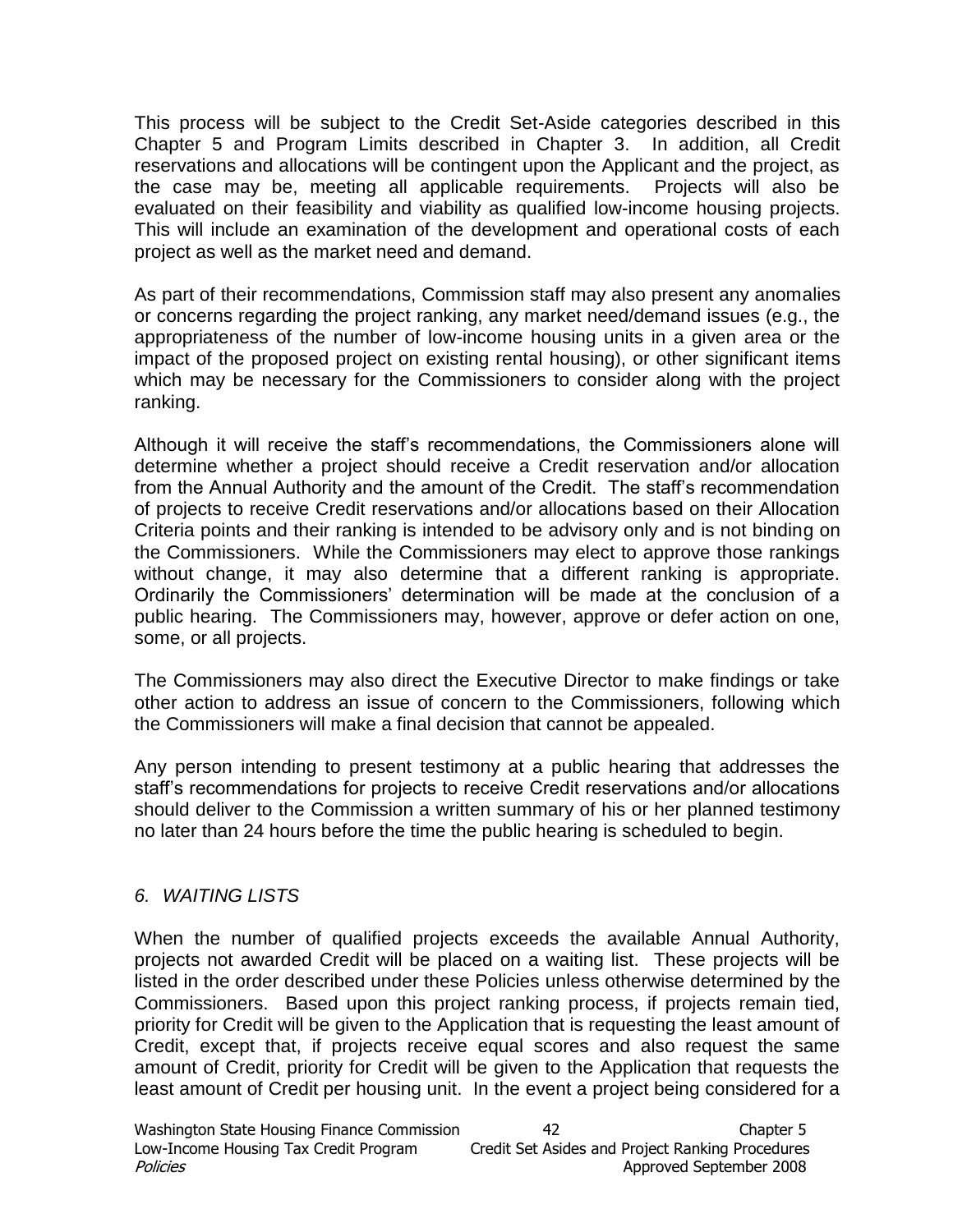This process will be subject to the Credit Set-Aside categories described in this Chapter 5 and Program Limits described in Chapter 3. In addition, all Credit reservations and allocations will be contingent upon the Applicant and the project, as the case may be, meeting all applicable requirements. Projects will also be evaluated on their feasibility and viability as qualified low-income housing projects. This will include an examination of the development and operational costs of each project as well as the market need and demand.

As part of their recommendations, Commission staff may also present any anomalies or concerns regarding the project ranking, any market need/demand issues (e.g., the appropriateness of the number of low-income housing units in a given area or the impact of the proposed project on existing rental housing), or other significant items which may be necessary for the Commissioners to consider along with the project ranking.

Although it will receive the staff's recommendations, the Commissioners alone will determine whether a project should receive a Credit reservation and/or allocation from the Annual Authority and the amount of the Credit. The staff's recommendation of projects to receive Credit reservations and/or allocations based on their Allocation Criteria points and their ranking is intended to be advisory only and is not binding on the Commissioners. While the Commissioners may elect to approve those rankings without change, it may also determine that a different ranking is appropriate. Ordinarily the Commissioners' determination will be made at the conclusion of a public hearing. The Commissioners may, however, approve or defer action on one, some, or all projects.

The Commissioners may also direct the Executive Director to make findings or take other action to address an issue of concern to the Commissioners, following which the Commissioners will make a final decision that cannot be appealed.

Any person intending to present testimony at a public hearing that addresses the staff's recommendations for projects to receive Credit reservations and/or allocations should deliver to the Commission a written summary of his or her planned testimony no later than 24 hours before the time the public hearing is scheduled to begin.

### *6. WAITING LISTS*

When the number of qualified projects exceeds the available Annual Authority, projects not awarded Credit will be placed on a waiting list. These projects will be listed in the order described under these Policies unless otherwise determined by the Commissioners. Based upon this project ranking process, if projects remain tied, priority for Credit will be given to the Application that is requesting the least amount of Credit, except that, if projects receive equal scores and also request the same amount of Credit, priority for Credit will be given to the Application that requests the least amount of Credit per housing unit. In the event a project being considered for a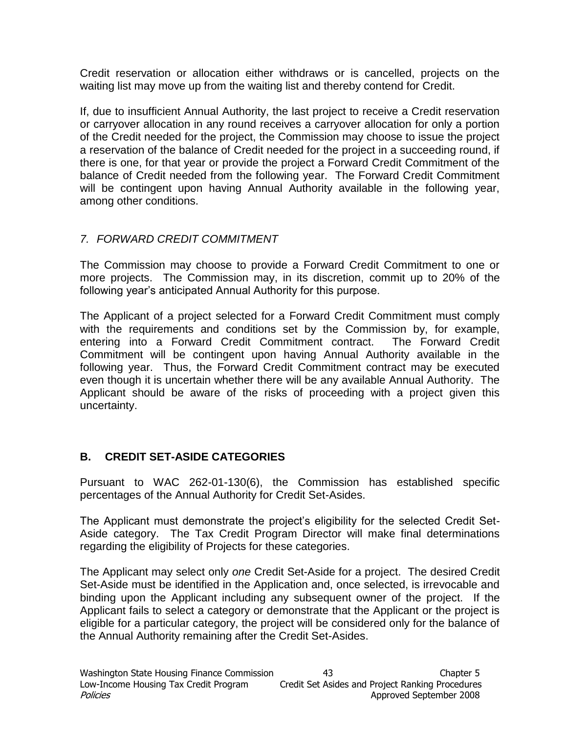Credit reservation or allocation either withdraws or is cancelled, projects on the waiting list may move up from the waiting list and thereby contend for Credit.

If, due to insufficient Annual Authority, the last project to receive a Credit reservation or carryover allocation in any round receives a carryover allocation for only a portion of the Credit needed for the project, the Commission may choose to issue the project a reservation of the balance of Credit needed for the project in a succeeding round, if there is one, for that year or provide the project a Forward Credit Commitment of the balance of Credit needed from the following year. The Forward Credit Commitment will be contingent upon having Annual Authority available in the following year, among other conditions.

### *7. FORWARD CREDIT COMMITMENT*

The Commission may choose to provide a Forward Credit Commitment to one or more projects. The Commission may, in its discretion, commit up to 20% of the following year's anticipated Annual Authority for this purpose.

The Applicant of a project selected for a Forward Credit Commitment must comply with the requirements and conditions set by the Commission by, for example, entering into a Forward Credit Commitment contract. The Forward Credit Commitment will be contingent upon having Annual Authority available in the following year. Thus, the Forward Credit Commitment contract may be executed even though it is uncertain whether there will be any available Annual Authority. The Applicant should be aware of the risks of proceeding with a project given this uncertainty.

## B. CREDIT SET-ASIDE CATEGORIES

Pursuant to WAC 262-01-130(6), the Commission has established specific percentages of the Annual Authority for Credit Set-Asides.

The Applicant must demonstrate the project's eligibility for the selected Credit Set-Aside category. The Tax Credit Program Director will make final determinations regarding the eligibility of Projects for these categories.

The Applicant may select only *one* Credit Set-Aside for a project. The desired Credit Set-Aside must be identified in the Application and, once selected, is irrevocable and binding upon the Applicant including any subsequent owner of the project. If the Applicant fails to select a category or demonstrate that the Applicant or the project is eligible for a particular category, the project will be considered only for the balance of the Annual Authority remaining after the Credit Set-Asides.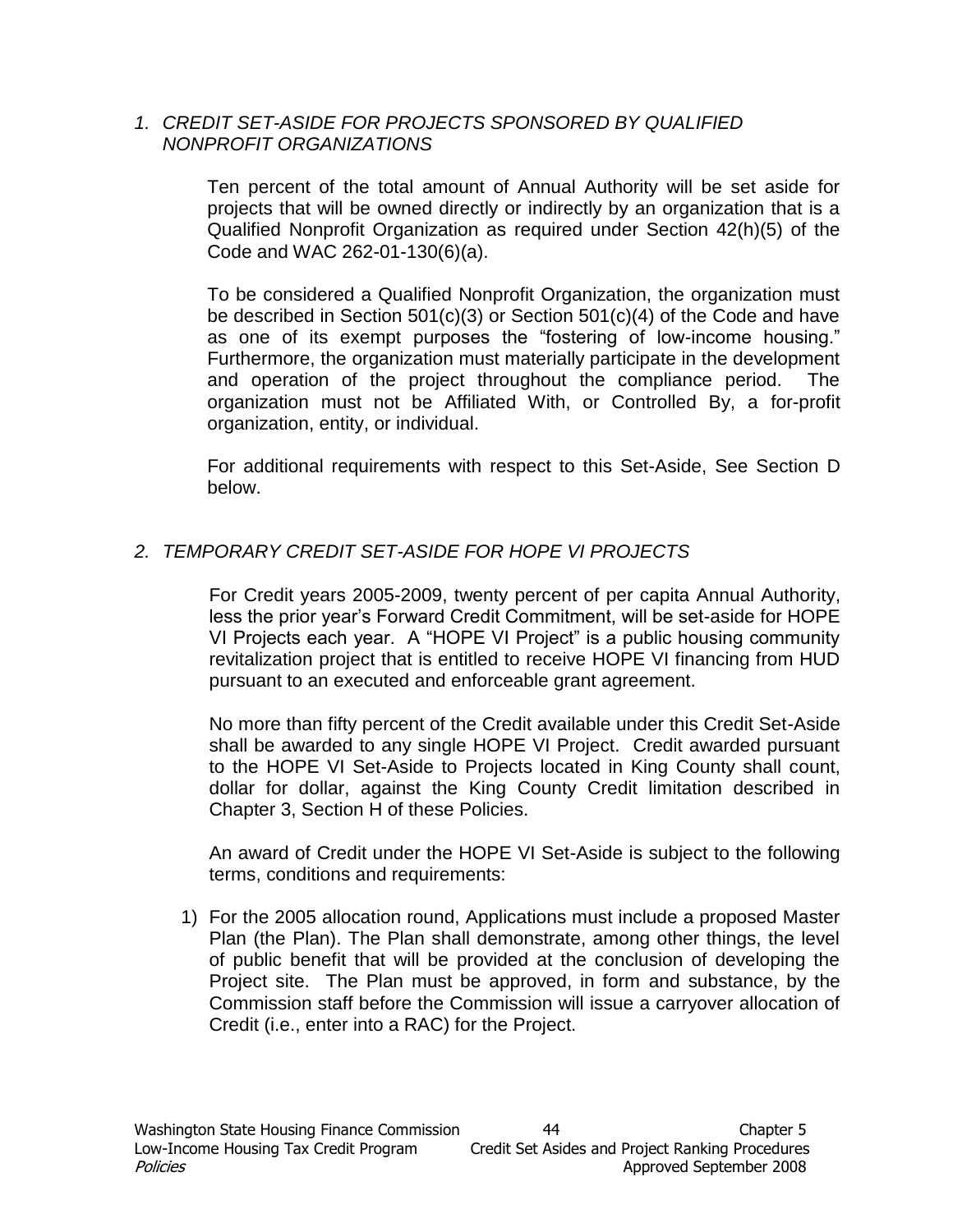### *1. CREDIT SET-ASIDE FOR PROJECTS SPONSORED BY QUALIFIED NONPROFIT ORGANIZATIONS*

Ten percent of the total amount of Annual Authority will be set aside for projects that will be owned directly or indirectly by an organization that is a Qualified Nonprofit Organization as required under Section 42(h)(5) of the Code and WAC 262-01-130(6)(a).

To be considered a Qualified Nonprofit Organization, the organization must be described in Section 501(c)(3) or Section 501(c)(4) of the Code and have as one of its exempt purposes the "fostering of low-income housing." Furthermore, the organization must materially participate in the development and operation of the project throughout the compliance period. The organization must not be Affiliated With, or Controlled By, a for-profit organization, entity, or individual.

For additional requirements with respect to this Set-Aside, See Section D below.

### *2. TEMPORARY CREDIT SET-ASIDE FOR HOPE VI PROJECTS*

For Credit years 2005-2009, twenty percent of per capita Annual Authority, less the prior year's Forward Credit Commitment, will be set-aside for HOPE VI Projects each year. A "HOPE VI Project" is a public housing community revitalization project that is entitled to receive HOPE VI financing from HUD pursuant to an executed and enforceable grant agreement.

No more than fifty percent of the Credit available under this Credit Set-Aside shall be awarded to any single HOPE VI Project. Credit awarded pursuant to the HOPE VI Set-Aside to Projects located in King County shall count, dollar for dollar, against the King County Credit limitation described in Chapter 3, Section H of these Policies.

An award of Credit under the HOPE VI Set-Aside is subject to the following terms, conditions and requirements:

1) For the 2005 allocation round, Applications must include a proposed Master Plan (the Plan). The Plan shall demonstrate, among other things, the level of public benefit that will be provided at the conclusion of developing the Project site. The Plan must be approved, in form and substance, by the Commission staff before the Commission will issue a carryover allocation of Credit (i.e., enter into a RAC) for the Project.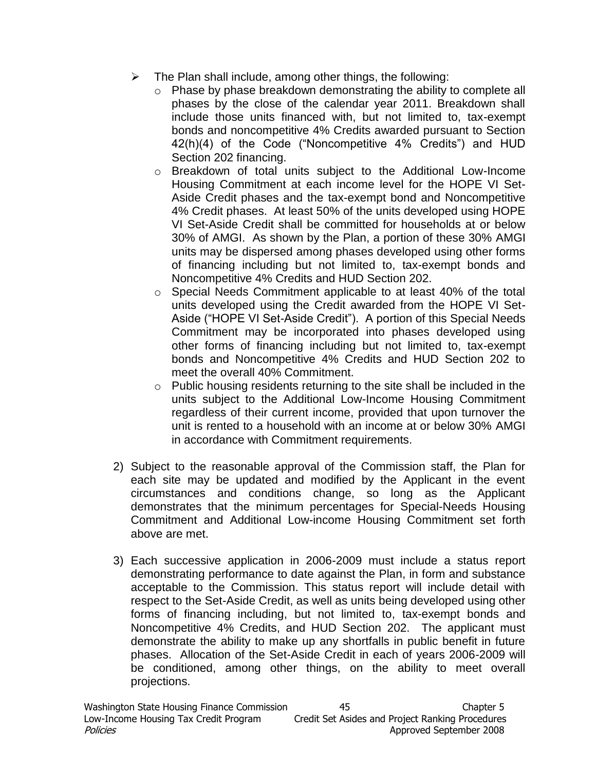- The Plan shall include, among other things, the following:
    - Phase by phase breakdown demonstrating the ability to complete all phases by the close of the calendar year 2011. Breakdown shall include those units financed with, but not limited to, tax-exempt bonds and noncompetitive 4% Credits awarded pursuant to Section 42(h)(4) of the Code ("Noncompetitive 4% Credits") and HUD Section 202 financing.
    - Breakdown of total units subject to the Additional Low-Income Housing Commitment at each income level for the HOPE VI Set-Aside Credit phases and the tax-exempt bond and Noncompetitive 4% Credit phases. At least 50% of the units developed using HOPE VI Set-Aside Credit shall be committed for households at or below 30% of AMGI. As shown by the Plan, a portion of these 30% AMGI units may be dispersed among phases developed using other forms of financing including but not limited to, tax-exempt bonds and Noncompetitive 4% Credits and HUD Section 202.
    - Special Needs Commitment applicable to at least 40% of the total units developed using the Credit awarded from the HOPE VI Set-Aside ("HOPE VI Set-Aside Credit"). A portion of this Special Needs Commitment may be incorporated into phases developed using other forms of financing including but not limited to, tax-exempt bonds and Noncompetitive 4% Credits and HUD Section 202 to meet the overall 40% Commitment.
    - Public housing residents returning to the site shall be included in the units subject to the Additional Low-Income Housing Commitment regardless of their current income, provided that upon turnover the unit is rented to a household with an income at or below 30% AMGI in accordance with Commitment requirements.

2) Subject to the reasonable approval of the Commission staff, the Plan for each site may be updated and modified by the Applicant in the event circumstances and conditions change, so long as the Applicant demonstrates that the minimum percentages for Special-Needs Housing Commitment and Additional Low-income Housing Commitment set forth above are met.

3) Each successive application in 2006-2009 must include a status report demonstrating performance to date against the Plan, in form and substance acceptable to the Commission. This status report will include detail with respect to the Set-Aside Credit, as well as units being developed using other forms of financing including, but not limited to, tax-exempt bonds and Noncompetitive 4% Credits, and HUD Section 202. The applicant must demonstrate the ability to make up any shortfalls in public benefit in future phases. Allocation of the Set-Aside Credit in each of years 2006-2009 will be conditioned, among other things, on the ability to meet overall projections.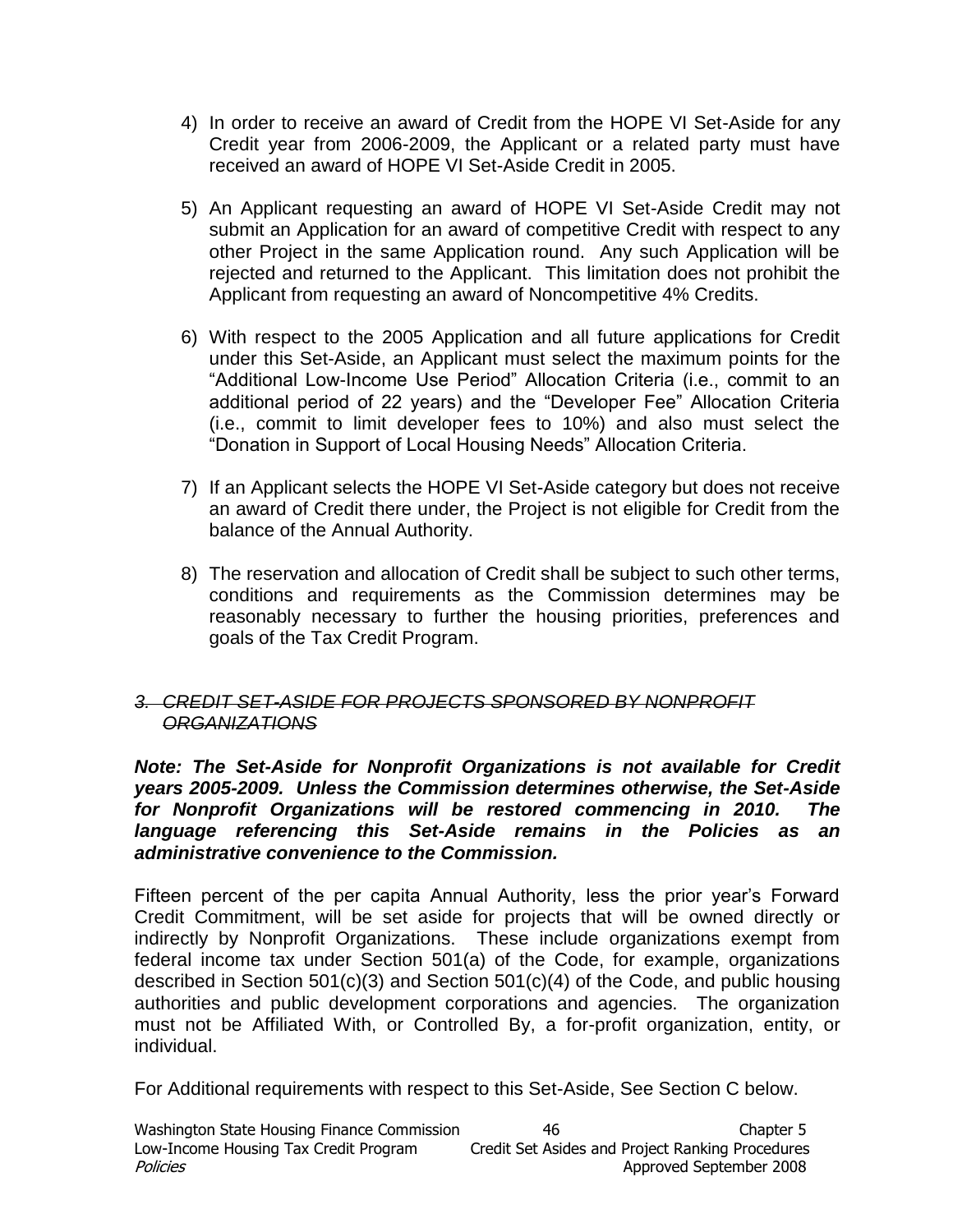4) In order to receive an award of Credit from the HOPE VI Set-Aside for any Credit year from 2006-2009, the Applicant or a related party must have received an award of HOPE VI Set-Aside Credit in 2005.

5) An Applicant requesting an award of HOPE VI Set-Aside Credit may not submit an Application for an award of competitive Credit with respect to any other Project in the same Application round. Any such Application will be rejected and returned to the Applicant. This limitation does not prohibit the Applicant from requesting an award of Noncompetitive 4% Credits.

6) With respect to the 2005 Application and all future applications for Credit under this Set-Aside, an Applicant must select the maximum points for the "Additional Low-Income Use Period" Allocation Criteria (i.e., commit to an additional period of 22 years) and the "Developer Fee" Allocation Criteria (i.e., commit to limit developer fees to 10%) and also must select the "Donation in Support of Local Housing Needs" Allocation Criteria.

7) If an Applicant selects the HOPE VI Set-Aside category but does not receive an award of Credit there under, the Project is not eligible for Credit from the balance of the Annual Authority.

8) The reservation and allocation of Credit shall be subject to such other terms, conditions and requirements as the Commission determines may be reasonably necessary to further the housing priorities, preferences and goals of the Tax Credit Program.

### ~~*3. CREDIT SET-ASIDE FOR PROJECTS SPONSORED BY NONPROFIT ORGANIZATIONS*~~

***Note: The Set-Aside for Nonprofit Organizations is not available for Credit years 2005-2009. Unless the Commission determines otherwise, the Set-Aside for Nonprofit Organizations will be restored commencing in 2010. The language referencing this Set-Aside remains in the Policies as an administrative convenience to the Commission.***

Fifteen percent of the per capita Annual Authority, less the prior year's Forward Credit Commitment, will be set aside for projects that will be owned directly or indirectly by Nonprofit Organizations. These include organizations exempt from federal income tax under Section 501(a) of the Code, for example, organizations described in Section 501(c)(3) and Section 501(c)(4) of the Code, and public housing authorities and public development corporations and agencies. The organization must not be Affiliated With, or Controlled By, a for-profit organization, entity, or individual.

For Additional requirements with respect to this Set-Aside, See Section C below.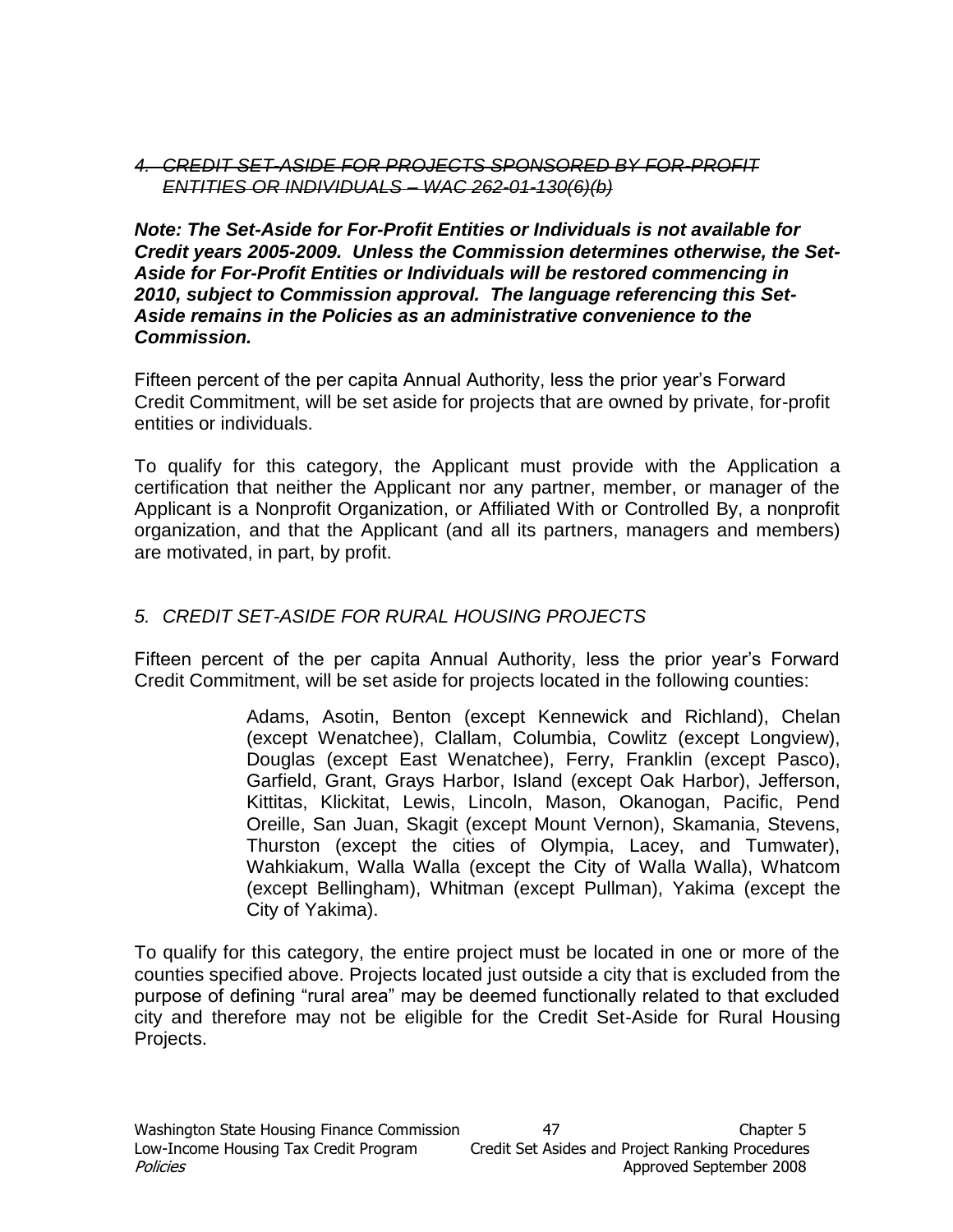### ~~*4. CREDIT SET-ASIDE FOR PROJECTS SPONSORED BY FOR-PROFIT ENTITIES OR INDIVIDUALS – WAC 262-01-130(6)(b)*~~

***Note: The Set-Aside for For-Profit Entities or Individuals is not available for Credit years 2005-2009. Unless the Commission determines otherwise, the Set-Aside for For-Profit Entities or Individuals will be restored commencing in 2010, subject to Commission approval. The language referencing this Set-Aside remains in the Policies as an administrative convenience to the Commission.***

Fifteen percent of the per capita Annual Authority, less the prior year's Forward Credit Commitment, will be set aside for projects that are owned by private, for-profit entities or individuals.

To qualify for this category, the Applicant must provide with the Application a certification that neither the Applicant nor any partner, member, or manager of the Applicant is a Nonprofit Organization, or Affiliated With or Controlled By, a nonprofit organization, and that the Applicant (and all its partners, managers and members) are motivated, in part, by profit.

### *5. CREDIT SET-ASIDE FOR RURAL HOUSING PROJECTS*

Fifteen percent of the per capita Annual Authority, less the prior year's Forward Credit Commitment, will be set aside for projects located in the following counties:

> Adams, Asotin, Benton (except Kennewick and Richland), Chelan (except Wenatchee), Clallam, Columbia, Cowlitz (except Longview), Douglas (except East Wenatchee), Ferry, Franklin (except Pasco), Garfield, Grant, Grays Harbor, Island (except Oak Harbor), Jefferson, Kittitas, Klickitat, Lewis, Lincoln, Mason, Okanogan, Pacific, Pend Oreille, San Juan, Skagit (except Mount Vernon), Skamania, Stevens, Thurston (except the cities of Olympia, Lacey, and Tumwater), Wahkiakum, Walla Walla (except the City of Walla Walla), Whatcom (except Bellingham), Whitman (except Pullman), Yakima (except the City of Yakima).

To qualify for this category, the entire project must be located in one or more of the counties specified above. Projects located just outside a city that is excluded from the purpose of defining "rural area" may be deemed functionally related to that excluded city and therefore may not be eligible for the Credit Set-Aside for Rural Housing Projects.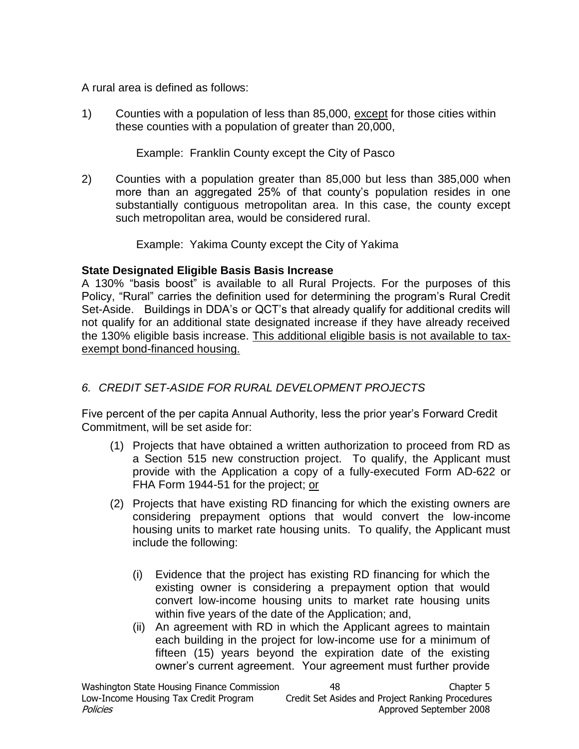A rural area is defined as follows:

1) Counties with a population of less than 85,000, <u>except</u> for those cities within these counties with a population of greater than 20,000,

   Example: Franklin County except the City of Pasco

2) Counties with a population greater than 85,000 but less than 385,000 when more than an aggregated 25% of that county's population resides in one substantially contiguous metropolitan area. In this case, the county except such metropolitan area, would be considered rural.

   Example: Yakima County except the City of Yakima

**State Designated Eligible Basis Basis Increase**

A 130% "basis boost" is available to all Rural Projects. For the purposes of this Policy, "Rural" carries the definition used for determining the program's Rural Credit Set-Aside. Buildings in DDA's or QCT's that already qualify for additional credits will not qualify for an additional state designated increase if they have already received the 130% eligible basis increase. <u>This additional eligible basis is not available to tax-exempt bond-financed housing.</u>

### *6. CREDIT SET-ASIDE FOR RURAL DEVELOPMENT PROJECTS*

Five percent of the per capita Annual Authority, less the prior year's Forward Credit Commitment, will be set aside for:

(1) Projects that have obtained a written authorization to proceed from RD as a Section 515 new construction project. To qualify, the Applicant must provide with the Application a copy of a fully-executed Form AD-622 or FHA Form 1944-51 for the project; <u>or</u>

(2) Projects that have existing RD financing for which the existing owners are considering prepayment options that would convert the low-income housing units to market rate housing units. To qualify, the Applicant must include the following:

   (i) Evidence that the project has existing RD financing for which the existing owner is considering a prepayment option that would convert low-income housing units to market rate housing units within five years of the date of the Application; and,

   (ii) An agreement with RD in which the Applicant agrees to maintain each building in the project for low-income use for a minimum of fifteen (15) years beyond the expiration date of the existing owner's current agreement. Your agreement must further provide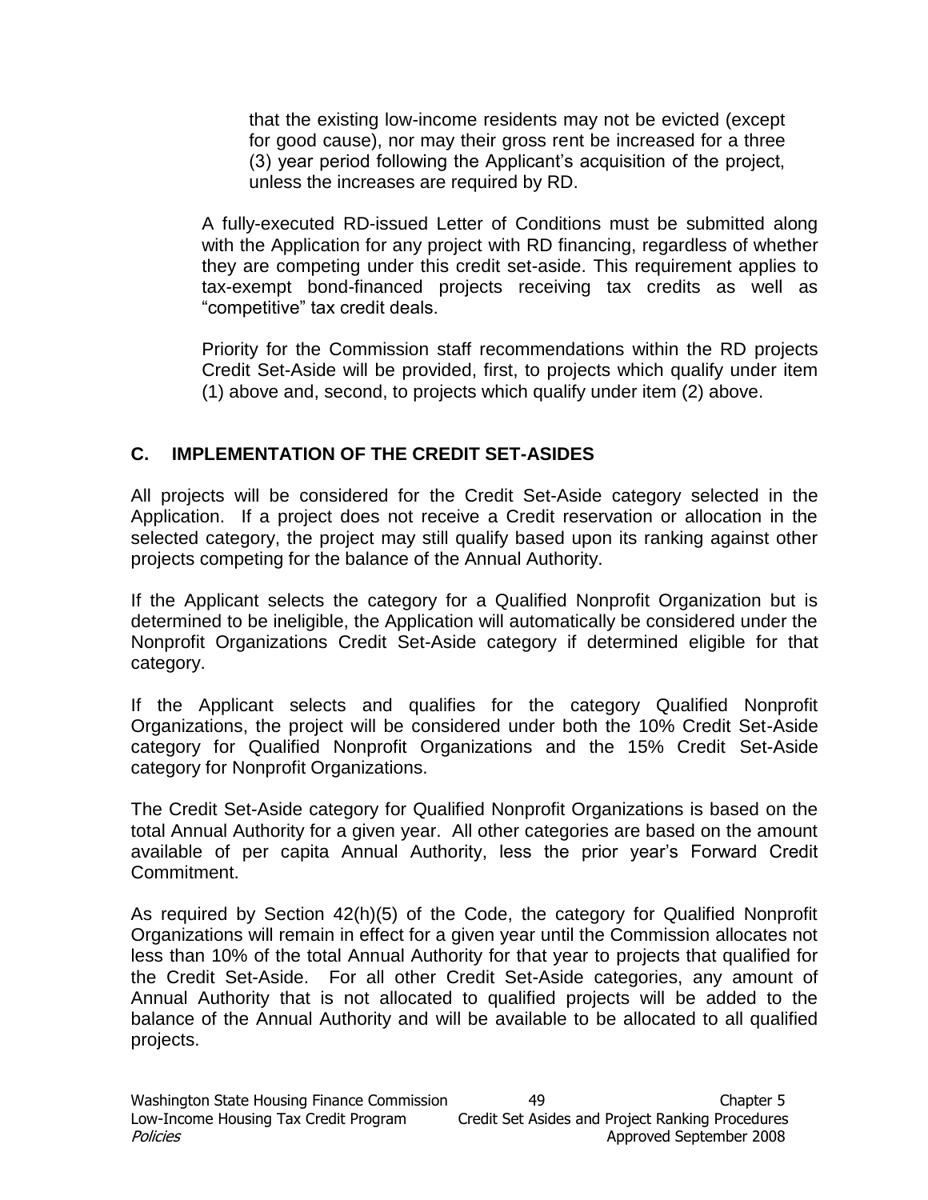that the existing low-income residents may not be evicted (except for good cause), nor may their gross rent be increased for a three (3) year period following the Applicant's acquisition of the project, unless the increases are required by RD.

A fully-executed RD-issued Letter of Conditions must be submitted along with the Application for any project with RD financing, regardless of whether they are competing under this credit set-aside. This requirement applies to tax-exempt bond-financed projects receiving tax credits as well as "competitive" tax credit deals.

Priority for the Commission staff recommendations within the RD projects Credit Set-Aside will be provided, first, to projects which qualify under item (1) above and, second, to projects which qualify under item (2) above.

## C. IMPLEMENTATION OF THE CREDIT SET-ASIDES

All projects will be considered for the Credit Set-Aside category selected in the Application. If a project does not receive a Credit reservation or allocation in the selected category, the project may still qualify based upon its ranking against other projects competing for the balance of the Annual Authority.

If the Applicant selects the category for a Qualified Nonprofit Organization but is determined to be ineligible, the Application will automatically be considered under the Nonprofit Organizations Credit Set-Aside category if determined eligible for that category.

If the Applicant selects and qualifies for the category Qualified Nonprofit Organizations, the project will be considered under both the 10% Credit Set-Aside category for Qualified Nonprofit Organizations and the 15% Credit Set-Aside category for Nonprofit Organizations.

The Credit Set-Aside category for Qualified Nonprofit Organizations is based on the total Annual Authority for a given year. All other categories are based on the amount available of per capita Annual Authority, less the prior year's Forward Credit Commitment.

As required by Section 42(h)(5) of the Code, the category for Qualified Nonprofit Organizations will remain in effect for a given year until the Commission allocates not less than 10% of the total Annual Authority for that year to projects that qualified for the Credit Set-Aside. For all other Credit Set-Aside categories, any amount of Annual Authority that is not allocated to qualified projects will be added to the balance of the Annual Authority and will be available to be allocated to all qualified projects.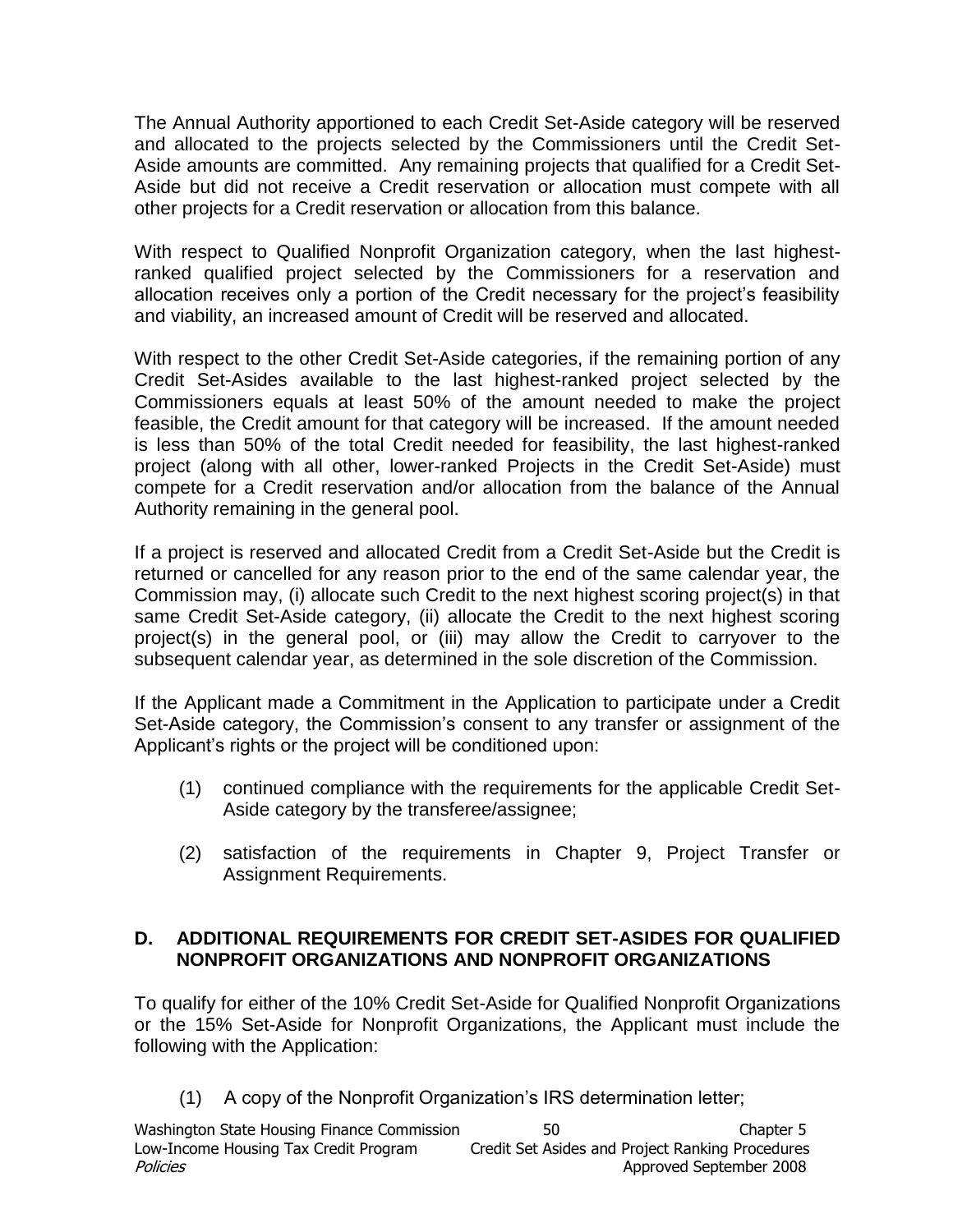The Annual Authority apportioned to each Credit Set-Aside category will be reserved and allocated to the projects selected by the Commissioners until the Credit Set-Aside amounts are committed. Any remaining projects that qualified for a Credit Set-Aside but did not receive a Credit reservation or allocation must compete with all other projects for a Credit reservation or allocation from this balance.

With respect to Qualified Nonprofit Organization category, when the last highest-ranked qualified project selected by the Commissioners for a reservation and allocation receives only a portion of the Credit necessary for the project's feasibility and viability, an increased amount of Credit will be reserved and allocated.

With respect to the other Credit Set-Aside categories, if the remaining portion of any Credit Set-Asides available to the last highest-ranked project selected by the Commissioners equals at least 50% of the amount needed to make the project feasible, the Credit amount for that category will be increased. If the amount needed is less than 50% of the total Credit needed for feasibility, the last highest-ranked project (along with all other, lower-ranked Projects in the Credit Set-Aside) must compete for a Credit reservation and/or allocation from the balance of the Annual Authority remaining in the general pool.

If a project is reserved and allocated Credit from a Credit Set-Aside but the Credit is returned or cancelled for any reason prior to the end of the same calendar year, the Commission may, (i) allocate such Credit to the next highest scoring project(s) in that same Credit Set-Aside category, (ii) allocate the Credit to the next highest scoring project(s) in the general pool, or (iii) may allow the Credit to carryover to the subsequent calendar year, as determined in the sole discretion of the Commission.

If the Applicant made a Commitment in the Application to participate under a Credit Set-Aside category, the Commission's consent to any transfer or assignment of the Applicant's rights or the project will be conditioned upon:

(1) continued compliance with the requirements for the applicable Credit Set-Aside category by the transferee/assignee;

(2) satisfaction of the requirements in Chapter 9, Project Transfer or Assignment Requirements.

## D. ADDITIONAL REQUIREMENTS FOR CREDIT SET-ASIDES FOR QUALIFIED NONPROFIT ORGANIZATIONS AND NONPROFIT ORGANIZATIONS

To qualify for either of the 10% Credit Set-Aside for Qualified Nonprofit Organizations or the 15% Set-Aside for Nonprofit Organizations, the Applicant must include the following with the Application:

(1) A copy of the Nonprofit Organization's IRS determination letter;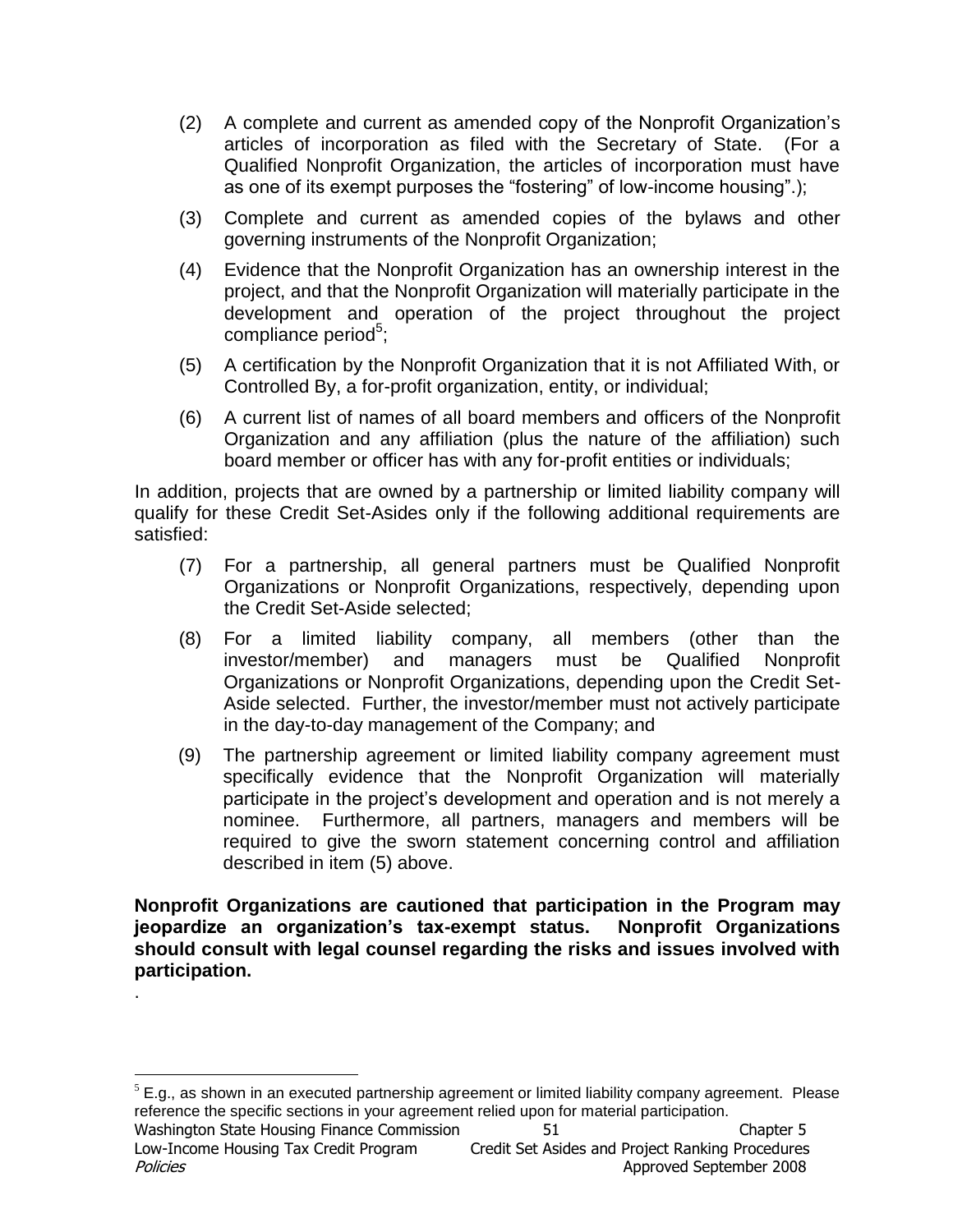(2) A complete and current as amended copy of the Nonprofit Organization's articles of incorporation as filed with the Secretary of State. (For a Qualified Nonprofit Organization, the articles of incorporation must have as one of its exempt purposes the "fostering" of low-income housing".);

(3) Complete and current as amended copies of the bylaws and other governing instruments of the Nonprofit Organization;

(4) Evidence that the Nonprofit Organization has an ownership interest in the project, and that the Nonprofit Organization will materially participate in the development and operation of the project throughout the project compliance period[5];

(5) A certification by the Nonprofit Organization that it is not Affiliated With, or Controlled By, a for-profit organization, entity, or individual;

(6) A current list of names of all board members and officers of the Nonprofit Organization and any affiliation (plus the nature of the affiliation) such board member or officer has with any for-profit entities or individuals;

In addition, projects that are owned by a partnership or limited liability company will qualify for these Credit Set-Asides only if the following additional requirements are satisfied:

(7) For a partnership, all general partners must be Qualified Nonprofit Organizations or Nonprofit Organizations, respectively, depending upon the Credit Set-Aside selected;

(8) For a limited liability company, all members (other than the investor/member) and managers must be Qualified Nonprofit Organizations or Nonprofit Organizations, depending upon the Credit Set-Aside selected. Further, the investor/member must not actively participate in the day-to-day management of the Company; and

(9) The partnership agreement or limited liability company agreement must specifically evidence that the Nonprofit Organization will materially participate in the project's development and operation and is not merely a nominee. Furthermore, all partners, managers and members will be required to give the sworn statement concerning control and affiliation described in item (5) above.

**Nonprofit Organizations are cautioned that participation in the Program may jeopardize an organization's tax-exempt status. Nonprofit Organizations should consult with legal counsel regarding the risks and issues involved with participation.**

.

[5] E.g., as shown in an executed partnership agreement or limited liability company agreement. Please reference the specific sections in your agreement relied upon for material participation.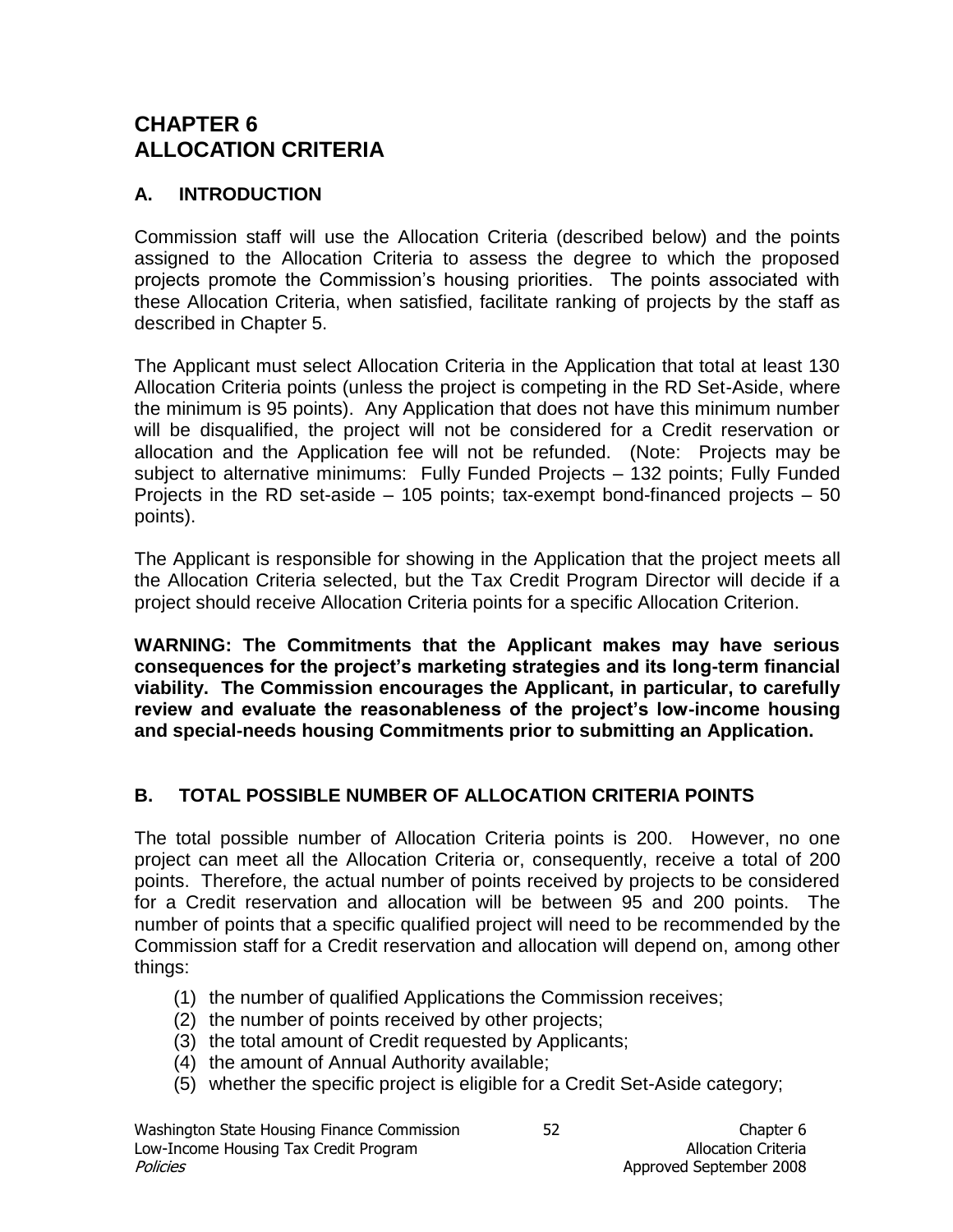# CHAPTER 6
# ALLOCATION CRITERIA

## A. INTRODUCTION

Commission staff will use the Allocation Criteria (described below) and the points assigned to the Allocation Criteria to assess the degree to which the proposed projects promote the Commission's housing priorities. The points associated with these Allocation Criteria, when satisfied, facilitate ranking of projects by the staff as described in Chapter 5.

The Applicant must select Allocation Criteria in the Application that total at least 130 Allocation Criteria points (unless the project is competing in the RD Set-Aside, where the minimum is 95 points). Any Application that does not have this minimum number will be disqualified, the project will not be considered for a Credit reservation or allocation and the Application fee will not be refunded. (Note: Projects may be subject to alternative minimums: Fully Funded Projects – 132 points; Fully Funded Projects in the RD set-aside – 105 points; tax-exempt bond-financed projects – 50 points).

The Applicant is responsible for showing in the Application that the project meets all the Allocation Criteria selected, but the Tax Credit Program Director will decide if a project should receive Allocation Criteria points for a specific Allocation Criterion.

**WARNING: The Commitments that the Applicant makes may have serious consequences for the project's marketing strategies and its long-term financial viability. The Commission encourages the Applicant, in particular, to carefully review and evaluate the reasonableness of the project's low-income housing and special-needs housing Commitments prior to submitting an Application.**

## B. TOTAL POSSIBLE NUMBER OF ALLOCATION CRITERIA POINTS

The total possible number of Allocation Criteria points is 200. However, no one project can meet all the Allocation Criteria or, consequently, receive a total of 200 points. Therefore, the actual number of points received by projects to be considered for a Credit reservation and allocation will be between 95 and 200 points. The number of points that a specific qualified project will need to be recommended by the Commission staff for a Credit reservation and allocation will depend on, among other things:

(1) the number of qualified Applications the Commission receives;
(2) the number of points received by other projects;
(3) the total amount of Credit requested by Applicants;
(4) the amount of Annual Authority available;
(5) whether the specific project is eligible for a Credit Set-Aside category;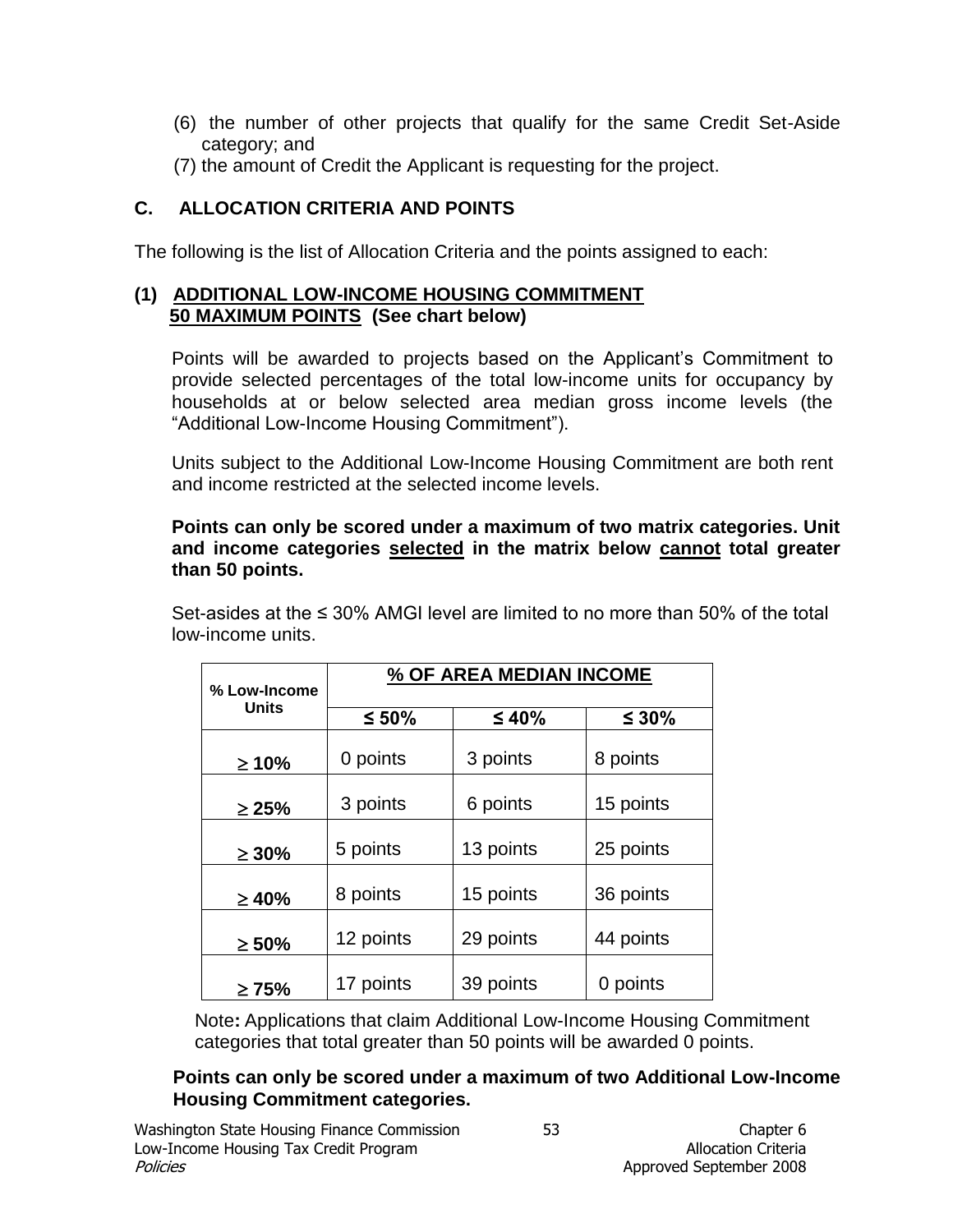(6) the number of other projects that qualify for the same Credit Set-Aside category; and

(7) the amount of Credit the Applicant is requesting for the project.

## C. ALLOCATION CRITERIA AND POINTS

The following is the list of Allocation Criteria and the points assigned to each:

### (1) ADDITIONAL LOW-INCOME HOUSING COMMITMENT 50 MAXIMUM POINTS (See chart below)

Points will be awarded to projects based on the Applicant's Commitment to provide selected percentages of the total low-income units for occupancy by households at or below selected area median gross income levels (the "Additional Low-Income Housing Commitment").

Units subject to the Additional Low-Income Housing Commitment are both rent and income restricted at the selected income levels.

**Points can only be scored under a maximum of two matrix categories. Unit and income categories selected in the matrix below cannot total greater than 50 points.**

Set-asides at the ≤ 30% AMGI level are limited to no more than 50% of the total low-income units.

| % Low-Income Units | % OF AREA MEDIAN INCOME | | |
|---|---|---|---|
| | **≤ 50%** | **≤ 40%** | **≤ 30%** |
| **≥ 10%** | 0 points | 3 points | 8 points |
| **≥ 25%** | 3 points | 6 points | 15 points |
| **≥ 30%** | 5 points | 13 points | 25 points |
| **≥ 40%** | 8 points | 15 points | 36 points |
| **≥ 50%** | 12 points | 29 points | 44 points |
| **≥ 75%** | 17 points | 39 points | 0 points |

Note**:** Applications that claim Additional Low-Income Housing Commitment categories that total greater than 50 points will be awarded 0 points.

**Points can only be scored under a maximum of two Additional Low-Income Housing Commitment categories.**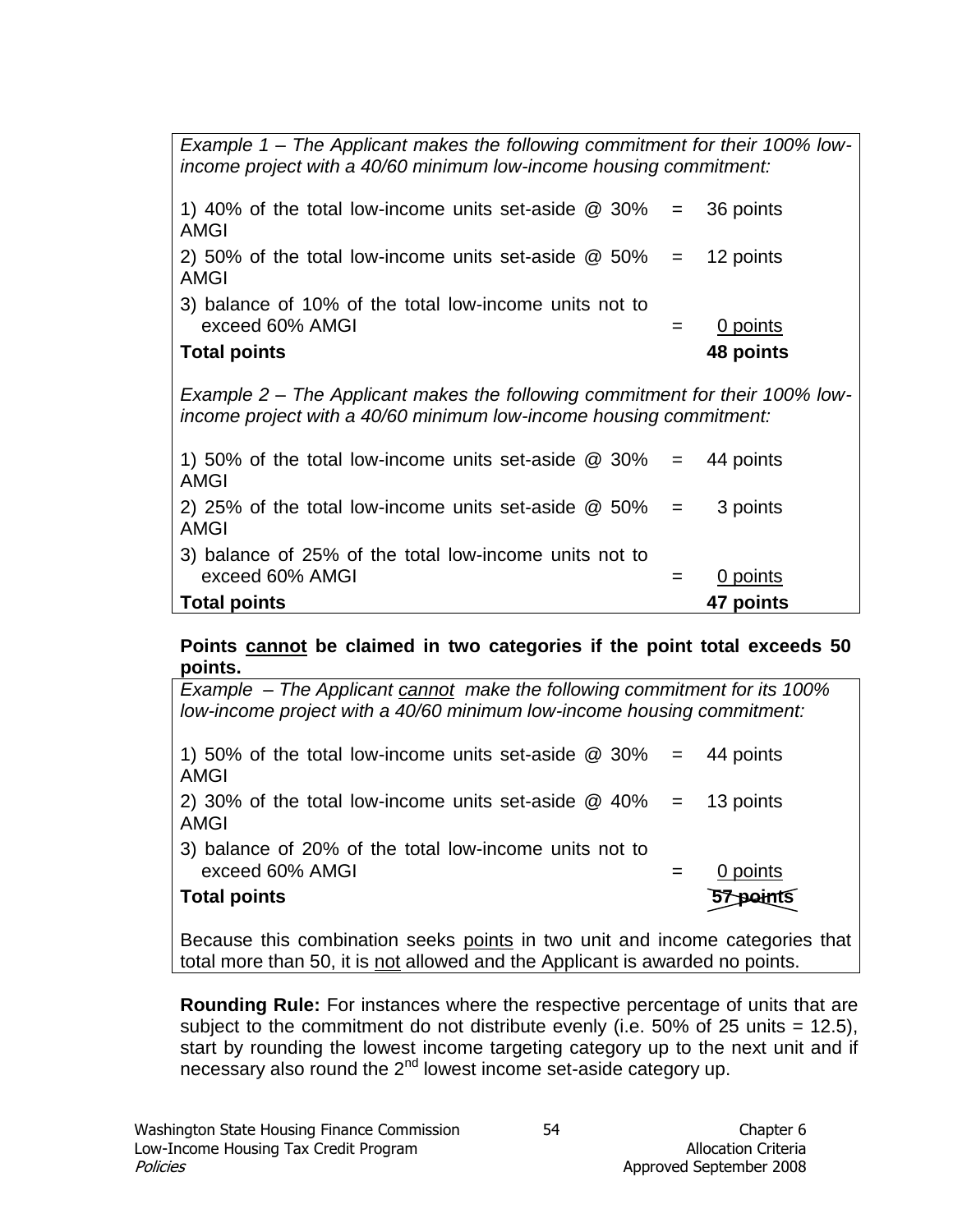*Example 1 – The Applicant makes the following commitment for their 100% low-income project with a 40/60 minimum low-income housing commitment:*

| | | |
|---|---|---|
| 1) 40% of the total low-income units set-aside @ 30% AMGI | = | 36 points |
| 2) 50% of the total low-income units set-aside @ 50% AMGI | = | 12 points |
| 3) balance of 10% of the total low-income units not to exceed 60% AMGI | = | <u>0 points</u> |
| **Total points** | | **48 points** |

*Example 2 – The Applicant makes the following commitment for their 100% low-income project with a 40/60 minimum low-income housing commitment:*

| | | |
|---|---|---|
| 1) 50% of the total low-income units set-aside @ 30% AMGI | = | 44 points |
| 2) 25% of the total low-income units set-aside @ 50% AMGI | = | 3 points |
| 3) balance of 25% of the total low-income units not to exceed 60% AMGI | = | <u>0 points</u> |
| **Total points** | | **47 points** |

**Points <u>cannot</u> be claimed in two categories if the point total exceeds 50 points.**

*Example – The Applicant <u>cannot</u> make the following commitment for its 100% low-income project with a 40/60 minimum low-income housing commitment:*

| | | |
|---|---|---|
| 1) 50% of the total low-income units set-aside @ 30% AMGI | = | 44 points |
| 2) 30% of the total low-income units set-aside @ 40% AMGI | = | 13 points |
| 3) balance of 20% of the total low-income units not to exceed 60% AMGI | = | <u>0 points</u> |
| **Total points** | | **~~57 points~~** |

Because this combination seeks <u>points</u> in two unit and income categories that total more than 50, it is <u>not</u> allowed and the Applicant is awarded no points.

**Rounding Rule:** For instances where the respective percentage of units that are subject to the commitment do not distribute evenly (i.e. 50% of 25 units = 12.5), start by rounding the lowest income targeting category up to the next unit and if necessary also round the 2nd lowest income set-aside category up.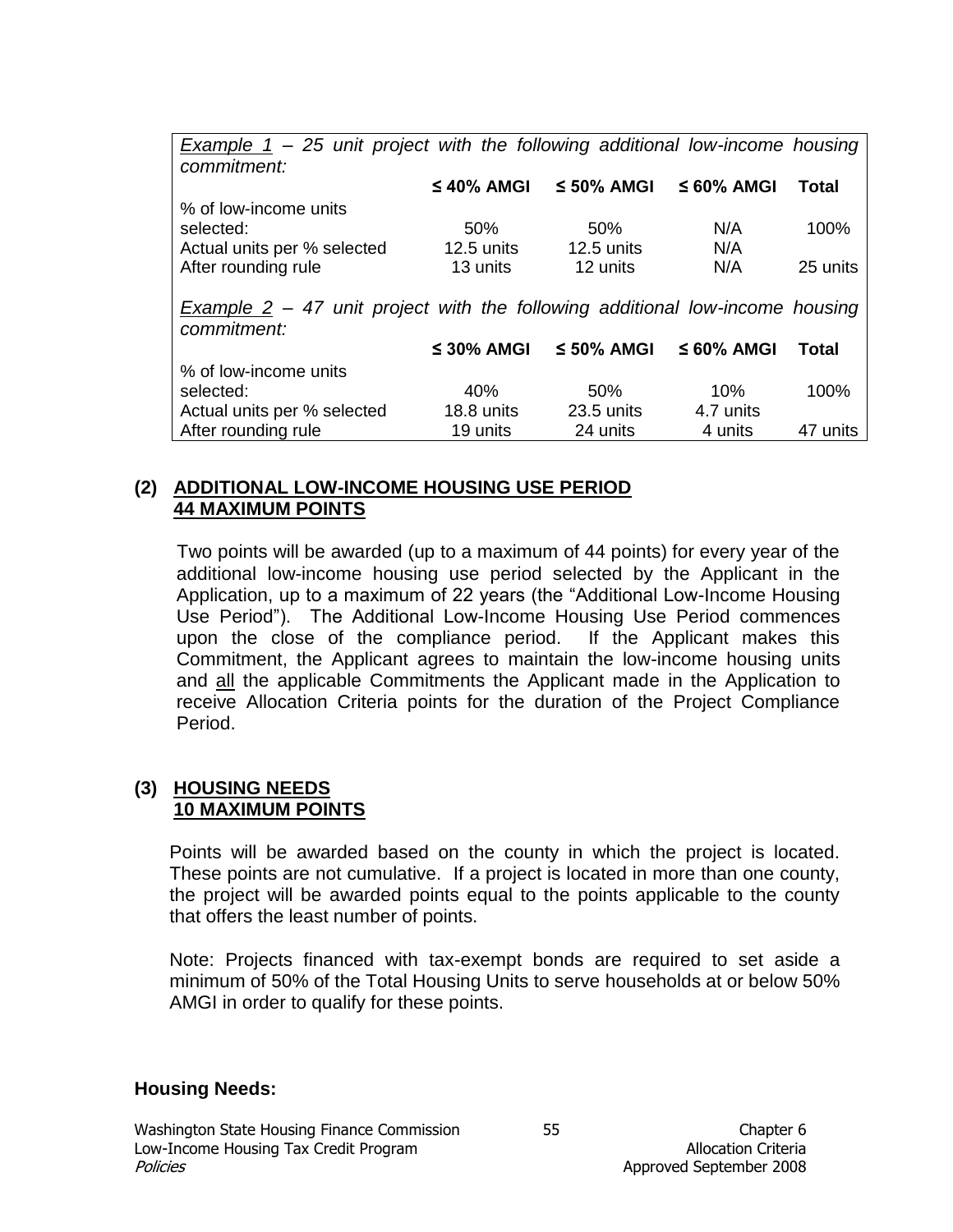*Example 1 – 25 unit project with the following additional low-income housing commitment:*

| | **≤ 40% AMGI** | **≤ 50% AMGI** | **≤ 60% AMGI** | **Total** |
|---|---|---|---|---|
| % of low-income units selected: | 50% | 50% | N/A | 100% |
| Actual units per % selected | 12.5 units | 12.5 units | N/A | |
| After rounding rule | 13 units | 12 units | N/A | 25 units |

*Example 2 – 47 unit project with the following additional low-income housing commitment:*

| | **≤ 30% AMGI** | **≤ 50% AMGI** | **≤ 60% AMGI** | **Total** |
|---|---|---|---|---|
| % of low-income units selected: | 40% | 50% | 10% | 100% |
| Actual units per % selected | 18.8 units | 23.5 units | 4.7 units | |
| After rounding rule | 19 units | 24 units | 4 units | 47 units |

## (2) ADDITIONAL LOW-INCOME HOUSING USE PERIOD 44 MAXIMUM POINTS

Two points will be awarded (up to a maximum of 44 points) for every year of the additional low-income housing use period selected by the Applicant in the Application, up to a maximum of 22 years (the "Additional Low-Income Housing Use Period"). The Additional Low-Income Housing Use Period commences upon the close of the compliance period. If the Applicant makes this Commitment, the Applicant agrees to maintain the low-income housing units and all the applicable Commitments the Applicant made in the Application to receive Allocation Criteria points for the duration of the Project Compliance Period.

## (3) HOUSING NEEDS 10 MAXIMUM POINTS

Points will be awarded based on the county in which the project is located. These points are not cumulative. If a project is located in more than one county, the project will be awarded points equal to the points applicable to the county that offers the least number of points.

Note: Projects financed with tax-exempt bonds are required to set aside a minimum of 50% of the Total Housing Units to serve households at or below 50% AMGI in order to qualify for these points.

**Housing Needs:**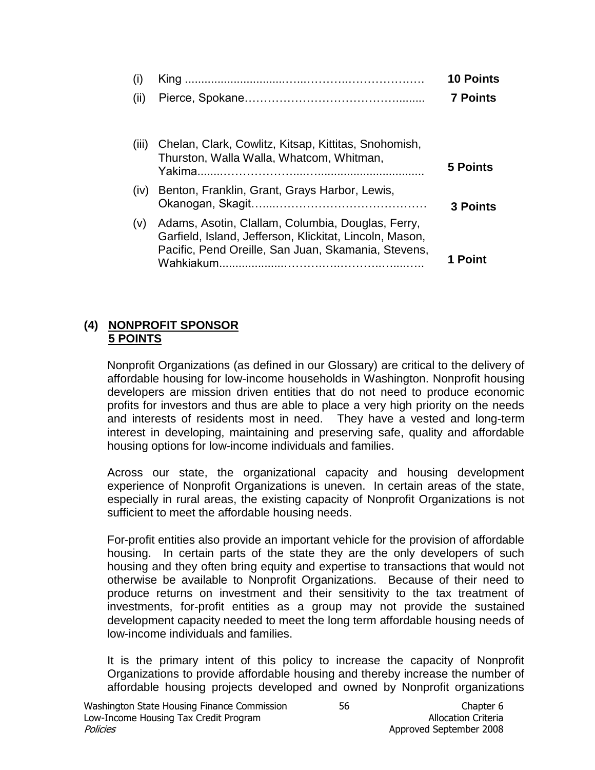| | | |
|---|---|---|
| (i) | King | **10 Points** |
| (ii) | Pierce, Spokane | **7 Points** |
| (iii) | Chelan, Clark, Cowlitz, Kitsap, Kittitas, Snohomish, Thurston, Walla Walla, Whatcom, Whitman, Yakima | **5 Points** |
| (iv) | Benton, Franklin, Grant, Grays Harbor, Lewis, Okanogan, Skagit | **3 Points** |
| (v) | Adams, Asotin, Clallam, Columbia, Douglas, Ferry, Garfield, Island, Jefferson, Klickitat, Lincoln, Mason, Pacific, Pend Oreille, San Juan, Skamania, Stevens, Wahkiakum | **1 Point** |

**(4) <u>NONPROFIT SPONSOR</u>**
**<u>5 POINTS</u>**

Nonprofit Organizations (as defined in our Glossary) are critical to the delivery of affordable housing for low-income households in Washington. Nonprofit housing developers are mission driven entities that do not need to produce economic profits for investors and thus are able to place a very high priority on the needs and interests of residents most in need. They have a vested and long-term interest in developing, maintaining and preserving safe, quality and affordable housing options for low-income individuals and families.

Across our state, the organizational capacity and housing development experience of Nonprofit Organizations is uneven. In certain areas of the state, especially in rural areas, the existing capacity of Nonprofit Organizations is not sufficient to meet the affordable housing needs.

For-profit entities also provide an important vehicle for the provision of affordable housing. In certain parts of the state they are the only developers of such housing and they often bring equity and expertise to transactions that would not otherwise be available to Nonprofit Organizations. Because of their need to produce returns on investment and their sensitivity to the tax treatment of investments, for-profit entities as a group may not provide the sustained development capacity needed to meet the long term affordable housing needs of low-income individuals and families.

It is the primary intent of this policy to increase the capacity of Nonprofit Organizations to provide affordable housing and thereby increase the number of affordable housing projects developed and owned by Nonprofit organizations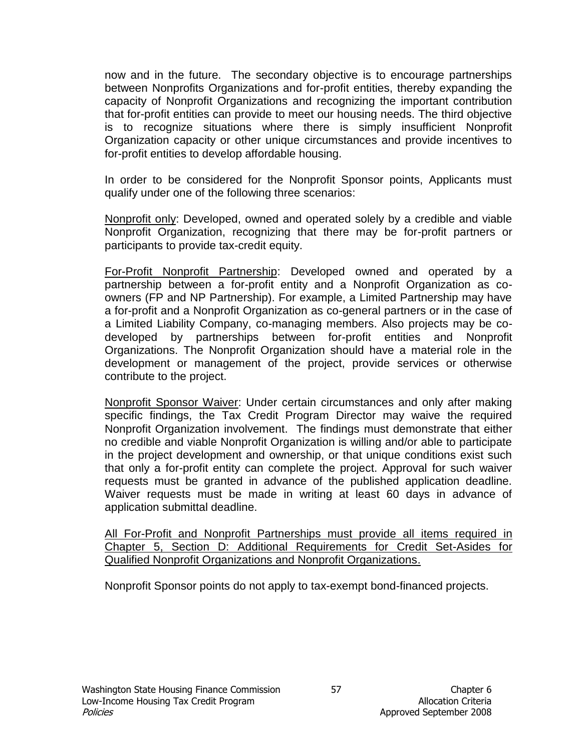now and in the future. The secondary objective is to encourage partnerships between Nonprofits Organizations and for-profit entities, thereby expanding the capacity of Nonprofit Organizations and recognizing the important contribution that for-profit entities can provide to meet our housing needs. The third objective is to recognize situations where there is simply insufficient Nonprofit Organization capacity or other unique circumstances and provide incentives to for-profit entities to develop affordable housing.

In order to be considered for the Nonprofit Sponsor points, Applicants must qualify under one of the following three scenarios:

<u>Nonprofit only</u>: Developed, owned and operated solely by a credible and viable Nonprofit Organization, recognizing that there may be for-profit partners or participants to provide tax-credit equity.

<u>For-Profit Nonprofit Partnership</u>: Developed owned and operated by a partnership between a for-profit entity and a Nonprofit Organization as co-owners (FP and NP Partnership). For example, a Limited Partnership may have a for-profit and a Nonprofit Organization as co-general partners or in the case of a Limited Liability Company, co-managing members. Also projects may be co-developed by partnerships between for-profit entities and Nonprofit Organizations. The Nonprofit Organization should have a material role in the development or management of the project, provide services or otherwise contribute to the project.

<u>Nonprofit Sponsor Waiver</u>: Under certain circumstances and only after making specific findings, the Tax Credit Program Director may waive the required Nonprofit Organization involvement. The findings must demonstrate that either no credible and viable Nonprofit Organization is willing and/or able to participate in the project development and ownership, or that unique conditions exist such that only a for-profit entity can complete the project. Approval for such waiver requests must be granted in advance of the published application deadline. Waiver requests must be made in writing at least 60 days in advance of application submittal deadline.

<u>All For-Profit and Nonprofit Partnerships must provide all items required in Chapter 5, Section D: Additional Requirements for Credit Set-Asides for Qualified Nonprofit Organizations and Nonprofit Organizations.</u>

Nonprofit Sponsor points do not apply to tax-exempt bond-financed projects.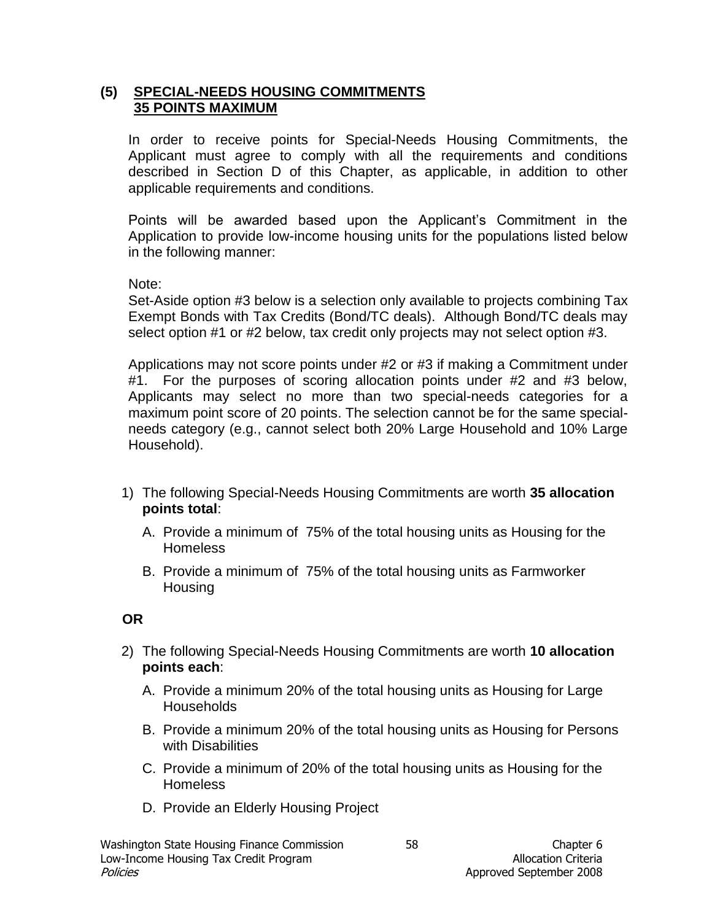## (5) SPECIAL-NEEDS HOUSING COMMITMENTS
**35 POINTS MAXIMUM**

In order to receive points for Special-Needs Housing Commitments, the Applicant must agree to comply with all the requirements and conditions described in Section D of this Chapter, as applicable, in addition to other applicable requirements and conditions.

Points will be awarded based upon the Applicant's Commitment in the Application to provide low-income housing units for the populations listed below in the following manner:

Note:
Set-Aside option #3 below is a selection only available to projects combining Tax Exempt Bonds with Tax Credits (Bond/TC deals). Although Bond/TC deals may select option #1 or #2 below, tax credit only projects may not select option #3.

Applications may not score points under #2 or #3 if making a Commitment under #1. For the purposes of scoring allocation points under #2 and #3 below, Applicants may select no more than two special-needs categories for a maximum point score of 20 points. The selection cannot be for the same special-needs category (e.g., cannot select both 20% Large Household and 10% Large Household).

1) The following Special-Needs Housing Commitments are worth **35 allocation points total**:
   A. Provide a minimum of 75% of the total housing units as Housing for the Homeless
   B. Provide a minimum of 75% of the total housing units as Farmworker Housing

**OR**

2) The following Special-Needs Housing Commitments are worth **10 allocation points each**:
   A. Provide a minimum 20% of the total housing units as Housing for Large Households
   B. Provide a minimum 20% of the total housing units as Housing for Persons with Disabilities
   C. Provide a minimum of 20% of the total housing units as Housing for the Homeless
   D. Provide an Elderly Housing Project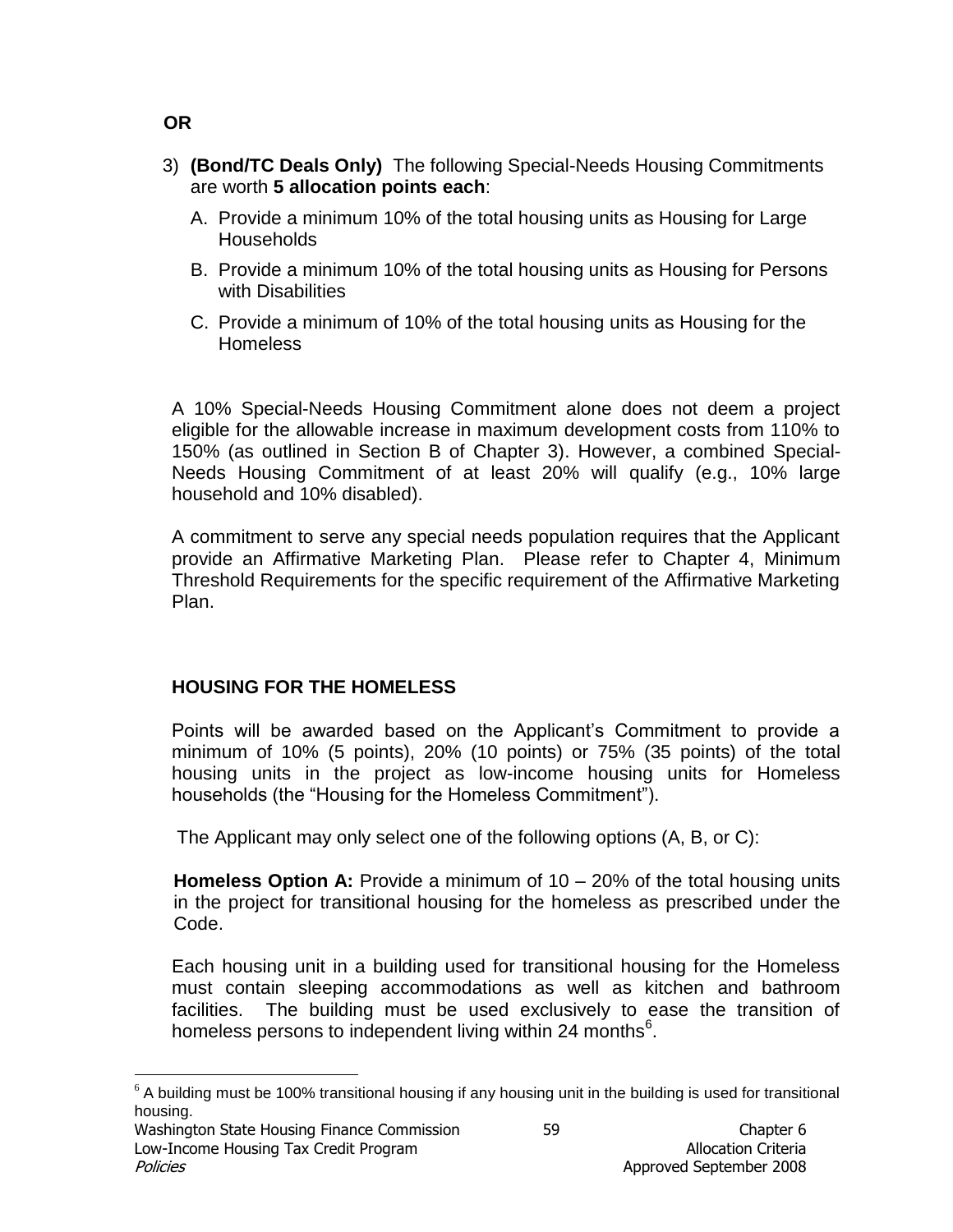**OR**

3) **(Bond/TC Deals Only)** The following Special-Needs Housing Commitments are worth **5 allocation points each**:

   A. Provide a minimum 10% of the total housing units as Housing for Large Households

   B. Provide a minimum 10% of the total housing units as Housing for Persons with Disabilities

   C. Provide a minimum of 10% of the total housing units as Housing for the Homeless

A 10% Special-Needs Housing Commitment alone does not deem a project eligible for the allowable increase in maximum development costs from 110% to 150% (as outlined in Section B of Chapter 3). However, a combined Special-Needs Housing Commitment of at least 20% will qualify (e.g., 10% large household and 10% disabled).

A commitment to serve any special needs population requires that the Applicant provide an Affirmative Marketing Plan. Please refer to Chapter 4, Minimum Threshold Requirements for the specific requirement of the Affirmative Marketing Plan.

**HOUSING FOR THE HOMELESS**

Points will be awarded based on the Applicant's Commitment to provide a minimum of 10% (5 points), 20% (10 points) or 75% (35 points) of the total housing units in the project as low-income housing units for Homeless households (the "Housing for the Homeless Commitment").

The Applicant may only select one of the following options (A, B, or C):

**Homeless Option A:** Provide a minimum of 10 – 20% of the total housing units in the project for transitional housing for the homeless as prescribed under the Code.

Each housing unit in a building used for transitional housing for the Homeless must contain sleeping accommodations as well as kitchen and bathroom facilities. The building must be used exclusively to ease the transition of homeless persons to independent living within 24 months[6].

[6] A building must be 100% transitional housing if any housing unit in the building is used for transitional housing.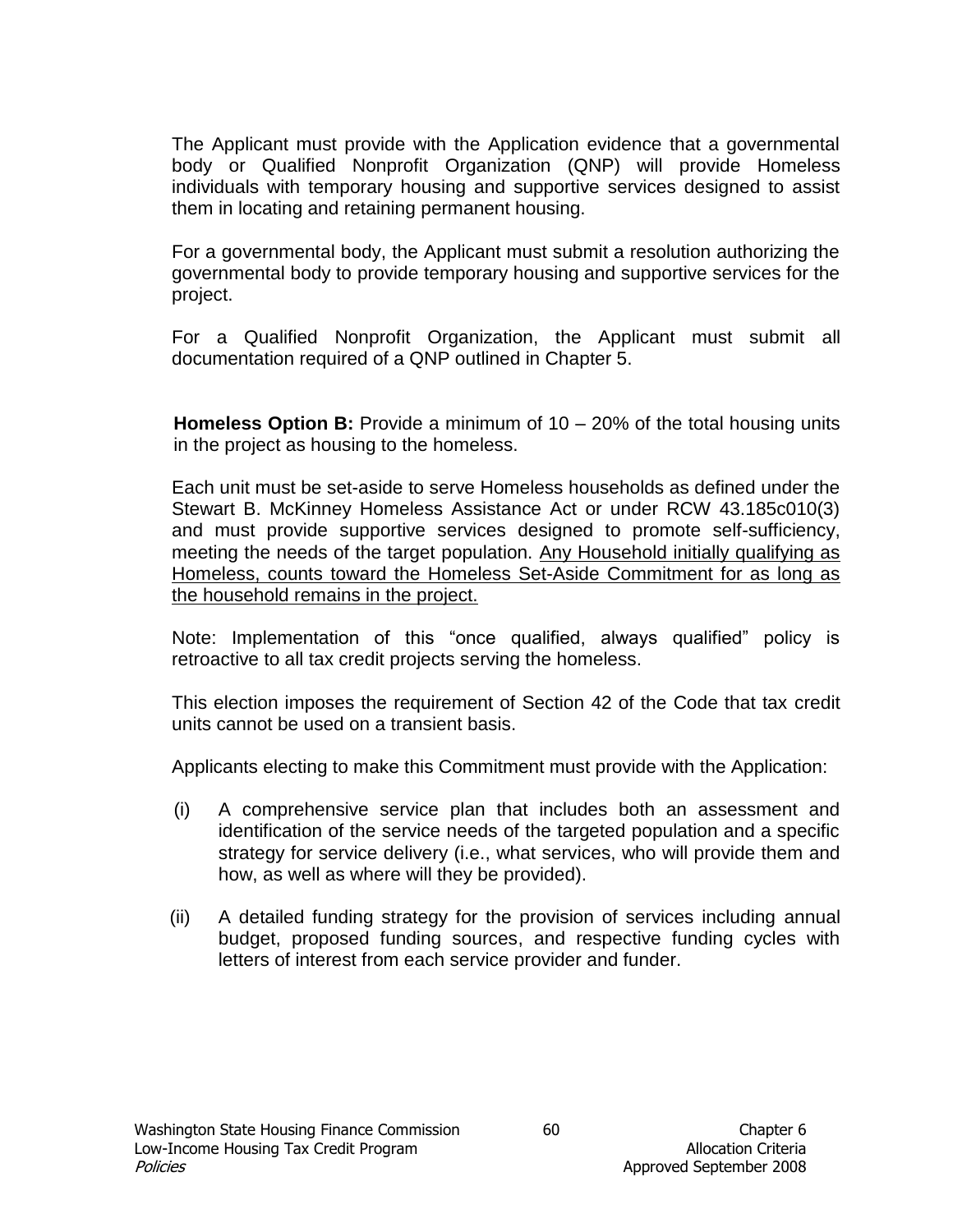The Applicant must provide with the Application evidence that a governmental body or Qualified Nonprofit Organization (QNP) will provide Homeless individuals with temporary housing and supportive services designed to assist them in locating and retaining permanent housing.

For a governmental body, the Applicant must submit a resolution authorizing the governmental body to provide temporary housing and supportive services for the project.

For a Qualified Nonprofit Organization, the Applicant must submit all documentation required of a QNP outlined in Chapter 5.

**Homeless Option B:** Provide a minimum of 10 – 20% of the total housing units in the project as housing to the homeless.

Each unit must be set-aside to serve Homeless households as defined under the Stewart B. McKinney Homeless Assistance Act or under RCW 43.185c010(3) and must provide supportive services designed to promote self-sufficiency, meeting the needs of the target population. <u>Any Household initially qualifying as Homeless, counts toward the Homeless Set-Aside Commitment for as long as the household remains in the project.</u>

Note: Implementation of this "once qualified, always qualified" policy is retroactive to all tax credit projects serving the homeless.

This election imposes the requirement of Section 42 of the Code that tax credit units cannot be used on a transient basis.

Applicants electing to make this Commitment must provide with the Application:

(i) A comprehensive service plan that includes both an assessment and identification of the service needs of the targeted population and a specific strategy for service delivery (i.e., what services, who will provide them and how, as well as where will they be provided).

(ii) A detailed funding strategy for the provision of services including annual budget, proposed funding sources, and respective funding cycles with letters of interest from each service provider and funder.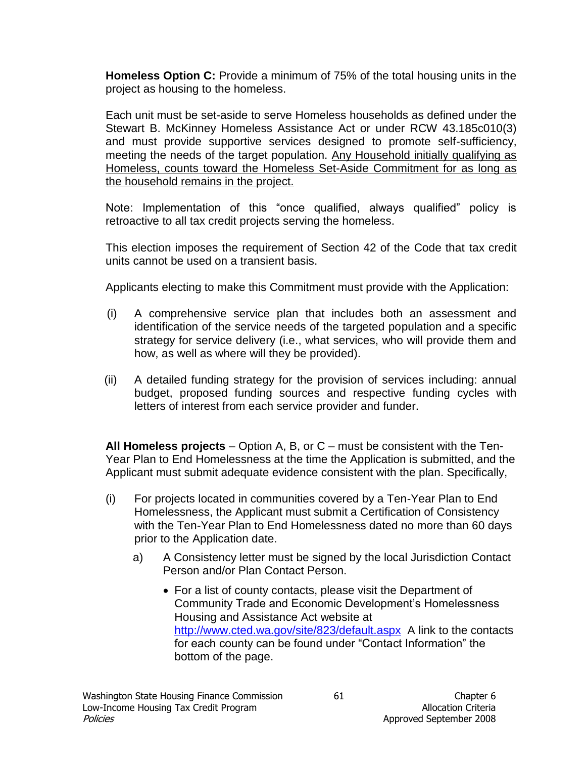**Homeless Option C:** Provide a minimum of 75% of the total housing units in the project as housing to the homeless.

Each unit must be set-aside to serve Homeless households as defined under the Stewart B. McKinney Homeless Assistance Act or under RCW 43.185c010(3) and must provide supportive services designed to promote self-sufficiency, meeting the needs of the target population. <u>Any Household initially qualifying as Homeless, counts toward the Homeless Set-Aside Commitment for as long as the household remains in the project.</u>

Note: Implementation of this "once qualified, always qualified" policy is retroactive to all tax credit projects serving the homeless.

This election imposes the requirement of Section 42 of the Code that tax credit units cannot be used on a transient basis.

Applicants electing to make this Commitment must provide with the Application:

(i) A comprehensive service plan that includes both an assessment and identification of the service needs of the targeted population and a specific strategy for service delivery (i.e., what services, who will provide them and how, as well as where will they be provided).

(ii) A detailed funding strategy for the provision of services including: annual budget, proposed funding sources and respective funding cycles with letters of interest from each service provider and funder.

**All Homeless projects** – Option A, B, or C – must be consistent with the Ten-Year Plan to End Homelessness at the time the Application is submitted, and the Applicant must submit adequate evidence consistent with the plan. Specifically,

(i) For projects located in communities covered by a Ten-Year Plan to End Homelessness, the Applicant must submit a Certification of Consistency with the Ten-Year Plan to End Homelessness dated no more than 60 days prior to the Application date.

   a) A Consistency letter must be signed by the local Jurisdiction Contact Person and/or Plan Contact Person.

      - For a list of county contacts, please visit the Department of Community Trade and Economic Development's Homelessness Housing and Assistance Act website at http://www.cted.wa.gov/site/823/default.aspx A link to the contacts for each county can be found under "Contact Information" the bottom of the page.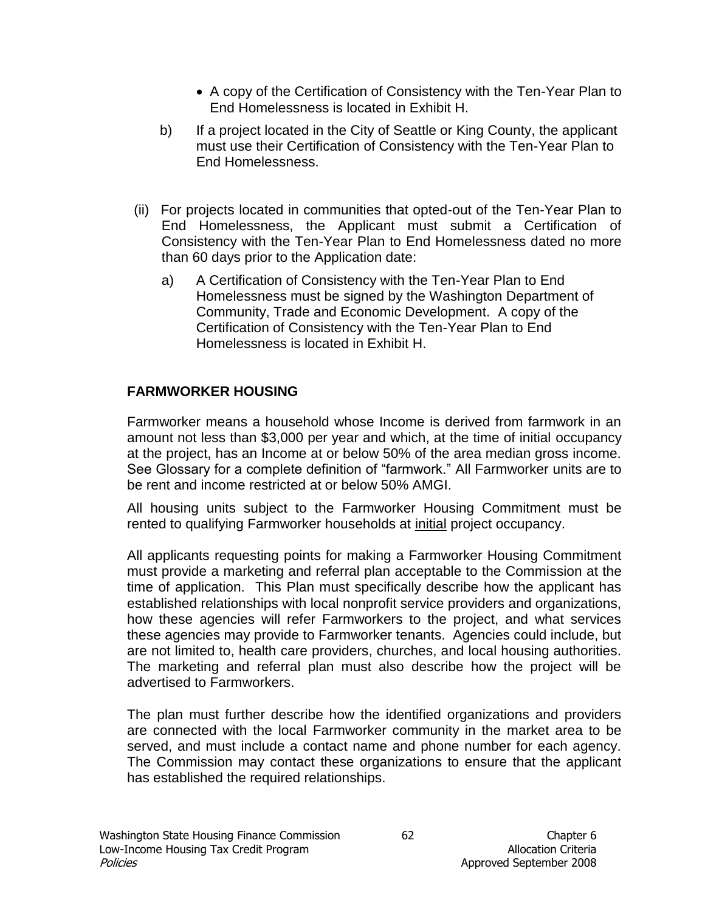- A copy of the Certification of Consistency with the Ten-Year Plan to End Homelessness is located in Exhibit H.

b) If a project located in the City of Seattle or King County, the applicant must use their Certification of Consistency with the Ten-Year Plan to End Homelessness.

(ii) For projects located in communities that opted-out of the Ten-Year Plan to End Homelessness, the Applicant must submit a Certification of Consistency with the Ten-Year Plan to End Homelessness dated no more than 60 days prior to the Application date:

a) A Certification of Consistency with the Ten-Year Plan to End Homelessness must be signed by the Washington Department of Community, Trade and Economic Development. A copy of the Certification of Consistency with the Ten-Year Plan to End Homelessness is located in Exhibit H.

## FARMWORKER HOUSING

Farmworker means a household whose Income is derived from farmwork in an amount not less than $3,000 per year and which, at the time of initial occupancy at the project, has an Income at or below 50% of the area median gross income. See Glossary for a complete definition of "farmwork." All Farmworker units are to be rent and income restricted at or below 50% AMGI.

All housing units subject to the Farmworker Housing Commitment must be rented to qualifying Farmworker households at <u>initial</u> project occupancy.

All applicants requesting points for making a Farmworker Housing Commitment must provide a marketing and referral plan acceptable to the Commission at the time of application. This Plan must specifically describe how the applicant has established relationships with local nonprofit service providers and organizations, how these agencies will refer Farmworkers to the project, and what services these agencies may provide to Farmworker tenants. Agencies could include, but are not limited to, health care providers, churches, and local housing authorities. The marketing and referral plan must also describe how the project will be advertised to Farmworkers.

The plan must further describe how the identified organizations and providers are connected with the local Farmworker community in the market area to be served, and must include a contact name and phone number for each agency. The Commission may contact these organizations to ensure that the applicant has established the required relationships.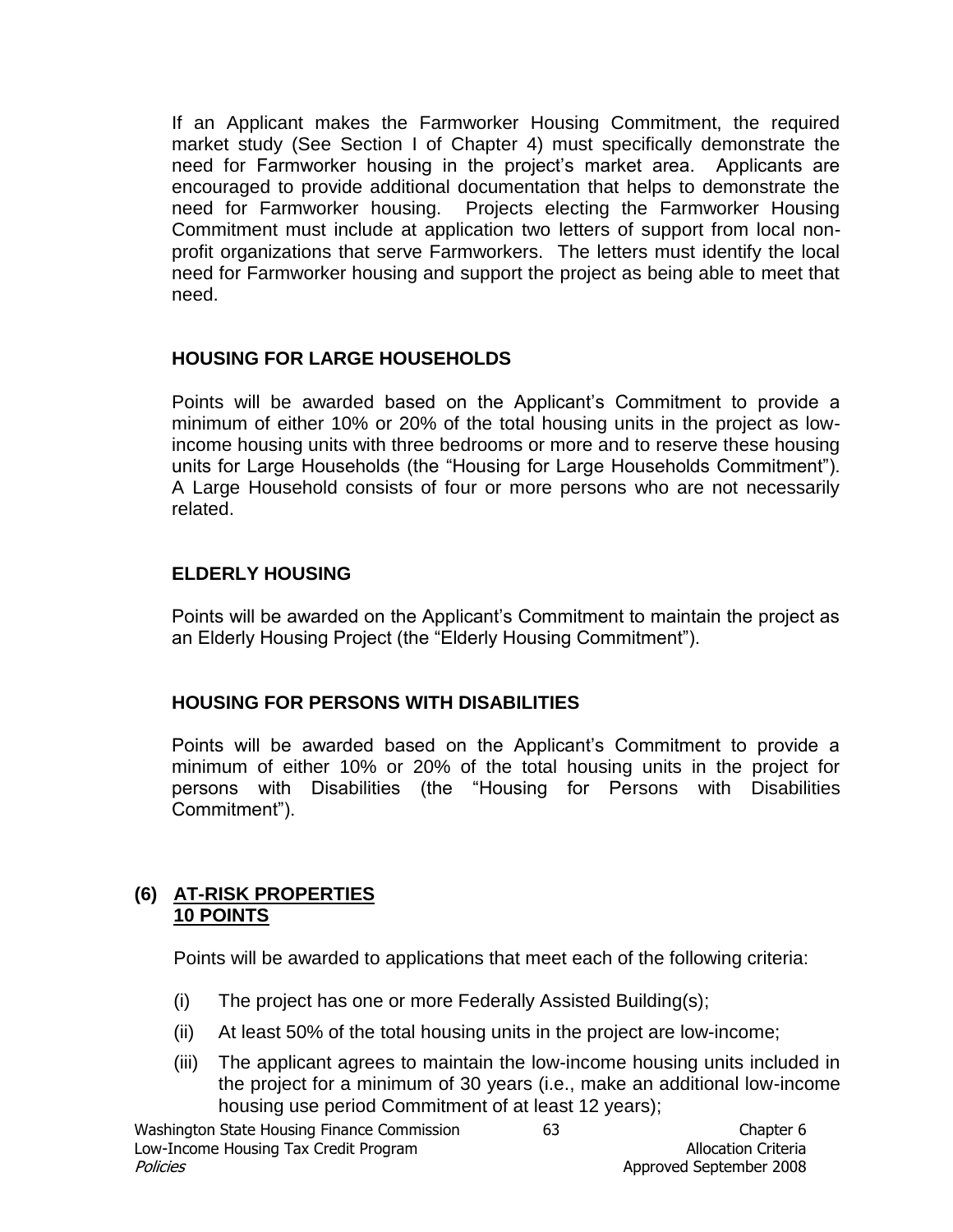If an Applicant makes the Farmworker Housing Commitment, the required market study (See Section I of Chapter 4) must specifically demonstrate the need for Farmworker housing in the project's market area. Applicants are encouraged to provide additional documentation that helps to demonstrate the need for Farmworker housing. Projects electing the Farmworker Housing Commitment must include at application two letters of support from local non-profit organizations that serve Farmworkers. The letters must identify the local need for Farmworker housing and support the project as being able to meet that need.

### HOUSING FOR LARGE HOUSEHOLDS

Points will be awarded based on the Applicant's Commitment to provide a minimum of either 10% or 20% of the total housing units in the project as low-income housing units with three bedrooms or more and to reserve these housing units for Large Households (the "Housing for Large Households Commitment"). A Large Household consists of four or more persons who are not necessarily related.

### ELDERLY HOUSING

Points will be awarded on the Applicant's Commitment to maintain the project as an Elderly Housing Project (the "Elderly Housing Commitment").

### HOUSING FOR PERSONS WITH DISABILITIES

Points will be awarded based on the Applicant's Commitment to provide a minimum of either 10% or 20% of the total housing units in the project for persons with Disabilities (the "Housing for Persons with Disabilities Commitment").

## (6) AT-RISK PROPERTIES 10 POINTS

Points will be awarded to applications that meet each of the following criteria:

(i) The project has one or more Federally Assisted Building(s);

(ii) At least 50% of the total housing units in the project are low-income;

(iii) The applicant agrees to maintain the low-income housing units included in the project for a minimum of 30 years (i.e., make an additional low-income housing use period Commitment of at least 12 years);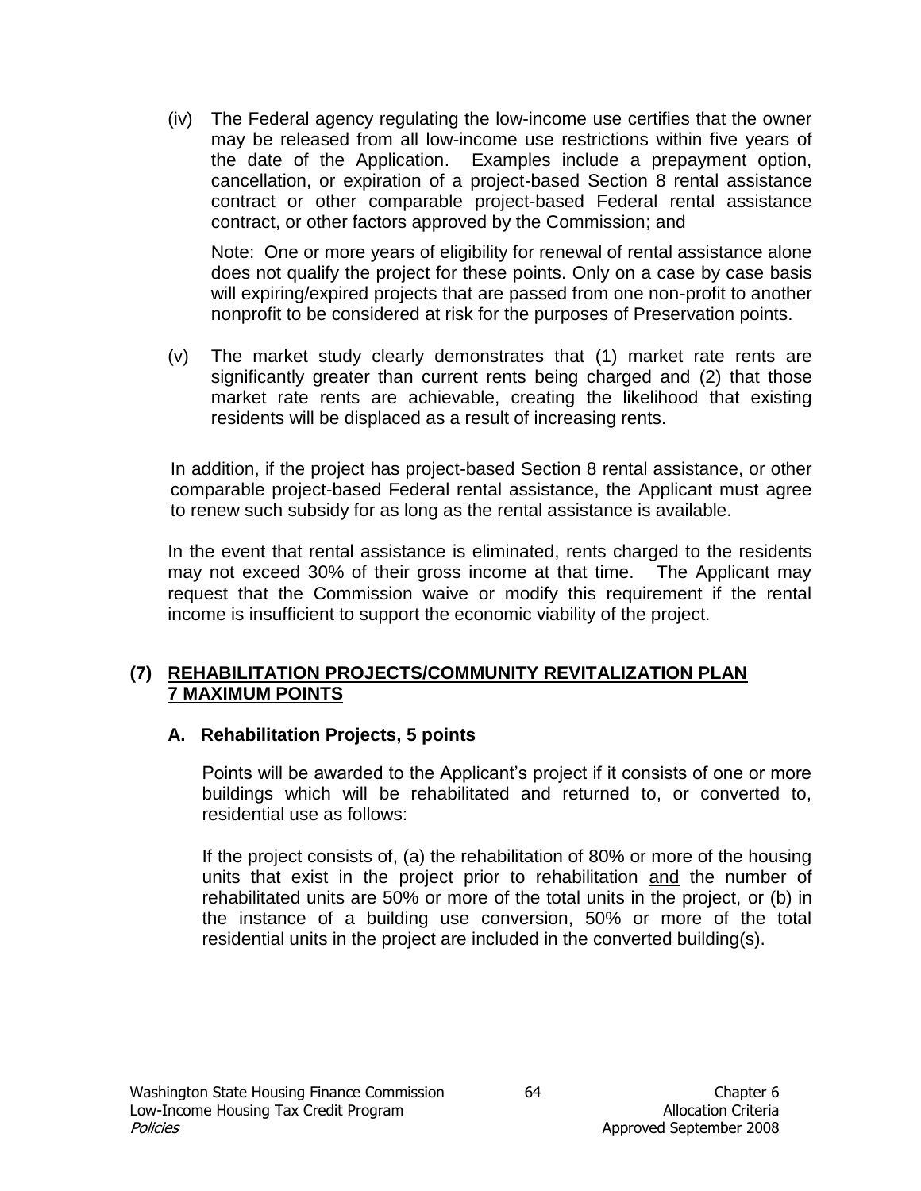(iv) The Federal agency regulating the low-income use certifies that the owner may be released from all low-income use restrictions within five years of the date of the Application. Examples include a prepayment option, cancellation, or expiration of a project-based Section 8 rental assistance contract or other comparable project-based Federal rental assistance contract, or other factors approved by the Commission; and

Note: One or more years of eligibility for renewal of rental assistance alone does not qualify the project for these points. Only on a case by case basis will expiring/expired projects that are passed from one non-profit to another nonprofit to be considered at risk for the purposes of Preservation points.

(v) The market study clearly demonstrates that (1) market rate rents are significantly greater than current rents being charged and (2) that those market rate rents are achievable, creating the likelihood that existing residents will be displaced as a result of increasing rents.

In addition, if the project has project-based Section 8 rental assistance, or other comparable project-based Federal rental assistance, the Applicant must agree to renew such subsidy for as long as the rental assistance is available.

In the event that rental assistance is eliminated, rents charged to the residents may not exceed 30% of their gross income at that time. The Applicant may request that the Commission waive or modify this requirement if the rental income is insufficient to support the economic viability of the project.

## (7) REHABILITATION PROJECTS/COMMUNITY REVITALIZATION PLAN 7 MAXIMUM POINTS

### A. Rehabilitation Projects, 5 points

Points will be awarded to the Applicant's project if it consists of one or more buildings which will be rehabilitated and returned to, or converted to, residential use as follows:

If the project consists of, (a) the rehabilitation of 80% or more of the housing units that exist in the project prior to rehabilitation and the number of rehabilitated units are 50% or more of the total units in the project, or (b) in the instance of a building use conversion, 50% or more of the total residential units in the project are included in the converted building(s).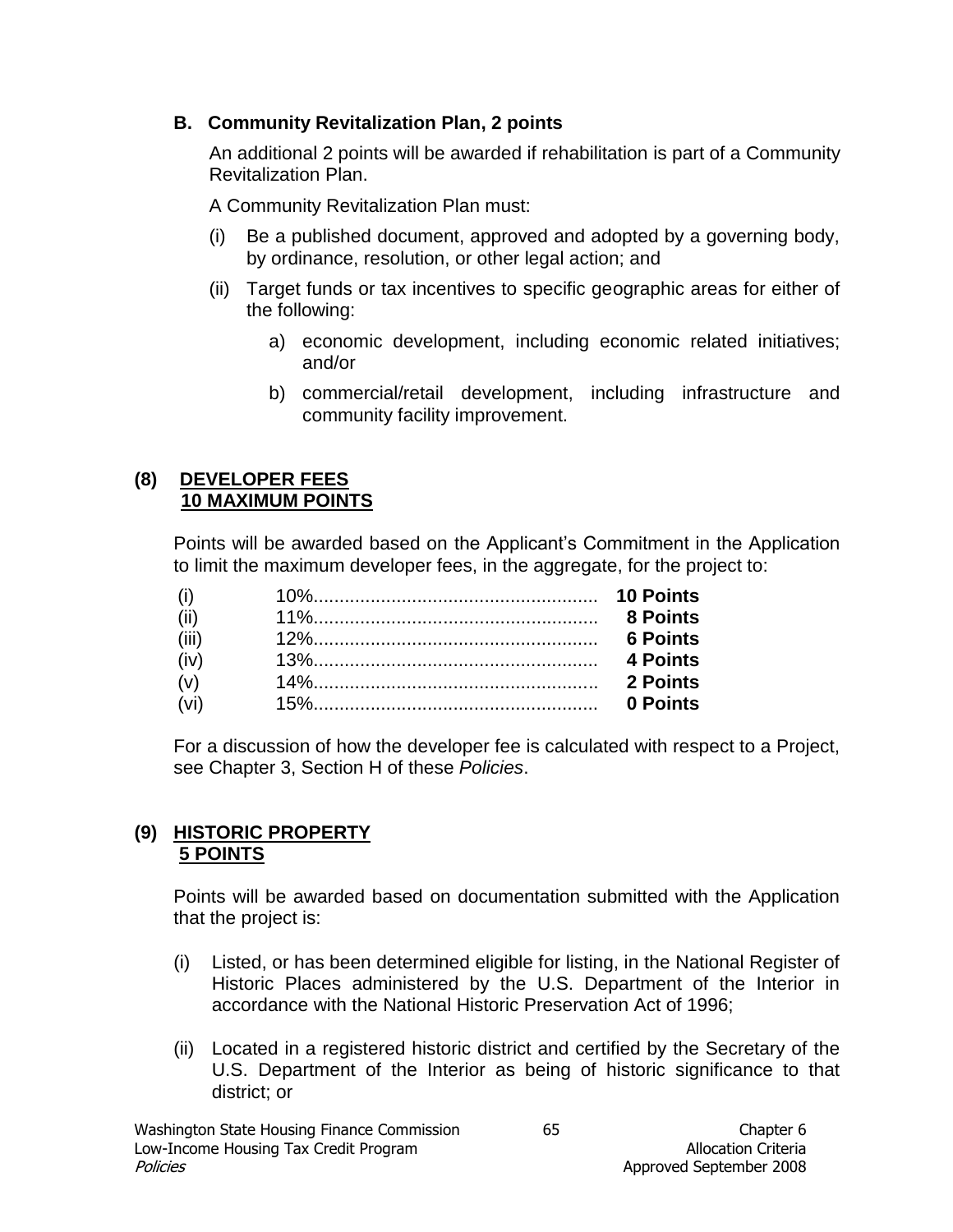**B. Community Revitalization Plan, 2 points**

An additional 2 points will be awarded if rehabilitation is part of a Community Revitalization Plan.

A Community Revitalization Plan must:

(i) Be a published document, approved and adopted by a governing body, by ordinance, resolution, or other legal action; and

(ii) Target funds or tax incentives to specific geographic areas for either of the following:

a) economic development, including economic related initiatives; and/or

b) commercial/retail development, including infrastructure and community facility improvement.

**(8) DEVELOPER FEES**
**10 MAXIMUM POINTS**

Points will be awarded based on the Applicant's Commitment in the Application to limit the maximum developer fees, in the aggregate, for the project to:

| | | |
|---|---|---|
| (i) | 10%...................................................... | **10 Points** |
| (ii) | 11%...................................................... | **8 Points** |
| (iii) | 12%...................................................... | **6 Points** |
| (iv) | 13%...................................................... | **4 Points** |
| (v) | 14%...................................................... | **2 Points** |
| (vi) | 15%...................................................... | **0 Points** |

For a discussion of how the developer fee is calculated with respect to a Project, see Chapter 3, Section H of these *Policies*.

**(9) HISTORIC PROPERTY**
**5 POINTS**

Points will be awarded based on documentation submitted with the Application that the project is:

(i) Listed, or has been determined eligible for listing, in the National Register of Historic Places administered by the U.S. Department of the Interior in accordance with the National Historic Preservation Act of 1996;

(ii) Located in a registered historic district and certified by the Secretary of the U.S. Department of the Interior as being of historic significance to that district; or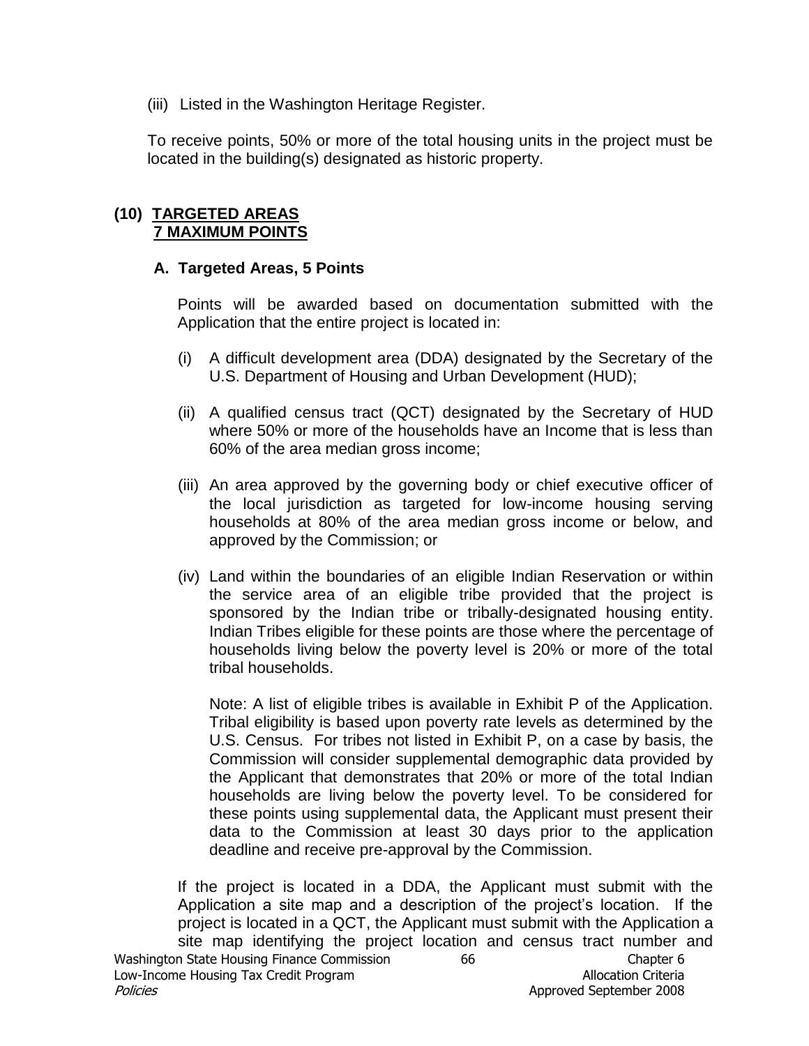(iii) Listed in the Washington Heritage Register.

To receive points, 50% or more of the total housing units in the project must be located in the building(s) designated as historic property.

## (10) TARGETED AREAS 7 MAXIMUM POINTS

### A. Targeted Areas, 5 Points

Points will be awarded based on documentation submitted with the Application that the entire project is located in:

(i) A difficult development area (DDA) designated by the Secretary of the U.S. Department of Housing and Urban Development (HUD);

(ii) A qualified census tract (QCT) designated by the Secretary of HUD where 50% or more of the households have an Income that is less than 60% of the area median gross income;

(iii) An area approved by the governing body or chief executive officer of the local jurisdiction as targeted for low-income housing serving households at 80% of the area median gross income or below, and approved by the Commission; or

(iv) Land within the boundaries of an eligible Indian Reservation or within the service area of an eligible tribe provided that the project is sponsored by the Indian tribe or tribally-designated housing entity. Indian Tribes eligible for these points are those where the percentage of households living below the poverty level is 20% or more of the total tribal households.

Note: A list of eligible tribes is available in Exhibit P of the Application. Tribal eligibility is based upon poverty rate levels as determined by the U.S. Census. For tribes not listed in Exhibit P, on a case by basis, the Commission will consider supplemental demographic data provided by the Applicant that demonstrates that 20% or more of the total Indian households are living below the poverty level. To be considered for these points using supplemental data, the Applicant must present their data to the Commission at least 30 days prior to the application deadline and receive pre-approval by the Commission.

If the project is located in a DDA, the Applicant must submit with the Application a site map and a description of the project's location. If the project is located in a QCT, the Applicant must submit with the Application a site map identifying the project location and census tract number and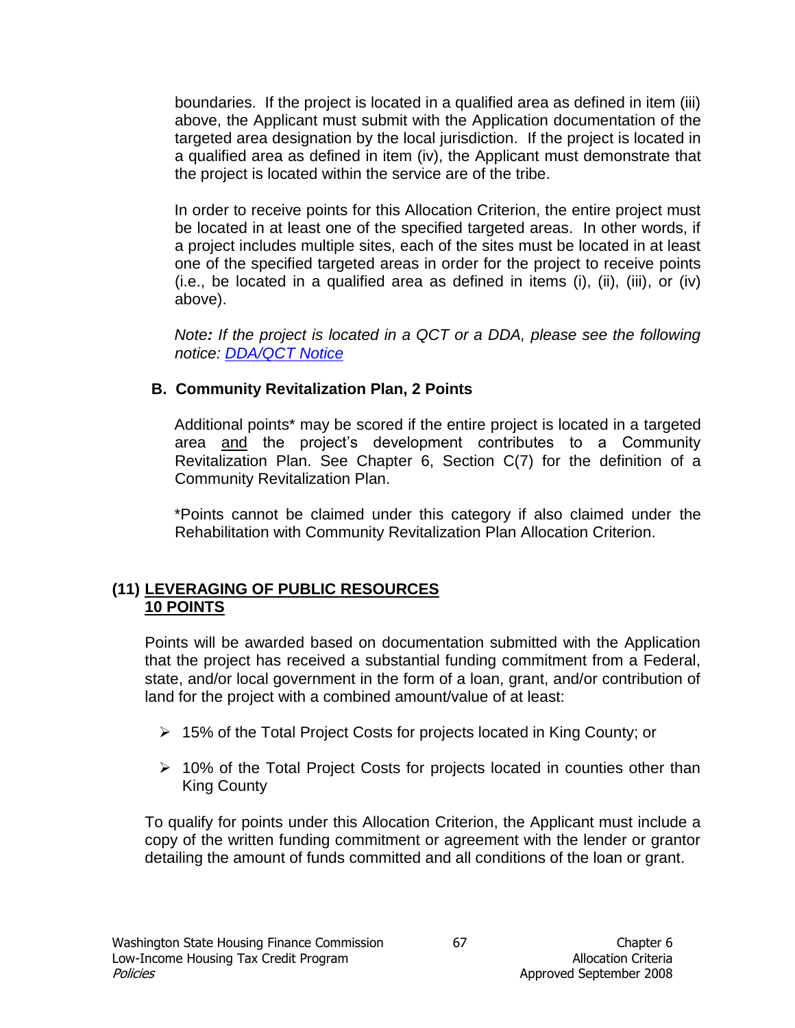boundaries. If the project is located in a qualified area as defined in item (iii) above, the Applicant must submit with the Application documentation of the targeted area designation by the local jurisdiction. If the project is located in a qualified area as defined in item (iv), the Applicant must demonstrate that the project is located within the service are of the tribe.

In order to receive points for this Allocation Criterion, the entire project must be located in at least one of the specified targeted areas. In other words, if a project includes multiple sites, each of the sites must be located in at least one of the specified targeted areas in order for the project to receive points (i.e., be located in a qualified area as defined in items (i), (ii), (iii), or (iv) above).

*Note: If the project is located in a QCT or a DDA, please see the following notice: [DDA/QCT Notice]*

**B. Community Revitalization Plan, 2 Points**

Additional points* may be scored if the entire project is located in a targeted area and the project's development contributes to a Community Revitalization Plan. See Chapter 6, Section C(7) for the definition of a Community Revitalization Plan.

*Points cannot be claimed under this category if also claimed under the Rehabilitation with Community Revitalization Plan Allocation Criterion.

## (11) LEVERAGING OF PUBLIC RESOURCES 10 POINTS

Points will be awarded based on documentation submitted with the Application that the project has received a substantial funding commitment from a Federal, state, and/or local government in the form of a loan, grant, and/or contribution of land for the project with a combined amount/value of at least:

- 15% of the Total Project Costs for projects located in King County; or
- 10% of the Total Project Costs for projects located in counties other than King County

To qualify for points under this Allocation Criterion, the Applicant must include a copy of the written funding commitment or agreement with the lender or grantor detailing the amount of funds committed and all conditions of the loan or grant.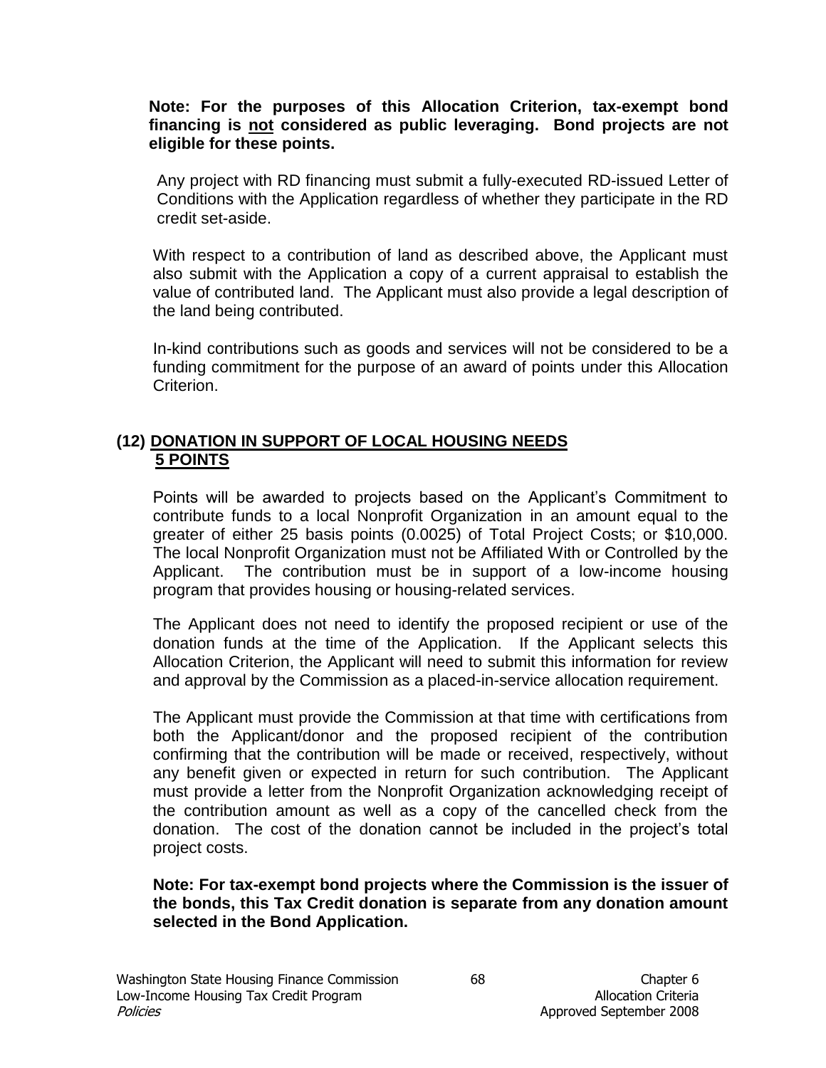**Note: For the purposes of this Allocation Criterion, tax-exempt bond financing is not considered as public leveraging. Bond projects are not eligible for these points.**

Any project with RD financing must submit a fully-executed RD-issued Letter of Conditions with the Application regardless of whether they participate in the RD credit set-aside.

With respect to a contribution of land as described above, the Applicant must also submit with the Application a copy of a current appraisal to establish the value of contributed land. The Applicant must also provide a legal description of the land being contributed.

In-kind contributions such as goods and services will not be considered to be a funding commitment for the purpose of an award of points under this Allocation Criterion.

### (12) DONATION IN SUPPORT OF LOCAL HOUSING NEEDS 5 POINTS

Points will be awarded to projects based on the Applicant's Commitment to contribute funds to a local Nonprofit Organization in an amount equal to the greater of either 25 basis points (0.0025) of Total Project Costs; or $10,000. The local Nonprofit Organization must not be Affiliated With or Controlled by the Applicant. The contribution must be in support of a low-income housing program that provides housing or housing-related services.

The Applicant does not need to identify the proposed recipient or use of the donation funds at the time of the Application. If the Applicant selects this Allocation Criterion, the Applicant will need to submit this information for review and approval by the Commission as a placed-in-service allocation requirement.

The Applicant must provide the Commission at that time with certifications from both the Applicant/donor and the proposed recipient of the contribution confirming that the contribution will be made or received, respectively, without any benefit given or expected in return for such contribution. The Applicant must provide a letter from the Nonprofit Organization acknowledging receipt of the contribution amount as well as a copy of the cancelled check from the donation. The cost of the donation cannot be included in the project's total project costs.

**Note: For tax-exempt bond projects where the Commission is the issuer of the bonds, this Tax Credit donation is separate from any donation amount selected in the Bond Application.**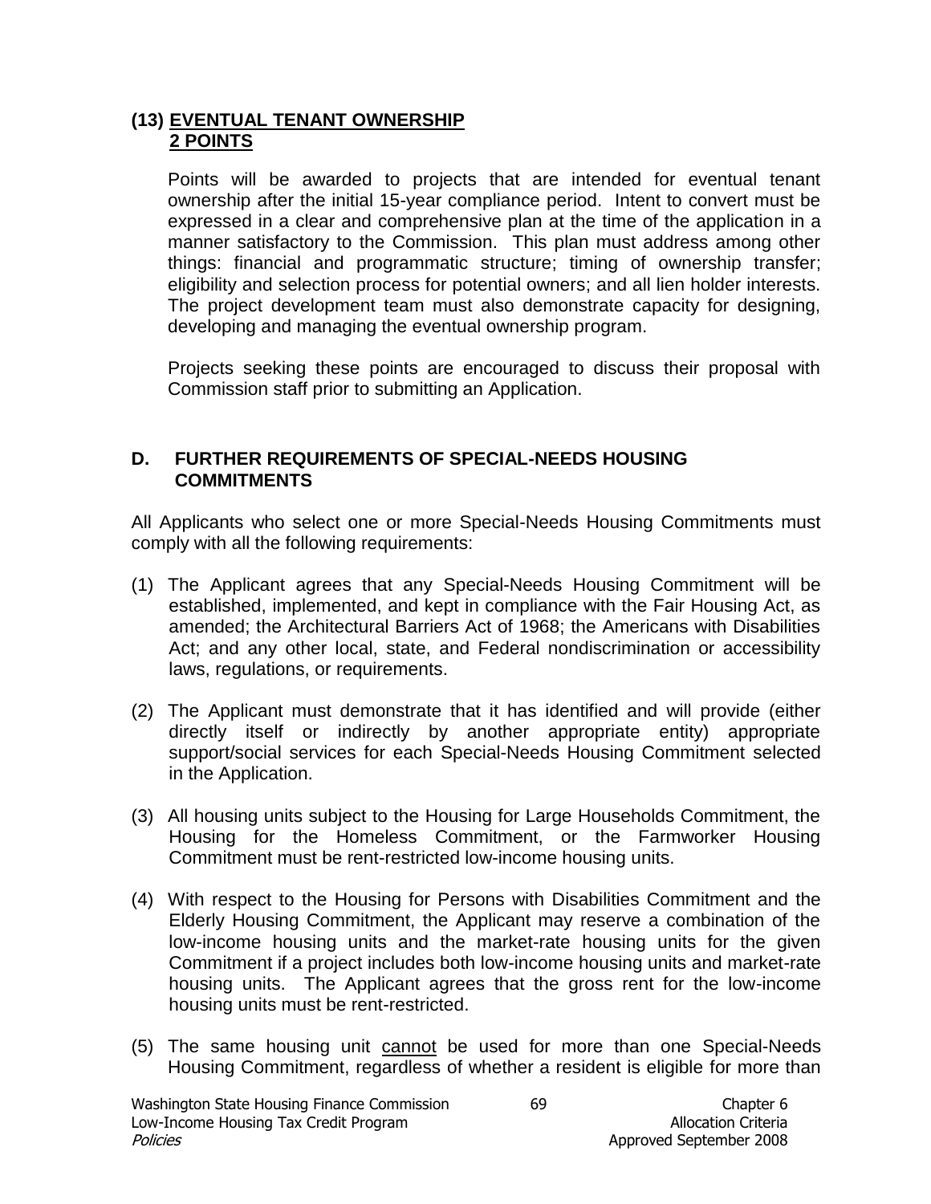### (13) EVENTUAL TENANT OWNERSHIP
**2 POINTS**

Points will be awarded to projects that are intended for eventual tenant ownership after the initial 15-year compliance period. Intent to convert must be expressed in a clear and comprehensive plan at the time of the application in a manner satisfactory to the Commission. This plan must address among other things: financial and programmatic structure; timing of ownership transfer; eligibility and selection process for potential owners; and all lien holder interests. The project development team must also demonstrate capacity for designing, developing and managing the eventual ownership program.

Projects seeking these points are encouraged to discuss their proposal with Commission staff prior to submitting an Application.

## D. FURTHER REQUIREMENTS OF SPECIAL-NEEDS HOUSING COMMITMENTS

All Applicants who select one or more Special-Needs Housing Commitments must comply with all the following requirements:

(1) The Applicant agrees that any Special-Needs Housing Commitment will be established, implemented, and kept in compliance with the Fair Housing Act, as amended; the Architectural Barriers Act of 1968; the Americans with Disabilities Act; and any other local, state, and Federal nondiscrimination or accessibility laws, regulations, or requirements.

(2) The Applicant must demonstrate that it has identified and will provide (either directly itself or indirectly by another appropriate entity) appropriate support/social services for each Special-Needs Housing Commitment selected in the Application.

(3) All housing units subject to the Housing for Large Households Commitment, the Housing for the Homeless Commitment, or the Farmworker Housing Commitment must be rent-restricted low-income housing units.

(4) With respect to the Housing for Persons with Disabilities Commitment and the Elderly Housing Commitment, the Applicant may reserve a combination of the low-income housing units and the market-rate housing units for the given Commitment if a project includes both low-income housing units and market-rate housing units. The Applicant agrees that the gross rent for the low-income housing units must be rent-restricted.

(5) The same housing unit <u>cannot</u> be used for more than one Special-Needs Housing Commitment, regardless of whether a resident is eligible for more than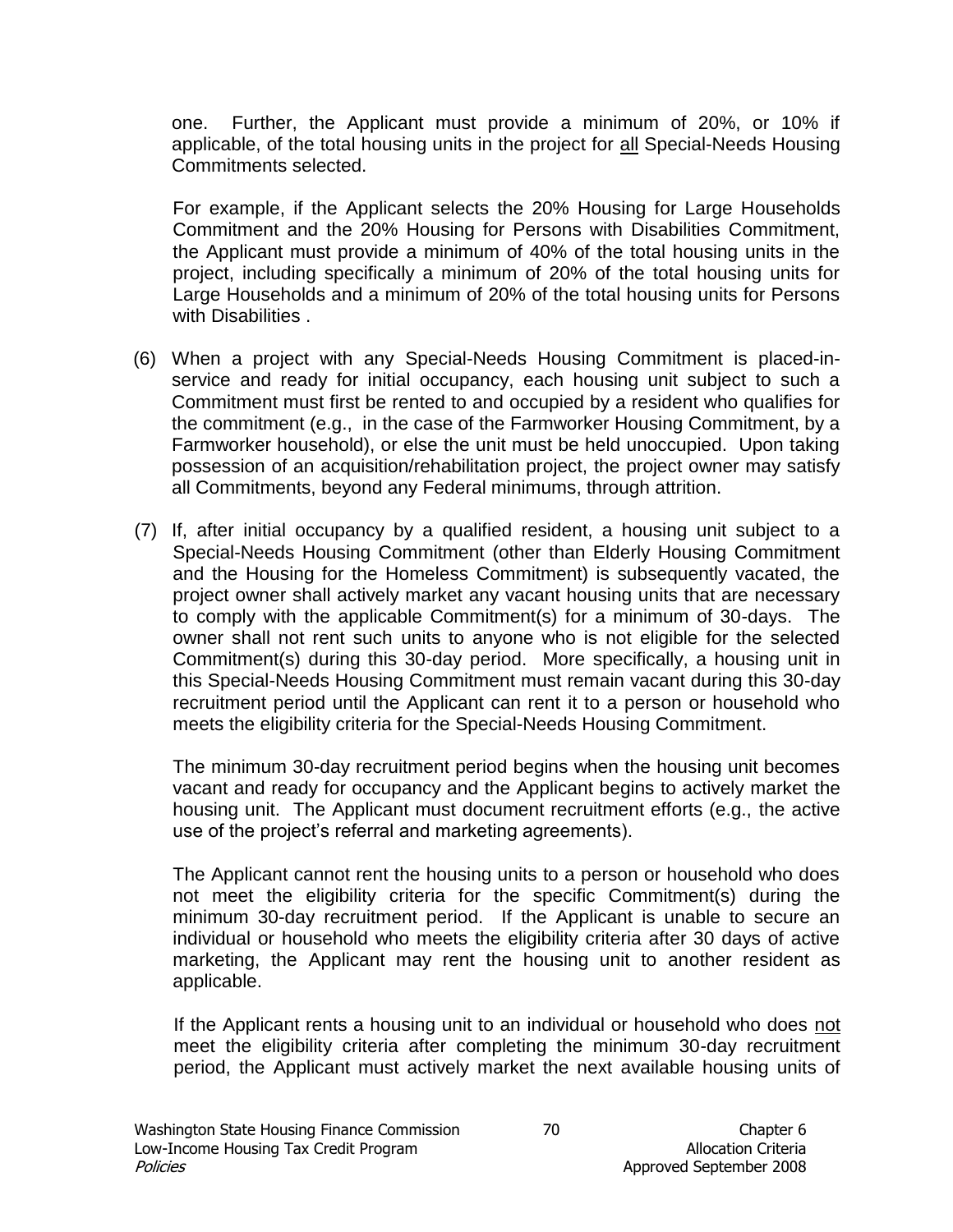one. Further, the Applicant must provide a minimum of 20%, or 10% if applicable, of the total housing units in the project for <u>all</u> Special-Needs Housing Commitments selected.

For example, if the Applicant selects the 20% Housing for Large Households Commitment and the 20% Housing for Persons with Disabilities Commitment, the Applicant must provide a minimum of 40% of the total housing units in the project, including specifically a minimum of 20% of the total housing units for Large Households and a minimum of 20% of the total housing units for Persons with Disabilities .

(6) When a project with any Special-Needs Housing Commitment is placed-in-service and ready for initial occupancy, each housing unit subject to such a Commitment must first be rented to and occupied by a resident who qualifies for the commitment (e.g., in the case of the Farmworker Housing Commitment, by a Farmworker household), or else the unit must be held unoccupied. Upon taking possession of an acquisition/rehabilitation project, the project owner may satisfy all Commitments, beyond any Federal minimums, through attrition.

(7) If, after initial occupancy by a qualified resident, a housing unit subject to a Special-Needs Housing Commitment (other than Elderly Housing Commitment and the Housing for the Homeless Commitment) is subsequently vacated, the project owner shall actively market any vacant housing units that are necessary to comply with the applicable Commitment(s) for a minimum of 30-days. The owner shall not rent such units to anyone who is not eligible for the selected Commitment(s) during this 30-day period. More specifically, a housing unit in this Special-Needs Housing Commitment must remain vacant during this 30-day recruitment period until the Applicant can rent it to a person or household who meets the eligibility criteria for the Special-Needs Housing Commitment.

The minimum 30-day recruitment period begins when the housing unit becomes vacant and ready for occupancy and the Applicant begins to actively market the housing unit. The Applicant must document recruitment efforts (e.g., the active use of the project's referral and marketing agreements).

The Applicant cannot rent the housing units to a person or household who does not meet the eligibility criteria for the specific Commitment(s) during the minimum 30-day recruitment period. If the Applicant is unable to secure an individual or household who meets the eligibility criteria after 30 days of active marketing, the Applicant may rent the housing unit to another resident as applicable.

If the Applicant rents a housing unit to an individual or household who does <u>not</u> meet the eligibility criteria after completing the minimum 30-day recruitment period, the Applicant must actively market the next available housing units of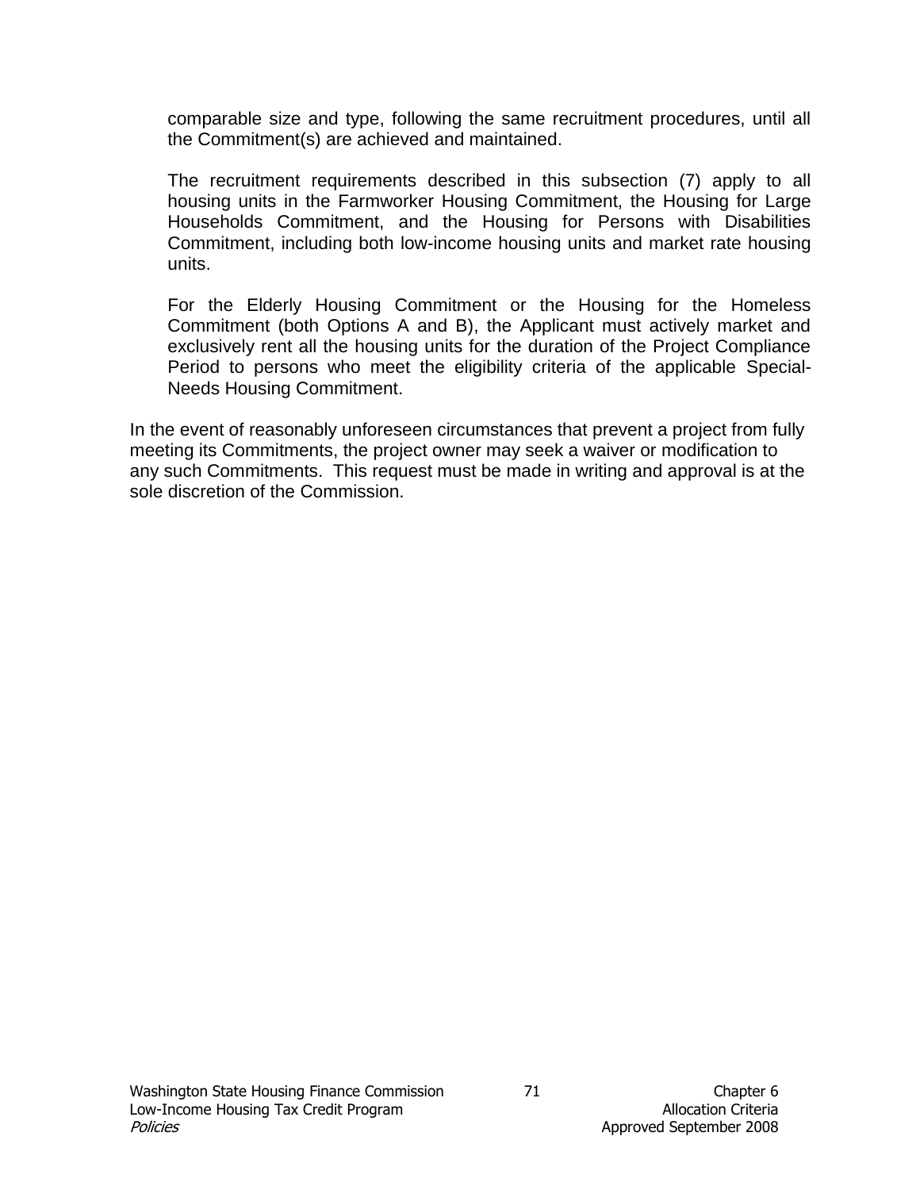comparable size and type, following the same recruitment procedures, until all the Commitment(s) are achieved and maintained.

The recruitment requirements described in this subsection (7) apply to all housing units in the Farmworker Housing Commitment, the Housing for Large Households Commitment, and the Housing for Persons with Disabilities Commitment, including both low-income housing units and market rate housing units.

For the Elderly Housing Commitment or the Housing for the Homeless Commitment (both Options A and B), the Applicant must actively market and exclusively rent all the housing units for the duration of the Project Compliance Period to persons who meet the eligibility criteria of the applicable Special-Needs Housing Commitment.

In the event of reasonably unforeseen circumstances that prevent a project from fully meeting its Commitments, the project owner may seek a waiver or modification to any such Commitments. This request must be made in writing and approval is at the sole discretion of the Commission.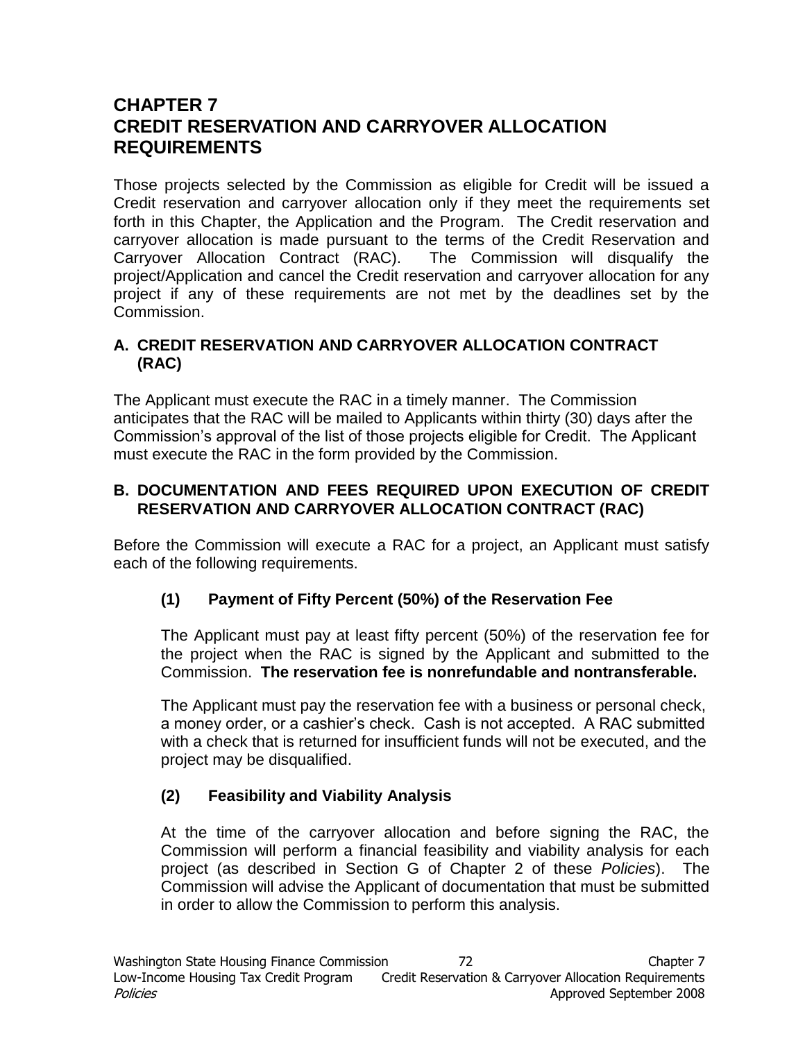# CHAPTER 7
# CREDIT RESERVATION AND CARRYOVER ALLOCATION REQUIREMENTS

Those projects selected by the Commission as eligible for Credit will be issued a Credit reservation and carryover allocation only if they meet the requirements set forth in this Chapter, the Application and the Program. The Credit reservation and carryover allocation is made pursuant to the terms of the Credit Reservation and Carryover Allocation Contract (RAC). The Commission will disqualify the project/Application and cancel the Credit reservation and carryover allocation for any project if any of these requirements are not met by the deadlines set by the Commission.

## A. CREDIT RESERVATION AND CARRYOVER ALLOCATION CONTRACT (RAC)

The Applicant must execute the RAC in a timely manner. The Commission anticipates that the RAC will be mailed to Applicants within thirty (30) days after the Commission's approval of the list of those projects eligible for Credit. The Applicant must execute the RAC in the form provided by the Commission.

## B. DOCUMENTATION AND FEES REQUIRED UPON EXECUTION OF CREDIT RESERVATION AND CARRYOVER ALLOCATION CONTRACT (RAC)

Before the Commission will execute a RAC for a project, an Applicant must satisfy each of the following requirements.

### (1) Payment of Fifty Percent (50%) of the Reservation Fee

The Applicant must pay at least fifty percent (50%) of the reservation fee for the project when the RAC is signed by the Applicant and submitted to the Commission. **The reservation fee is nonrefundable and nontransferable.**

The Applicant must pay the reservation fee with a business or personal check, a money order, or a cashier's check. Cash is not accepted. A RAC submitted with a check that is returned for insufficient funds will not be executed, and the project may be disqualified.

### (2) Feasibility and Viability Analysis

At the time of the carryover allocation and before signing the RAC, the Commission will perform a financial feasibility and viability analysis for each project (as described in Section G of Chapter 2 of these *Policies*). The Commission will advise the Applicant of documentation that must be submitted in order to allow the Commission to perform this analysis.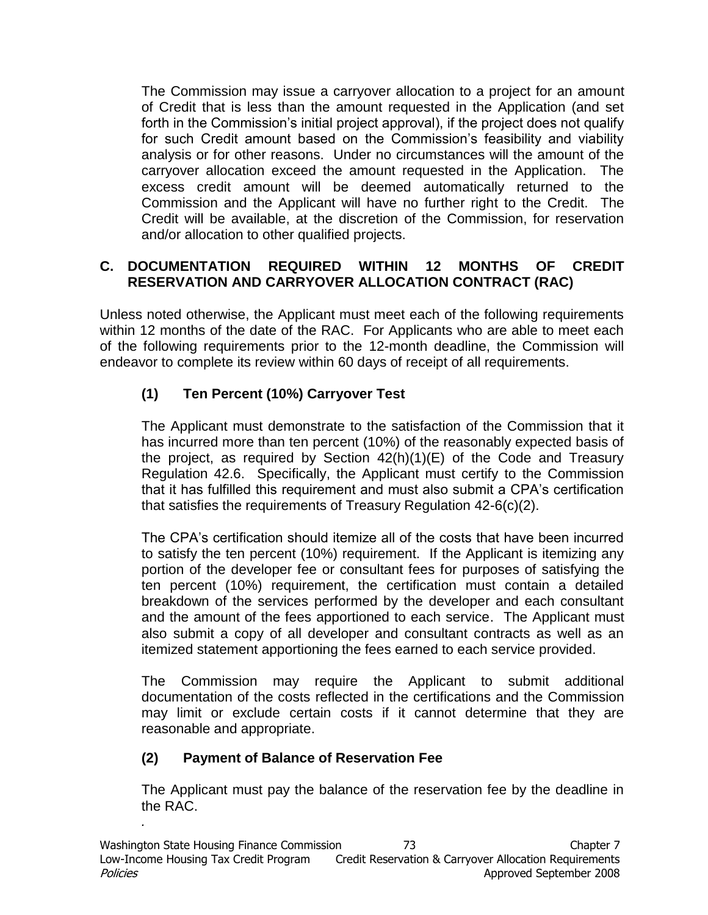The Commission may issue a carryover allocation to a project for an amount of Credit that is less than the amount requested in the Application (and set forth in the Commission's initial project approval), if the project does not qualify for such Credit amount based on the Commission's feasibility and viability analysis or for other reasons. Under no circumstances will the amount of the carryover allocation exceed the amount requested in the Application. The excess credit amount will be deemed automatically returned to the Commission and the Applicant will have no further right to the Credit. The Credit will be available, at the discretion of the Commission, for reservation and/or allocation to other qualified projects.

## C. DOCUMENTATION REQUIRED WITHIN 12 MONTHS OF CREDIT RESERVATION AND CARRYOVER ALLOCATION CONTRACT (RAC)

Unless noted otherwise, the Applicant must meet each of the following requirements within 12 months of the date of the RAC. For Applicants who are able to meet each of the following requirements prior to the 12-month deadline, the Commission will endeavor to complete its review within 60 days of receipt of all requirements.

### (1) Ten Percent (10%) Carryover Test

The Applicant must demonstrate to the satisfaction of the Commission that it has incurred more than ten percent (10%) of the reasonably expected basis of the project, as required by Section 42(h)(1)(E) of the Code and Treasury Regulation 42.6. Specifically, the Applicant must certify to the Commission that it has fulfilled this requirement and must also submit a CPA's certification that satisfies the requirements of Treasury Regulation 42-6(c)(2).

The CPA's certification should itemize all of the costs that have been incurred to satisfy the ten percent (10%) requirement. If the Applicant is itemizing any portion of the developer fee or consultant fees for purposes of satisfying the ten percent (10%) requirement, the certification must contain a detailed breakdown of the services performed by the developer and each consultant and the amount of the fees apportioned to each service. The Applicant must also submit a copy of all developer and consultant contracts as well as an itemized statement apportioning the fees earned to each service provided.

The Commission may require the Applicant to submit additional documentation of the costs reflected in the certifications and the Commission may limit or exclude certain costs if it cannot determine that they are reasonable and appropriate.

### (2) Payment of Balance of Reservation Fee

The Applicant must pay the balance of the reservation fee by the deadline in the RAC.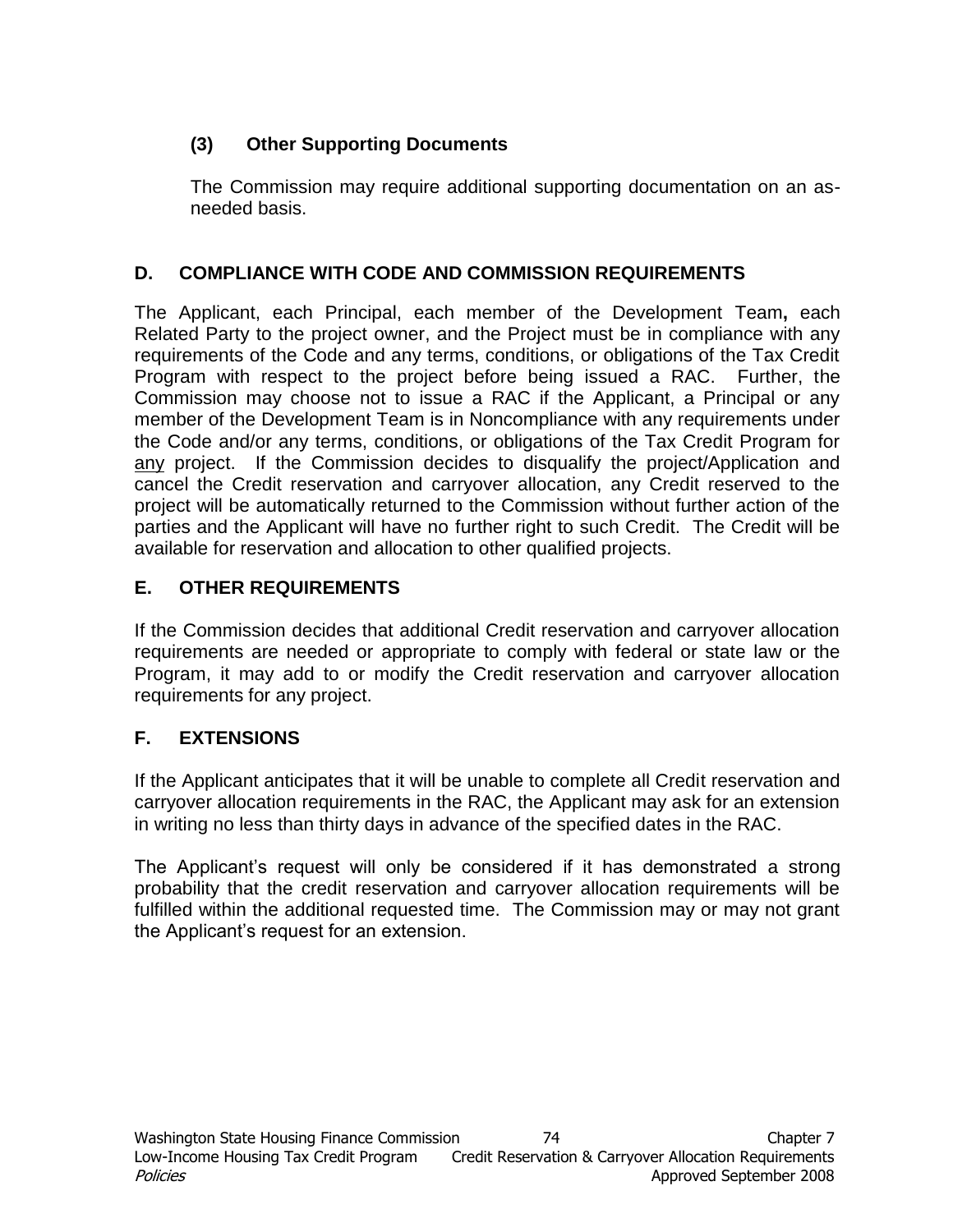### (3) Other Supporting Documents

The Commission may require additional supporting documentation on an as-needed basis.

## D. COMPLIANCE WITH CODE AND COMMISSION REQUIREMENTS

The Applicant, each Principal, each member of the Development Team**,** each Related Party to the project owner, and the Project must be in compliance with any requirements of the Code and any terms, conditions, or obligations of the Tax Credit Program with respect to the project before being issued a RAC. Further, the Commission may choose not to issue a RAC if the Applicant, a Principal or any member of the Development Team is in Noncompliance with any requirements under the Code and/or any terms, conditions, or obligations of the Tax Credit Program for <u>any</u> project. If the Commission decides to disqualify the project/Application and cancel the Credit reservation and carryover allocation, any Credit reserved to the project will be automatically returned to the Commission without further action of the parties and the Applicant will have no further right to such Credit. The Credit will be available for reservation and allocation to other qualified projects.

## E. OTHER REQUIREMENTS

If the Commission decides that additional Credit reservation and carryover allocation requirements are needed or appropriate to comply with federal or state law or the Program, it may add to or modify the Credit reservation and carryover allocation requirements for any project.

## F. EXTENSIONS

If the Applicant anticipates that it will be unable to complete all Credit reservation and carryover allocation requirements in the RAC, the Applicant may ask for an extension in writing no less than thirty days in advance of the specified dates in the RAC.

The Applicant's request will only be considered if it has demonstrated a strong probability that the credit reservation and carryover allocation requirements will be fulfilled within the additional requested time. The Commission may or may not grant the Applicant's request for an extension.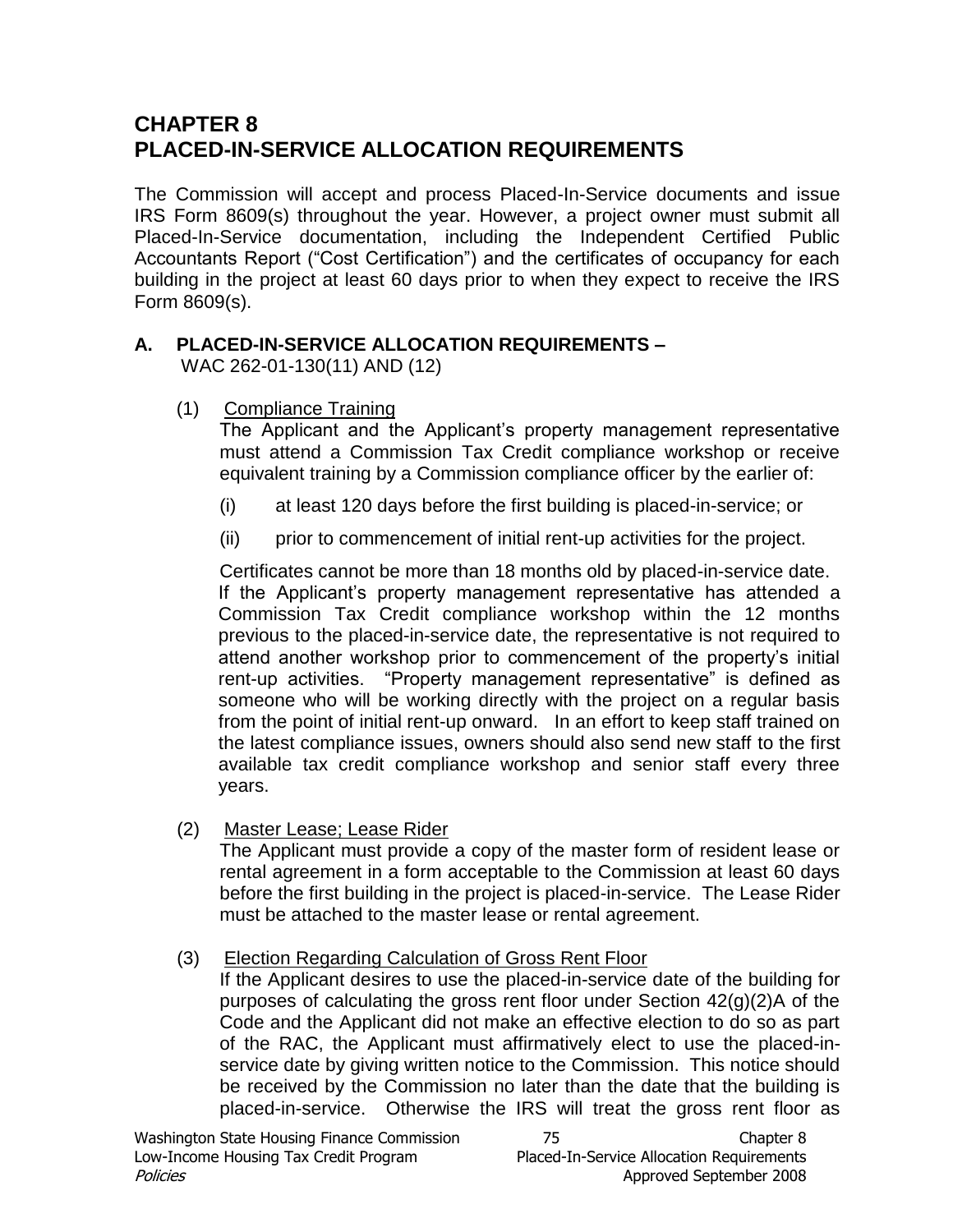# CHAPTER 8
# PLACED-IN-SERVICE ALLOCATION REQUIREMENTS

The Commission will accept and process Placed-In-Service documents and issue IRS Form 8609(s) throughout the year. However, a project owner must submit all Placed-In-Service documentation, including the Independent Certified Public Accountants Report ("Cost Certification") and the certificates of occupancy for each building in the project at least 60 days prior to when they expect to receive the IRS Form 8609(s).

## A. PLACED-IN-SERVICE ALLOCATION REQUIREMENTS –
WAC 262-01-130(11) AND (12)

(1) Compliance Training

The Applicant and the Applicant's property management representative must attend a Commission Tax Credit compliance workshop or receive equivalent training by a Commission compliance officer by the earlier of:

(i) at least 120 days before the first building is placed-in-service; or

(ii) prior to commencement of initial rent-up activities for the project.

Certificates cannot be more than 18 months old by placed-in-service date. If the Applicant's property management representative has attended a Commission Tax Credit compliance workshop within the 12 months previous to the placed-in-service date, the representative is not required to attend another workshop prior to commencement of the property's initial rent-up activities. "Property management representative" is defined as someone who will be working directly with the project on a regular basis from the point of initial rent-up onward. In an effort to keep staff trained on the latest compliance issues, owners should also send new staff to the first available tax credit compliance workshop and senior staff every three years.

(2) Master Lease; Lease Rider

The Applicant must provide a copy of the master form of resident lease or rental agreement in a form acceptable to the Commission at least 60 days before the first building in the project is placed-in-service. The Lease Rider must be attached to the master lease or rental agreement.

(3) Election Regarding Calculation of Gross Rent Floor

If the Applicant desires to use the placed-in-service date of the building for purposes of calculating the gross rent floor under Section 42(g)(2)A of the Code and the Applicant did not make an effective election to do so as part of the RAC, the Applicant must affirmatively elect to use the placed-in-service date by giving written notice to the Commission. This notice should be received by the Commission no later than the date that the building is placed-in-service. Otherwise the IRS will treat the gross rent floor as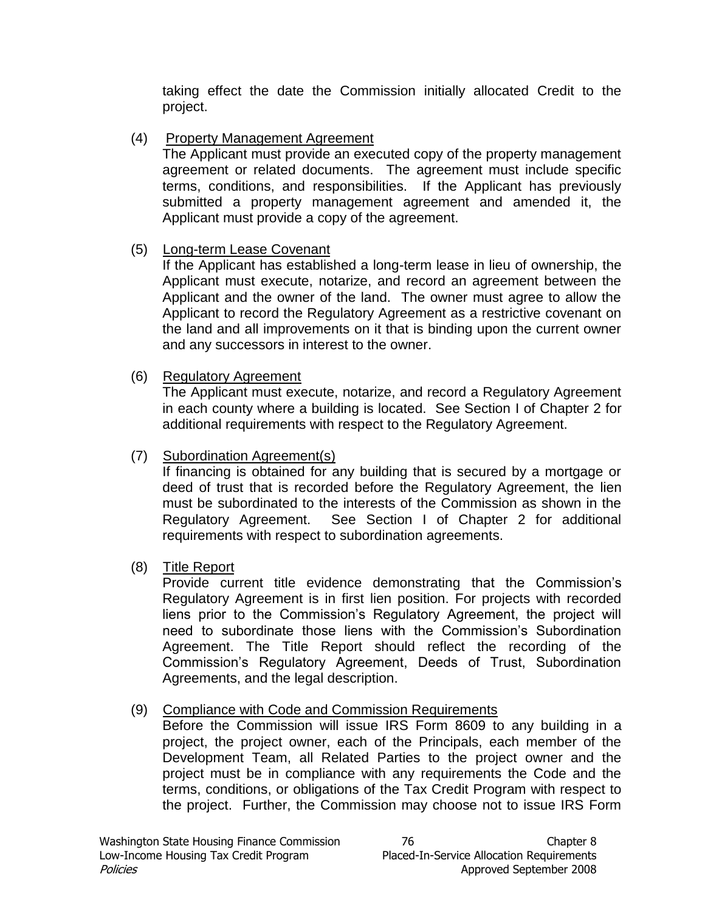taking effect the date the Commission initially allocated Credit to the project.

(4) Property Management Agreement
The Applicant must provide an executed copy of the property management agreement or related documents. The agreement must include specific terms, conditions, and responsibilities. If the Applicant has previously submitted a property management agreement and amended it, the Applicant must provide a copy of the agreement.

(5) Long-term Lease Covenant
If the Applicant has established a long-term lease in lieu of ownership, the Applicant must execute, notarize, and record an agreement between the Applicant and the owner of the land. The owner must agree to allow the Applicant to record the Regulatory Agreement as a restrictive covenant on the land and all improvements on it that is binding upon the current owner and any successors in interest to the owner.

(6) Regulatory Agreement
The Applicant must execute, notarize, and record a Regulatory Agreement in each county where a building is located. See Section I of Chapter 2 for additional requirements with respect to the Regulatory Agreement.

(7) Subordination Agreement(s)
If financing is obtained for any building that is secured by a mortgage or deed of trust that is recorded before the Regulatory Agreement, the lien must be subordinated to the interests of the Commission as shown in the Regulatory Agreement. See Section I of Chapter 2 for additional requirements with respect to subordination agreements.

(8) Title Report
Provide current title evidence demonstrating that the Commission's Regulatory Agreement is in first lien position. For projects with recorded liens prior to the Commission's Regulatory Agreement, the project will need to subordinate those liens with the Commission's Subordination Agreement. The Title Report should reflect the recording of the Commission's Regulatory Agreement, Deeds of Trust, Subordination Agreements, and the legal description.

(9) Compliance with Code and Commission Requirements
Before the Commission will issue IRS Form 8609 to any building in a project, the project owner, each of the Principals, each member of the Development Team, all Related Parties to the project owner and the project must be in compliance with any requirements the Code and the terms, conditions, or obligations of the Tax Credit Program with respect to the project. Further, the Commission may choose not to issue IRS Form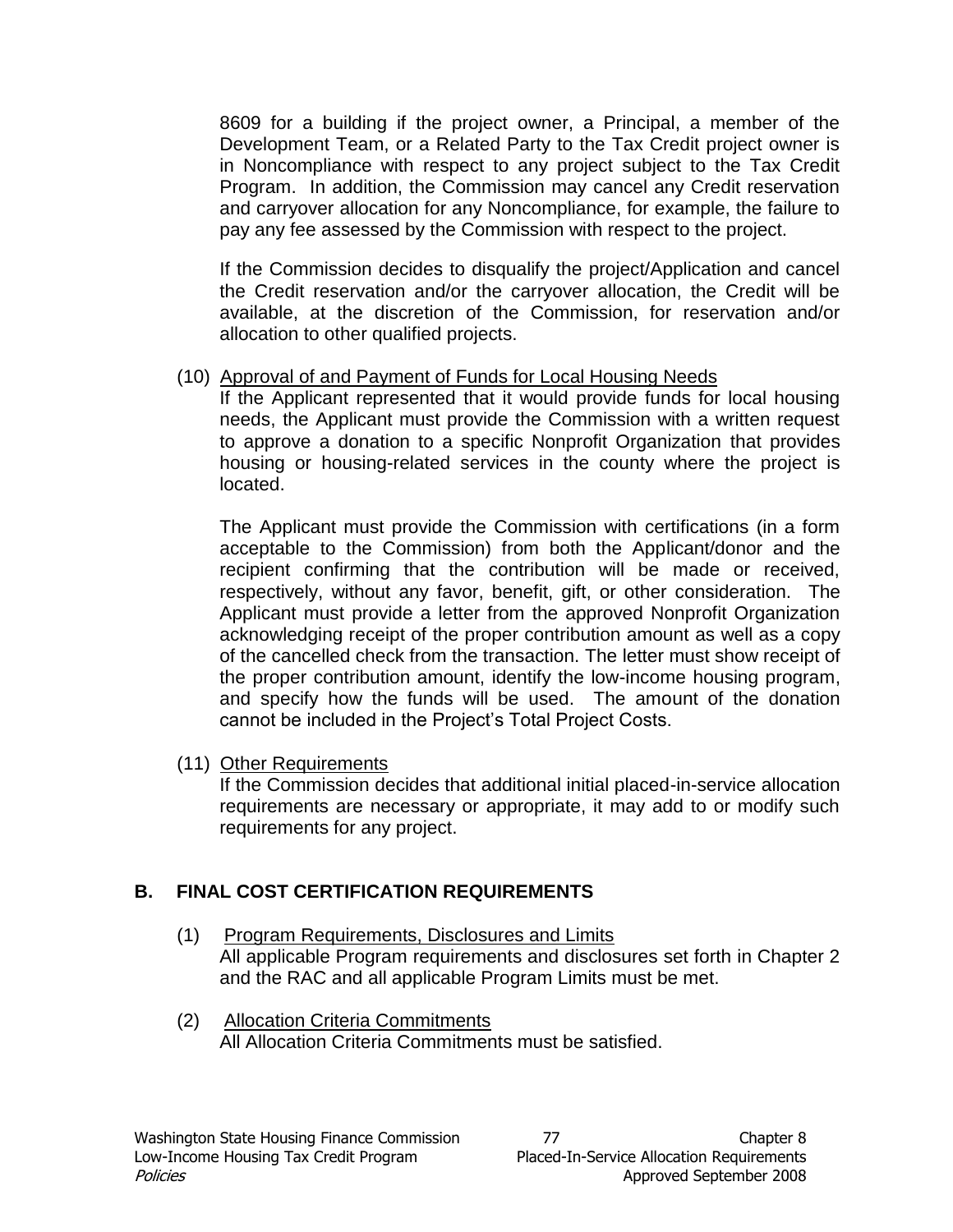8609 for a building if the project owner, a Principal, a member of the Development Team, or a Related Party to the Tax Credit project owner is in Noncompliance with respect to any project subject to the Tax Credit Program. In addition, the Commission may cancel any Credit reservation and carryover allocation for any Noncompliance, for example, the failure to pay any fee assessed by the Commission with respect to the project.

If the Commission decides to disqualify the project/Application and cancel the Credit reservation and/or the carryover allocation, the Credit will be available, at the discretion of the Commission, for reservation and/or allocation to other qualified projects.

(10) Approval of and Payment of Funds for Local Housing Needs
If the Applicant represented that it would provide funds for local housing needs, the Applicant must provide the Commission with a written request to approve a donation to a specific Nonprofit Organization that provides housing or housing-related services in the county where the project is located.

The Applicant must provide the Commission with certifications (in a form acceptable to the Commission) from both the Applicant/donor and the recipient confirming that the contribution will be made or received, respectively, without any favor, benefit, gift, or other consideration. The Applicant must provide a letter from the approved Nonprofit Organization acknowledging receipt of the proper contribution amount as well as a copy of the cancelled check from the transaction. The letter must show receipt of the proper contribution amount, identify the low-income housing program, and specify how the funds will be used. The amount of the donation cannot be included in the Project's Total Project Costs.

(11) Other Requirements
If the Commission decides that additional initial placed-in-service allocation requirements are necessary or appropriate, it may add to or modify such requirements for any project.

## B. FINAL COST CERTIFICATION REQUIREMENTS

(1) Program Requirements, Disclosures and Limits
All applicable Program requirements and disclosures set forth in Chapter 2 and the RAC and all applicable Program Limits must be met.

(2) Allocation Criteria Commitments
All Allocation Criteria Commitments must be satisfied.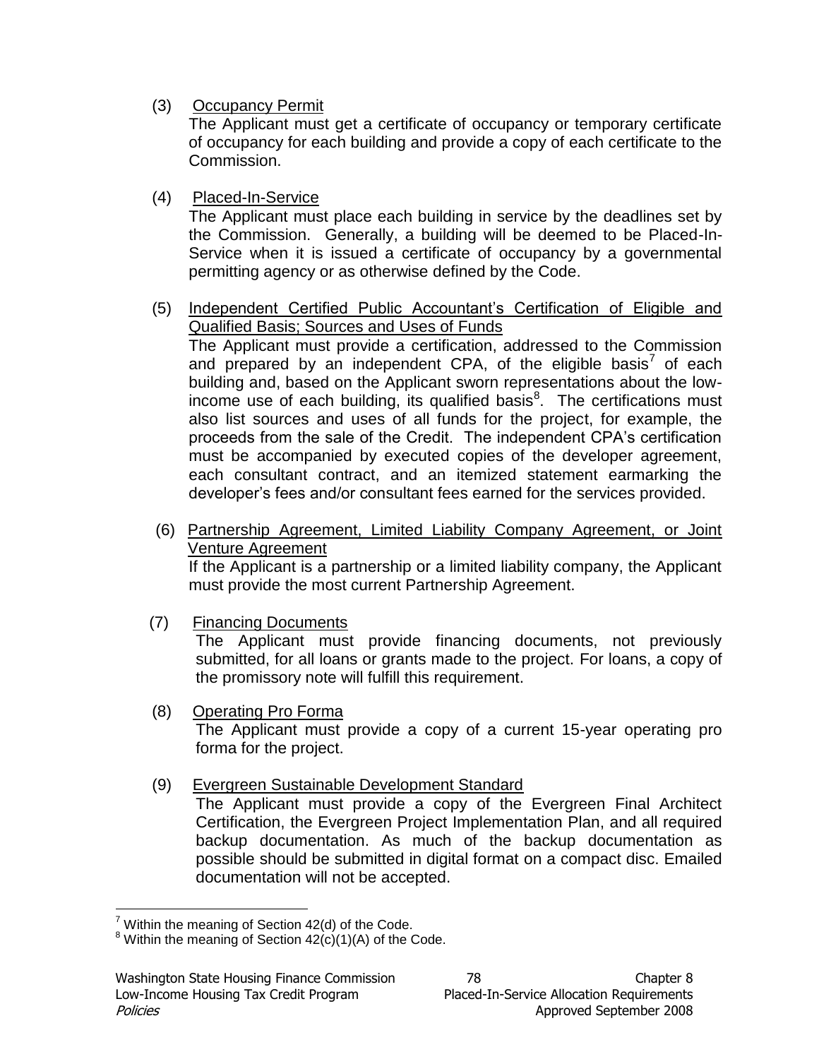(3) Occupancy Permit

The Applicant must get a certificate of occupancy or temporary certificate of occupancy for each building and provide a copy of each certificate to the Commission.

(4) Placed-In-Service

The Applicant must place each building in service by the deadlines set by the Commission. Generally, a building will be deemed to be Placed-In-Service when it is issued a certificate of occupancy by a governmental permitting agency or as otherwise defined by the Code.

(5) Independent Certified Public Accountant's Certification of Eligible and Qualified Basis; Sources and Uses of Funds

The Applicant must provide a certification, addressed to the Commission and prepared by an independent CPA, of the eligible basis[7] of each building and, based on the Applicant sworn representations about the low-income use of each building, its qualified basis[8]. The certifications must also list sources and uses of all funds for the project, for example, the proceeds from the sale of the Credit. The independent CPA's certification must be accompanied by executed copies of the developer agreement, each consultant contract, and an itemized statement earmarking the developer's fees and/or consultant fees earned for the services provided.

(6) Partnership Agreement, Limited Liability Company Agreement, or Joint Venture Agreement

If the Applicant is a partnership or a limited liability company, the Applicant must provide the most current Partnership Agreement.

(7) Financing Documents

The Applicant must provide financing documents, not previously submitted, for all loans or grants made to the project. For loans, a copy of the promissory note will fulfill this requirement.

(8) Operating Pro Forma

The Applicant must provide a copy of a current 15-year operating pro forma for the project.

(9) Evergreen Sustainable Development Standard

The Applicant must provide a copy of the Evergreen Final Architect Certification, the Evergreen Project Implementation Plan, and all required backup documentation. As much of the backup documentation as possible should be submitted in digital format on a compact disc. Emailed documentation will not be accepted.

---

[7] Within the meaning of Section 42(d) of the Code.

[8] Within the meaning of Section 42(c)(1)(A) of the Code.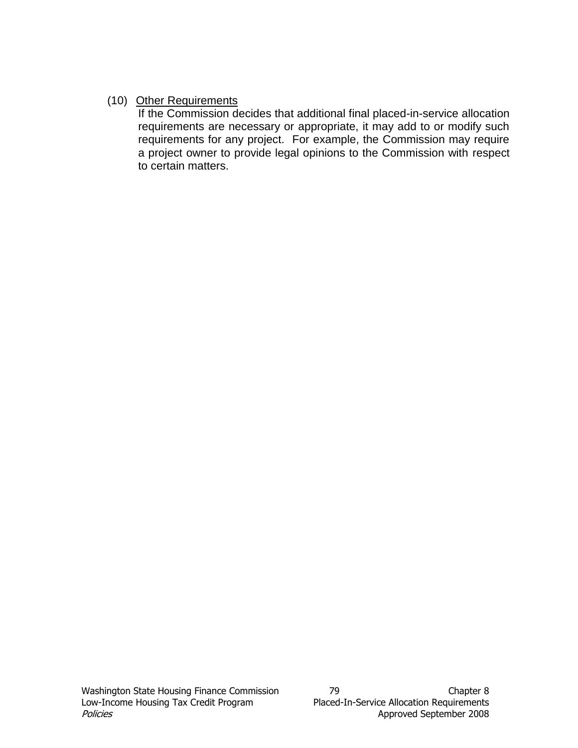(10) Other Requirements

If the Commission decides that additional final placed-in-service allocation requirements are necessary or appropriate, it may add to or modify such requirements for any project. For example, the Commission may require a project owner to provide legal opinions to the Commission with respect to certain matters.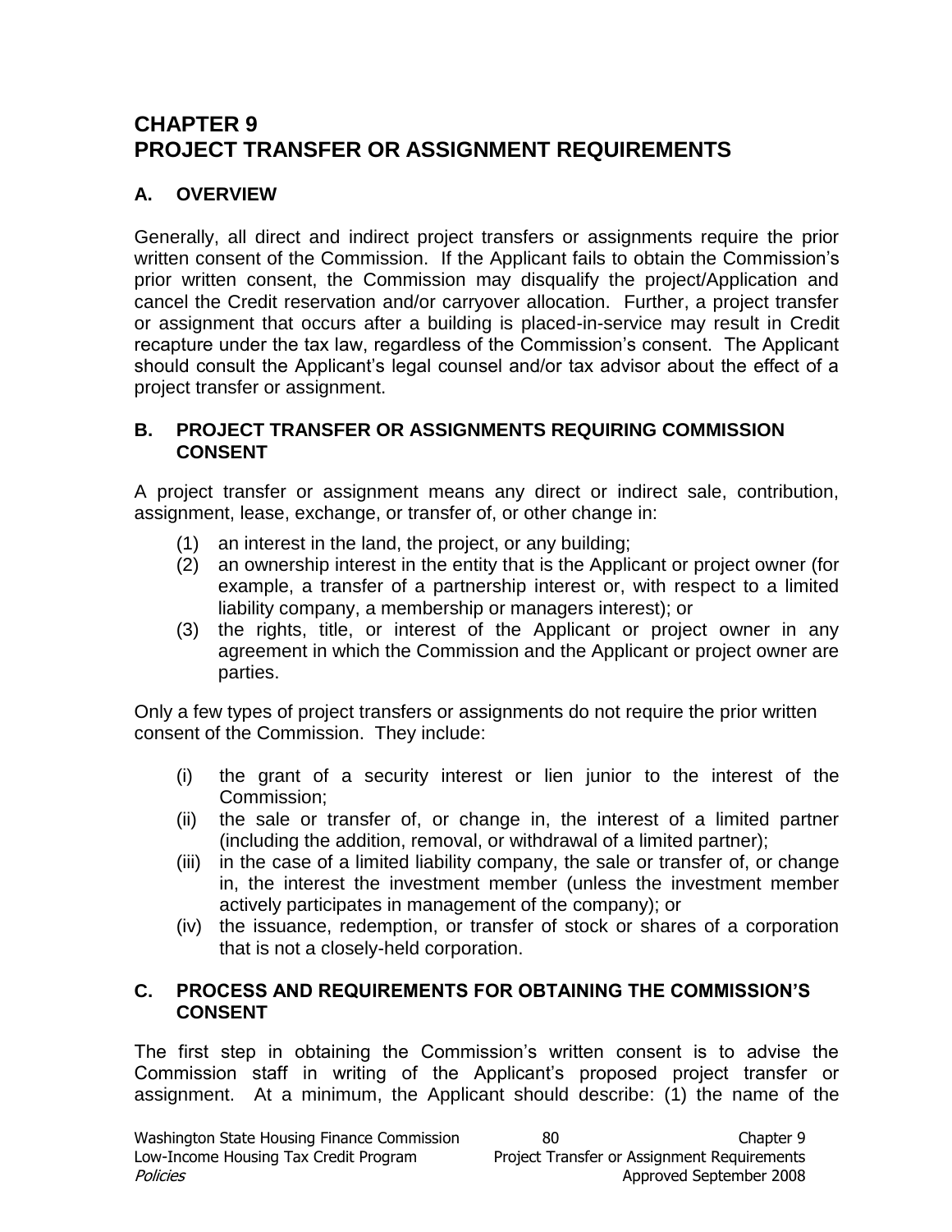# CHAPTER 9
# PROJECT TRANSFER OR ASSIGNMENT REQUIREMENTS

## A. OVERVIEW

Generally, all direct and indirect project transfers or assignments require the prior written consent of the Commission. If the Applicant fails to obtain the Commission's prior written consent, the Commission may disqualify the project/Application and cancel the Credit reservation and/or carryover allocation. Further, a project transfer or assignment that occurs after a building is placed-in-service may result in Credit recapture under the tax law, regardless of the Commission's consent. The Applicant should consult the Applicant's legal counsel and/or tax advisor about the effect of a project transfer or assignment.

## B. PROJECT TRANSFER OR ASSIGNMENTS REQUIRING COMMISSION CONSENT

A project transfer or assignment means any direct or indirect sale, contribution, assignment, lease, exchange, or transfer of, or other change in:

(1) an interest in the land, the project, or any building;
(2) an ownership interest in the entity that is the Applicant or project owner (for example, a transfer of a partnership interest or, with respect to a limited liability company, a membership or managers interest); or
(3) the rights, title, or interest of the Applicant or project owner in any agreement in which the Commission and the Applicant or project owner are parties.

Only a few types of project transfers or assignments do not require the prior written consent of the Commission. They include:

(i) the grant of a security interest or lien junior to the interest of the Commission;
(ii) the sale or transfer of, or change in, the interest of a limited partner (including the addition, removal, or withdrawal of a limited partner);
(iii) in the case of a limited liability company, the sale or transfer of, or change in, the interest the investment member (unless the investment member actively participates in management of the company); or
(iv) the issuance, redemption, or transfer of stock or shares of a corporation that is not a closely-held corporation.

## C. PROCESS AND REQUIREMENTS FOR OBTAINING THE COMMISSION'S CONSENT

The first step in obtaining the Commission's written consent is to advise the Commission staff in writing of the Applicant's proposed project transfer or assignment. At a minimum, the Applicant should describe: (1) the name of the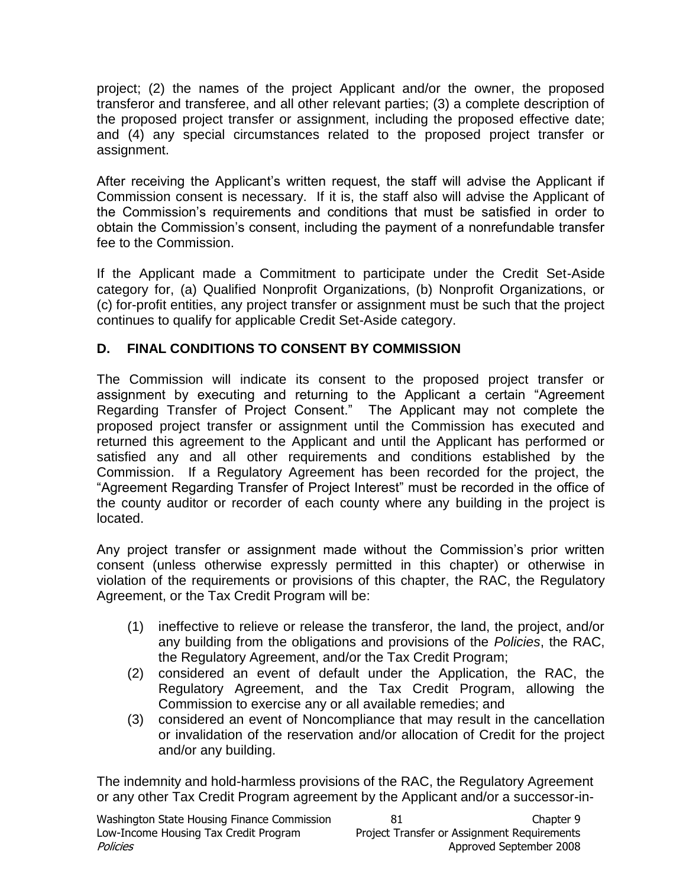project; (2) the names of the project Applicant and/or the owner, the proposed transferor and transferee, and all other relevant parties; (3) a complete description of the proposed project transfer or assignment, including the proposed effective date; and (4) any special circumstances related to the proposed project transfer or assignment.

After receiving the Applicant's written request, the staff will advise the Applicant if Commission consent is necessary. If it is, the staff also will advise the Applicant of the Commission's requirements and conditions that must be satisfied in order to obtain the Commission's consent, including the payment of a nonrefundable transfer fee to the Commission.

If the Applicant made a Commitment to participate under the Credit Set-Aside category for, (a) Qualified Nonprofit Organizations, (b) Nonprofit Organizations, or (c) for-profit entities, any project transfer or assignment must be such that the project continues to qualify for applicable Credit Set-Aside category.

## D. FINAL CONDITIONS TO CONSENT BY COMMISSION

The Commission will indicate its consent to the proposed project transfer or assignment by executing and returning to the Applicant a certain "Agreement Regarding Transfer of Project Consent." The Applicant may not complete the proposed project transfer or assignment until the Commission has executed and returned this agreement to the Applicant and until the Applicant has performed or satisfied any and all other requirements and conditions established by the Commission. If a Regulatory Agreement has been recorded for the project, the "Agreement Regarding Transfer of Project Interest" must be recorded in the office of the county auditor or recorder of each county where any building in the project is located.

Any project transfer or assignment made without the Commission's prior written consent (unless otherwise expressly permitted in this chapter) or otherwise in violation of the requirements or provisions of this chapter, the RAC, the Regulatory Agreement, or the Tax Credit Program will be:

(1) ineffective to relieve or release the transferor, the land, the project, and/or any building from the obligations and provisions of the *Policies*, the RAC, the Regulatory Agreement, and/or the Tax Credit Program;
(2) considered an event of default under the Application, the RAC, the Regulatory Agreement, and the Tax Credit Program, allowing the Commission to exercise any or all available remedies; and
(3) considered an event of Noncompliance that may result in the cancellation or invalidation of the reservation and/or allocation of Credit for the project and/or any building.

The indemnity and hold-harmless provisions of the RAC, the Regulatory Agreement or any other Tax Credit Program agreement by the Applicant and/or a successor-in-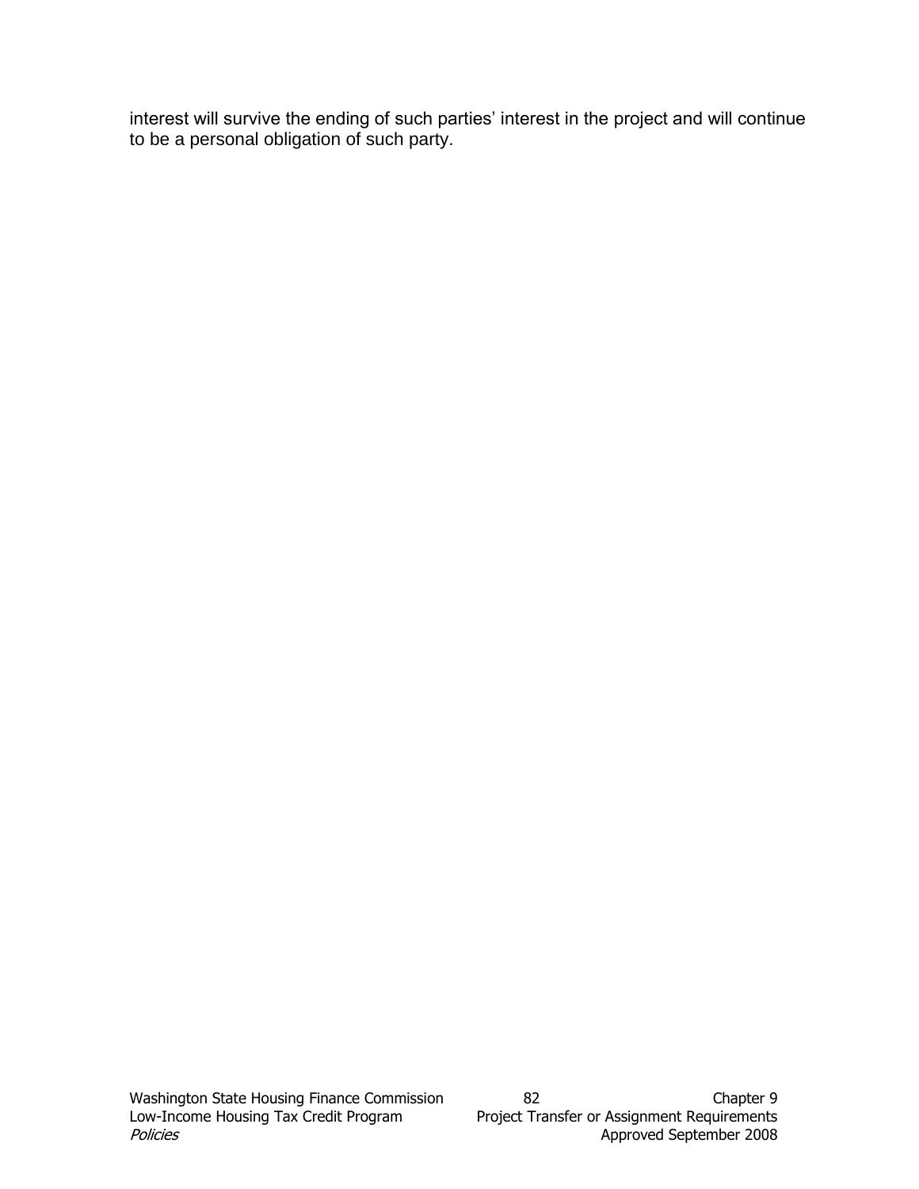interest will survive the ending of such parties' interest in the project and will continue to be a personal obligation of such party.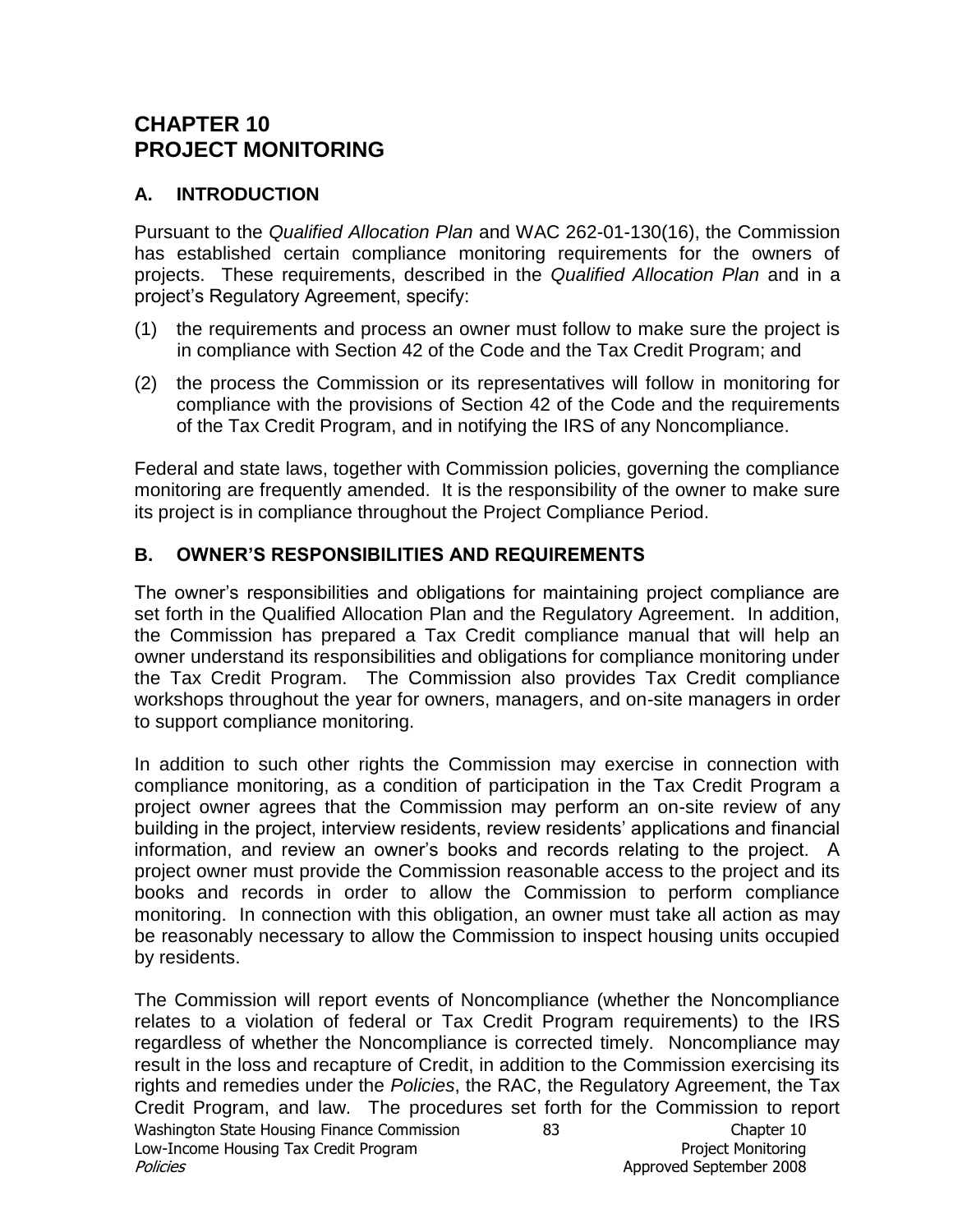# CHAPTER 10
# PROJECT MONITORING

## A. INTRODUCTION

Pursuant to the *Qualified Allocation Plan* and WAC 262-01-130(16), the Commission has established certain compliance monitoring requirements for the owners of projects. These requirements, described in the *Qualified Allocation Plan* and in a project's Regulatory Agreement, specify:

(1) the requirements and process an owner must follow to make sure the project is in compliance with Section 42 of the Code and the Tax Credit Program; and

(2) the process the Commission or its representatives will follow in monitoring for compliance with the provisions of Section 42 of the Code and the requirements of the Tax Credit Program, and in notifying the IRS of any Noncompliance.

Federal and state laws, together with Commission policies, governing the compliance monitoring are frequently amended. It is the responsibility of the owner to make sure its project is in compliance throughout the Project Compliance Period.

## B. OWNER'S RESPONSIBILITIES AND REQUIREMENTS

The owner's responsibilities and obligations for maintaining project compliance are set forth in the Qualified Allocation Plan and the Regulatory Agreement. In addition, the Commission has prepared a Tax Credit compliance manual that will help an owner understand its responsibilities and obligations for compliance monitoring under the Tax Credit Program. The Commission also provides Tax Credit compliance workshops throughout the year for owners, managers, and on-site managers in order to support compliance monitoring.

In addition to such other rights the Commission may exercise in connection with compliance monitoring, as a condition of participation in the Tax Credit Program a project owner agrees that the Commission may perform an on-site review of any building in the project, interview residents, review residents' applications and financial information, and review an owner's books and records relating to the project. A project owner must provide the Commission reasonable access to the project and its books and records in order to allow the Commission to perform compliance monitoring. In connection with this obligation, an owner must take all action as may be reasonably necessary to allow the Commission to inspect housing units occupied by residents.

The Commission will report events of Noncompliance (whether the Noncompliance relates to a violation of federal or Tax Credit Program requirements) to the IRS regardless of whether the Noncompliance is corrected timely. Noncompliance may result in the loss and recapture of Credit, in addition to the Commission exercising its rights and remedies under the *Policies*, the RAC, the Regulatory Agreement, the Tax Credit Program, and law. The procedures set forth for the Commission to report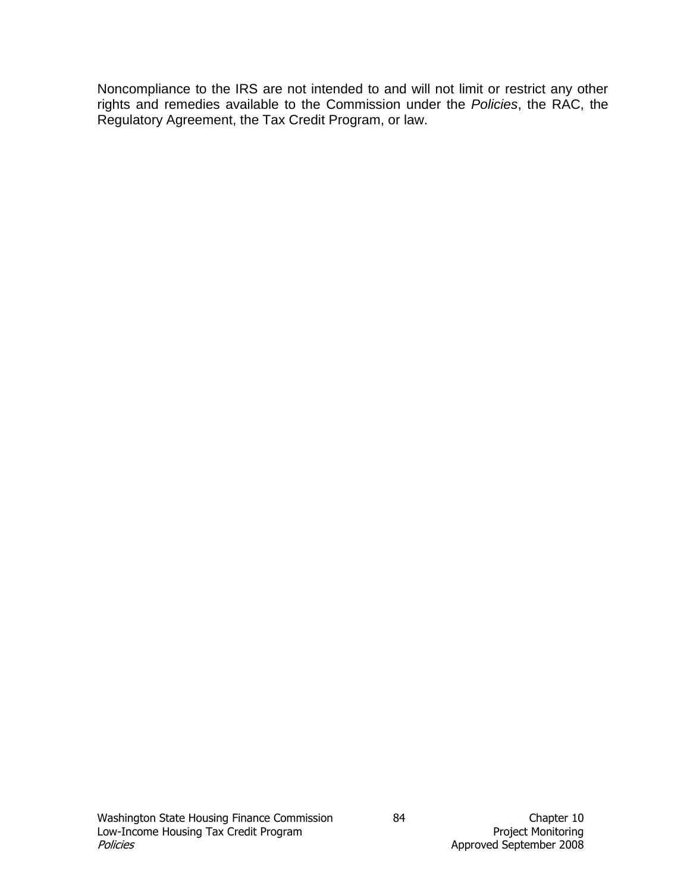Noncompliance to the IRS are not intended to and will not limit or restrict any other rights and remedies available to the Commission under the *Policies*, the RAC, the Regulatory Agreement, the Tax Credit Program, or law.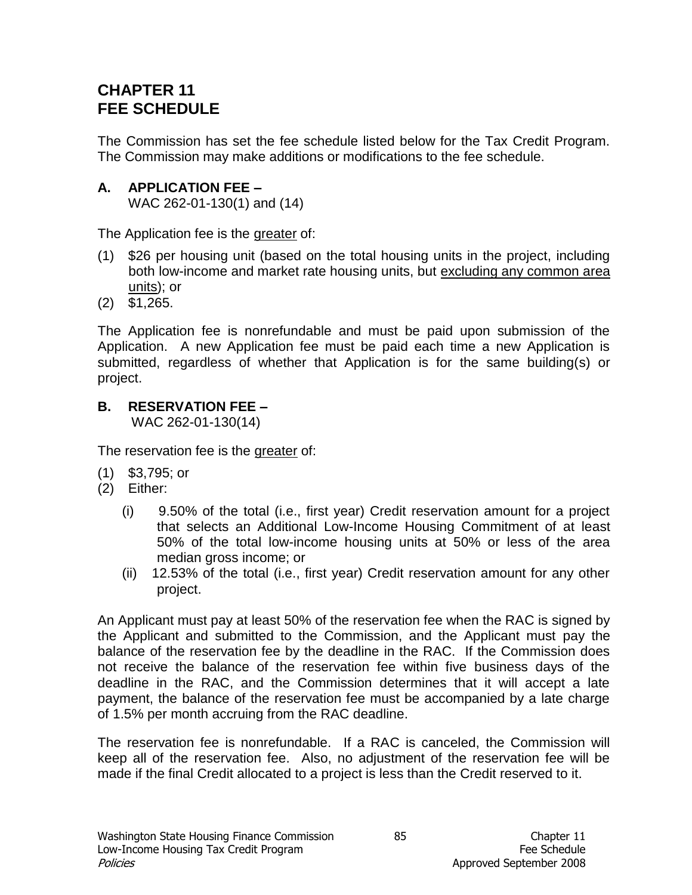# CHAPTER 11
# FEE SCHEDULE

The Commission has set the fee schedule listed below for the Tax Credit Program. The Commission may make additions or modifications to the fee schedule.

## A. APPLICATION FEE –

WAC 262-01-130(1) and (14)

The Application fee is the greater of:

(1) $26 per housing unit (based on the total housing units in the project, including both low-income and market rate housing units, but excluding any common area units); or

(2) $1,265.

The Application fee is nonrefundable and must be paid upon submission of the Application. A new Application fee must be paid each time a new Application is submitted, regardless of whether that Application is for the same building(s) or project.

## B. RESERVATION FEE –

WAC 262-01-130(14)

The reservation fee is the greater of:

(1) $3,795; or

(2) Either:

 (i) 9.50% of the total (i.e., first year) Credit reservation amount for a project that selects an Additional Low-Income Housing Commitment of at least 50% of the total low-income housing units at 50% or less of the area median gross income; or

 (ii) 12.53% of the total (i.e., first year) Credit reservation amount for any other project.

An Applicant must pay at least 50% of the reservation fee when the RAC is signed by the Applicant and submitted to the Commission, and the Applicant must pay the balance of the reservation fee by the deadline in the RAC. If the Commission does not receive the balance of the reservation fee within five business days of the deadline in the RAC, and the Commission determines that it will accept a late payment, the balance of the reservation fee must be accompanied by a late charge of 1.5% per month accruing from the RAC deadline.

The reservation fee is nonrefundable. If a RAC is canceled, the Commission will keep all of the reservation fee. Also, no adjustment of the reservation fee will be made if the final Credit allocated to a project is less than the Credit reserved to it.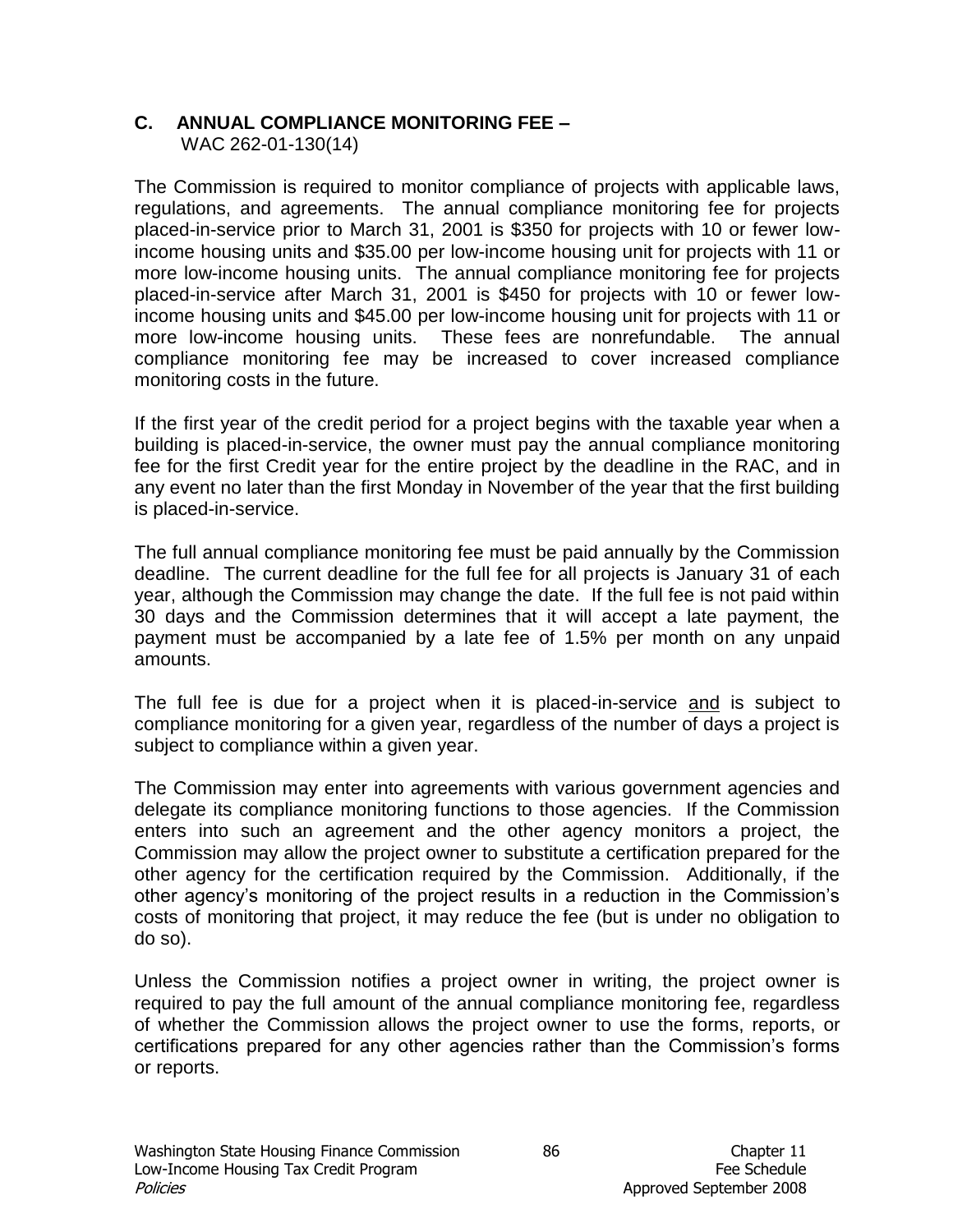### C. ANNUAL COMPLIANCE MONITORING FEE –

WAC 262-01-130(14)

The Commission is required to monitor compliance of projects with applicable laws, regulations, and agreements. The annual compliance monitoring fee for projects placed-in-service prior to March 31, 2001 is $350 for projects with 10 or fewer low-income housing units and $35.00 per low-income housing unit for projects with 11 or more low-income housing units. The annual compliance monitoring fee for projects placed-in-service after March 31, 2001 is $450 for projects with 10 or fewer low-income housing units and $45.00 per low-income housing unit for projects with 11 or more low-income housing units. These fees are nonrefundable. The annual compliance monitoring fee may be increased to cover increased compliance monitoring costs in the future.

If the first year of the credit period for a project begins with the taxable year when a building is placed-in-service, the owner must pay the annual compliance monitoring fee for the first Credit year for the entire project by the deadline in the RAC, and in any event no later than the first Monday in November of the year that the first building is placed-in-service.

The full annual compliance monitoring fee must be paid annually by the Commission deadline. The current deadline for the full fee for all projects is January 31 of each year, although the Commission may change the date. If the full fee is not paid within 30 days and the Commission determines that it will accept a late payment, the payment must be accompanied by a late fee of 1.5% per month on any unpaid amounts.

The full fee is due for a project when it is placed-in-service and is subject to compliance monitoring for a given year, regardless of the number of days a project is subject to compliance within a given year.

The Commission may enter into agreements with various government agencies and delegate its compliance monitoring functions to those agencies. If the Commission enters into such an agreement and the other agency monitors a project, the Commission may allow the project owner to substitute a certification prepared for the other agency for the certification required by the Commission. Additionally, if the other agency's monitoring of the project results in a reduction in the Commission's costs of monitoring that project, it may reduce the fee (but is under no obligation to do so).

Unless the Commission notifies a project owner in writing, the project owner is required to pay the full amount of the annual compliance monitoring fee, regardless of whether the Commission allows the project owner to use the forms, reports, or certifications prepared for any other agencies rather than the Commission's forms or reports.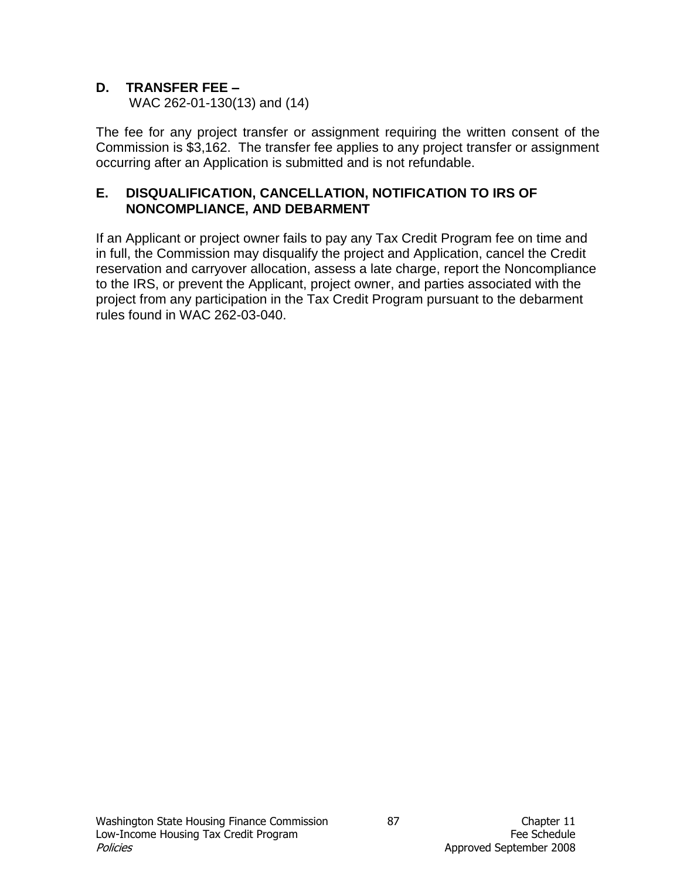## D. TRANSFER FEE –

WAC 262-01-130(13) and (14)

The fee for any project transfer or assignment requiring the written consent of the Commission is $3,162. The transfer fee applies to any project transfer or assignment occurring after an Application is submitted and is not refundable.

## E. DISQUALIFICATION, CANCELLATION, NOTIFICATION TO IRS OF NONCOMPLIANCE, AND DEBARMENT

If an Applicant or project owner fails to pay any Tax Credit Program fee on time and in full, the Commission may disqualify the project and Application, cancel the Credit reservation and carryover allocation, assess a late charge, report the Noncompliance to the IRS, or prevent the Applicant, project owner, and parties associated with the project from any participation in the Tax Credit Program pursuant to the debarment rules found in WAC 262-03-040.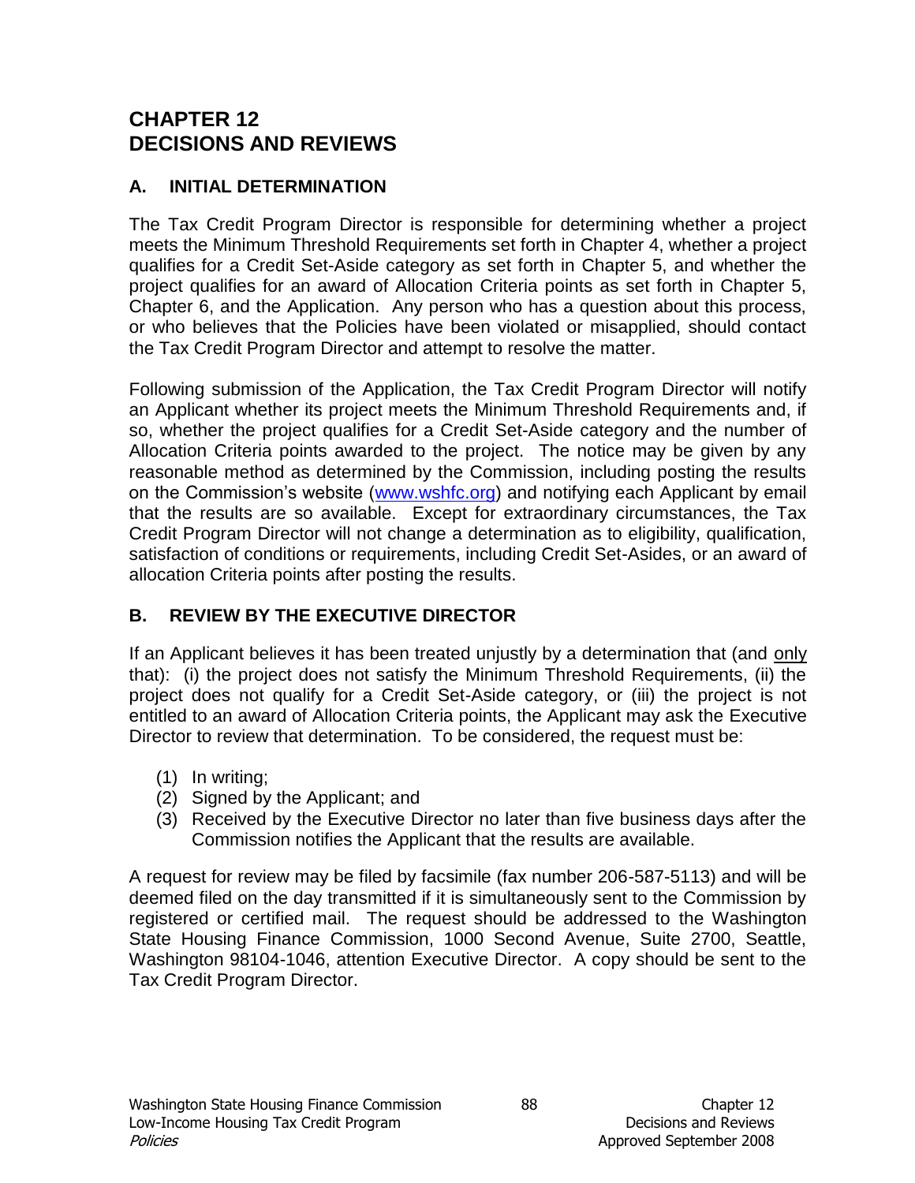# CHAPTER 12
# DECISIONS AND REVIEWS

## A. INITIAL DETERMINATION

The Tax Credit Program Director is responsible for determining whether a project meets the Minimum Threshold Requirements set forth in Chapter 4, whether a project qualifies for a Credit Set-Aside category as set forth in Chapter 5, and whether the project qualifies for an award of Allocation Criteria points as set forth in Chapter 5, Chapter 6, and the Application. Any person who has a question about this process, or who believes that the Policies have been violated or misapplied, should contact the Tax Credit Program Director and attempt to resolve the matter.

Following submission of the Application, the Tax Credit Program Director will notify an Applicant whether its project meets the Minimum Threshold Requirements and, if so, whether the project qualifies for a Credit Set-Aside category and the number of Allocation Criteria points awarded to the project. The notice may be given by any reasonable method as determined by the Commission, including posting the results on the Commission's website (www.wshfc.org) and notifying each Applicant by email that the results are so available. Except for extraordinary circumstances, the Tax Credit Program Director will not change a determination as to eligibility, qualification, satisfaction of conditions or requirements, including Credit Set-Asides, or an award of allocation Criteria points after posting the results.

## B. REVIEW BY THE EXECUTIVE DIRECTOR

If an Applicant believes it has been treated unjustly by a determination that (and only that): (i) the project does not satisfy the Minimum Threshold Requirements, (ii) the project does not qualify for a Credit Set-Aside category, or (iii) the project is not entitled to an award of Allocation Criteria points, the Applicant may ask the Executive Director to review that determination. To be considered, the request must be:

(1) In writing;
(2) Signed by the Applicant; and
(3) Received by the Executive Director no later than five business days after the Commission notifies the Applicant that the results are available.

A request for review may be filed by facsimile (fax number 206-587-5113) and will be deemed filed on the day transmitted if it is simultaneously sent to the Commission by registered or certified mail. The request should be addressed to the Washington State Housing Finance Commission, 1000 Second Avenue, Suite 2700, Seattle, Washington 98104-1046, attention Executive Director. A copy should be sent to the Tax Credit Program Director.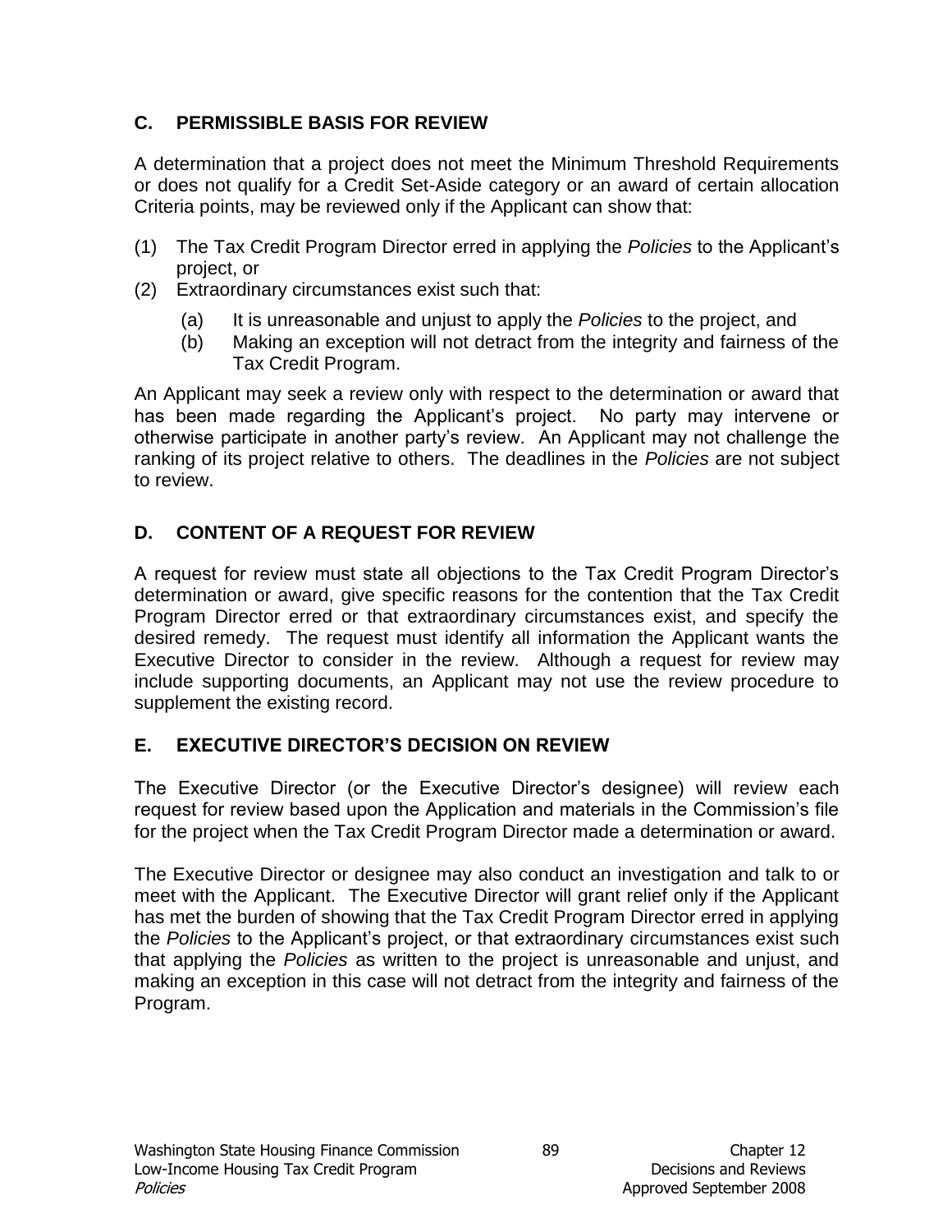## C. PERMISSIBLE BASIS FOR REVIEW

A determination that a project does not meet the Minimum Threshold Requirements or does not qualify for a Credit Set-Aside category or an award of certain allocation Criteria points, may be reviewed only if the Applicant can show that:

(1) The Tax Credit Program Director erred in applying the *Policies* to the Applicant's project, or

(2) Extraordinary circumstances exist such that:

   (a) It is unreasonable and unjust to apply the *Policies* to the project, and

   (b) Making an exception will not detract from the integrity and fairness of the Tax Credit Program.

An Applicant may seek a review only with respect to the determination or award that has been made regarding the Applicant's project. No party may intervene or otherwise participate in another party's review. An Applicant may not challenge the ranking of its project relative to others. The deadlines in the *Policies* are not subject to review.

## D. CONTENT OF A REQUEST FOR REVIEW

A request for review must state all objections to the Tax Credit Program Director's determination or award, give specific reasons for the contention that the Tax Credit Program Director erred or that extraordinary circumstances exist, and specify the desired remedy. The request must identify all information the Applicant wants the Executive Director to consider in the review. Although a request for review may include supporting documents, an Applicant may not use the review procedure to supplement the existing record.

## E. EXECUTIVE DIRECTOR'S DECISION ON REVIEW

The Executive Director (or the Executive Director's designee) will review each request for review based upon the Application and materials in the Commission's file for the project when the Tax Credit Program Director made a determination or award.

The Executive Director or designee may also conduct an investigation and talk to or meet with the Applicant. The Executive Director will grant relief only if the Applicant has met the burden of showing that the Tax Credit Program Director erred in applying the *Policies* to the Applicant's project, or that extraordinary circumstances exist such that applying the *Policies* as written to the project is unreasonable and unjust, and making an exception in this case will not detract from the integrity and fairness of the Program.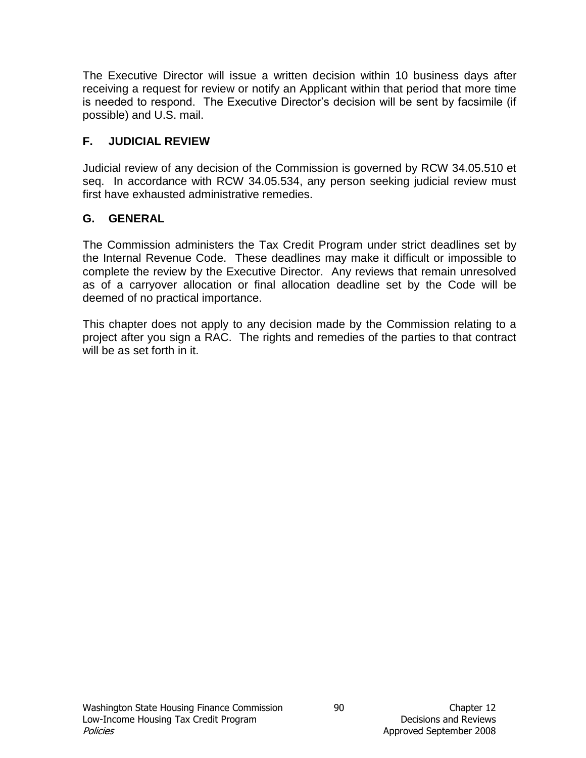The Executive Director will issue a written decision within 10 business days after receiving a request for review or notify an Applicant within that period that more time is needed to respond. The Executive Director's decision will be sent by facsimile (if possible) and U.S. mail.

## F. JUDICIAL REVIEW

Judicial review of any decision of the Commission is governed by RCW 34.05.510 et seq. In accordance with RCW 34.05.534, any person seeking judicial review must first have exhausted administrative remedies.

## G. GENERAL

The Commission administers the Tax Credit Program under strict deadlines set by the Internal Revenue Code. These deadlines may make it difficult or impossible to complete the review by the Executive Director. Any reviews that remain unresolved as of a carryover allocation or final allocation deadline set by the Code will be deemed of no practical importance.

This chapter does not apply to any decision made by the Commission relating to a project after you sign a RAC. The rights and remedies of the parties to that contract will be as set forth in it.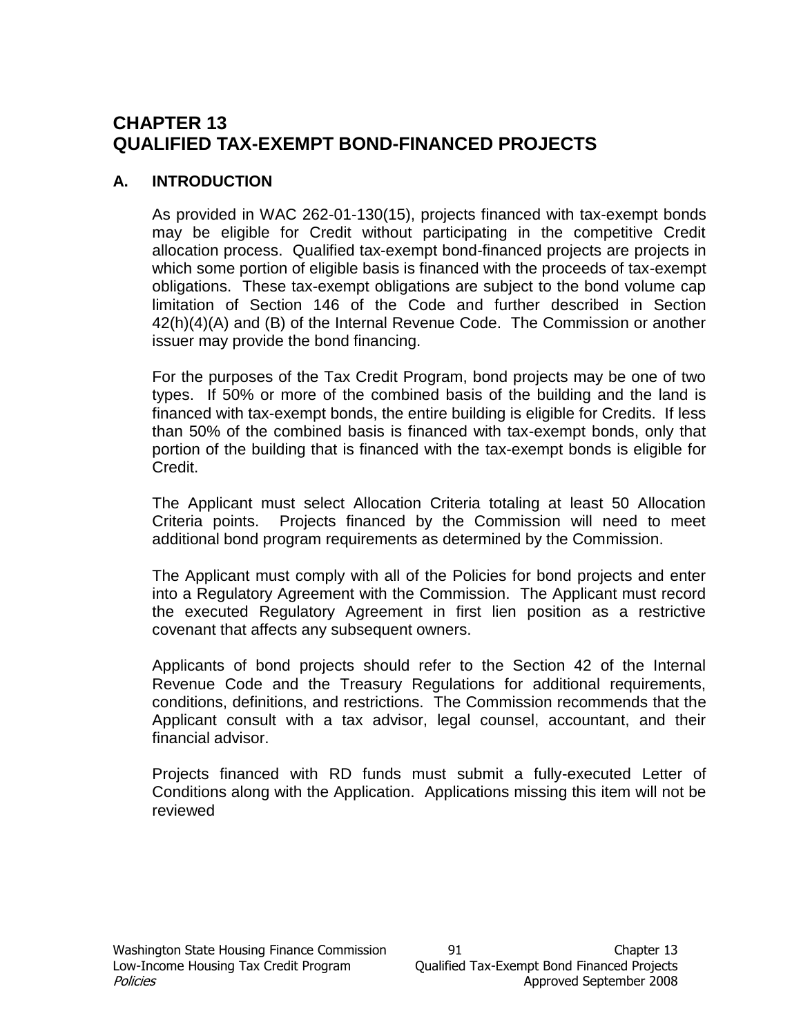# CHAPTER 13
# QUALIFIED TAX-EXEMPT BOND-FINANCED PROJECTS

## A. INTRODUCTION

As provided in WAC 262-01-130(15), projects financed with tax-exempt bonds may be eligible for Credit without participating in the competitive Credit allocation process. Qualified tax-exempt bond-financed projects are projects in which some portion of eligible basis is financed with the proceeds of tax-exempt obligations. These tax-exempt obligations are subject to the bond volume cap limitation of Section 146 of the Code and further described in Section 42(h)(4)(A) and (B) of the Internal Revenue Code. The Commission or another issuer may provide the bond financing.

For the purposes of the Tax Credit Program, bond projects may be one of two types. If 50% or more of the combined basis of the building and the land is financed with tax-exempt bonds, the entire building is eligible for Credits. If less than 50% of the combined basis is financed with tax-exempt bonds, only that portion of the building that is financed with the tax-exempt bonds is eligible for Credit.

The Applicant must select Allocation Criteria totaling at least 50 Allocation Criteria points. Projects financed by the Commission will need to meet additional bond program requirements as determined by the Commission.

The Applicant must comply with all of the Policies for bond projects and enter into a Regulatory Agreement with the Commission. The Applicant must record the executed Regulatory Agreement in first lien position as a restrictive covenant that affects any subsequent owners.

Applicants of bond projects should refer to the Section 42 of the Internal Revenue Code and the Treasury Regulations for additional requirements, conditions, definitions, and restrictions. The Commission recommends that the Applicant consult with a tax advisor, legal counsel, accountant, and their financial advisor.

Projects financed with RD funds must submit a fully-executed Letter of Conditions along with the Application. Applications missing this item will not be reviewed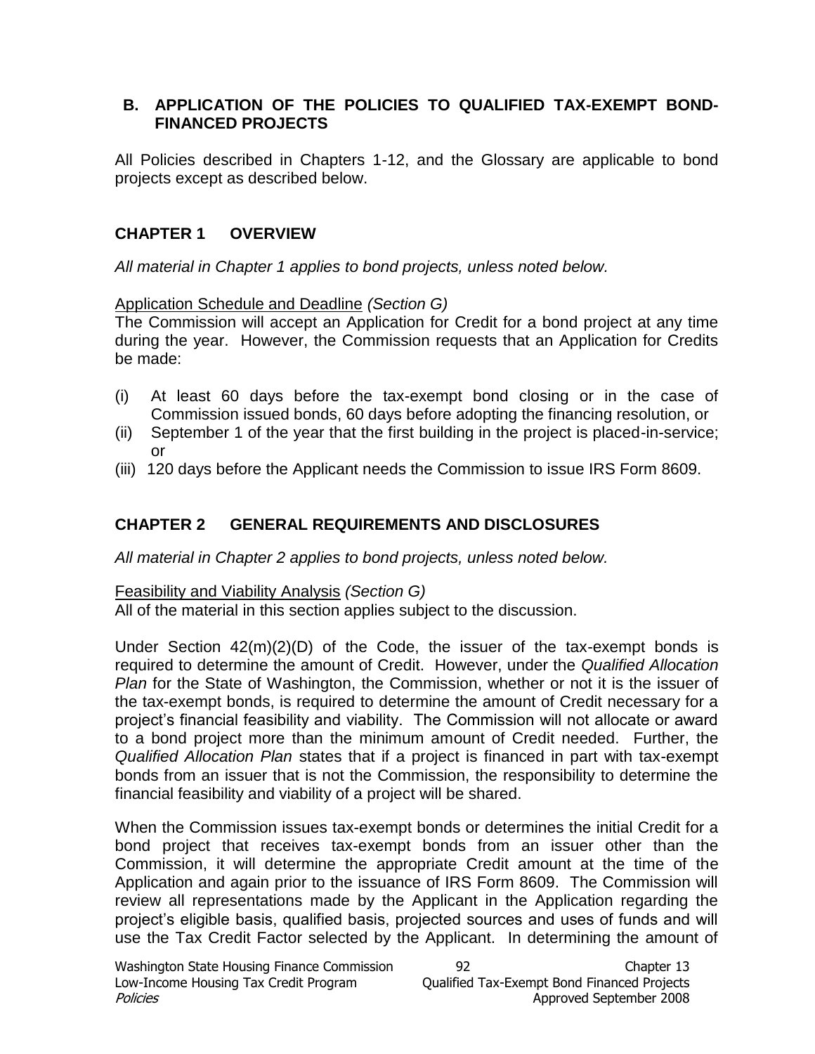## B. APPLICATION OF THE POLICIES TO QUALIFIED TAX-EXEMPT BOND-FINANCED PROJECTS

All Policies described in Chapters 1-12, and the Glossary are applicable to bond projects except as described below.

## CHAPTER 1 OVERVIEW

*All material in Chapter 1 applies to bond projects, unless noted below.*

Application Schedule and Deadline *(Section G)*
The Commission will accept an Application for Credit for a bond project at any time during the year. However, the Commission requests that an Application for Credits be made:

(i) At least 60 days before the tax-exempt bond closing or in the case of Commission issued bonds, 60 days before adopting the financing resolution, or
(ii) September 1 of the year that the first building in the project is placed-in-service; or
(iii) 120 days before the Applicant needs the Commission to issue IRS Form 8609.

## CHAPTER 2 GENERAL REQUIREMENTS AND DISCLOSURES

*All material in Chapter 2 applies to bond projects, unless noted below.*

Feasibility and Viability Analysis *(Section G)*
All of the material in this section applies subject to the discussion.

Under Section 42(m)(2)(D) of the Code, the issuer of the tax-exempt bonds is required to determine the amount of Credit. However, under the *Qualified Allocation Plan* for the State of Washington, the Commission, whether or not it is the issuer of the tax-exempt bonds, is required to determine the amount of Credit necessary for a project's financial feasibility and viability. The Commission will not allocate or award to a bond project more than the minimum amount of Credit needed. Further, the *Qualified Allocation Plan* states that if a project is financed in part with tax-exempt bonds from an issuer that is not the Commission, the responsibility to determine the financial feasibility and viability of a project will be shared.

When the Commission issues tax-exempt bonds or determines the initial Credit for a bond project that receives tax-exempt bonds from an issuer other than the Commission, it will determine the appropriate Credit amount at the time of the Application and again prior to the issuance of IRS Form 8609. The Commission will review all representations made by the Applicant in the Application regarding the project's eligible basis, qualified basis, projected sources and uses of funds and will use the Tax Credit Factor selected by the Applicant. In determining the amount of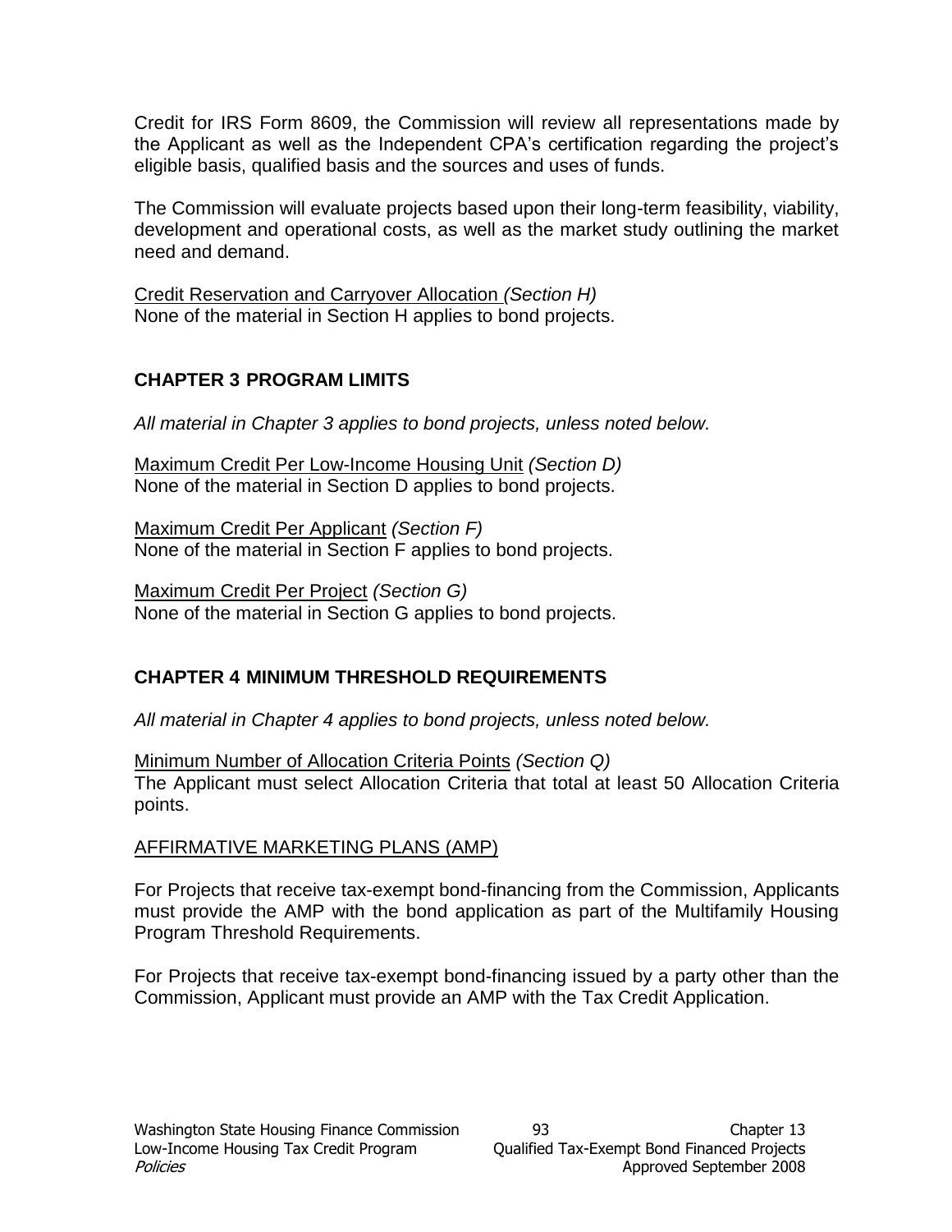Credit for IRS Form 8609, the Commission will review all representations made by the Applicant as well as the Independent CPA's certification regarding the project's eligible basis, qualified basis and the sources and uses of funds.

The Commission will evaluate projects based upon their long-term feasibility, viability, development and operational costs, as well as the market study outlining the market need and demand.

Credit Reservation and Carryover Allocation *(Section H)*
None of the material in Section H applies to bond projects.

## CHAPTER 3 PROGRAM LIMITS

*All material in Chapter 3 applies to bond projects, unless noted below.*

Maximum Credit Per Low-Income Housing Unit *(Section D)*
None of the material in Section D applies to bond projects.

Maximum Credit Per Applicant *(Section F)*
None of the material in Section F applies to bond projects.

Maximum Credit Per Project *(Section G)*
None of the material in Section G applies to bond projects.

## CHAPTER 4 MINIMUM THRESHOLD REQUIREMENTS

*All material in Chapter 4 applies to bond projects, unless noted below.*

Minimum Number of Allocation Criteria Points *(Section Q)*
The Applicant must select Allocation Criteria that total at least 50 Allocation Criteria points.

AFFIRMATIVE MARKETING PLANS (AMP)

For Projects that receive tax-exempt bond-financing from the Commission, Applicants must provide the AMP with the bond application as part of the Multifamily Housing Program Threshold Requirements.

For Projects that receive tax-exempt bond-financing issued by a party other than the Commission, Applicant must provide an AMP with the Tax Credit Application.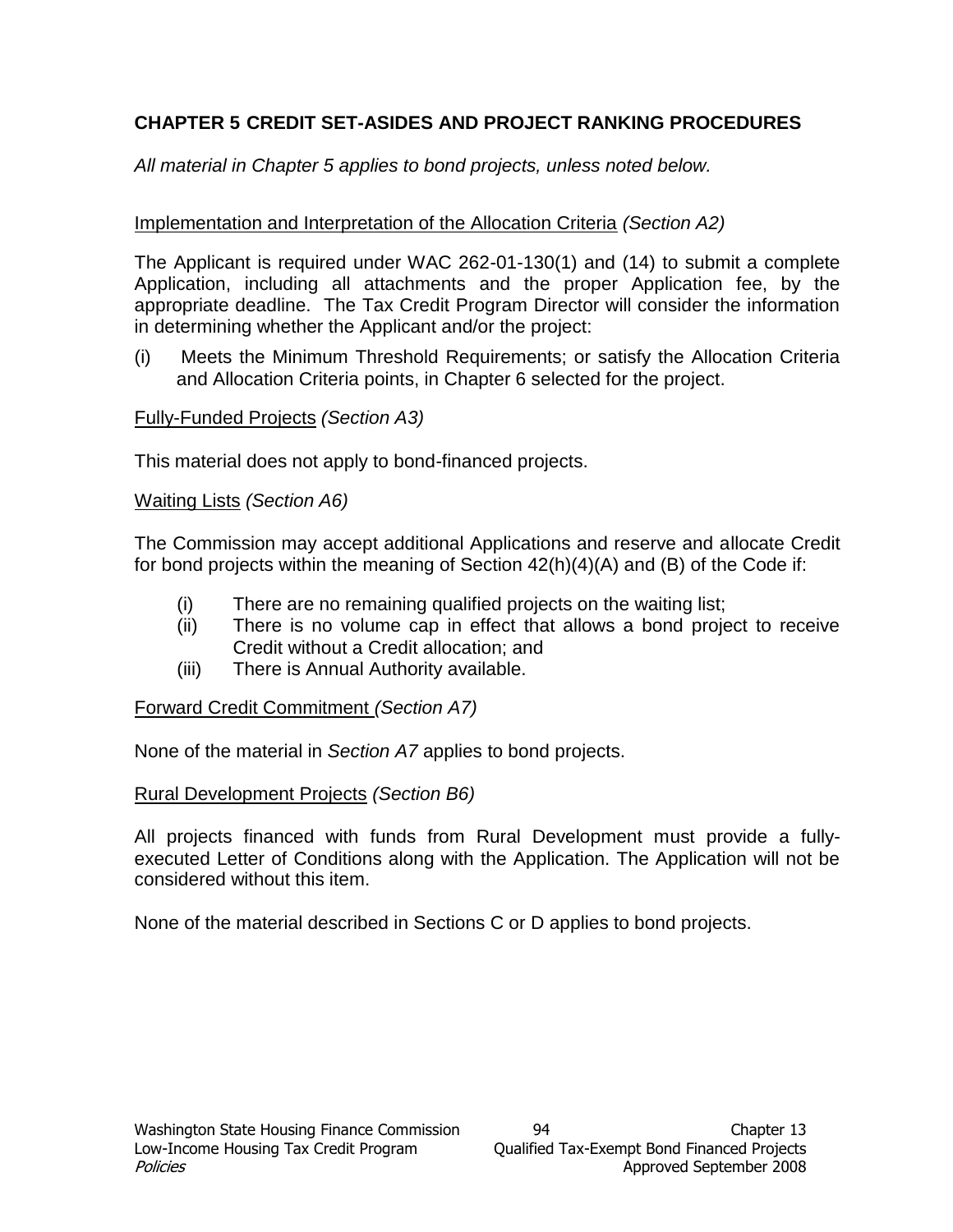## CHAPTER 5 CREDIT SET-ASIDES AND PROJECT RANKING PROCEDURES

*All material in Chapter 5 applies to bond projects, unless noted below.*

Implementation and Interpretation of the Allocation Criteria *(Section A2)*

The Applicant is required under WAC 262-01-130(1) and (14) to submit a complete Application, including all attachments and the proper Application fee, by the appropriate deadline. The Tax Credit Program Director will consider the information in determining whether the Applicant and/or the project:

(i) Meets the Minimum Threshold Requirements; or satisfy the Allocation Criteria and Allocation Criteria points, in Chapter 6 selected for the project.

Fully-Funded Projects *(Section A3)*

This material does not apply to bond-financed projects.

Waiting Lists *(Section A6)*

The Commission may accept additional Applications and reserve and allocate Credit for bond projects within the meaning of Section 42(h)(4)(A) and (B) of the Code if:

(i) There are no remaining qualified projects on the waiting list;
(ii) There is no volume cap in effect that allows a bond project to receive Credit without a Credit allocation; and
(iii) There is Annual Authority available.

Forward Credit Commitment *(Section A7)*

None of the material in *Section A7* applies to bond projects.

Rural Development Projects *(Section B6)*

All projects financed with funds from Rural Development must provide a fully-executed Letter of Conditions along with the Application. The Application will not be considered without this item.

None of the material described in Sections C or D applies to bond projects.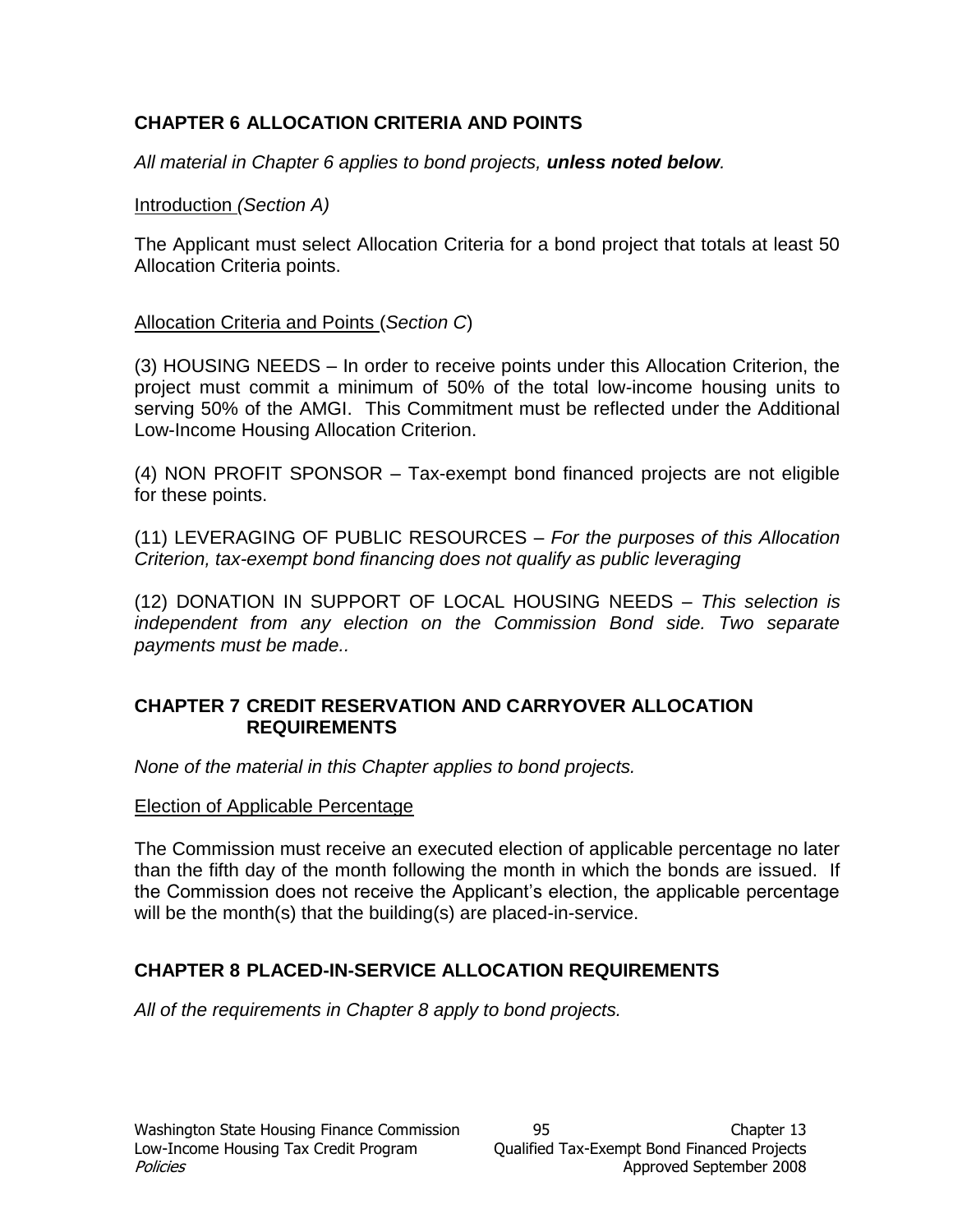## CHAPTER 6 ALLOCATION CRITERIA AND POINTS

*All material in Chapter 6 applies to bond projects, **unless noted below**.*

Introduction *(Section A)*

The Applicant must select Allocation Criteria for a bond project that totals at least 50 Allocation Criteria points.

Allocation Criteria and Points (*Section C*)

(3) HOUSING NEEDS – In order to receive points under this Allocation Criterion, the project must commit a minimum of 50% of the total low-income housing units to serving 50% of the AMGI. This Commitment must be reflected under the Additional Low-Income Housing Allocation Criterion.

(4) NON PROFIT SPONSOR – Tax-exempt bond financed projects are not eligible for these points.

(11) LEVERAGING OF PUBLIC RESOURCES – *For the purposes of this Allocation Criterion, tax-exempt bond financing does not qualify as public leveraging*

(12) DONATION IN SUPPORT OF LOCAL HOUSING NEEDS – *This selection is independent from any election on the Commission Bond side. Two separate payments must be made..*

## CHAPTER 7 CREDIT RESERVATION AND CARRYOVER ALLOCATION REQUIREMENTS

*None of the material in this Chapter applies to bond projects.*

Election of Applicable Percentage

The Commission must receive an executed election of applicable percentage no later than the fifth day of the month following the month in which the bonds are issued. If the Commission does not receive the Applicant's election, the applicable percentage will be the month(s) that the building(s) are placed-in-service.

## CHAPTER 8 PLACED-IN-SERVICE ALLOCATION REQUIREMENTS

*All of the requirements in Chapter 8 apply to bond projects.*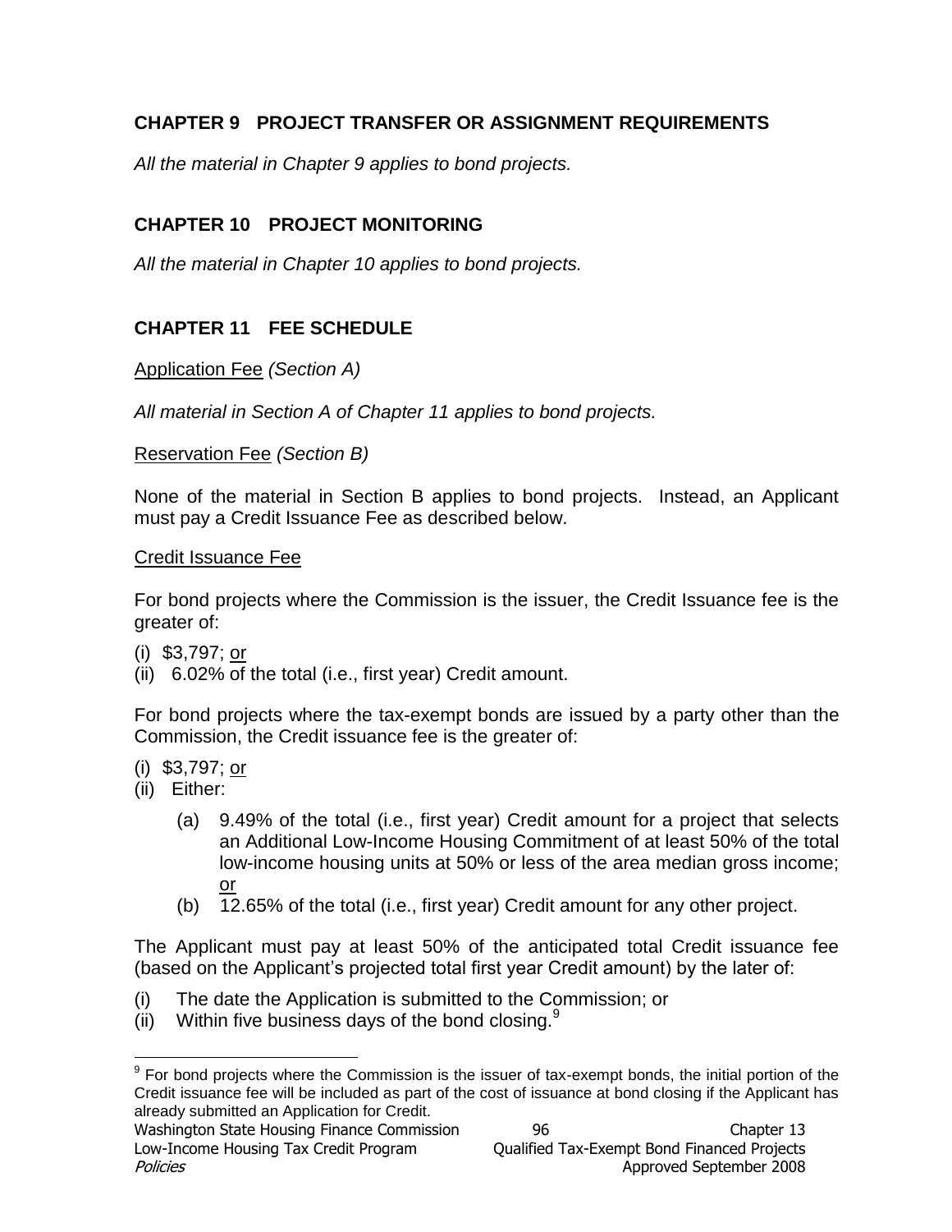## CHAPTER 9 PROJECT TRANSFER OR ASSIGNMENT REQUIREMENTS

*All the material in Chapter 9 applies to bond projects.*

## CHAPTER 10 PROJECT MONITORING

*All the material in Chapter 10 applies to bond projects.*

## CHAPTER 11 FEE SCHEDULE

Application Fee *(Section A)*

*All material in Section A of Chapter 11 applies to bond projects.*

Reservation Fee *(Section B)*

None of the material in Section B applies to bond projects. Instead, an Applicant must pay a Credit Issuance Fee as described below.

Credit Issuance Fee

For bond projects where the Commission is the issuer, the Credit Issuance fee is the greater of:

(i) \$3,797; or
(ii) 6.02% of the total (i.e., first year) Credit amount.

For bond projects where the tax-exempt bonds are issued by a party other than the Commission, the Credit issuance fee is the greater of:

(i) \$3,797; or
(ii) Either:
   (a) 9.49% of the total (i.e., first year) Credit amount for a project that selects an Additional Low-Income Housing Commitment of at least 50% of the total low-income housing units at 50% or less of the area median gross income; or
   (b) 12.65% of the total (i.e., first year) Credit amount for any other project.

The Applicant must pay at least 50% of the anticipated total Credit issuance fee (based on the Applicant's projected total first year Credit amount) by the later of:

(i) The date the Application is submitted to the Commission; or
(ii) Within five business days of the bond closing.[9]

[9] For bond projects where the Commission is the issuer of tax-exempt bonds, the initial portion of the Credit issuance fee will be included as part of the cost of issuance at bond closing if the Applicant has already submitted an Application for Credit.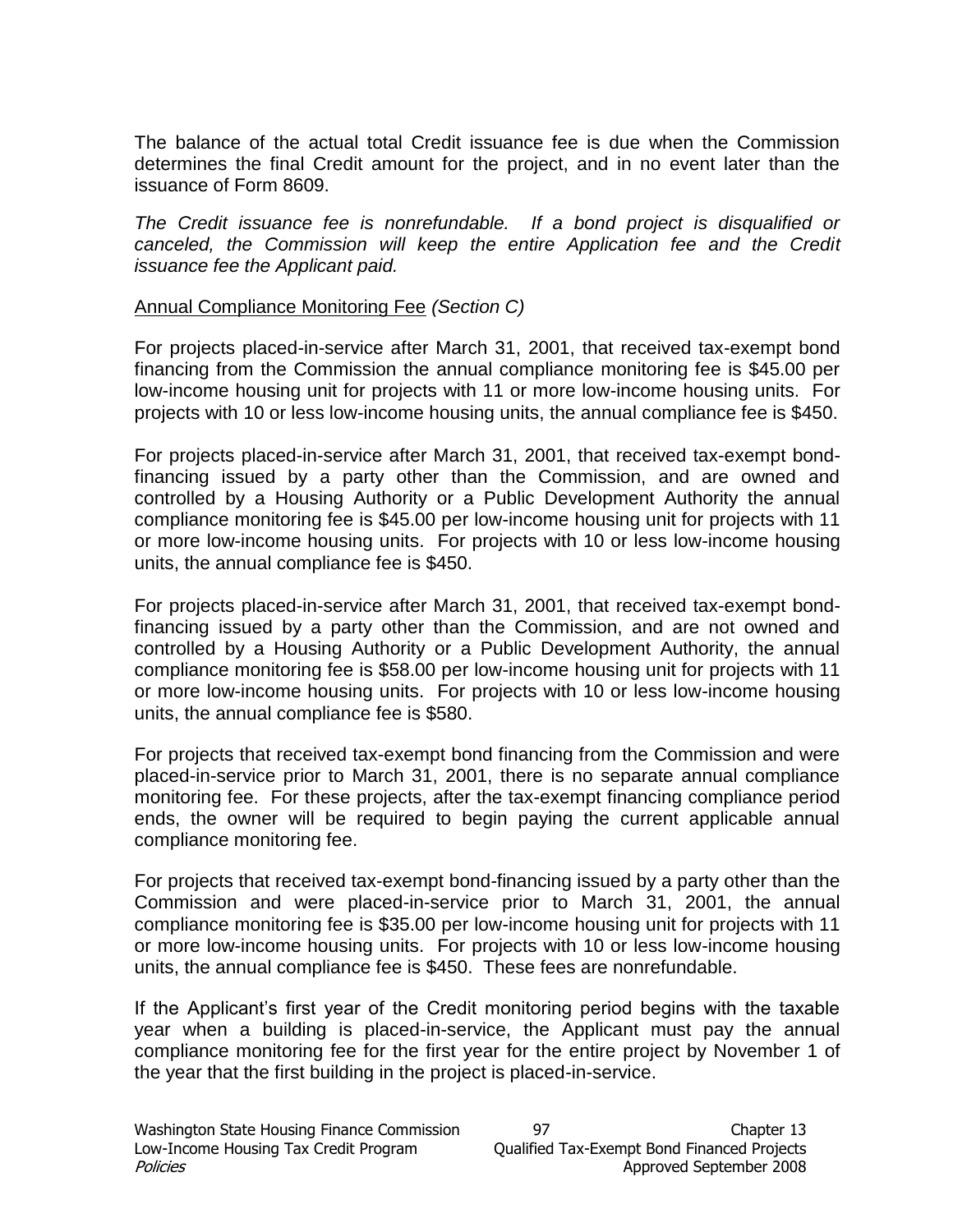The balance of the actual total Credit issuance fee is due when the Commission determines the final Credit amount for the project, and in no event later than the issuance of Form 8609.

*The Credit issuance fee is nonrefundable. If a bond project is disqualified or canceled, the Commission will keep the entire Application fee and the Credit issuance fee the Applicant paid.*

<u>Annual Compliance Monitoring Fee</u> *(Section C)*

For projects placed-in-service after March 31, 2001, that received tax-exempt bond financing from the Commission the annual compliance monitoring fee is $45.00 per low-income housing unit for projects with 11 or more low-income housing units. For projects with 10 or less low-income housing units, the annual compliance fee is $450.

For projects placed-in-service after March 31, 2001, that received tax-exempt bond-financing issued by a party other than the Commission, and are owned and controlled by a Housing Authority or a Public Development Authority the annual compliance monitoring fee is $45.00 per low-income housing unit for projects with 11 or more low-income housing units. For projects with 10 or less low-income housing units, the annual compliance fee is $450.

For projects placed-in-service after March 31, 2001, that received tax-exempt bond-financing issued by a party other than the Commission, and are not owned and controlled by a Housing Authority or a Public Development Authority, the annual compliance monitoring fee is $58.00 per low-income housing unit for projects with 11 or more low-income housing units. For projects with 10 or less low-income housing units, the annual compliance fee is $580.

For projects that received tax-exempt bond financing from the Commission and were placed-in-service prior to March 31, 2001, there is no separate annual compliance monitoring fee. For these projects, after the tax-exempt financing compliance period ends, the owner will be required to begin paying the current applicable annual compliance monitoring fee.

For projects that received tax-exempt bond-financing issued by a party other than the Commission and were placed-in-service prior to March 31, 2001, the annual compliance monitoring fee is $35.00 per low-income housing unit for projects with 11 or more low-income housing units. For projects with 10 or less low-income housing units, the annual compliance fee is $450. These fees are nonrefundable.

If the Applicant's first year of the Credit monitoring period begins with the taxable year when a building is placed-in-service, the Applicant must pay the annual compliance monitoring fee for the first year for the entire project by November 1 of the year that the first building in the project is placed-in-service.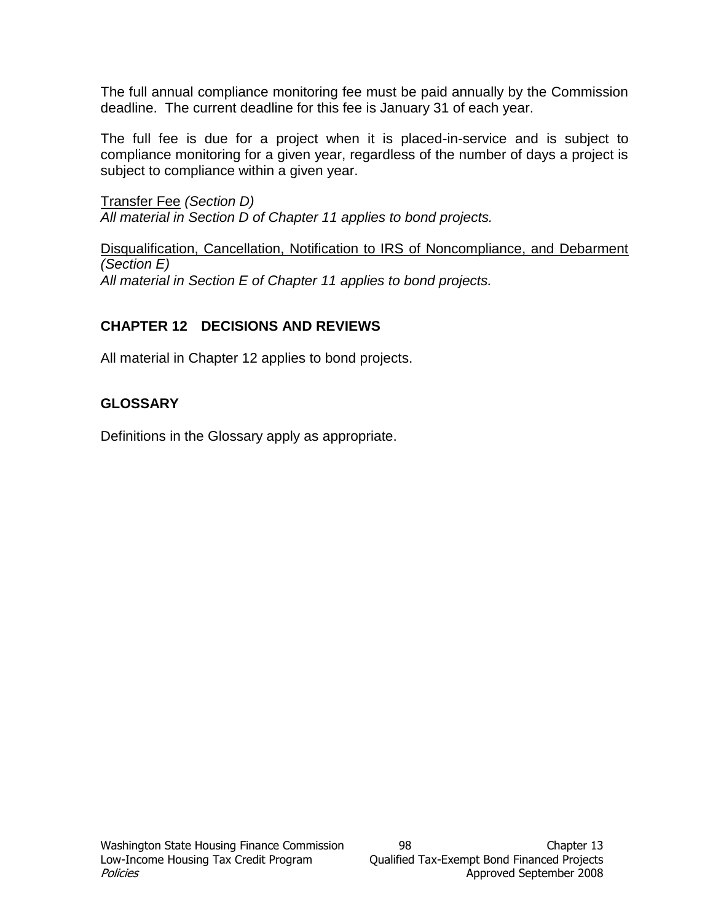The full annual compliance monitoring fee must be paid annually by the Commission deadline. The current deadline for this fee is January 31 of each year.

The full fee is due for a project when it is placed-in-service and is subject to compliance monitoring for a given year, regardless of the number of days a project is subject to compliance within a given year.

<u>Transfer Fee</u> *(Section D)*
*All material in Section D of Chapter 11 applies to bond projects.*

<u>Disqualification, Cancellation, Notification to IRS of Noncompliance, and Debarment</u> *(Section E)*
*All material in Section E of Chapter 11 applies to bond projects.*

## CHAPTER 12 DECISIONS AND REVIEWS

All material in Chapter 12 applies to bond projects.

## GLOSSARY

Definitions in the Glossary apply as appropriate.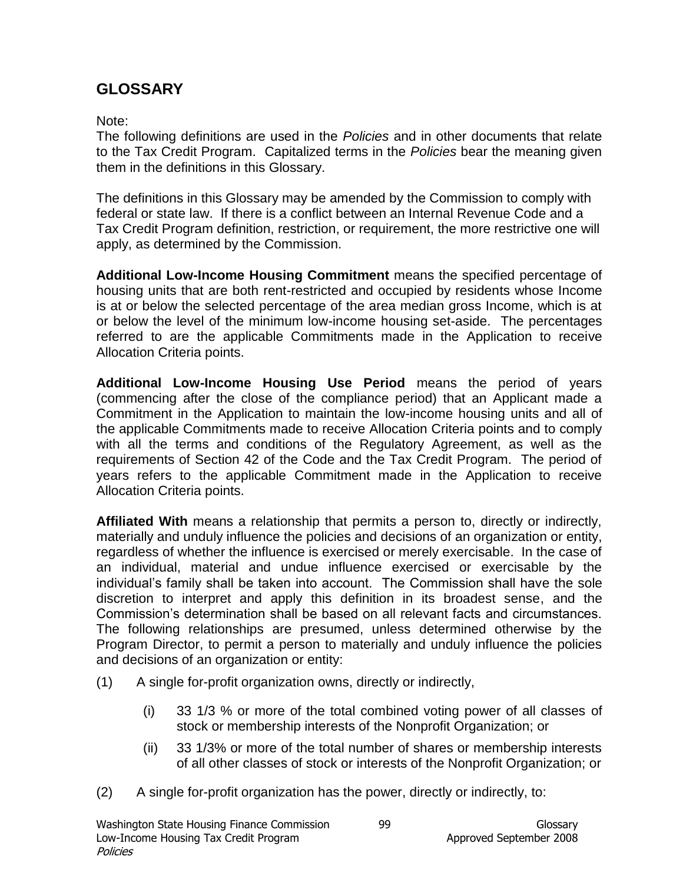## GLOSSARY

Note:
The following definitions are used in the *Policies* and in other documents that relate to the Tax Credit Program. Capitalized terms in the *Policies* bear the meaning given them in the definitions in this Glossary.

The definitions in this Glossary may be amended by the Commission to comply with federal or state law. If there is a conflict between an Internal Revenue Code and a Tax Credit Program definition, restriction, or requirement, the more restrictive one will apply, as determined by the Commission.

**Additional Low-Income Housing Commitment** means the specified percentage of housing units that are both rent-restricted and occupied by residents whose Income is at or below the selected percentage of the area median gross Income, which is at or below the level of the minimum low-income housing set-aside. The percentages referred to are the applicable Commitments made in the Application to receive Allocation Criteria points.

**Additional Low-Income Housing Use Period** means the period of years (commencing after the close of the compliance period) that an Applicant made a Commitment in the Application to maintain the low-income housing units and all of the applicable Commitments made to receive Allocation Criteria points and to comply with all the terms and conditions of the Regulatory Agreement, as well as the requirements of Section 42 of the Code and the Tax Credit Program. The period of years refers to the applicable Commitment made in the Application to receive Allocation Criteria points.

**Affiliated With** means a relationship that permits a person to, directly or indirectly, materially and unduly influence the policies and decisions of an organization or entity, regardless of whether the influence is exercised or merely exercisable. In the case of an individual, material and undue influence exercised or exercisable by the individual's family shall be taken into account. The Commission shall have the sole discretion to interpret and apply this definition in its broadest sense, and the Commission's determination shall be based on all relevant facts and circumstances. The following relationships are presumed, unless determined otherwise by the Program Director, to permit a person to materially and unduly influence the policies and decisions of an organization or entity:

(1) A single for-profit organization owns, directly or indirectly,

  (i) 33 1/3 % or more of the total combined voting power of all classes of stock or membership interests of the Nonprofit Organization; or

  (ii) 33 1/3% or more of the total number of shares or membership interests of all other classes of stock or interests of the Nonprofit Organization; or

(2) A single for-profit organization has the power, directly or indirectly, to: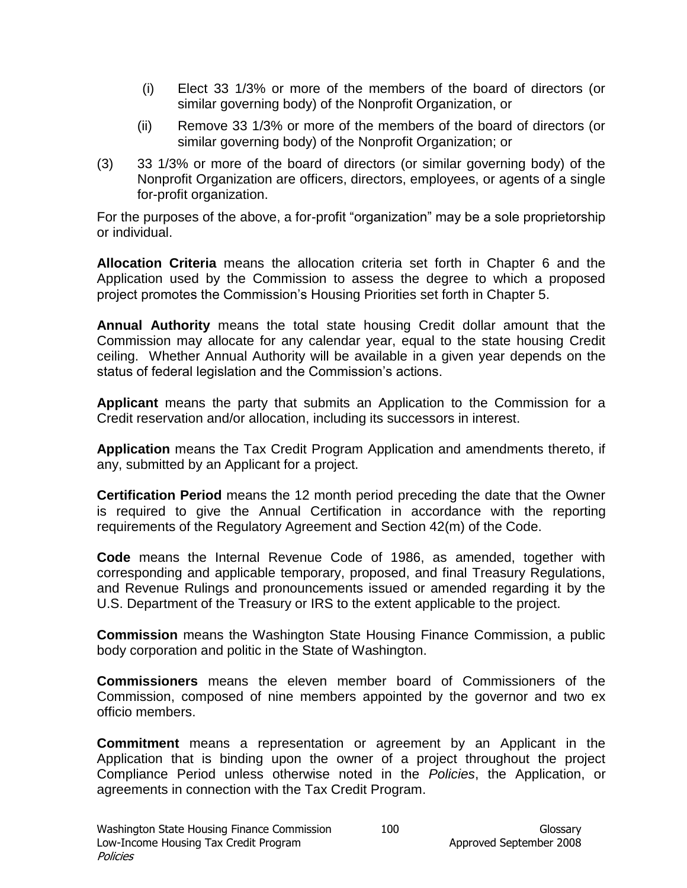(i) Elect 33 1/3% or more of the members of the board of directors (or similar governing body) of the Nonprofit Organization, or

(ii) Remove 33 1/3% or more of the members of the board of directors (or similar governing body) of the Nonprofit Organization; or

(3) 33 1/3% or more of the board of directors (or similar governing body) of the Nonprofit Organization are officers, directors, employees, or agents of a single for-profit organization.

For the purposes of the above, a for-profit "organization" may be a sole proprietorship or individual.

**Allocation Criteria** means the allocation criteria set forth in Chapter 6 and the Application used by the Commission to assess the degree to which a proposed project promotes the Commission's Housing Priorities set forth in Chapter 5.

**Annual Authority** means the total state housing Credit dollar amount that the Commission may allocate for any calendar year, equal to the state housing Credit ceiling. Whether Annual Authority will be available in a given year depends on the status of federal legislation and the Commission's actions.

**Applicant** means the party that submits an Application to the Commission for a Credit reservation and/or allocation, including its successors in interest.

**Application** means the Tax Credit Program Application and amendments thereto, if any, submitted by an Applicant for a project.

**Certification Period** means the 12 month period preceding the date that the Owner is required to give the Annual Certification in accordance with the reporting requirements of the Regulatory Agreement and Section 42(m) of the Code.

**Code** means the Internal Revenue Code of 1986, as amended, together with corresponding and applicable temporary, proposed, and final Treasury Regulations, and Revenue Rulings and pronouncements issued or amended regarding it by the U.S. Department of the Treasury or IRS to the extent applicable to the project.

**Commission** means the Washington State Housing Finance Commission, a public body corporation and politic in the State of Washington.

**Commissioners** means the eleven member board of Commissioners of the Commission, composed of nine members appointed by the governor and two ex officio members.

**Commitment** means a representation or agreement by an Applicant in the Application that is binding upon the owner of a project throughout the project Compliance Period unless otherwise noted in the *Policies*, the Application, or agreements in connection with the Tax Credit Program.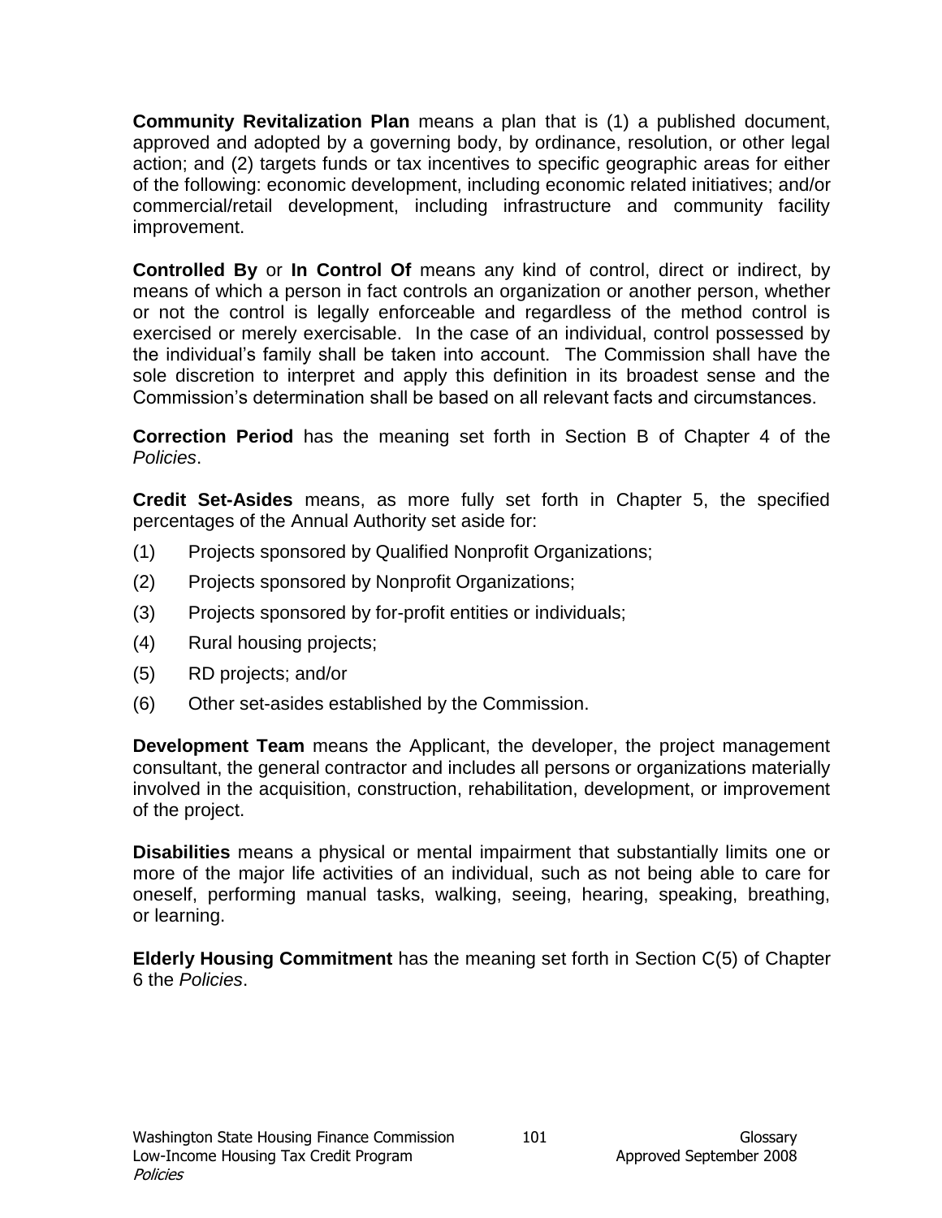**Community Revitalization Plan** means a plan that is (1) a published document, approved and adopted by a governing body, by ordinance, resolution, or other legal action; and (2) targets funds or tax incentives to specific geographic areas for either of the following: economic development, including economic related initiatives; and/or commercial/retail development, including infrastructure and community facility improvement.

**Controlled By** or **In Control Of** means any kind of control, direct or indirect, by means of which a person in fact controls an organization or another person, whether or not the control is legally enforceable and regardless of the method control is exercised or merely exercisable. In the case of an individual, control possessed by the individual's family shall be taken into account. The Commission shall have the sole discretion to interpret and apply this definition in its broadest sense and the Commission's determination shall be based on all relevant facts and circumstances.

**Correction Period** has the meaning set forth in Section B of Chapter 4 of the *Policies*.

**Credit Set-Asides** means, as more fully set forth in Chapter 5, the specified percentages of the Annual Authority set aside for:

(1) Projects sponsored by Qualified Nonprofit Organizations;

(2) Projects sponsored by Nonprofit Organizations;

(3) Projects sponsored by for-profit entities or individuals;

(4) Rural housing projects;

(5) RD projects; and/or

(6) Other set-asides established by the Commission.

**Development Team** means the Applicant, the developer, the project management consultant, the general contractor and includes all persons or organizations materially involved in the acquisition, construction, rehabilitation, development, or improvement of the project.

**Disabilities** means a physical or mental impairment that substantially limits one or more of the major life activities of an individual, such as not being able to care for oneself, performing manual tasks, walking, seeing, hearing, speaking, breathing, or learning.

**Elderly Housing Commitment** has the meaning set forth in Section C(5) of Chapter 6 the *Policies*.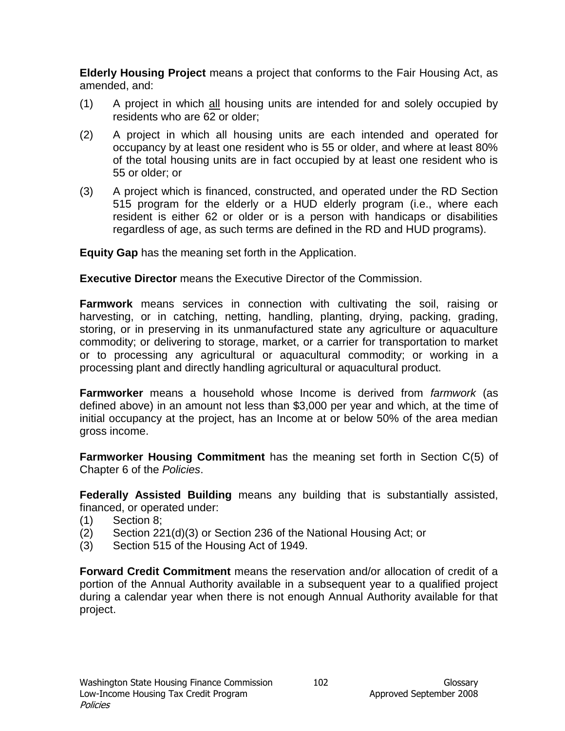**Elderly Housing Project** means a project that conforms to the Fair Housing Act, as amended, and:

(1) A project in which all housing units are intended for and solely occupied by residents who are 62 or older;

(2) A project in which all housing units are each intended and operated for occupancy by at least one resident who is 55 or older, and where at least 80% of the total housing units are in fact occupied by at least one resident who is 55 or older; or

(3) A project which is financed, constructed, and operated under the RD Section 515 program for the elderly or a HUD elderly program (i.e., where each resident is either 62 or older or is a person with handicaps or disabilities regardless of age, as such terms are defined in the RD and HUD programs).

**Equity Gap** has the meaning set forth in the Application.

**Executive Director** means the Executive Director of the Commission.

**Farmwork** means services in connection with cultivating the soil, raising or harvesting, or in catching, netting, handling, planting, drying, packing, grading, storing, or in preserving in its unmanufactured state any agriculture or aquaculture commodity; or delivering to storage, market, or a carrier for transportation to market or to processing any agricultural or aquacultural commodity; or working in a processing plant and directly handling agricultural or aquacultural product.

**Farmworker** means a household whose Income is derived from *farmwork* (as defined above) in an amount not less than $3,000 per year and which, at the time of initial occupancy at the project, has an Income at or below 50% of the area median gross income.

**Farmworker Housing Commitment** has the meaning set forth in Section C(5) of Chapter 6 of the *Policies*.

**Federally Assisted Building** means any building that is substantially assisted, financed, or operated under:

(1) Section 8;
(2) Section 221(d)(3) or Section 236 of the National Housing Act; or
(3) Section 515 of the Housing Act of 1949.

**Forward Credit Commitment** means the reservation and/or allocation of credit of a portion of the Annual Authority available in a subsequent year to a qualified project during a calendar year when there is not enough Annual Authority available for that project.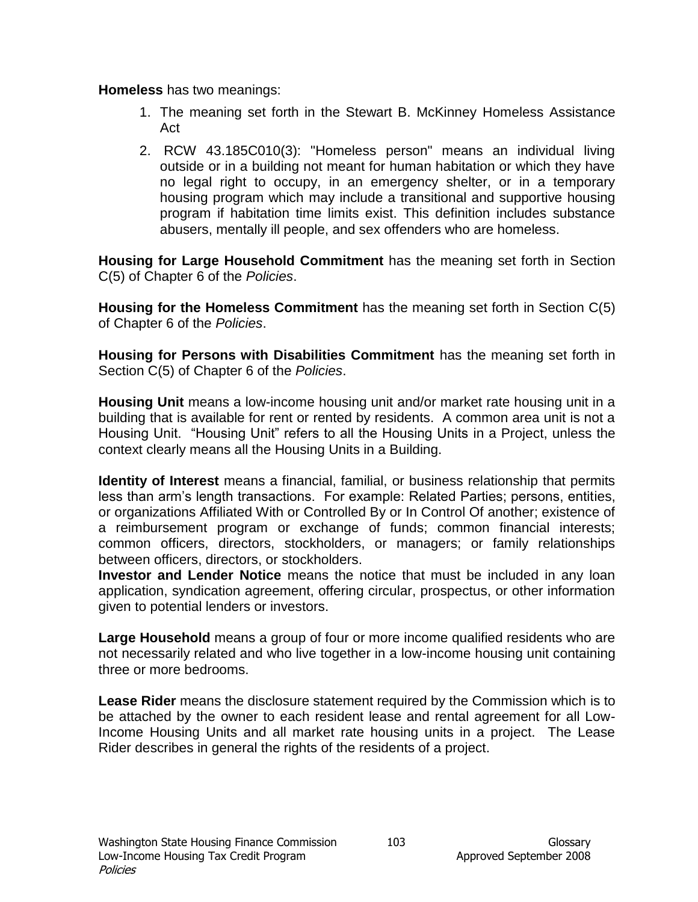**Homeless** has two meanings:

1. The meaning set forth in the Stewart B. McKinney Homeless Assistance Act
2. RCW 43.185C010(3): "Homeless person" means an individual living outside or in a building not meant for human habitation or which they have no legal right to occupy, in an emergency shelter, or in a temporary housing program which may include a transitional and supportive housing program if habitation time limits exist. This definition includes substance abusers, mentally ill people, and sex offenders who are homeless.

**Housing for Large Household Commitment** has the meaning set forth in Section C(5) of Chapter 6 of the *Policies*.

**Housing for the Homeless Commitment** has the meaning set forth in Section C(5) of Chapter 6 of the *Policies*.

**Housing for Persons with Disabilities Commitment** has the meaning set forth in Section C(5) of Chapter 6 of the *Policies*.

**Housing Unit** means a low-income housing unit and/or market rate housing unit in a building that is available for rent or rented by residents. A common area unit is not a Housing Unit. "Housing Unit" refers to all the Housing Units in a Project, unless the context clearly means all the Housing Units in a Building.

**Identity of Interest** means a financial, familial, or business relationship that permits less than arm's length transactions. For example: Related Parties; persons, entities, or organizations Affiliated With or Controlled By or In Control Of another; existence of a reimbursement program or exchange of funds; common financial interests; common officers, directors, stockholders, or managers; or family relationships between officers, directors, or stockholders.

**Investor and Lender Notice** means the notice that must be included in any loan application, syndication agreement, offering circular, prospectus, or other information given to potential lenders or investors.

**Large Household** means a group of four or more income qualified residents who are not necessarily related and who live together in a low-income housing unit containing three or more bedrooms.

**Lease Rider** means the disclosure statement required by the Commission which is to be attached by the owner to each resident lease and rental agreement for all Low-Income Housing Units and all market rate housing units in a project. The Lease Rider describes in general the rights of the residents of a project.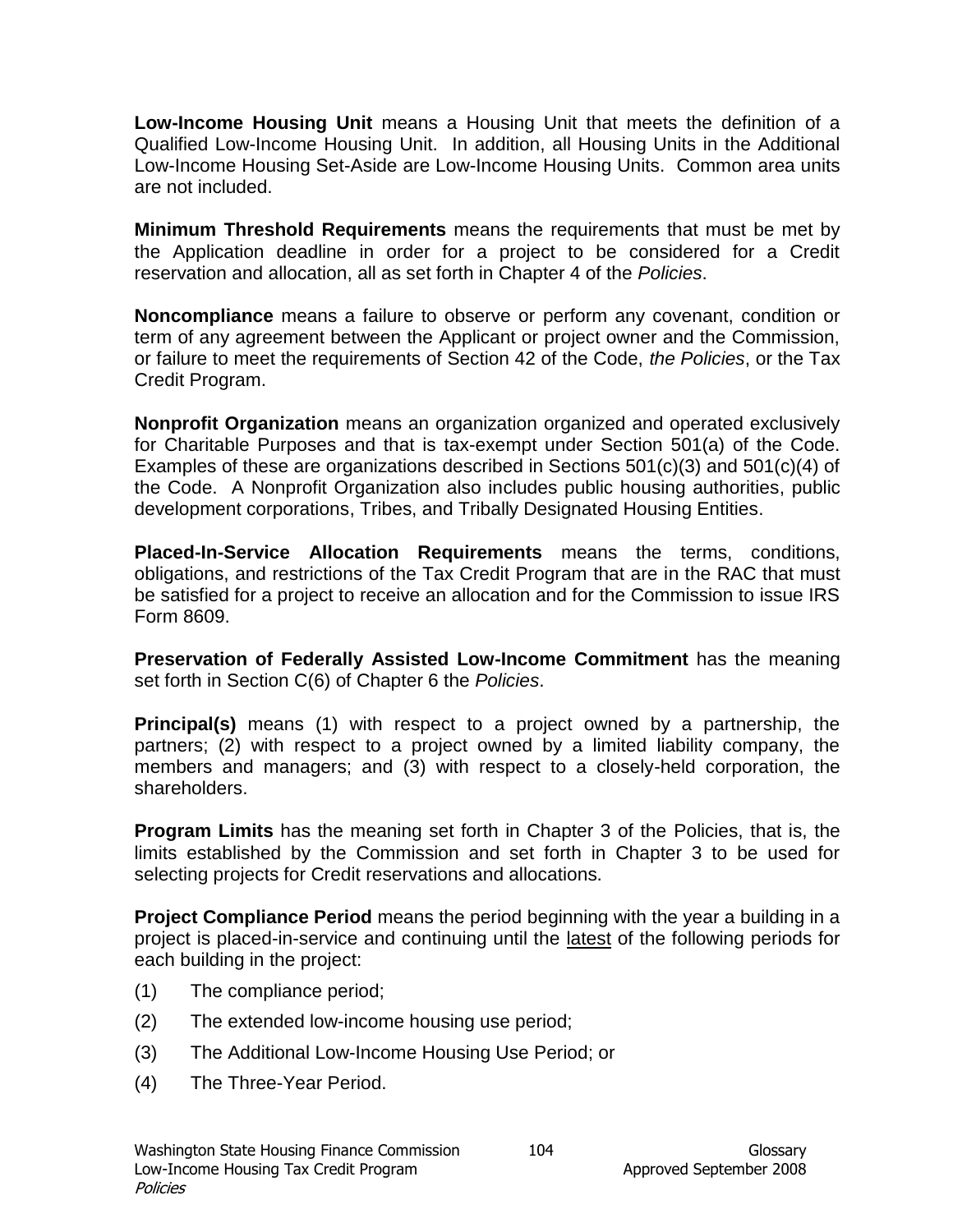**Low-Income Housing Unit** means a Housing Unit that meets the definition of a Qualified Low-Income Housing Unit. In addition, all Housing Units in the Additional Low-Income Housing Set-Aside are Low-Income Housing Units. Common area units are not included.

**Minimum Threshold Requirements** means the requirements that must be met by the Application deadline in order for a project to be considered for a Credit reservation and allocation, all as set forth in Chapter 4 of the *Policies*.

**Noncompliance** means a failure to observe or perform any covenant, condition or term of any agreement between the Applicant or project owner and the Commission, or failure to meet the requirements of Section 42 of the Code, *the Policies*, or the Tax Credit Program.

**Nonprofit Organization** means an organization organized and operated exclusively for Charitable Purposes and that is tax-exempt under Section 501(a) of the Code. Examples of these are organizations described in Sections 501(c)(3) and 501(c)(4) of the Code. A Nonprofit Organization also includes public housing authorities, public development corporations, Tribes, and Tribally Designated Housing Entities.

**Placed-In-Service Allocation Requirements** means the terms, conditions, obligations, and restrictions of the Tax Credit Program that are in the RAC that must be satisfied for a project to receive an allocation and for the Commission to issue IRS Form 8609.

**Preservation of Federally Assisted Low-Income Commitment** has the meaning set forth in Section C(6) of Chapter 6 the *Policies*.

**Principal(s)** means (1) with respect to a project owned by a partnership, the partners; (2) with respect to a project owned by a limited liability company, the members and managers; and (3) with respect to a closely-held corporation, the shareholders.

**Program Limits** has the meaning set forth in Chapter 3 of the Policies, that is, the limits established by the Commission and set forth in Chapter 3 to be used for selecting projects for Credit reservations and allocations.

**Project Compliance Period** means the period beginning with the year a building in a project is placed-in-service and continuing until the latest of the following periods for each building in the project:

(1) The compliance period;

(2) The extended low-income housing use period;

(3) The Additional Low-Income Housing Use Period; or

(4) The Three-Year Period.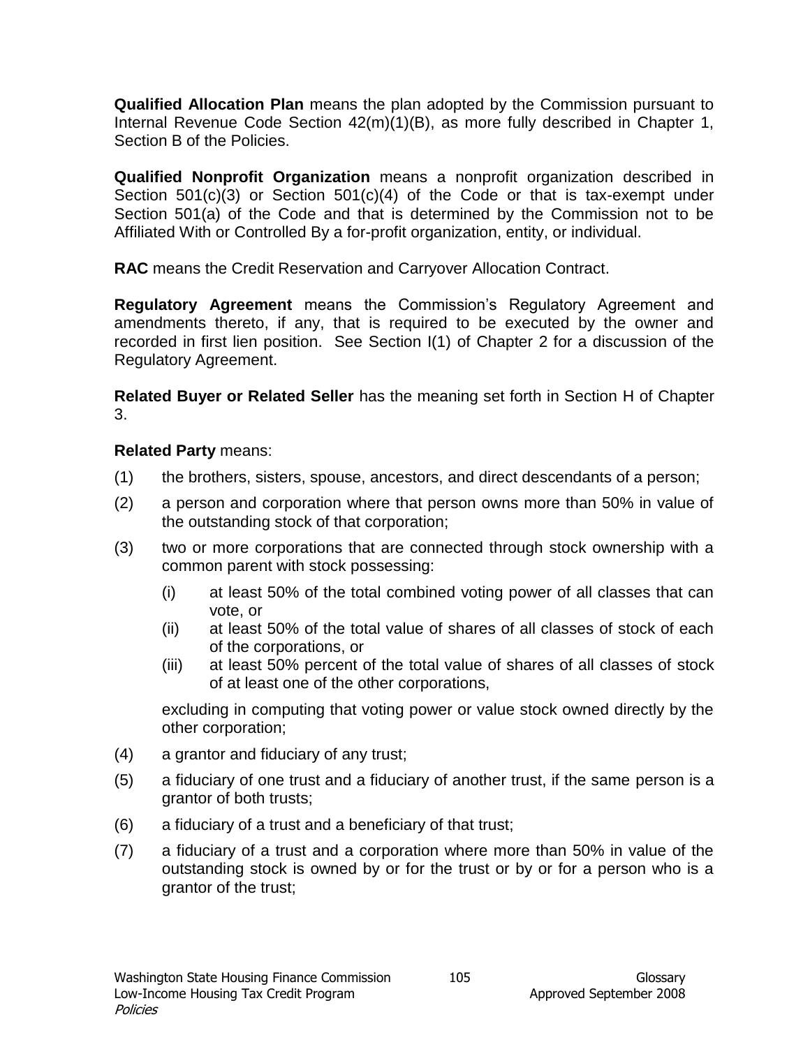**Qualified Allocation Plan** means the plan adopted by the Commission pursuant to Internal Revenue Code Section 42(m)(1)(B), as more fully described in Chapter 1, Section B of the Policies.

**Qualified Nonprofit Organization** means a nonprofit organization described in Section 501(c)(3) or Section 501(c)(4) of the Code or that is tax-exempt under Section 501(a) of the Code and that is determined by the Commission not to be Affiliated With or Controlled By a for-profit organization, entity, or individual.

**RAC** means the Credit Reservation and Carryover Allocation Contract.

**Regulatory Agreement** means the Commission's Regulatory Agreement and amendments thereto, if any, that is required to be executed by the owner and recorded in first lien position. See Section I(1) of Chapter 2 for a discussion of the Regulatory Agreement.

**Related Buyer or Related Seller** has the meaning set forth in Section H of Chapter 3.

**Related Party** means:

(1) the brothers, sisters, spouse, ancestors, and direct descendants of a person;

(2) a person and corporation where that person owns more than 50% in value of the outstanding stock of that corporation;

(3) two or more corporations that are connected through stock ownership with a common parent with stock possessing:

   (i) at least 50% of the total combined voting power of all classes that can vote, or
   
   (ii) at least 50% of the total value of shares of all classes of stock of each of the corporations, or
   
   (iii) at least 50% percent of the total value of shares of all classes of stock of at least one of the other corporations,

   excluding in computing that voting power or value stock owned directly by the other corporation;

(4) a grantor and fiduciary of any trust;

(5) a fiduciary of one trust and a fiduciary of another trust, if the same person is a grantor of both trusts;

(6) a fiduciary of a trust and a beneficiary of that trust;

(7) a fiduciary of a trust and a corporation where more than 50% in value of the outstanding stock is owned by or for the trust or by or for a person who is a grantor of the trust;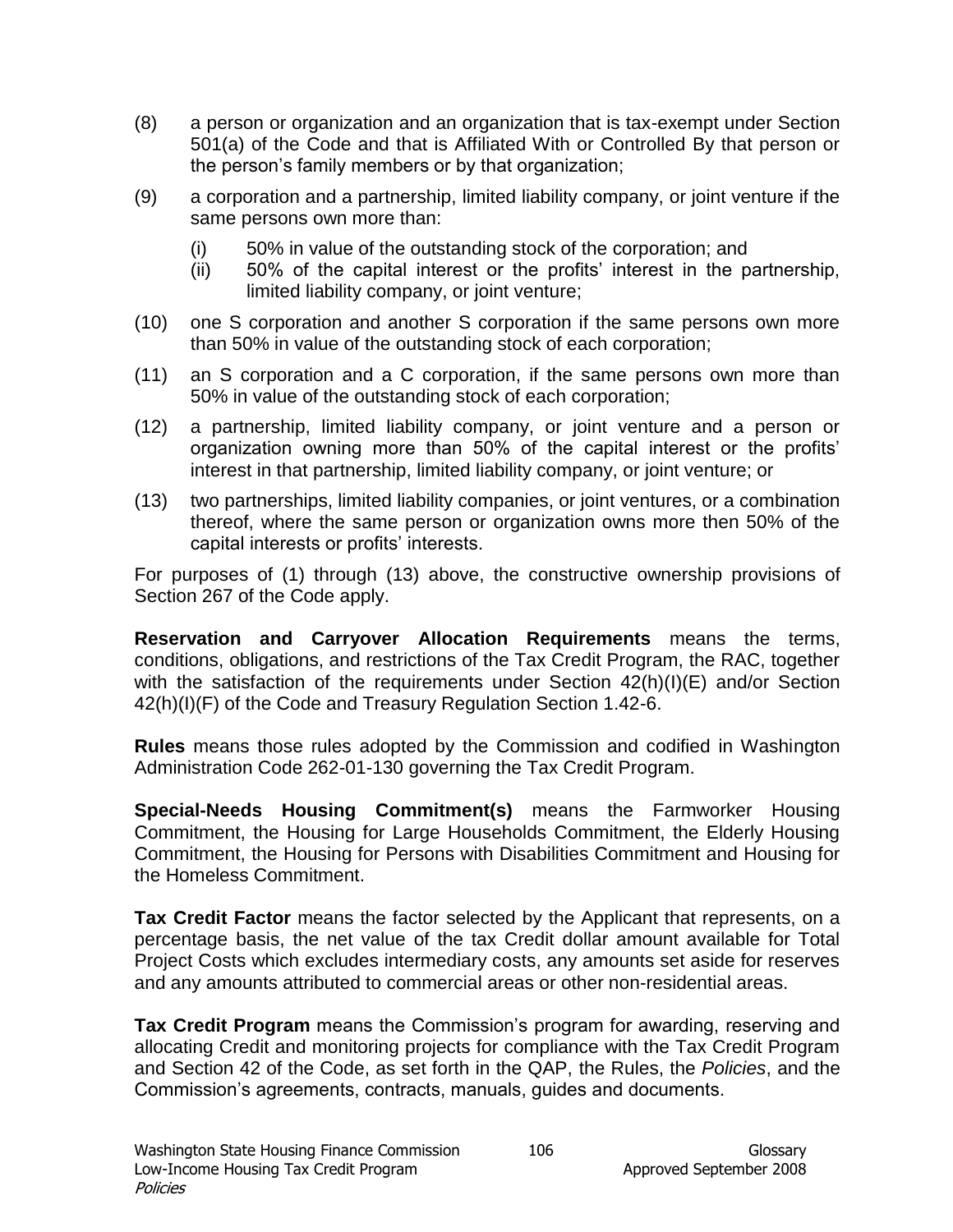(8) a person or organization and an organization that is tax-exempt under Section 501(a) of the Code and that is Affiliated With or Controlled By that person or the person's family members or by that organization;

(9) a corporation and a partnership, limited liability company, or joint venture if the same persons own more than:

   (i) 50% in value of the outstanding stock of the corporation; and
   (ii) 50% of the capital interest or the profits' interest in the partnership, limited liability company, or joint venture;

(10) one S corporation and another S corporation if the same persons own more than 50% in value of the outstanding stock of each corporation;

(11) an S corporation and a C corporation, if the same persons own more than 50% in value of the outstanding stock of each corporation;

(12) a partnership, limited liability company, or joint venture and a person or organization owning more than 50% of the capital interest or the profits' interest in that partnership, limited liability company, or joint venture; or

(13) two partnerships, limited liability companies, or joint ventures, or a combination thereof, where the same person or organization owns more then 50% of the capital interests or profits' interests.

For purposes of (1) through (13) above, the constructive ownership provisions of Section 267 of the Code apply.

**Reservation and Carryover Allocation Requirements** means the terms, conditions, obligations, and restrictions of the Tax Credit Program, the RAC, together with the satisfaction of the requirements under Section 42(h)(I)(E) and/or Section 42(h)(I)(F) of the Code and Treasury Regulation Section 1.42-6.

**Rules** means those rules adopted by the Commission and codified in Washington Administration Code 262-01-130 governing the Tax Credit Program.

**Special-Needs Housing Commitment(s)** means the Farmworker Housing Commitment, the Housing for Large Households Commitment, the Elderly Housing Commitment, the Housing for Persons with Disabilities Commitment and Housing for the Homeless Commitment.

**Tax Credit Factor** means the factor selected by the Applicant that represents, on a percentage basis, the net value of the tax Credit dollar amount available for Total Project Costs which excludes intermediary costs, any amounts set aside for reserves and any amounts attributed to commercial areas or other non-residential areas.

**Tax Credit Program** means the Commission's program for awarding, reserving and allocating Credit and monitoring projects for compliance with the Tax Credit Program and Section 42 of the Code, as set forth in the QAP, the Rules, the *Policies*, and the Commission's agreements, contracts, manuals, guides and documents.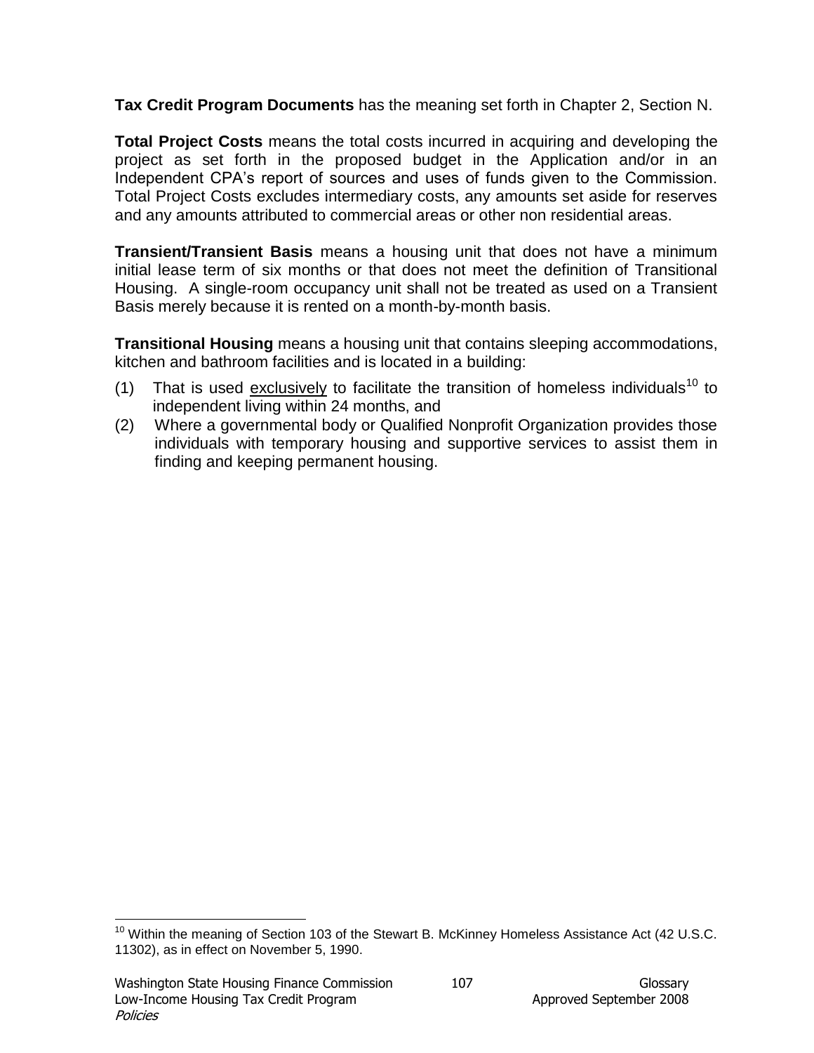**Tax Credit Program Documents** has the meaning set forth in Chapter 2, Section N.

**Total Project Costs** means the total costs incurred in acquiring and developing the project as set forth in the proposed budget in the Application and/or in an Independent CPA's report of sources and uses of funds given to the Commission. Total Project Costs excludes intermediary costs, any amounts set aside for reserves and any amounts attributed to commercial areas or other non residential areas.

**Transient/Transient Basis** means a housing unit that does not have a minimum initial lease term of six months or that does not meet the definition of Transitional Housing. A single-room occupancy unit shall not be treated as used on a Transient Basis merely because it is rented on a month-by-month basis.

**Transitional Housing** means a housing unit that contains sleeping accommodations, kitchen and bathroom facilities and is located in a building:

(1) That is used <u>exclusively</u> to facilitate the transition of homeless individuals[10] to independent living within 24 months, and

(2) Where a governmental body or Qualified Nonprofit Organization provides those individuals with temporary housing and supportive services to assist them in finding and keeping permanent housing.

[10] Within the meaning of Section 103 of the Stewart B. McKinney Homeless Assistance Act (42 U.S.C. 11302), as in effect on November 5, 1990.